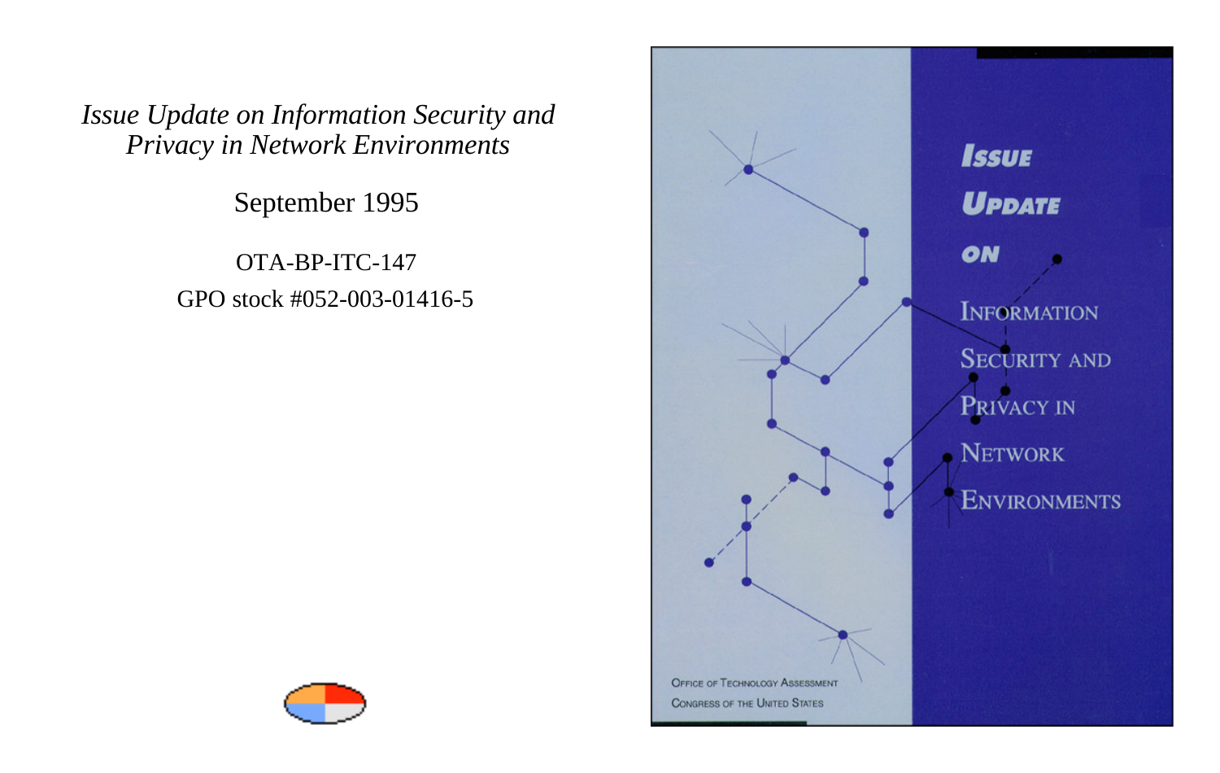*Issue Update on Information Security and Privacy in Network Environments*

September 1995

OTA-BP-ITC-147

GPO stock #052-003-01416-5

# ISSUE UPDATE ON INFORMATION SECURITY AND PRIVACY IN NETWORK ENVIRONMENTS

OFFICE OF TECHNOLOGY ASSESSMENT

CONGRESS OF THE UNITED STATES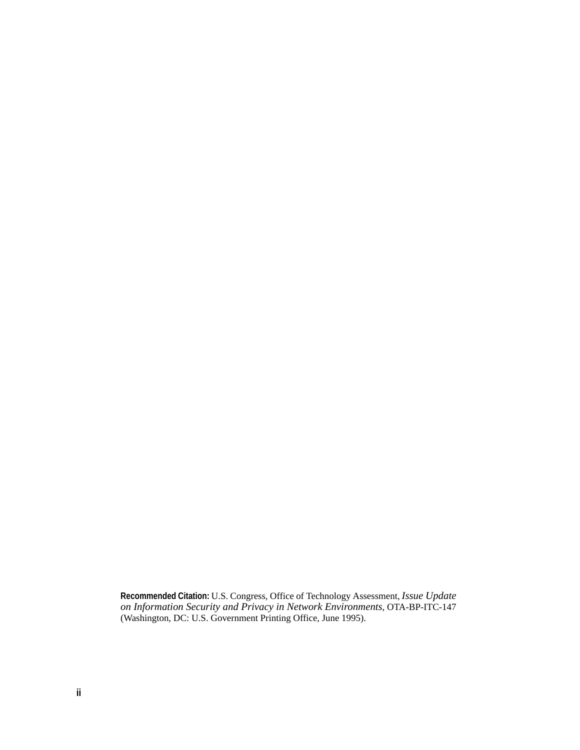**Recommended Citation:** U.S. Congress, Office of Technology Assessment, *Issue Update on Information Security and Privacy in Network Environments,* OTA-BP-ITC-147 (Washington, DC: U.S. Government Printing Office, June 1995).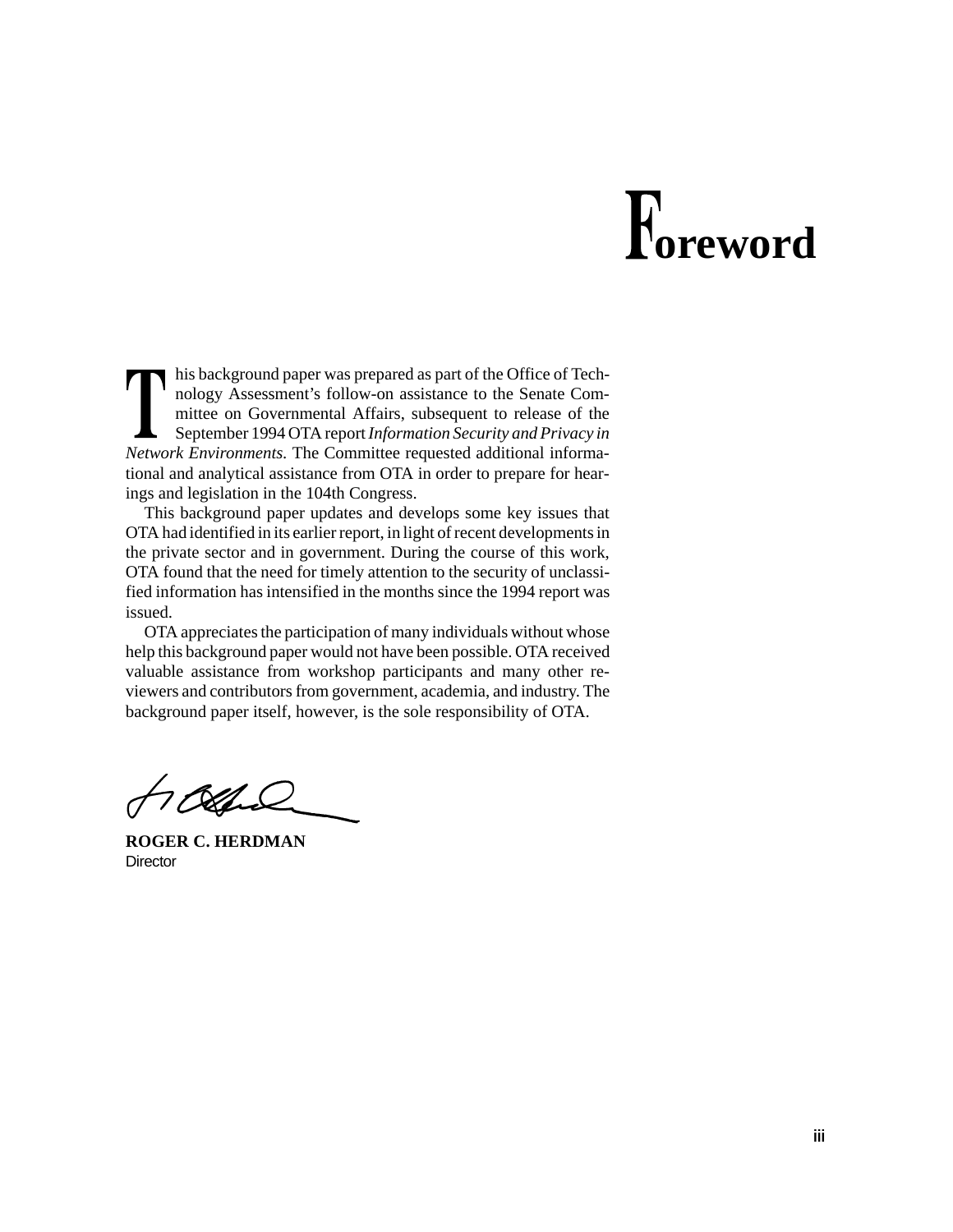# Foreword

This background paper was prepared as part of the Office of Technology Assessment's follow-on assistance to the Senate Committee on Governmental Affairs, subsequent to release of the September 1994 OTA report *Information Security and Privacy in Network Environments*. The Committee requested additional informational and analytical assistance from OTA in order to prepare for hearings and legislation in the 104th Congress.

This background paper updates and develops some key issues that OTA had identified in its earlier report, in light of recent developments in the private sector and in government. During the course of this work, OTA found that the need for timely attention to the security of unclassified information has intensified in the months since the 1994 report was issued.

OTA appreciates the participation of many individuals without whose help this background paper would not have been possible. OTA received valuable assistance from workshop participants and many other reviewers and contributors from government, academia, and industry. The background paper itself, however, is the sole responsibility of OTA.

**ROGER C. HERDMAN**
Director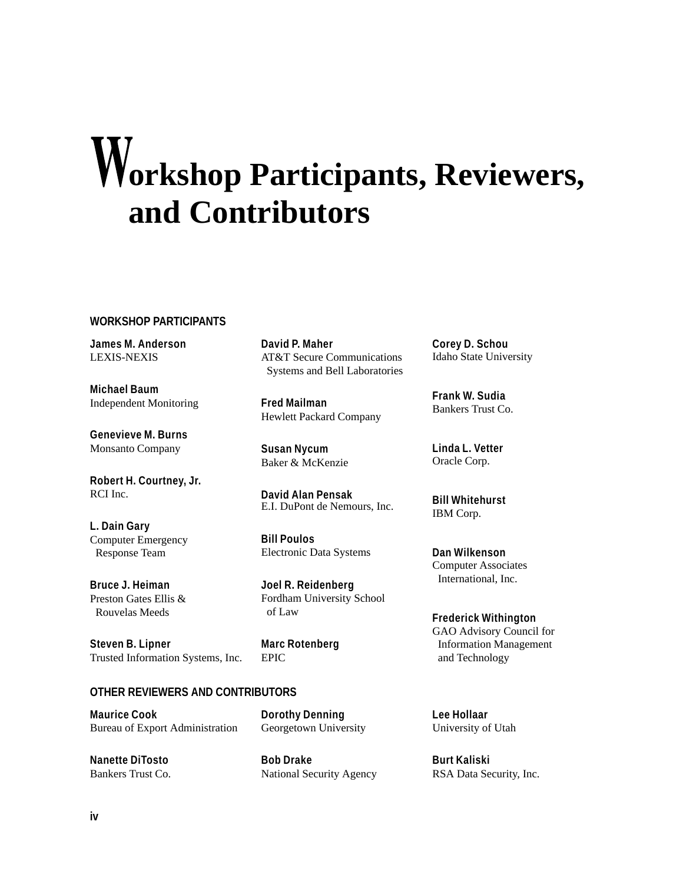# Workshop Participants, Reviewers, and Contributors

## WORKSHOP PARTICIPANTS

**James M. Anderson**
LEXIS-NEXIS

**Michael Baum**
Independent Monitoring

**Genevieve M. Burns**
Monsanto Company

**Robert H. Courtney, Jr.**
RCI Inc.

**L. Dain Gary**
Computer Emergency Response Team

**Bruce J. Heiman**
Preston Gates Ellis & Rouvelas Meeds

**Steven B. Lipner**
Trusted Information Systems, Inc.

**David P. Maher**
AT&T Secure Communications Systems and Bell Laboratories

**Fred Mailman**
Hewlett Packard Company

**Susan Nycum**
Baker & McKenzie

**David Alan Pensak**
E.I. DuPont de Nemours, Inc.

**Bill Poulos**
Electronic Data Systems

**Joel R. Reidenberg**
Fordham University School of Law

**Marc Rotenberg**
EPIC

**Corey D. Schou**
Idaho State University

**Frank W. Sudia**
Bankers Trust Co.

**Linda L. Vetter**
Oracle Corp.

**Bill Whitehurst**
IBM Corp.

**Dan Wilkenson**
Computer Associates International, Inc.

**Frederick Withington**
GAO Advisory Council for Information Management and Technology

## OTHER REVIEWERS AND CONTRIBUTORS

**Maurice Cook**
Bureau of Export Administration

**Nanette DiTosto**
Bankers Trust Co.

**Dorothy Denning**
Georgetown University

**Bob Drake**
National Security Agency

**Lee Hollaar**
University of Utah

**Burt Kaliski**
RSA Data Security, Inc.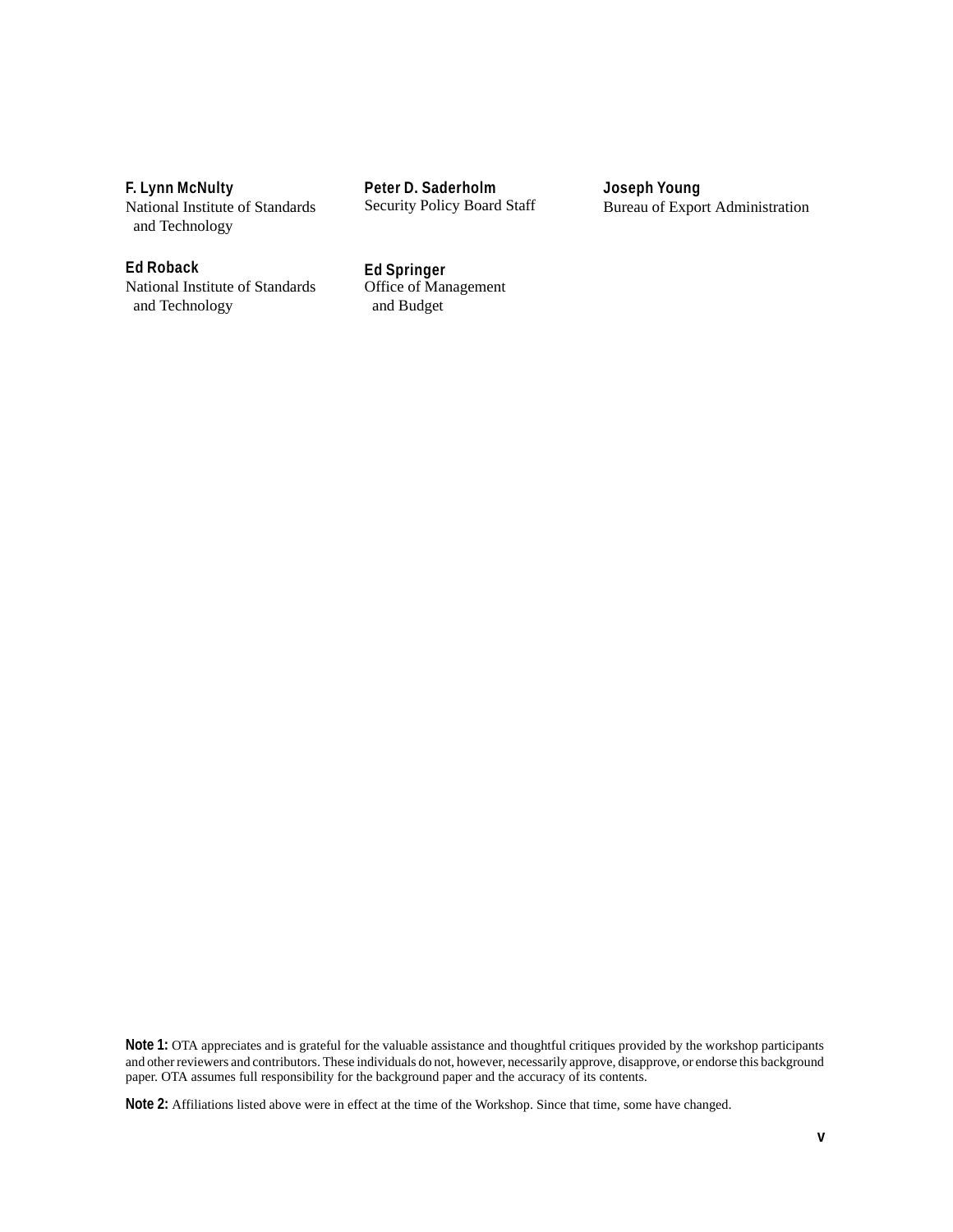**F. Lynn McNulty**
National Institute of Standards and Technology

**Ed Roback**
National Institute of Standards and Technology

**Peter D. Saderholm**
Security Policy Board Staff

**Ed Springer**
Office of Management and Budget

**Joseph Young**
Bureau of Export Administration

**Note 1:** OTA appreciates and is grateful for the valuable assistance and thoughtful critiques provided by the workshop participants and other reviewers and contributors. These individuals do not, however, necessarily approve, disapprove, or endorse this background paper. OTA assumes full responsibility for the background paper and the accuracy of its contents.

**Note 2:** Affiliations listed above were in effect at the time of the Workshop. Since that time, some have changed.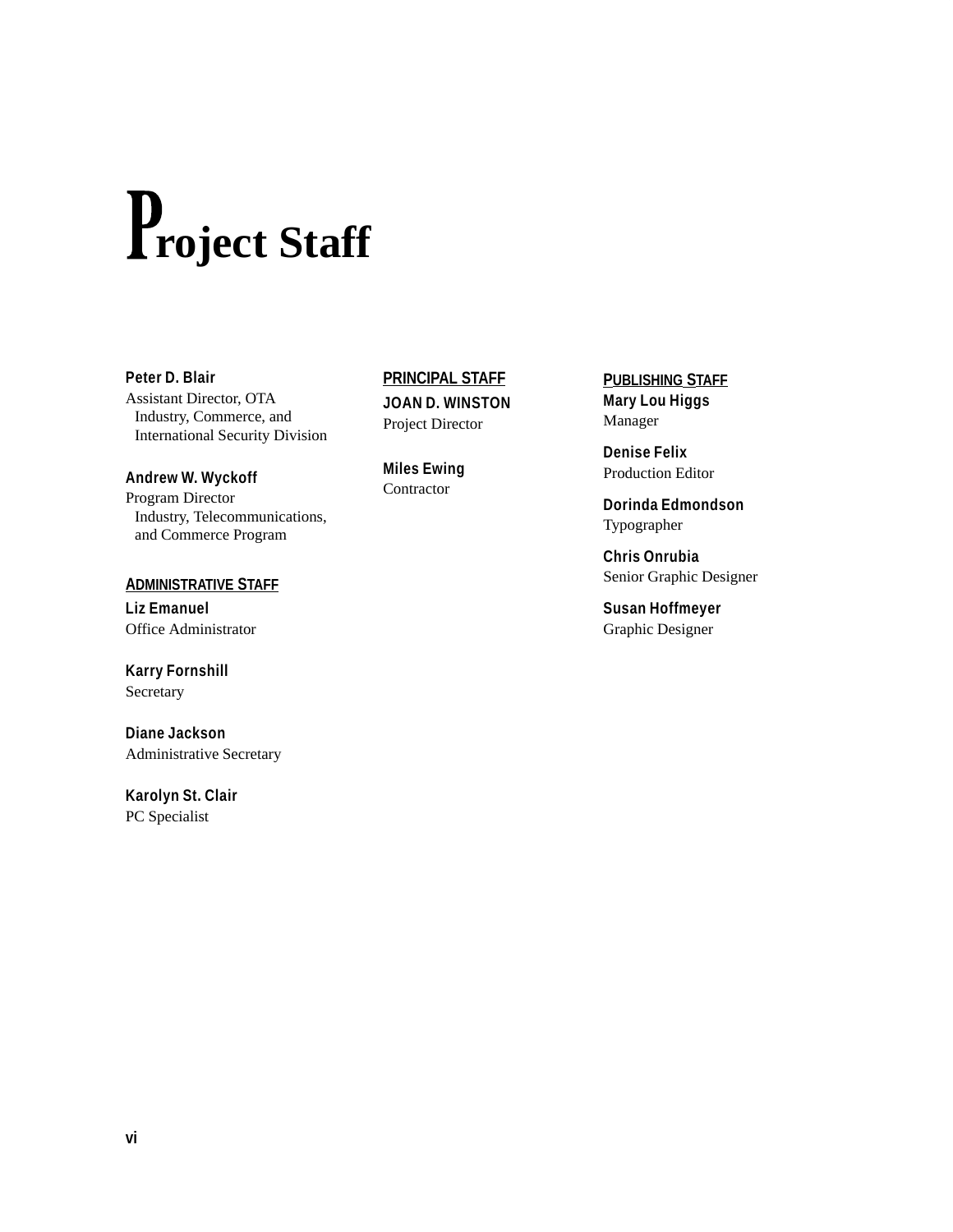# Project Staff

**Peter D. Blair**
Assistant Director, OTA
Industry, Commerce, and
International Security Division

**Andrew W. Wyckoff**
Program Director
Industry, Telecommunications,
and Commerce Program

**ADMINISTRATIVE STAFF**

**Liz Emanuel**
Office Administrator

**Karry Fornshill**
Secretary

**Diane Jackson**
Administrative Secretary

**Karolyn St. Clair**
PC Specialist

**PRINCIPAL STAFF**

**JOAN D. WINSTON**
Project Director

**Miles Ewing**
Contractor

**PUBLISHING STAFF**

**Mary Lou Higgs**
Manager

**Denise Felix**
Production Editor

**Dorinda Edmondson**
Typographer

**Chris Onrubia**
Senior Graphic Designer

**Susan Hoffmeyer**
Graphic Designer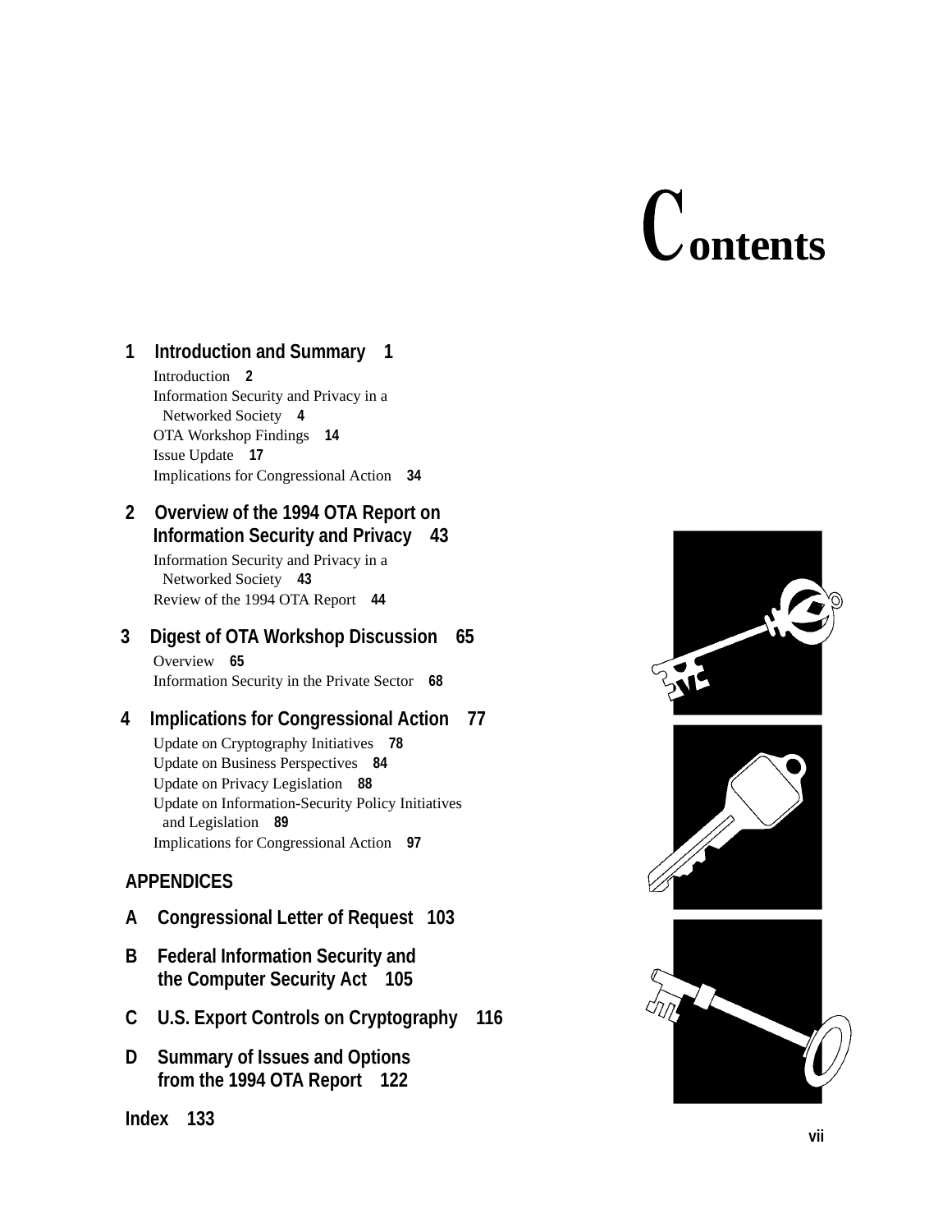# Contents

**1 Introduction and Summary 1**

- Introduction 2
- Information Security and Privacy in a Networked Society 4
- OTA Workshop Findings 14
- Issue Update 17
- Implications for Congressional Action 34

**2 Overview of the 1994 OTA Report on Information Security and Privacy 43**

- Information Security and Privacy in a Networked Society 43
- Review of the 1994 OTA Report 44

**3 Digest of OTA Workshop Discussion 65**

- Overview 65
- Information Security in the Private Sector 68

**4 Implications for Congressional Action 77**

- Update on Cryptography Initiatives 78
- Update on Business Perspectives 84
- Update on Privacy Legislation 88
- Update on Information-Security Policy Initiatives and Legislation 89
- Implications for Congressional Action 97

**APPENDICES**

**A Congressional Letter of Request 103**

**B Federal Information Security and the Computer Security Act 105**

**C U.S. Export Controls on Cryptography 116**

**D Summary of Issues and Options from the 1994 OTA Report 122**

**Index 133**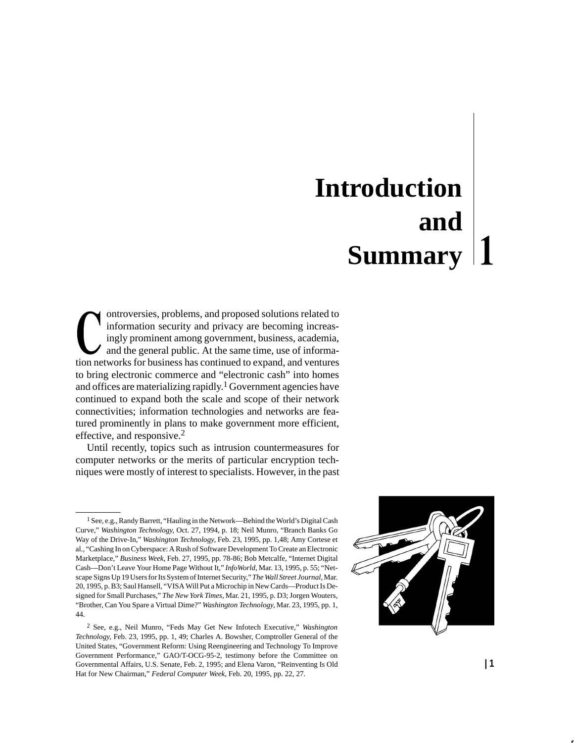# Introduction and Summary 1

Controversies, problems, and proposed solutions related to information security and privacy are becoming increasingly prominent among government, business, academia, and the general public. At the same time, use of information networks for business has continued to expand, and ventures to bring electronic commerce and "electronic cash" into homes and offices are materializing rapidly.[1] Government agencies have continued to expand both the scale and scope of their network connectivities; information technologies and networks are featured prominently in plans to make government more efficient, effective, and responsive.[2]

Until recently, topics such as intrusion countermeasures for computer networks or the merits of particular encryption techniques were mostly of interest to specialists. However, in the past

---

[1] See, e.g., Randy Barrett, "Hauling in the Network—Behind the World's Digital Cash Curve," *Washington Technology*, Oct. 27, 1994, p. 18; Neil Munro, "Branch Banks Go Way of the Drive-In," *Washington Technology*, Feb. 23, 1995, pp. 1,48; Amy Cortese et al., "Cashing In on Cyberspace: A Rush of Software Development To Create an Electronic Marketplace," *Business Week*, Feb. 27, 1995, pp. 78-86; Bob Metcalfe, "Internet Digital Cash—Don't Leave Your Home Page Without It," *InfoWorld*, Mar. 13, 1995, p. 55; "Netscape Signs Up 19 Users for Its System of Internet Security," *The Wall Street Journal*, Mar. 20, 1995, p. B3; Saul Hansell, "VISA Will Put a Microchip in New Cards—Product Is Designed for Small Purchases," *The New York Times*, Mar. 21, 1995, p. D3; Jorgen Wouters, "Brother, Can You Spare a Virtual Dime?" *Washington Technology*, Mar. 23, 1995, pp. 1, 44.

[2] See, e.g., Neil Munro, "Feds May Get New Infotech Executive," *Washington Technology*, Feb. 23, 1995, pp. 1, 49; Charles A. Bowsher, Comptroller General of the United States, "Government Reform: Using Reengineering and Technology To Improve Government Performance," GAO/T-OCG-95-2, testimony before the Committee on Governmental Affairs, U.S. Senate, Feb. 2, 1995; and Elena Varon, "Reinventing Is Old Hat for New Chairman," *Federal Computer Week*, Feb. 20, 1995, pp. 22, 27.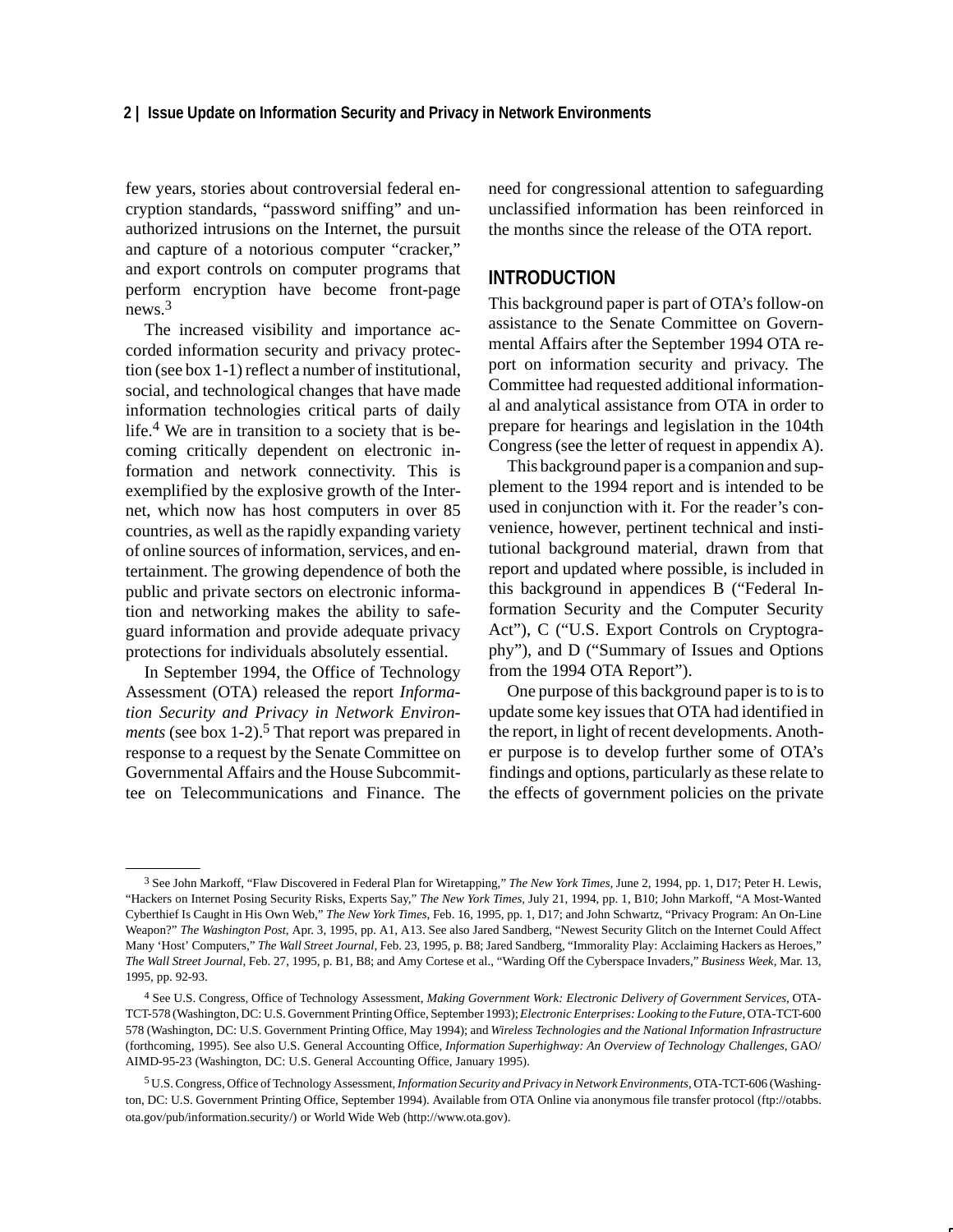few years, stories about controversial federal encryption standards, "password sniffing" and unauthorized intrusions on the Internet, the pursuit and capture of a notorious computer "cracker," and export controls on computer programs that perform encryption have become front-page news.[3]

The increased visibility and importance accorded information security and privacy protection (see box 1-1) reflect a number of institutional, social, and technological changes that have made information technologies critical parts of daily life.[4] We are in transition to a society that is becoming critically dependent on electronic information and network connectivity. This is exemplified by the explosive growth of the Internet, which now has host computers in over 85 countries, as well as the rapidly expanding variety of online sources of information, services, and entertainment. The growing dependence of both the public and private sectors on electronic information and networking makes the ability to safeguard information and provide adequate privacy protections for individuals absolutely essential.

In September 1994, the Office of Technology Assessment (OTA) released the report *Information Security and Privacy in Network Environments* (see box 1-2).[5] That report was prepared in response to a request by the Senate Committee on Governmental Affairs and the House Subcommittee on Telecommunications and Finance. The need for congressional attention to safeguarding unclassified information has been reinforced in the months since the release of the OTA report.

## INTRODUCTION

This background paper is part of OTA's follow-on assistance to the Senate Committee on Governmental Affairs after the September 1994 OTA report on information security and privacy. The Committee had requested additional informational and analytical assistance from OTA in order to prepare for hearings and legislation in the 104th Congress (see the letter of request in appendix A).

This background paper is a companion and supplement to the 1994 report and is intended to be used in conjunction with it. For the reader's convenience, however, pertinent technical and institutional background material, drawn from that report and updated where possible, is included in this background in appendices B ("Federal Information Security and the Computer Security Act"), C ("U.S. Export Controls on Cryptography"), and D ("Summary of Issues and Options from the 1994 OTA Report").

One purpose of this background paper is to is to update some key issues that OTA had identified in the report, in light of recent developments. Another purpose is to develop further some of OTA's findings and options, particularly as these relate to the effects of government policies on the private

---

[3] See John Markoff, "Flaw Discovered in Federal Plan for Wiretapping," *The New York Times*, June 2, 1994, pp. 1, D17; Peter H. Lewis, "Hackers on Internet Posing Security Risks, Experts Say," *The New York Times*, July 21, 1994, pp. 1, B10; John Markoff, "A Most-Wanted Cyberthief Is Caught in His Own Web," *The New York Times*, Feb. 16, 1995, pp. 1, D17; and John Schwartz, "Privacy Program: An On-Line Weapon?" *The Washington Post*, Apr. 3, 1995, pp. A1, A13. See also Jared Sandberg, "Newest Security Glitch on the Internet Could Affect Many 'Host' Computers," *The Wall Street Journal*, Feb. 23, 1995, p. B8; Jared Sandberg, "Immorality Play: Acclaiming Hackers as Heroes," *The Wall Street Journal*, Feb. 27, 1995, p. B1, B8; and Amy Cortese et al., "Warding Off the Cyberspace Invaders," *Business Week*, Mar. 13, 1995, pp. 92-93.

[4] See U.S. Congress, Office of Technology Assessment, *Making Government Work: Electronic Delivery of Government Services*, OTA-TCT-578 (Washington, DC: U.S. Government Printing Office, September 1993); *Electronic Enterprises: Looking to the Future*, OTA-TCT-600 578 (Washington, DC: U.S. Government Printing Office, May 1994); and *Wireless Technologies and the National Information Infrastructure* (forthcoming, 1995). See also U.S. General Accounting Office, *Information Superhighway: An Overview of Technology Challenges*, GAO/AIMD-95-23 (Washington, DC: U.S. General Accounting Office, January 1995).

[5] U.S. Congress, Office of Technology Assessment, *Information Security and Privacy in Network Environments*, OTA-TCT-606 (Washington, DC: U.S. Government Printing Office, September 1994). Available from OTA Online via anonymous file transfer protocol (ftp://otabbs.ota.gov/pub/information.security/) or World Wide Web (http://www.ota.gov).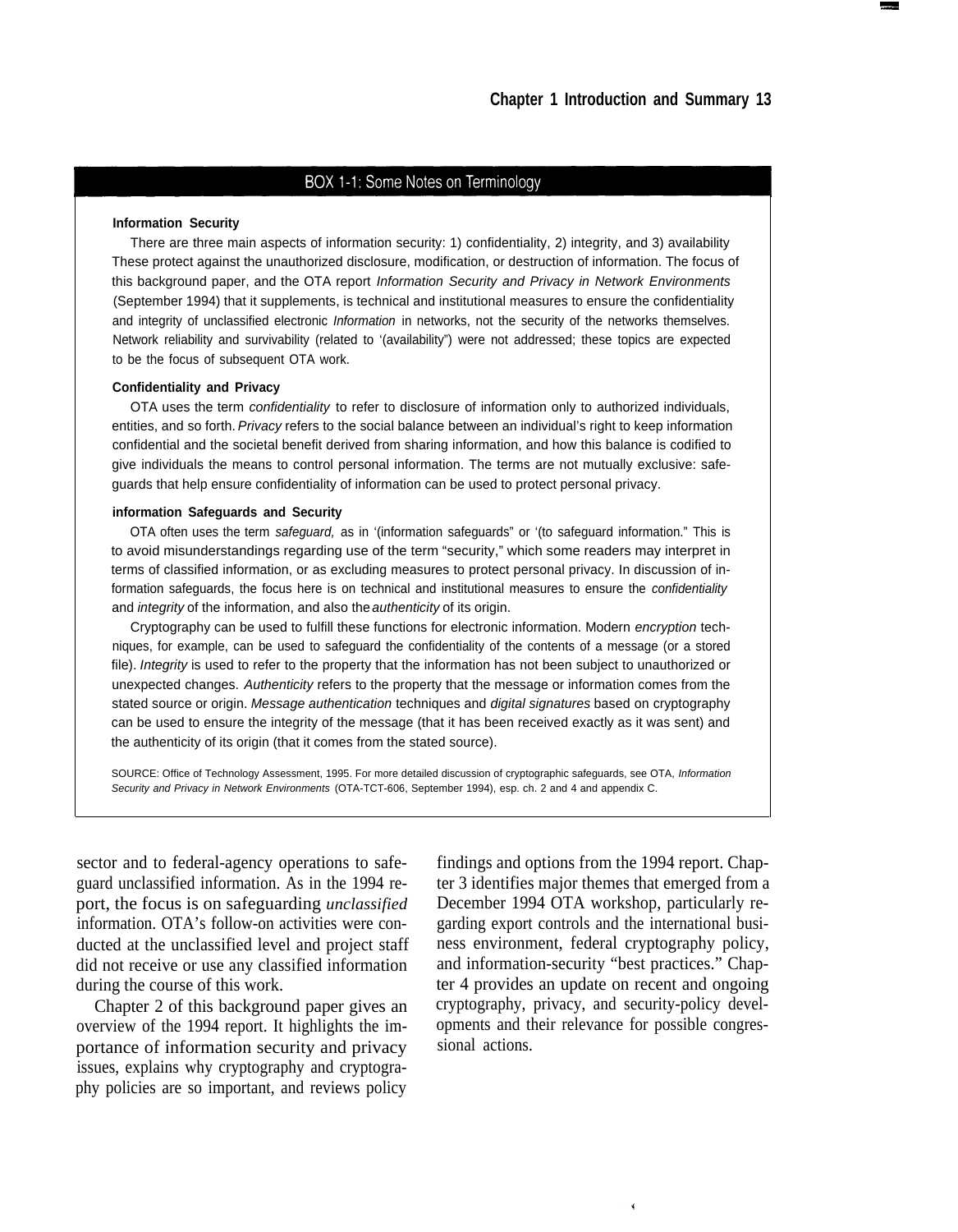## BOX 1-1: Some Notes on Terminology

**Information Security**

There are three main aspects of information security: 1) confidentiality, 2) integrity, and 3) availability These protect against the unauthorized disclosure, modification, or destruction of information. The focus of this background paper, and the OTA report *Information Security and Privacy in Network Environments* (September 1994) that it supplements, is technical and institutional measures to ensure the confidentiality and integrity of unclassified electronic *Information* in networks, not the security of the networks themselves. Network reliability and survivability (related to '(availability") were not addressed; these topics are expected to be the focus of subsequent OTA work.

**Confidentiality and Privacy**

OTA uses the term *confidentiality* to refer to disclosure of information only to authorized individuals, entities, and so forth. *Privacy* refers to the social balance between an individual's right to keep information confidential and the societal benefit derived from sharing information, and how this balance is codified to give individuals the means to control personal information. The terms are not mutually exclusive: safeguards that help ensure confidentiality of information can be used to protect personal privacy.

**information Safeguards and Security**

OTA often uses the term *safeguard,* as in '(information safeguards" or '(to safeguard information." This is to avoid misunderstandings regarding use of the term "security," which some readers may interpret in terms of classified information, or as excluding measures to protect personal privacy. In discussion of information safeguards, the focus here is on technical and institutional measures to ensure the *confidentiality* and *integrity* of the information, and also the *authenticity* of its origin.

Cryptography can be used to fulfill these functions for electronic information. Modern *encryption* techniques, for example, can be used to safeguard the confidentiality of the contents of a message (or a stored file). *Integrity* is used to refer to the property that the information has not been subject to unauthorized or unexpected changes. *Authenticity* refers to the property that the message or information comes from the stated source or origin. *Message authentication* techniques and *digital signatures* based on cryptography can be used to ensure the integrity of the message (that it has been received exactly as it was sent) and the authenticity of its origin (that it comes from the stated source).

SOURCE: Office of Technology Assessment, 1995. For more detailed discussion of cryptographic safeguards, see OTA, *Information Security and Privacy in Network Environments* (OTA-TCT-606, September 1994), esp. ch. 2 and 4 and appendix C.

sector and to federal-agency operations to safeguard unclassified information. As in the 1994 report, the focus is on safeguarding *unclassified* information. OTA's follow-on activities were conducted at the unclassified level and project staff did not receive or use any classified information during the course of this work.

Chapter 2 of this background paper gives an overview of the 1994 report. It highlights the importance of information security and privacy issues, explains why cryptography and cryptography policies are so important, and reviews policy findings and options from the 1994 report. Chapter 3 identifies major themes that emerged from a December 1994 OTA workshop, particularly regarding export controls and the international business environment, federal cryptography policy, and information-security "best practices." Chapter 4 provides an update on recent and ongoing cryptography, privacy, and security-policy developments and their relevance for possible congressional actions.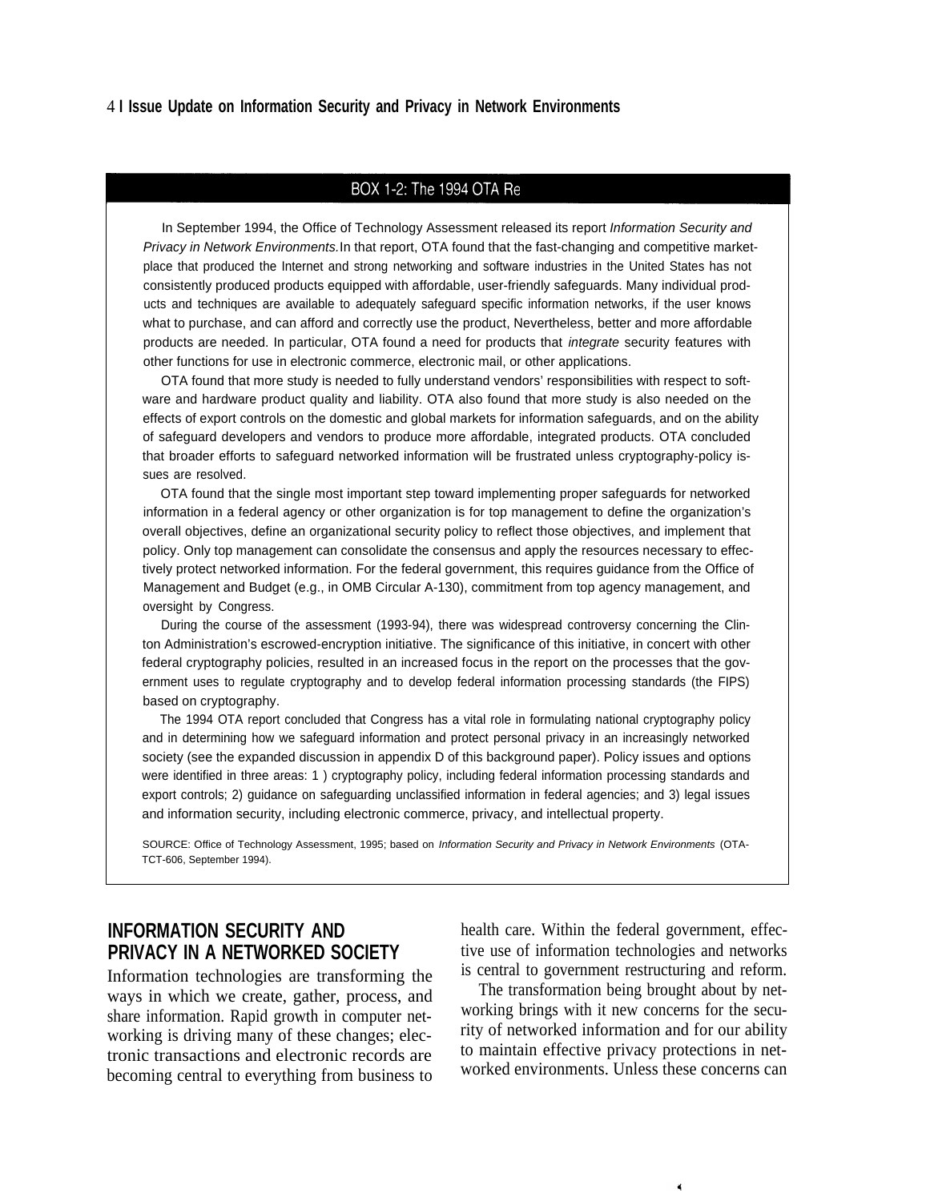**BOX 1-2: The 1994 OTA Re**

In September 1994, the Office of Technology Assessment released its report *Information Security and Privacy in Network Environments.* In that report, OTA found that the fast-changing and competitive marketplace that produced the Internet and strong networking and software industries in the United States has not consistently produced products equipped with affordable, user-friendly safeguards. Many individual products and techniques are available to adequately safeguard specific information networks, if the user knows what to purchase, and can afford and correctly use the product, Nevertheless, better and more affordable products are needed. In particular, OTA found a need for products that *integrate* security features with other functions for use in electronic commerce, electronic mail, or other applications.

OTA found that more study is needed to fully understand vendors' responsibilities with respect to software and hardware product quality and liability. OTA also found that more study is also needed on the effects of export controls on the domestic and global markets for information safeguards, and on the ability of safeguard developers and vendors to produce more affordable, integrated products. OTA concluded that broader efforts to safeguard networked information will be frustrated unless cryptography-policy issues are resolved.

OTA found that the single most important step toward implementing proper safeguards for networked information in a federal agency or other organization is for top management to define the organization's overall objectives, define an organizational security policy to reflect those objectives, and implement that policy. Only top management can consolidate the consensus and apply the resources necessary to effectively protect networked information. For the federal government, this requires guidance from the Office of Management and Budget (e.g., in OMB Circular A-130), commitment from top agency management, and oversight by Congress.

During the course of the assessment (1993-94), there was widespread controversy concerning the Clinton Administration's escrowed-encryption initiative. The significance of this initiative, in concert with other federal cryptography policies, resulted in an increased focus in the report on the processes that the government uses to regulate cryptography and to develop federal information processing standards (the FIPS) based on cryptography.

The 1994 OTA report concluded that Congress has a vital role in formulating national cryptography policy and in determining how we safeguard information and protect personal privacy in an increasingly networked society (see the expanded discussion in appendix D of this background paper). Policy issues and options were identified in three areas: 1 ) cryptography policy, including federal information processing standards and export controls; 2) guidance on safeguarding unclassified information in federal agencies; and 3) legal issues and information security, including electronic commerce, privacy, and intellectual property.

SOURCE: Office of Technology Assessment, 1995; based on *Information Security and Privacy in Network Environments* (OTA-TCT-606, September 1994).

## INFORMATION SECURITY AND PRIVACY IN A NETWORKED SOCIETY

Information technologies are transforming the ways in which we create, gather, process, and share information. Rapid growth in computer networking is driving many of these changes; electronic transactions and electronic records are becoming central to everything from business to health care. Within the federal government, effective use of information technologies and networks is central to government restructuring and reform.

The transformation being brought about by networking brings with it new concerns for the security of networked information and for our ability to maintain effective privacy protections in networked environments. Unless these concerns can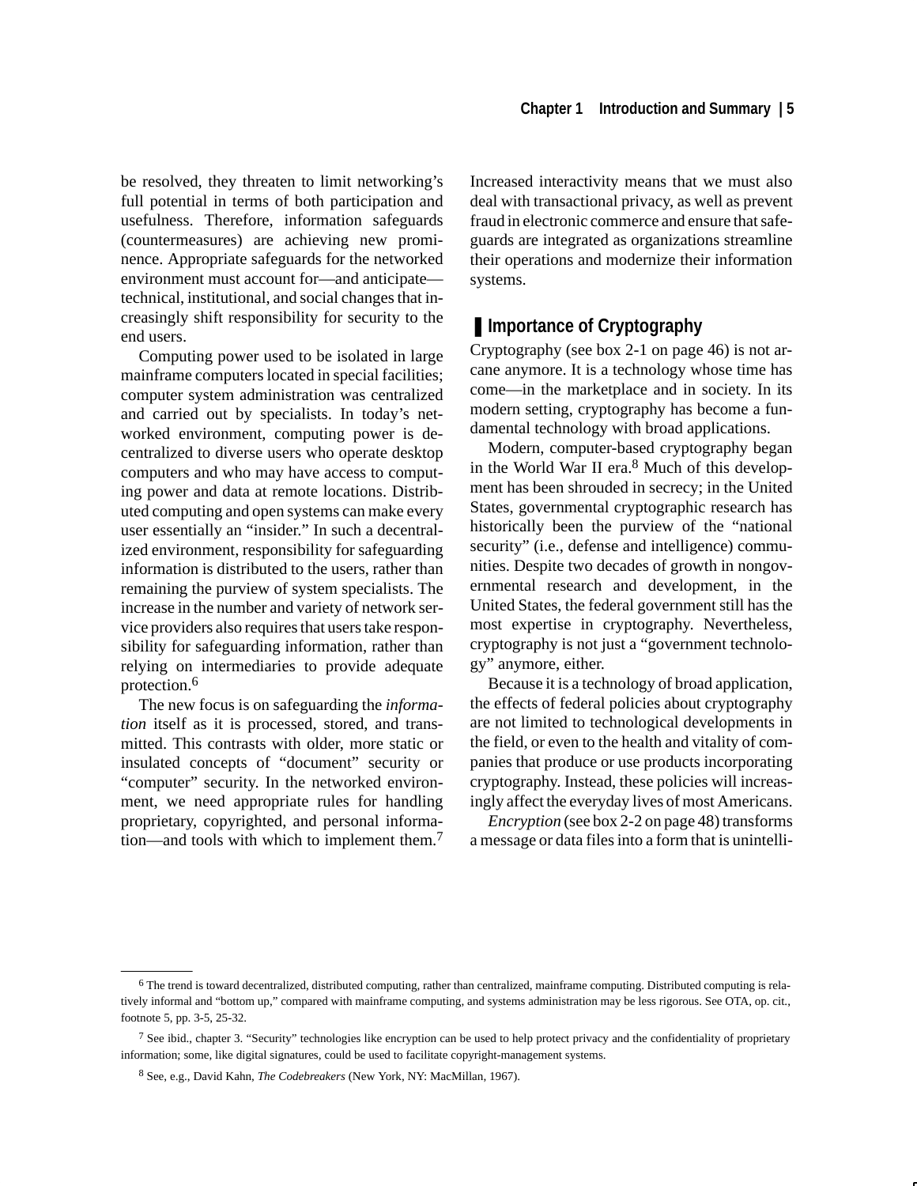be resolved, they threaten to limit networking's full potential in terms of both participation and usefulness. Therefore, information safeguards (countermeasures) are achieving new prominence. Appropriate safeguards for the networked environment must account for—and anticipate—technical, institutional, and social changes that increasingly shift responsibility for security to the end users.

Computing power used to be isolated in large mainframe computers located in special facilities; computer system administration was centralized and carried out by specialists. In today's networked environment, computing power is decentralized to diverse users who operate desktop computers and who may have access to computing power and data at remote locations. Distributed computing and open systems can make every user essentially an "insider." In such a decentralized environment, responsibility for safeguarding information is distributed to the users, rather than remaining the purview of system specialists. The increase in the number and variety of network service providers also requires that users take responsibility for safeguarding information, rather than relying on intermediaries to provide adequate protection.[6]

The new focus is on safeguarding the *information* itself as it is processed, stored, and transmitted. This contrasts with older, more static or insulated concepts of "document" security or "computer" security. In the networked environment, we need appropriate rules for handling proprietary, copyrighted, and personal information—and tools with which to implement them.[7] Increased interactivity means that we must also deal with transactional privacy, as well as prevent fraud in electronic commerce and ensure that safeguards are integrated as organizations streamline their operations and modernize their information systems.

## Importance of Cryptography

Cryptography (see box 2-1 on page 46) is not arcane anymore. It is a technology whose time has come—in the marketplace and in society. In its modern setting, cryptography has become a fundamental technology with broad applications.

Modern, computer-based cryptography began in the World War II era.[8] Much of this development has been shrouded in secrecy; in the United States, governmental cryptographic research has historically been the purview of the "national security" (i.e., defense and intelligence) communities. Despite two decades of growth in nongovernmental research and development, in the United States, the federal government still has the most expertise in cryptography. Nevertheless, cryptography is not just a "government technology" anymore, either.

Because it is a technology of broad application, the effects of federal policies about cryptography are not limited to technological developments in the field, or even to the health and vitality of companies that produce or use products incorporating cryptography. Instead, these policies will increasingly affect the everyday lives of most Americans.

*Encryption* (see box 2-2 on page 48) transforms a message or data files into a form that is unintelli-

---

[6] The trend is toward decentralized, distributed computing, rather than centralized, mainframe computing. Distributed computing is relatively informal and "bottom up," compared with mainframe computing, and systems administration may be less rigorous. See OTA, op. cit., footnote 5, pp. 3-5, 25-32.

[7] See ibid., chapter 3. "Security" technologies like encryption can be used to help protect privacy and the confidentiality of proprietary information; some, like digital signatures, could be used to facilitate copyright-management systems.

[8] See, e.g., David Kahn, *The Codebreakers* (New York, NY: MacMillan, 1967).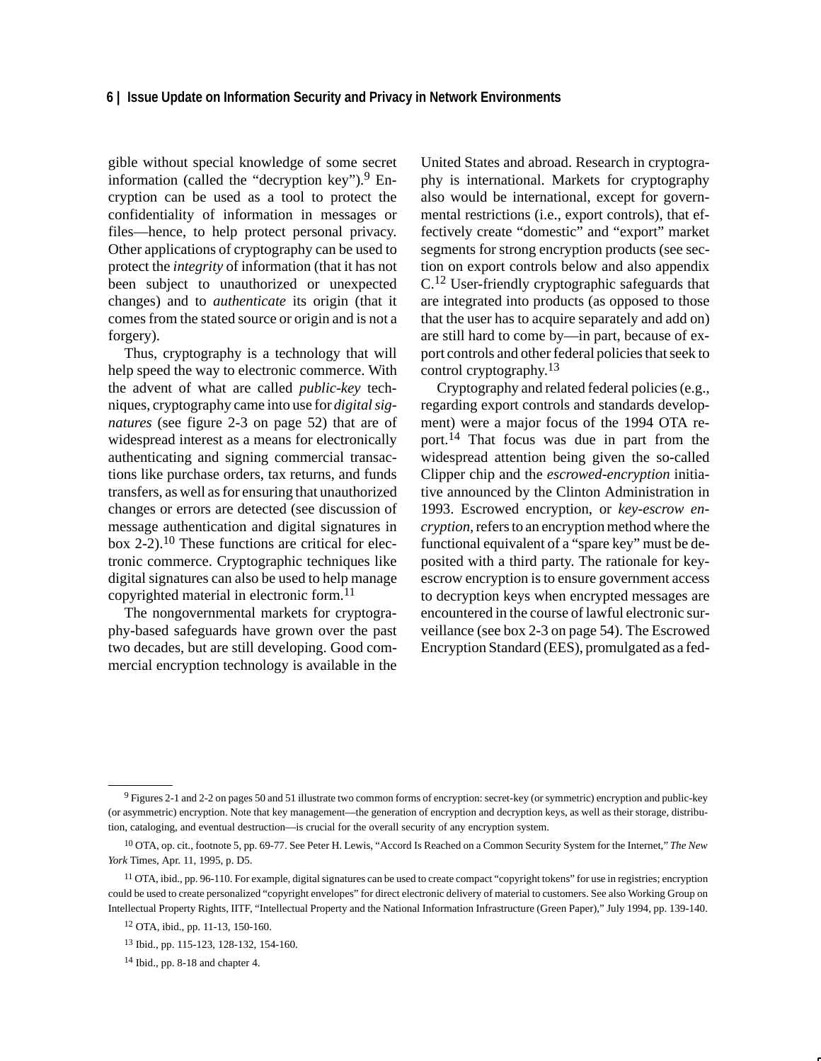gible without special knowledge of some secret information (called the "decryption key").[9] Encryption can be used as a tool to protect the confidentiality of information in messages or files—hence, to help protect personal privacy. Other applications of cryptography can be used to protect the *integrity* of information (that it has not been subject to unauthorized or unexpected changes) and to *authenticate* its origin (that it comes from the stated source or origin and is not a forgery).

Thus, cryptography is a technology that will help speed the way to electronic commerce. With the advent of what are called *public-key* techniques, cryptography came into use for *digital signatures* (see figure 2-3 on page 52) that are of widespread interest as a means for electronically authenticating and signing commercial transactions like purchase orders, tax returns, and funds transfers, as well as for ensuring that unauthorized changes or errors are detected (see discussion of message authentication and digital signatures in box 2-2).[10] These functions are critical for electronic commerce. Cryptographic techniques like digital signatures can also be used to help manage copyrighted material in electronic form.[11]

The nongovernmental markets for cryptography-based safeguards have grown over the past two decades, but are still developing. Good commercial encryption technology is available in the United States and abroad. Research in cryptography is international. Markets for cryptography also would be international, except for governmental restrictions (i.e., export controls), that effectively create "domestic" and "export" market segments for strong encryption products (see section on export controls below and also appendix C.[12] User-friendly cryptographic safeguards that are integrated into products (as opposed to those that the user has to acquire separately and add on) are still hard to come by—in part, because of export controls and other federal policies that seek to control cryptography.[13]

Cryptography and related federal policies (e.g., regarding export controls and standards development) were a major focus of the 1994 OTA report.[14] That focus was due in part from the widespread attention being given the so-called Clipper chip and the *escrowed-encryption* initiative announced by the Clinton Administration in 1993. Escrowed encryption, or *key-escrow encryption*, refers to an encryption method where the functional equivalent of a "spare key" must be deposited with a third party. The rationale for key-escrow encryption is to ensure government access to decryption keys when encrypted messages are encountered in the course of lawful electronic surveillance (see box 2-3 on page 54). The Escrowed Encryption Standard (EES), promulgated as a fed-

---

[9] Figures 2-1 and 2-2 on pages 50 and 51 illustrate two common forms of encryption: secret-key (or symmetric) encryption and public-key (or asymmetric) encryption. Note that key management—the generation of encryption and decryption keys, as well as their storage, distribution, cataloging, and eventual destruction—is crucial for the overall security of any encryption system.

[10] OTA, op. cit., footnote 5, pp. 69-77. See Peter H. Lewis, "Accord Is Reached on a Common Security System for the Internet," *The New York* Times, Apr. 11, 1995, p. D5.

[11] OTA, ibid., pp. 96-110. For example, digital signatures can be used to create compact "copyright tokens" for use in registries; encryption could be used to create personalized "copyright envelopes" for direct electronic delivery of material to customers. See also Working Group on Intellectual Property Rights, IITF, "Intellectual Property and the National Information Infrastructure (Green Paper)," July 1994, pp. 139-140.

[12] OTA, ibid., pp. 11-13, 150-160.

[13] Ibid., pp. 115-123, 128-132, 154-160.

[14] Ibid., pp. 8-18 and chapter 4.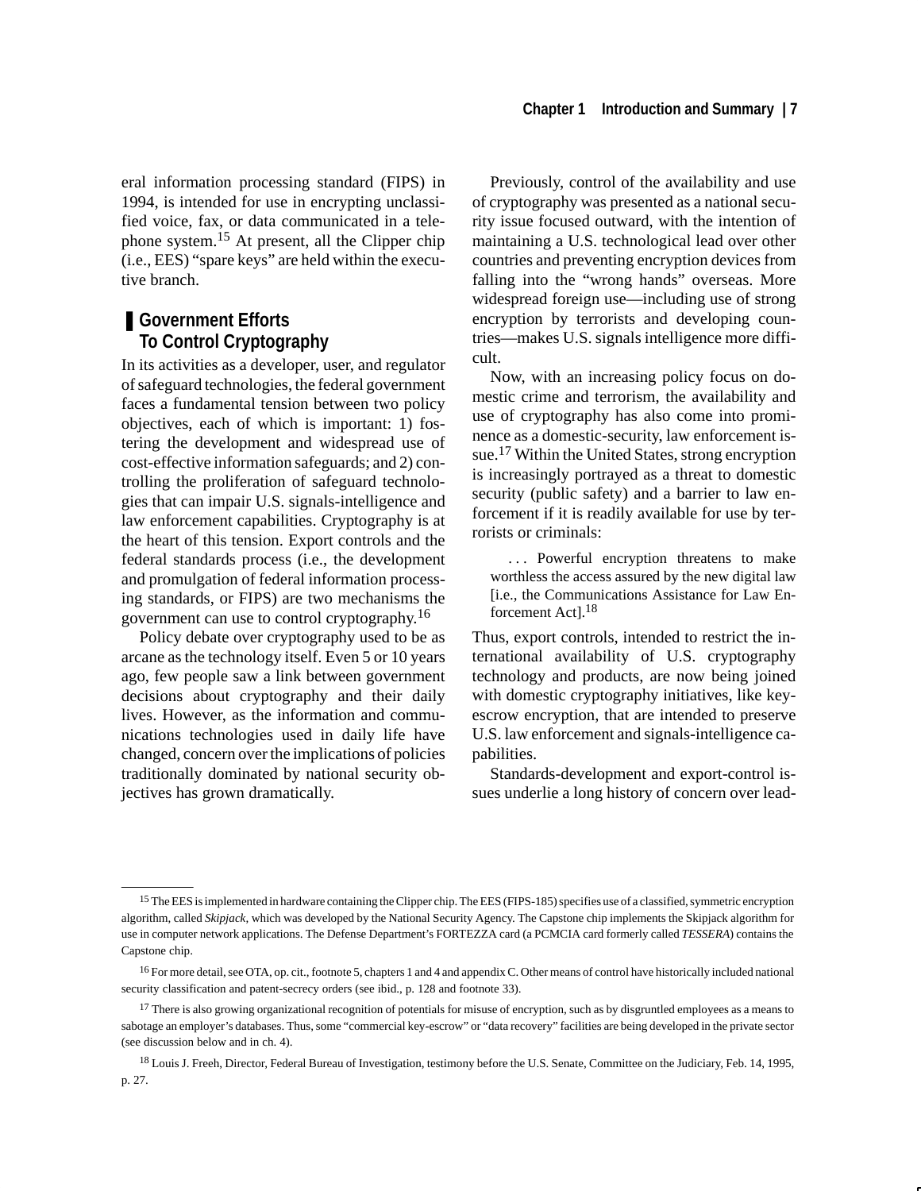eral information processing standard (FIPS) in 1994, is intended for use in encrypting unclassified voice, fax, or data communicated in a telephone system.[15] At present, all the Clipper chip (i.e., EES) "spare keys" are held within the executive branch.

## Government Efforts To Control Cryptography

In its activities as a developer, user, and regulator of safeguard technologies, the federal government faces a fundamental tension between two policy objectives, each of which is important: 1) fostering the development and widespread use of cost-effective information safeguards; and 2) controlling the proliferation of safeguard technologies that can impair U.S. signals-intelligence and law enforcement capabilities. Cryptography is at the heart of this tension. Export controls and the federal standards process (i.e., the development and promulgation of federal information processing standards, or FIPS) are two mechanisms the government can use to control cryptography.[16]

Policy debate over cryptography used to be as arcane as the technology itself. Even 5 or 10 years ago, few people saw a link between government decisions about cryptography and their daily lives. However, as the information and communications technologies used in daily life have changed, concern over the implications of policies traditionally dominated by national security objectives has grown dramatically.

Previously, control of the availability and use of cryptography was presented as a national security issue focused outward, with the intention of maintaining a U.S. technological lead over other countries and preventing encryption devices from falling into the "wrong hands" overseas. More widespread foreign use—including use of strong encryption by terrorists and developing countries—makes U.S. signals intelligence more difficult.

Now, with an increasing policy focus on domestic crime and terrorism, the availability and use of cryptography has also come into prominence as a domestic-security, law enforcement issue.[17] Within the United States, strong encryption is increasingly portrayed as a threat to domestic security (public safety) and a barrier to law enforcement if it is readily available for use by terrorists or criminals:

> . . . Powerful encryption threatens to make worthless the access assured by the new digital law [i.e., the Communications Assistance for Law Enforcement Act].[18]

Thus, export controls, intended to restrict the international availability of U.S. cryptography technology and products, are now being joined with domestic cryptography initiatives, like key-escrow encryption, that are intended to preserve U.S. law enforcement and signals-intelligence capabilities.

Standards-development and export-control issues underlie a long history of concern over lead-

---

[15] The EES is implemented in hardware containing the Clipper chip. The EES (FIPS-185) specifies use of a classified, symmetric encryption algorithm, called *Skipjack*, which was developed by the National Security Agency. The Capstone chip implements the Skipjack algorithm for use in computer network applications. The Defense Department's FORTEZZA card (a PCMCIA card formerly called *TESSERA*) contains the Capstone chip.

[16] For more detail, see OTA, op. cit., footnote 5, chapters 1 and 4 and appendix C. Other means of control have historically included national security classification and patent-secrecy orders (see ibid., p. 128 and footnote 33).

[17] There is also growing organizational recognition of potentials for misuse of encryption, such as by disgruntled employees as a means to sabotage an employer's databases. Thus, some "commercial key-escrow" or "data recovery" facilities are being developed in the private sector (see discussion below and in ch. 4).

[18] Louis J. Freeh, Director, Federal Bureau of Investigation, testimony before the U.S. Senate, Committee on the Judiciary, Feb. 14, 1995, p. 27.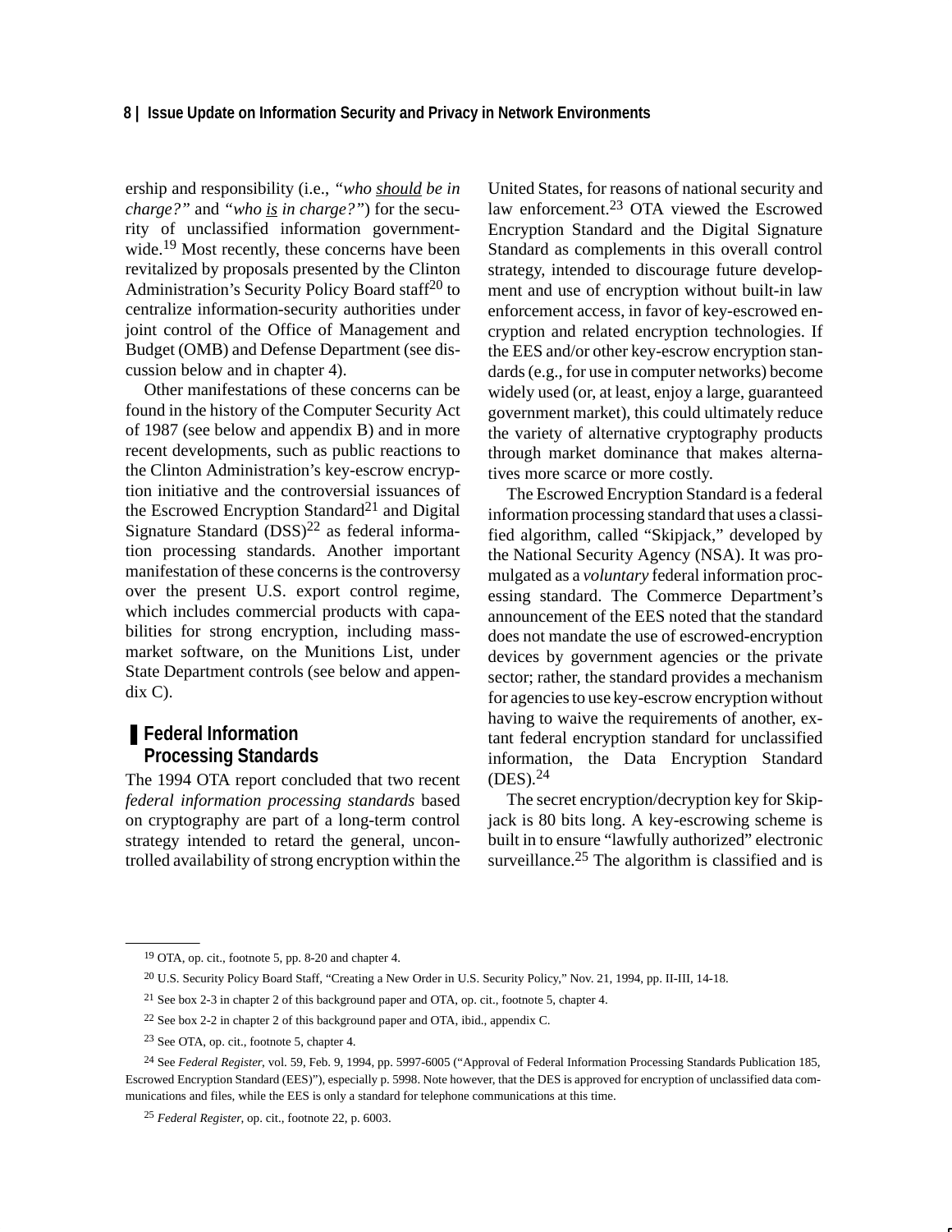ership and responsibility (i.e., *"who should be in charge?"* and *"who is in charge?"*) for the security of unclassified information government-wide.[19] Most recently, these concerns have been revitalized by proposals presented by the Clinton Administration's Security Policy Board staff[20] to centralize information-security authorities under joint control of the Office of Management and Budget (OMB) and Defense Department (see discussion below and in chapter 4).

Other manifestations of these concerns can be found in the history of the Computer Security Act of 1987 (see below and appendix B) and in more recent developments, such as public reactions to the Clinton Administration's key-escrow encryption initiative and the controversial issuances of the Escrowed Encryption Standard[21] and Digital Signature Standard (DSS)[22] as federal information processing standards. Another important manifestation of these concerns is the controversy over the present U.S. export control regime, which includes commercial products with capabilities for strong encryption, including mass-market software, on the Munitions List, under State Department controls (see below and appendix C).

## Federal Information Processing Standards

The 1994 OTA report concluded that two recent *federal information processing standards* based on cryptography are part of a long-term control strategy intended to retard the general, uncontrolled availability of strong encryption within the United States, for reasons of national security and law enforcement.[23] OTA viewed the Escrowed Encryption Standard and the Digital Signature Standard as complements in this overall control strategy, intended to discourage future development and use of encryption without built-in law enforcement access, in favor of key-escrowed encryption and related encryption technologies. If the EES and/or other key-escrow encryption standards (e.g., for use in computer networks) become widely used (or, at least, enjoy a large, guaranteed government market), this could ultimately reduce the variety of alternative cryptography products through market dominance that makes alternatives more scarce or more costly.

The Escrowed Encryption Standard is a federal information processing standard that uses a classified algorithm, called "Skipjack," developed by the National Security Agency (NSA). It was promulgated as a *voluntary* federal information processing standard. The Commerce Department's announcement of the EES noted that the standard does not mandate the use of escrowed-encryption devices by government agencies or the private sector; rather, the standard provides a mechanism for agencies to use key-escrow encryption without having to waive the requirements of another, extant federal encryption standard for unclassified information, the Data Encryption Standard (DES).[24]

The secret encryption/decryption key for Skipjack is 80 bits long. A key-escrowing scheme is built in to ensure "lawfully authorized" electronic surveillance.[25] The algorithm is classified and is

---

[19] OTA, op. cit., footnote 5, pp. 8-20 and chapter 4.

[20] U.S. Security Policy Board Staff, "Creating a New Order in U.S. Security Policy," Nov. 21, 1994, pp. II-III, 14-18.

[21] See box 2-3 in chapter 2 of this background paper and OTA, op. cit., footnote 5, chapter 4.

[22] See box 2-2 in chapter 2 of this background paper and OTA, ibid., appendix C.

[23] See OTA, op. cit., footnote 5, chapter 4.

[24] See *Federal Register*, vol. 59, Feb. 9, 1994, pp. 5997-6005 ("Approval of Federal Information Processing Standards Publication 185, Escrowed Encryption Standard (EES)"), especially p. 5998. Note however, that the DES is approved for encryption of unclassified data communications and files, while the EES is only a standard for telephone communications at this time.

[25] *Federal Register*, op. cit., footnote 22, p. 6003.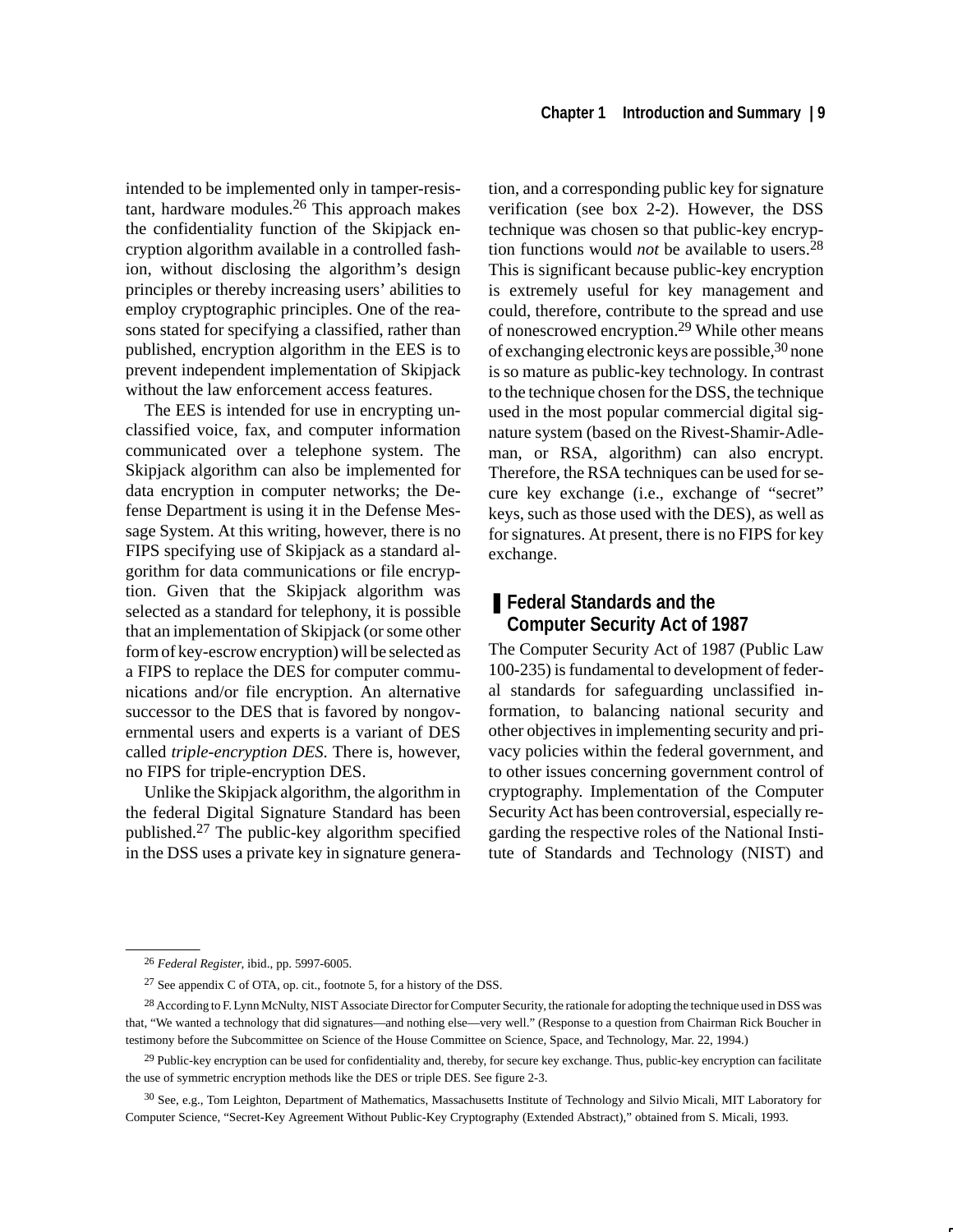intended to be implemented only in tamper-resistant, hardware modules.[26] This approach makes the confidentiality function of the Skipjack encryption algorithm available in a controlled fashion, without disclosing the algorithm's design principles or thereby increasing users' abilities to employ cryptographic principles. One of the reasons stated for specifying a classified, rather than published, encryption algorithm in the EES is to prevent independent implementation of Skipjack without the law enforcement access features.

The EES is intended for use in encrypting unclassified voice, fax, and computer information communicated over a telephone system. The Skipjack algorithm can also be implemented for data encryption in computer networks; the Defense Department is using it in the Defense Message System. At this writing, however, there is no FIPS specifying use of Skipjack as a standard algorithm for data communications or file encryption. Given that the Skipjack algorithm was selected as a standard for telephony, it is possible that an implementation of Skipjack (or some other form of key-escrow encryption) will be selected as a FIPS to replace the DES for computer communications and/or file encryption. An alternative successor to the DES that is favored by nongovernmental users and experts is a variant of DES called *triple-encryption DES.* There is, however, no FIPS for triple-encryption DES.

Unlike the Skipjack algorithm, the algorithm in the federal Digital Signature Standard has been published.[27] The public-key algorithm specified in the DSS uses a private key in signature generation, and a corresponding public key for signature verification (see box 2-2). However, the DSS technique was chosen so that public-key encryption functions would *not* be available to users.[28] This is significant because public-key encryption is extremely useful for key management and could, therefore, contribute to the spread and use of nonescrowed encryption.[29] While other means of exchanging electronic keys are possible,[30] none is so mature as public-key technology. In contrast to the technique chosen for the DSS, the technique used in the most popular commercial digital signature system (based on the Rivest-Shamir-Adleman, or RSA, algorithm) can also encrypt. Therefore, the RSA techniques can be used for secure key exchange (i.e., exchange of "secret" keys, such as those used with the DES), as well as for signatures. At present, there is no FIPS for key exchange.

## Federal Standards and the Computer Security Act of 1987

The Computer Security Act of 1987 (Public Law 100-235) is fundamental to development of federal standards for safeguarding unclassified information, to balancing national security and other objectives in implementing security and privacy policies within the federal government, and to other issues concerning government control of cryptography. Implementation of the Computer Security Act has been controversial, especially regarding the respective roles of the National Institute of Standards and Technology (NIST) and

---

[26] *Federal Register,* ibid., pp. 5997-6005.

[27] See appendix C of OTA, op. cit., footnote 5, for a history of the DSS.

[28] According to F. Lynn McNulty, NIST Associate Director for Computer Security, the rationale for adopting the technique used in DSS was that, "We wanted a technology that did signatures—and nothing else—very well." (Response to a question from Chairman Rick Boucher in testimony before the Subcommittee on Science of the House Committee on Science, Space, and Technology, Mar. 22, 1994.)

[29] Public-key encryption can be used for confidentiality and, thereby, for secure key exchange. Thus, public-key encryption can facilitate the use of symmetric encryption methods like the DES or triple DES. See figure 2-3.

[30] See, e.g., Tom Leighton, Department of Mathematics, Massachusetts Institute of Technology and Silvio Micali, MIT Laboratory for Computer Science, "Secret-Key Agreement Without Public-Key Cryptography (Extended Abstract)," obtained from S. Micali, 1993.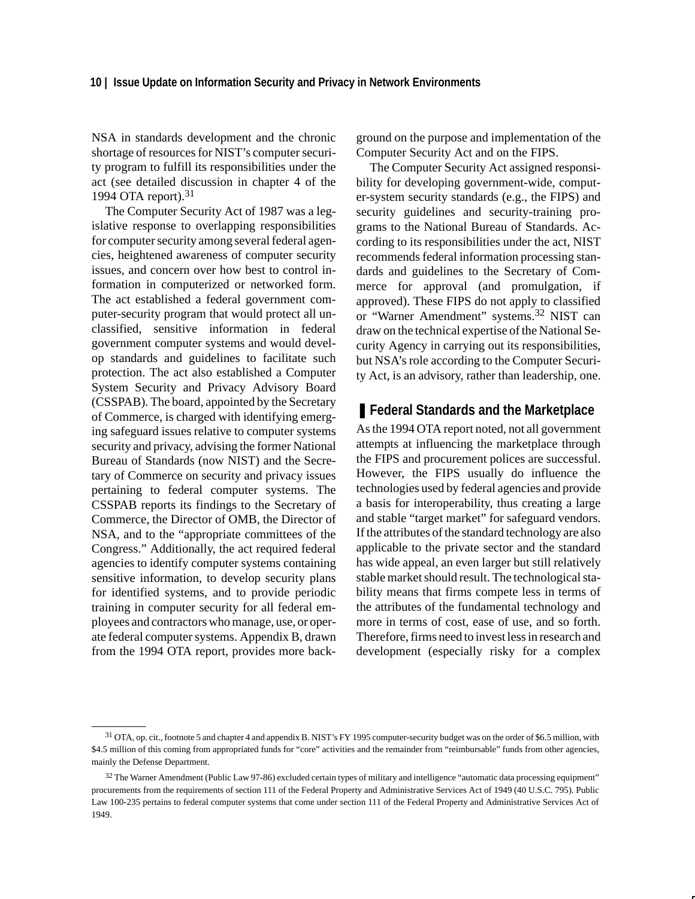NSA in standards development and the chronic shortage of resources for NIST's computer security program to fulfill its responsibilities under the act (see detailed discussion in chapter 4 of the 1994 OTA report).[31]

The Computer Security Act of 1987 was a legislative response to overlapping responsibilities for computer security among several federal agencies, heightened awareness of computer security issues, and concern over how best to control information in computerized or networked form. The act established a federal government computer-security program that would protect all unclassified, sensitive information in federal government computer systems and would develop standards and guidelines to facilitate such protection. The act also established a Computer System Security and Privacy Advisory Board (CSSPAB). The board, appointed by the Secretary of Commerce, is charged with identifying emerging safeguard issues relative to computer systems security and privacy, advising the former National Bureau of Standards (now NIST) and the Secretary of Commerce on security and privacy issues pertaining to federal computer systems. The CSSPAB reports its findings to the Secretary of Commerce, the Director of OMB, the Director of NSA, and to the "appropriate committees of the Congress." Additionally, the act required federal agencies to identify computer systems containing sensitive information, to develop security plans for identified systems, and to provide periodic training in computer security for all federal employees and contractors who manage, use, or operate federal computer systems. Appendix B, drawn from the 1994 OTA report, provides more background on the purpose and implementation of the Computer Security Act and on the FIPS.

The Computer Security Act assigned responsibility for developing government-wide, computer-system security standards (e.g., the FIPS) and security guidelines and security-training programs to the National Bureau of Standards. According to its responsibilities under the act, NIST recommends federal information processing standards and guidelines to the Secretary of Commerce for approval (and promulgation, if approved). These FIPS do not apply to classified or "Warner Amendment" systems.[32] NIST can draw on the technical expertise of the National Security Agency in carrying out its responsibilities, but NSA's role according to the Computer Security Act, is an advisory, rather than leadership, one.

## Federal Standards and the Marketplace

As the 1994 OTA report noted, not all government attempts at influencing the marketplace through the FIPS and procurement polices are successful. However, the FIPS usually do influence the technologies used by federal agencies and provide a basis for interoperability, thus creating a large and stable "target market" for safeguard vendors. If the attributes of the standard technology are also applicable to the private sector and the standard has wide appeal, an even larger but still relatively stable market should result. The technological stability means that firms compete less in terms of the attributes of the fundamental technology and more in terms of cost, ease of use, and so forth. Therefore, firms need to invest less in research and development (especially risky for a complex

---

[31] OTA, op. cit., footnote 5 and chapter 4 and appendix B. NIST's FY 1995 computer-security budget was on the order of $6.5 million, with $4.5 million of this coming from appropriated funds for "core" activities and the remainder from "reimbursable" funds from other agencies, mainly the Defense Department.

[32] The Warner Amendment (Public Law 97-86) excluded certain types of military and intelligence "automatic data processing equipment" procurements from the requirements of section 111 of the Federal Property and Administrative Services Act of 1949 (40 U.S.C. 795). Public Law 100-235 pertains to federal computer systems that come under section 111 of the Federal Property and Administrative Services Act of 1949.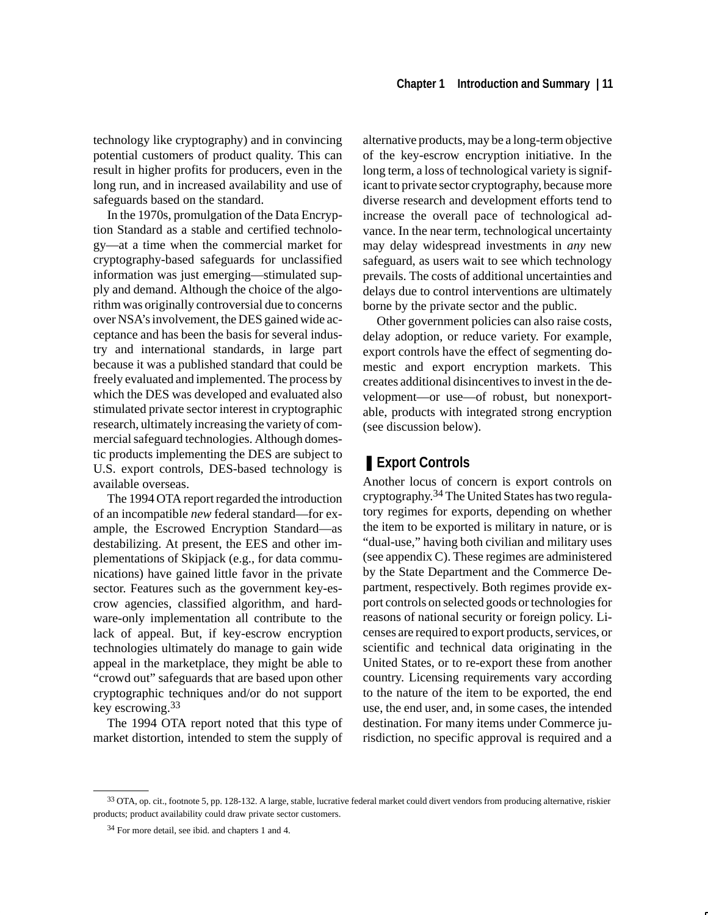technology like cryptography) and in convincing potential customers of product quality. This can result in higher profits for producers, even in the long run, and in increased availability and use of safeguards based on the standard.

In the 1970s, promulgation of the Data Encryption Standard as a stable and certified technology—at a time when the commercial market for cryptography-based safeguards for unclassified information was just emerging—stimulated supply and demand. Although the choice of the algorithm was originally controversial due to concerns over NSA's involvement, the DES gained wide acceptance and has been the basis for several industry and international standards, in large part because it was a published standard that could be freely evaluated and implemented. The process by which the DES was developed and evaluated also stimulated private sector interest in cryptographic research, ultimately increasing the variety of commercial safeguard technologies. Although domestic products implementing the DES are subject to U.S. export controls, DES-based technology is available overseas.

The 1994 OTA report regarded the introduction of an incompatible *new* federal standard—for example, the Escrowed Encryption Standard—as destabilizing. At present, the EES and other implementations of Skipjack (e.g., for data communications) have gained little favor in the private sector. Features such as the government key-escrow agencies, classified algorithm, and hardware-only implementation all contribute to the lack of appeal. But, if key-escrow encryption technologies ultimately do manage to gain wide appeal in the marketplace, they might be able to "crowd out" safeguards that are based upon other cryptographic techniques and/or do not support key escrowing.[33]

The 1994 OTA report noted that this type of market distortion, intended to stem the supply of alternative products, may be a long-term objective of the key-escrow encryption initiative. In the long term, a loss of technological variety is significant to private sector cryptography, because more diverse research and development efforts tend to increase the overall pace of technological advance. In the near term, technological uncertainty may delay widespread investments in *any* new safeguard, as users wait to see which technology prevails. The costs of additional uncertainties and delays due to control interventions are ultimately borne by the private sector and the public.

Other government policies can also raise costs, delay adoption, or reduce variety. For example, export controls have the effect of segmenting domestic and export encryption markets. This creates additional disincentives to invest in the development—or use—of robust, but nonexportable, products with integrated strong encryption (see discussion below).

## Export Controls

Another locus of concern is export controls on cryptography.[34] The United States has two regulatory regimes for exports, depending on whether the item to be exported is military in nature, or is "dual-use," having both civilian and military uses (see appendix C). These regimes are administered by the State Department and the Commerce Department, respectively. Both regimes provide export controls on selected goods or technologies for reasons of national security or foreign policy. Licenses are required to export products, services, or scientific and technical data originating in the United States, or to re-export these from another country. Licensing requirements vary according to the nature of the item to be exported, the end use, the end user, and, in some cases, the intended destination. For many items under Commerce jurisdiction, no specific approval is required and a

---

[33] OTA, op. cit., footnote 5, pp. 128-132. A large, stable, lucrative federal market could divert vendors from producing alternative, riskier products; product availability could draw private sector customers.

[34] For more detail, see ibid. and chapters 1 and 4.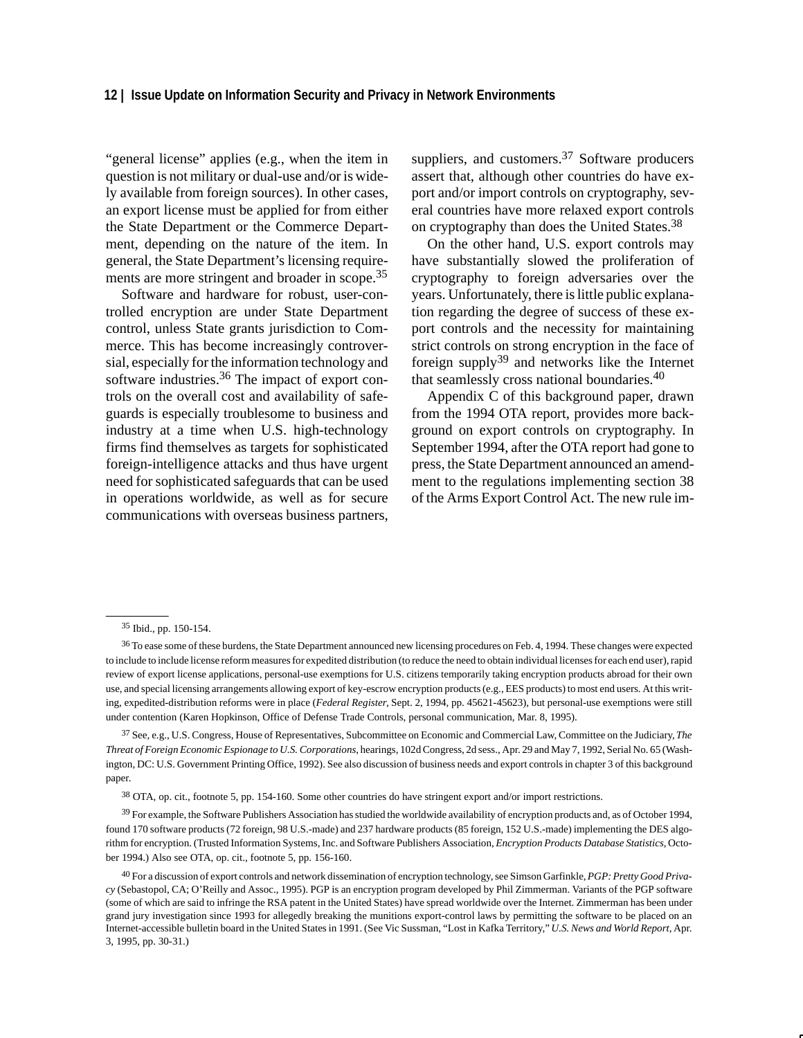"general license" applies (e.g., when the item in question is not military or dual-use and/or is widely available from foreign sources). In other cases, an export license must be applied for from either the State Department or the Commerce Department, depending on the nature of the item. In general, the State Department's licensing requirements are more stringent and broader in scope.[35]

Software and hardware for robust, user-controlled encryption are under State Department control, unless State grants jurisdiction to Commerce. This has become increasingly controversial, especially for the information technology and software industries.[36] The impact of export controls on the overall cost and availability of safeguards is especially troublesome to business and industry at a time when U.S. high-technology firms find themselves as targets for sophisticated foreign-intelligence attacks and thus have urgent need for sophisticated safeguards that can be used in operations worldwide, as well as for secure communications with overseas business partners, suppliers, and customers.[37] Software producers assert that, although other countries do have export and/or import controls on cryptography, several countries have more relaxed export controls on cryptography than does the United States.[38]

On the other hand, U.S. export controls may have substantially slowed the proliferation of cryptography to foreign adversaries over the years. Unfortunately, there is little public explanation regarding the degree of success of these export controls and the necessity for maintaining strict controls on strong encryption in the face of foreign supply[39] and networks like the Internet that seamlessly cross national boundaries.[40]

Appendix C of this background paper, drawn from the 1994 OTA report, provides more background on export controls on cryptography. In September 1994, after the OTA report had gone to press, the State Department announced an amendment to the regulations implementing section 38 of the Arms Export Control Act. The new rule im-

---

[35] Ibid., pp. 150-154.

[36] To ease some of these burdens, the State Department announced new licensing procedures on Feb. 4, 1994. These changes were expected to include to include license reform measures for expedited distribution (to reduce the need to obtain individual licenses for each end user), rapid review of export license applications, personal-use exemptions for U.S. citizens temporarily taking encryption products abroad for their own use, and special licensing arrangements allowing export of key-escrow encryption products (e.g., EES products) to most end users. At this writing, expedited-distribution reforms were in place (*Federal Register*, Sept. 2, 1994, pp. 45621-45623), but personal-use exemptions were still under contention (Karen Hopkinson, Office of Defense Trade Controls, personal communication, Mar. 8, 1995).

[37] See, e.g., U.S. Congress, House of Representatives, Subcommittee on Economic and Commercial Law, Committee on the Judiciary, *The Threat of Foreign Economic Espionage to U.S. Corporations*, hearings, 102d Congress, 2d sess., Apr. 29 and May 7, 1992, Serial No. 65 (Washington, DC: U.S. Government Printing Office, 1992). See also discussion of business needs and export controls in chapter 3 of this background paper.

[38] OTA, op. cit., footnote 5, pp. 154-160. Some other countries do have stringent export and/or import restrictions.

[39] For example, the Software Publishers Association has studied the worldwide availability of encryption products and, as of October 1994, found 170 software products (72 foreign, 98 U.S.-made) and 237 hardware products (85 foreign, 152 U.S.-made) implementing the DES algorithm for encryption. (Trusted Information Systems, Inc. and Software Publishers Association, *Encryption Products Database Statistics*, October 1994.) Also see OTA, op. cit., footnote 5, pp. 156-160.

[40] For a discussion of export controls and network dissemination of encryption technology, see Simson Garfinkle, *PGP: Pretty Good Privacy* (Sebastopol, CA; O'Reilly and Assoc., 1995). PGP is an encryption program developed by Phil Zimmerman. Variants of the PGP software (some of which are said to infringe the RSA patent in the United States) have spread worldwide over the Internet. Zimmerman has been under grand jury investigation since 1993 for allegedly breaking the munitions export-control laws by permitting the software to be placed on an Internet-accessible bulletin board in the United States in 1991. (See Vic Sussman, "Lost in Kafka Territory," *U.S. News and World Report*, Apr. 3, 1995, pp. 30-31.)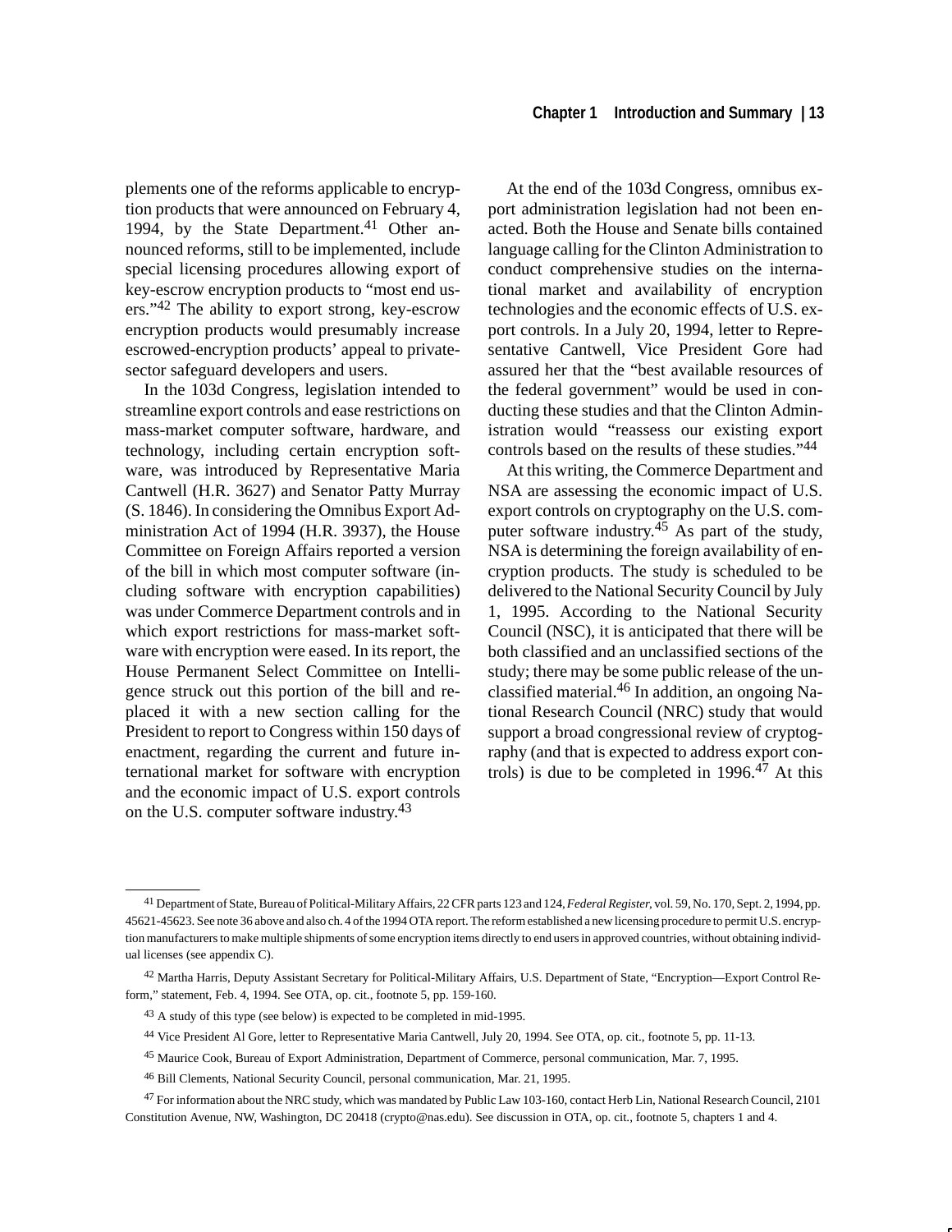plements one of the reforms applicable to encryption products that were announced on February 4, 1994, by the State Department.[41] Other announced reforms, still to be implemented, include special licensing procedures allowing export of key-escrow encryption products to "most end users."[42] The ability to export strong, key-escrow encryption products would presumably increase escrowed-encryption products' appeal to private-sector safeguard developers and users.

In the 103d Congress, legislation intended to streamline export controls and ease restrictions on mass-market computer software, hardware, and technology, including certain encryption software, was introduced by Representative Maria Cantwell (H.R. 3627) and Senator Patty Murray (S. 1846). In considering the Omnibus Export Administration Act of 1994 (H.R. 3937), the House Committee on Foreign Affairs reported a version of the bill in which most computer software (including software with encryption capabilities) was under Commerce Department controls and in which export restrictions for mass-market software with encryption were eased. In its report, the House Permanent Select Committee on Intelligence struck out this portion of the bill and replaced it with a new section calling for the President to report to Congress within 150 days of enactment, regarding the current and future international market for software with encryption and the economic impact of U.S. export controls on the U.S. computer software industry.[43]

At the end of the 103d Congress, omnibus export administration legislation had not been enacted. Both the House and Senate bills contained language calling for the Clinton Administration to conduct comprehensive studies on the international market and availability of encryption technologies and the economic effects of U.S. export controls. In a July 20, 1994, letter to Representative Cantwell, Vice President Gore had assured her that the "best available resources of the federal government" would be used in conducting these studies and that the Clinton Administration would "reassess our existing export controls based on the results of these studies."[44]

At this writing, the Commerce Department and NSA are assessing the economic impact of U.S. export controls on cryptography on the U.S. computer software industry.[45] As part of the study, NSA is determining the foreign availability of encryption products. The study is scheduled to be delivered to the National Security Council by July 1, 1995. According to the National Security Council (NSC), it is anticipated that there will be both classified and an unclassified sections of the study; there may be some public release of the unclassified material.[46] In addition, an ongoing National Research Council (NRC) study that would support a broad congressional review of cryptography (and that is expected to address export controls) is due to be completed in 1996.[47] At this

---

[41] Department of State, Bureau of Political-Military Affairs, 22 CFR parts 123 and 124, *Federal Register*, vol. 59, No. 170, Sept. 2, 1994, pp. 45621-45623. See note 36 above and also ch. 4 of the 1994 OTA report. The reform established a new licensing procedure to permit U.S. encryption manufacturers to make multiple shipments of some encryption items directly to end users in approved countries, without obtaining individual licenses (see appendix C).

[42] Martha Harris, Deputy Assistant Secretary for Political-Military Affairs, U.S. Department of State, "Encryption—Export Control Reform," statement, Feb. 4, 1994. See OTA, op. cit., footnote 5, pp. 159-160.

[43] A study of this type (see below) is expected to be completed in mid-1995.

[44] Vice President Al Gore, letter to Representative Maria Cantwell, July 20, 1994. See OTA, op. cit., footnote 5, pp. 11-13.

[45] Maurice Cook, Bureau of Export Administration, Department of Commerce, personal communication, Mar. 7, 1995.

[46] Bill Clements, National Security Council, personal communication, Mar. 21, 1995.

[47] For information about the NRC study, which was mandated by Public Law 103-160, contact Herb Lin, National Research Council, 2101 Constitution Avenue, NW, Washington, DC 20418 (crypto@nas.edu). See discussion in OTA, op. cit., footnote 5, chapters 1 and 4.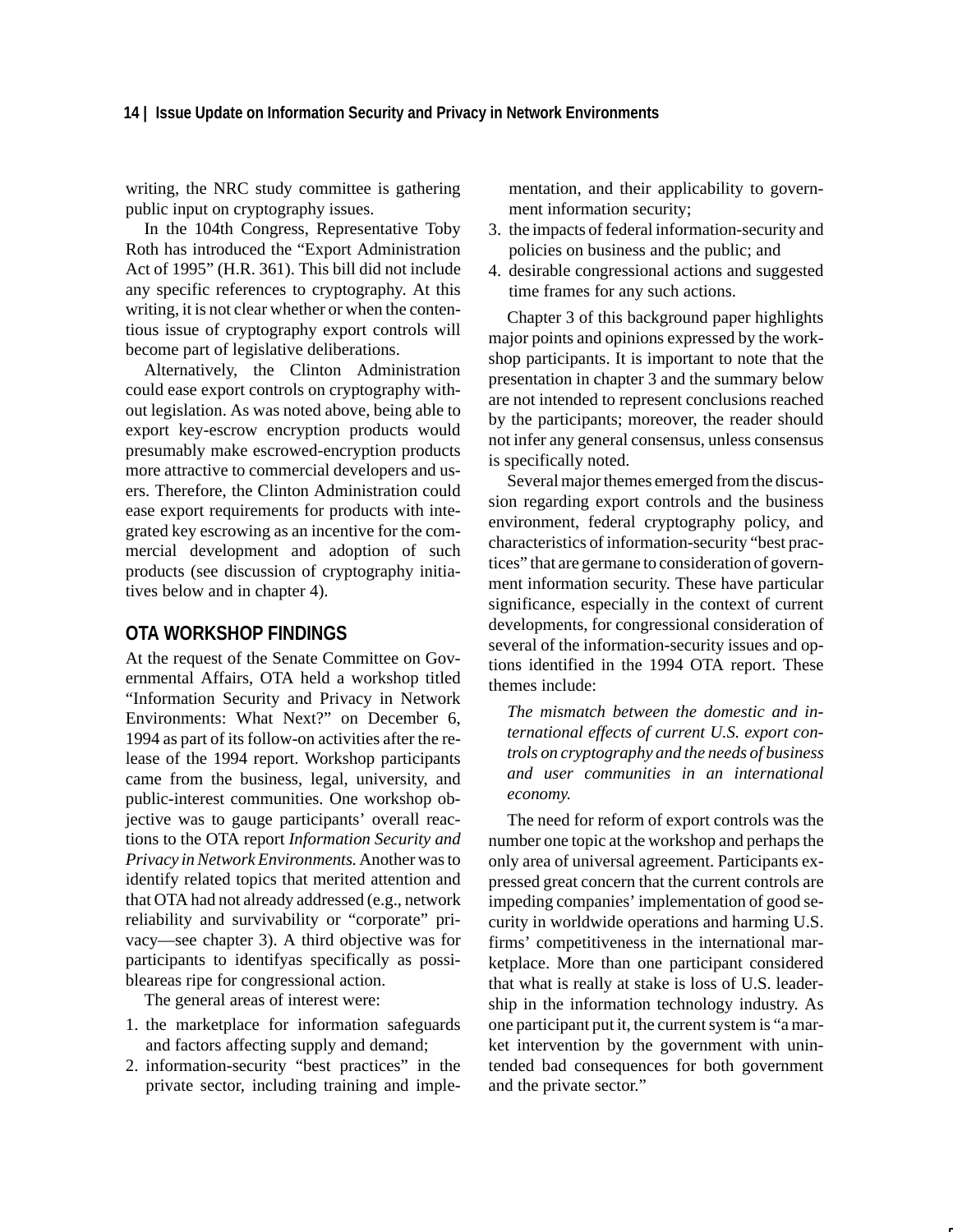writing, the NRC study committee is gathering public input on cryptography issues.

In the 104th Congress, Representative Toby Roth has introduced the "Export Administration Act of 1995" (H.R. 361). This bill did not include any specific references to cryptography. At this writing, it is not clear whether or when the contentious issue of cryptography export controls will become part of legislative deliberations.

Alternatively, the Clinton Administration could ease export controls on cryptography without legislation. As was noted above, being able to export key-escrow encryption products would presumably make escrowed-encryption products more attractive to commercial developers and users. Therefore, the Clinton Administration could ease export requirements for products with integrated key escrowing as an incentive for the commercial development and adoption of such products (see discussion of cryptography initiatives below and in chapter 4).

## OTA WORKSHOP FINDINGS

At the request of the Senate Committee on Governmental Affairs, OTA held a workshop titled "Information Security and Privacy in Network Environments: What Next?" on December 6, 1994 as part of its follow-on activities after the release of the 1994 report. Workshop participants came from the business, legal, university, and public-interest communities. One workshop objective was to gauge participants' overall reactions to the OTA report *Information Security and Privacy in Network Environments.* Another was to identify related topics that merited attention and that OTA had not already addressed (e.g., network reliability and survivability or "corporate" privacy—see chapter 3). A third objective was for participants to identifyas specifically as possibleareas ripe for congressional action.

The general areas of interest were:

1. the marketplace for information safeguards and factors affecting supply and demand;
2. information-security "best practices" in the private sector, including training and implementation, and their applicability to government information security;
3. the impacts of federal information-security and policies on business and the public; and
4. desirable congressional actions and suggested time frames for any such actions.

Chapter 3 of this background paper highlights major points and opinions expressed by the workshop participants. It is important to note that the presentation in chapter 3 and the summary below are not intended to represent conclusions reached by the participants; moreover, the reader should not infer any general consensus, unless consensus is specifically noted.

Several major themes emerged from the discussion regarding export controls and the business environment, federal cryptography policy, and characteristics of information-security "best practices" that are germane to consideration of government information security. These have particular significance, especially in the context of current developments, for congressional consideration of several of the information-security issues and options identified in the 1994 OTA report. These themes include:

*The mismatch between the domestic and international effects of current U.S. export controls on cryptography and the needs of business and user communities in an international economy.*

The need for reform of export controls was the number one topic at the workshop and perhaps the only area of universal agreement. Participants expressed great concern that the current controls are impeding companies' implementation of good security in worldwide operations and harming U.S. firms' competitiveness in the international marketplace. More than one participant considered that what is really at stake is loss of U.S. leadership in the information technology industry. As one participant put it, the current system is "a market intervention by the government with unintended bad consequences for both government and the private sector."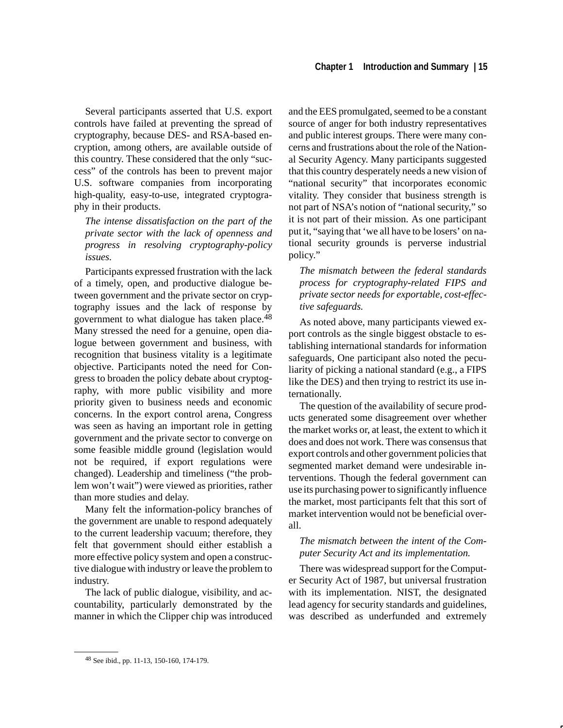Several participants asserted that U.S. export controls have failed at preventing the spread of cryptography, because DES- and RSA-based encryption, among others, are available outside of this country. These considered that the only "success" of the controls has been to prevent major U.S. software companies from incorporating high-quality, easy-to-use, integrated cryptography in their products.

*The intense dissatisfaction on the part of the private sector with the lack of openness and progress in resolving cryptography-policy issues.*

Participants expressed frustration with the lack of a timely, open, and productive dialogue between government and the private sector on cryptography issues and the lack of response by government to what dialogue has taken place.[48] Many stressed the need for a genuine, open dialogue between government and business, with recognition that business vitality is a legitimate objective. Participants noted the need for Congress to broaden the policy debate about cryptography, with more public visibility and more priority given to business needs and economic concerns. In the export control arena, Congress was seen as having an important role in getting government and the private sector to converge on some feasible middle ground (legislation would not be required, if export regulations were changed). Leadership and timeliness ("the problem won't wait") were viewed as priorities, rather than more studies and delay.

Many felt the information-policy branches of the government are unable to respond adequately to the current leadership vacuum; therefore, they felt that government should either establish a more effective policy system and open a constructive dialogue with industry or leave the problem to industry.

The lack of public dialogue, visibility, and accountability, particularly demonstrated by the manner in which the Clipper chip was introduced and the EES promulgated, seemed to be a constant source of anger for both industry representatives and public interest groups. There were many concerns and frustrations about the role of the National Security Agency. Many participants suggested that this country desperately needs a new vision of "national security" that incorporates economic vitality. They consider that business strength is not part of NSA's notion of "national security," so it is not part of their mission. As one participant put it, "saying that 'we all have to be losers' on national security grounds is perverse industrial policy."

*The mismatch between the federal standards process for cryptography-related FIPS and private sector needs for exportable, cost-effective safeguards.*

As noted above, many participants viewed export controls as the single biggest obstacle to establishing international standards for information safeguards, One participant also noted the peculiarity of picking a national standard (e.g., a FIPS like the DES) and then trying to restrict its use internationally.

The question of the availability of secure products generated some disagreement over whether the market works or, at least, the extent to which it does and does not work. There was consensus that export controls and other government policies that segmented market demand were undesirable interventions. Though the federal government can use its purchasing power to significantly influence the market, most participants felt that this sort of market intervention would not be beneficial overall.

*The mismatch between the intent of the Computer Security Act and its implementation.*

There was widespread support for the Computer Security Act of 1987, but universal frustration with its implementation. NIST, the designated lead agency for security standards and guidelines, was described as underfunded and extremely

---

[48] See ibid., pp. 11-13, 150-160, 174-179.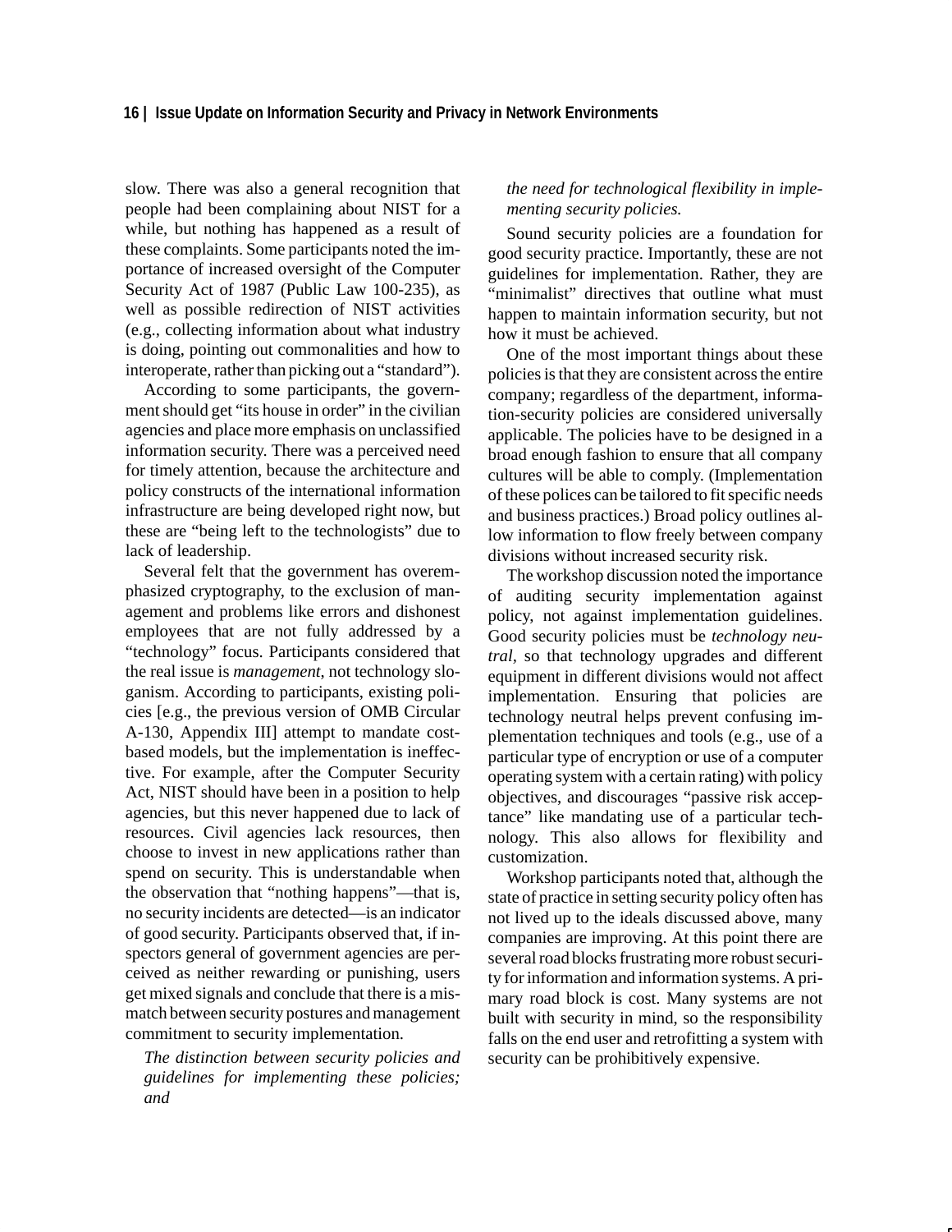slow. There was also a general recognition that people had been complaining about NIST for a while, but nothing has happened as a result of these complaints. Some participants noted the importance of increased oversight of the Computer Security Act of 1987 (Public Law 100-235), as well as possible redirection of NIST activities (e.g., collecting information about what industry is doing, pointing out commonalities and how to interoperate, rather than picking out a "standard").

According to some participants, the government should get "its house in order" in the civilian agencies and place more emphasis on unclassified information security. There was a perceived need for timely attention, because the architecture and policy constructs of the international information infrastructure are being developed right now, but these are "being left to the technologists" due to lack of leadership.

Several felt that the government has overemphasized cryptography, to the exclusion of management and problems like errors and dishonest employees that are not fully addressed by a "technology" focus. Participants considered that the real issue is *management*, not technology sloganism. According to participants, existing policies [e.g., the previous version of OMB Circular A-130, Appendix III] attempt to mandate cost-based models, but the implementation is ineffective. For example, after the Computer Security Act, NIST should have been in a position to help agencies, but this never happened due to lack of resources. Civil agencies lack resources, then choose to invest in new applications rather than spend on security. This is understandable when the observation that "nothing happens"—that is, no security incidents are detected—is an indicator of good security. Participants observed that, if inspectors general of government agencies are perceived as neither rewarding or punishing, users get mixed signals and conclude that there is a mismatch between security postures and management commitment to security implementation.

*The distinction between security policies and guidelines for implementing these policies; and*

*the need for technological flexibility in implementing security policies.*

Sound security policies are a foundation for good security practice. Importantly, these are not guidelines for implementation. Rather, they are "minimalist" directives that outline what must happen to maintain information security, but not how it must be achieved.

One of the most important things about these policies is that they are consistent across the entire company; regardless of the department, information-security policies are considered universally applicable. The policies have to be designed in a broad enough fashion to ensure that all company cultures will be able to comply. (Implementation of these polices can be tailored to fit specific needs and business practices.) Broad policy outlines allow information to flow freely between company divisions without increased security risk.

The workshop discussion noted the importance of auditing security implementation against policy, not against implementation guidelines. Good security policies must be *technology neutral,* so that technology upgrades and different equipment in different divisions would not affect implementation. Ensuring that policies are technology neutral helps prevent confusing implementation techniques and tools (e.g., use of a particular type of encryption or use of a computer operating system with a certain rating) with policy objectives, and discourages "passive risk acceptance" like mandating use of a particular technology. This also allows for flexibility and customization.

Workshop participants noted that, although the state of practice in setting security policy often has not lived up to the ideals discussed above, many companies are improving. At this point there are several road blocks frustrating more robust security for information and information systems. A primary road block is cost. Many systems are not built with security in mind, so the responsibility falls on the end user and retrofitting a system with security can be prohibitively expensive.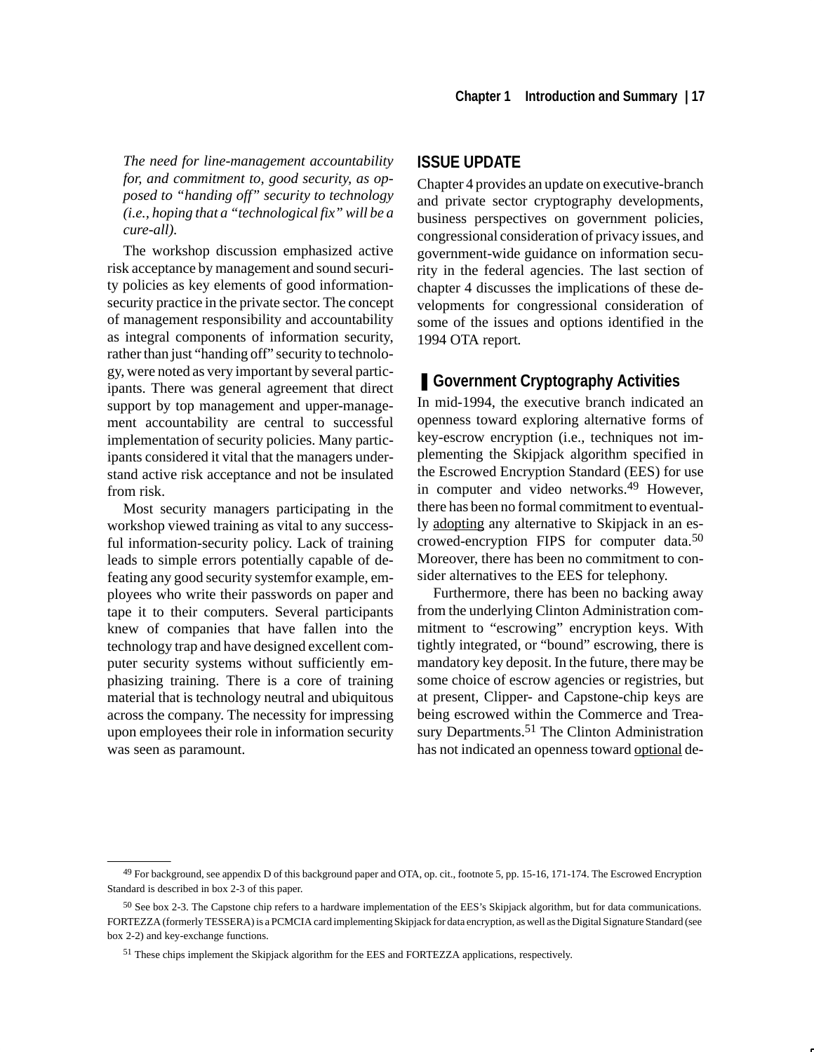*The need for line-management accountability for, and commitment to, good security, as opposed to "handing off" security to technology (i.e., hoping that a "technological fix" will be a cure-all).*

The workshop discussion emphasized active risk acceptance by management and sound security policies as key elements of good information-security practice in the private sector. The concept of management responsibility and accountability as integral components of information security, rather than just "handing off" security to technology, were noted as very important by several participants. There was general agreement that direct support by top management and upper-management accountability are central to successful implementation of security policies. Many participants considered it vital that the managers understand active risk acceptance and not be insulated from risk.

Most security managers participating in the workshop viewed training as vital to any successful information-security policy. Lack of training leads to simple errors potentially capable of defeating any good security systemfor example, employees who write their passwords on paper and tape it to their computers. Several participants knew of companies that have fallen into the technology trap and have designed excellent computer security systems without sufficiently emphasizing training. There is a core of training material that is technology neutral and ubiquitous across the company. The necessity for impressing upon employees their role in information security was seen as paramount.

## ISSUE UPDATE

Chapter 4 provides an update on executive-branch and private sector cryptography developments, business perspectives on government policies, congressional consideration of privacy issues, and government-wide guidance on information security in the federal agencies. The last section of chapter 4 discusses the implications of these developments for congressional consideration of some of the issues and options identified in the 1994 OTA report.

### Government Cryptography Activities

In mid-1994, the executive branch indicated an openness toward exploring alternative forms of key-escrow encryption (i.e., techniques not implementing the Skipjack algorithm specified in the Escrowed Encryption Standard (EES) for use in computer and video networks.[49] However, there has been no formal commitment to eventually adopting any alternative to Skipjack in an escrowed-encryption FIPS for computer data.[50] Moreover, there has been no commitment to consider alternatives to the EES for telephony.

Furthermore, there has been no backing away from the underlying Clinton Administration commitment to "escrowing" encryption keys. With tightly integrated, or "bound" escrowing, there is mandatory key deposit. In the future, there may be some choice of escrow agencies or registries, but at present, Clipper- and Capstone-chip keys are being escrowed within the Commerce and Treasury Departments.[51] The Clinton Administration has not indicated an openness toward optional de-

---

[49] For background, see appendix D of this background paper and OTA, op. cit., footnote 5, pp. 15-16, 171-174. The Escrowed Encryption Standard is described in box 2-3 of this paper.

[50] See box 2-3. The Capstone chip refers to a hardware implementation of the EES's Skipjack algorithm, but for data communications. FORTEZZA (formerly TESSERA) is a PCMCIA card implementing Skipjack for data encryption, as well as the Digital Signature Standard (see box 2-2) and key-exchange functions.

[51] These chips implement the Skipjack algorithm for the EES and FORTEZZA applications, respectively.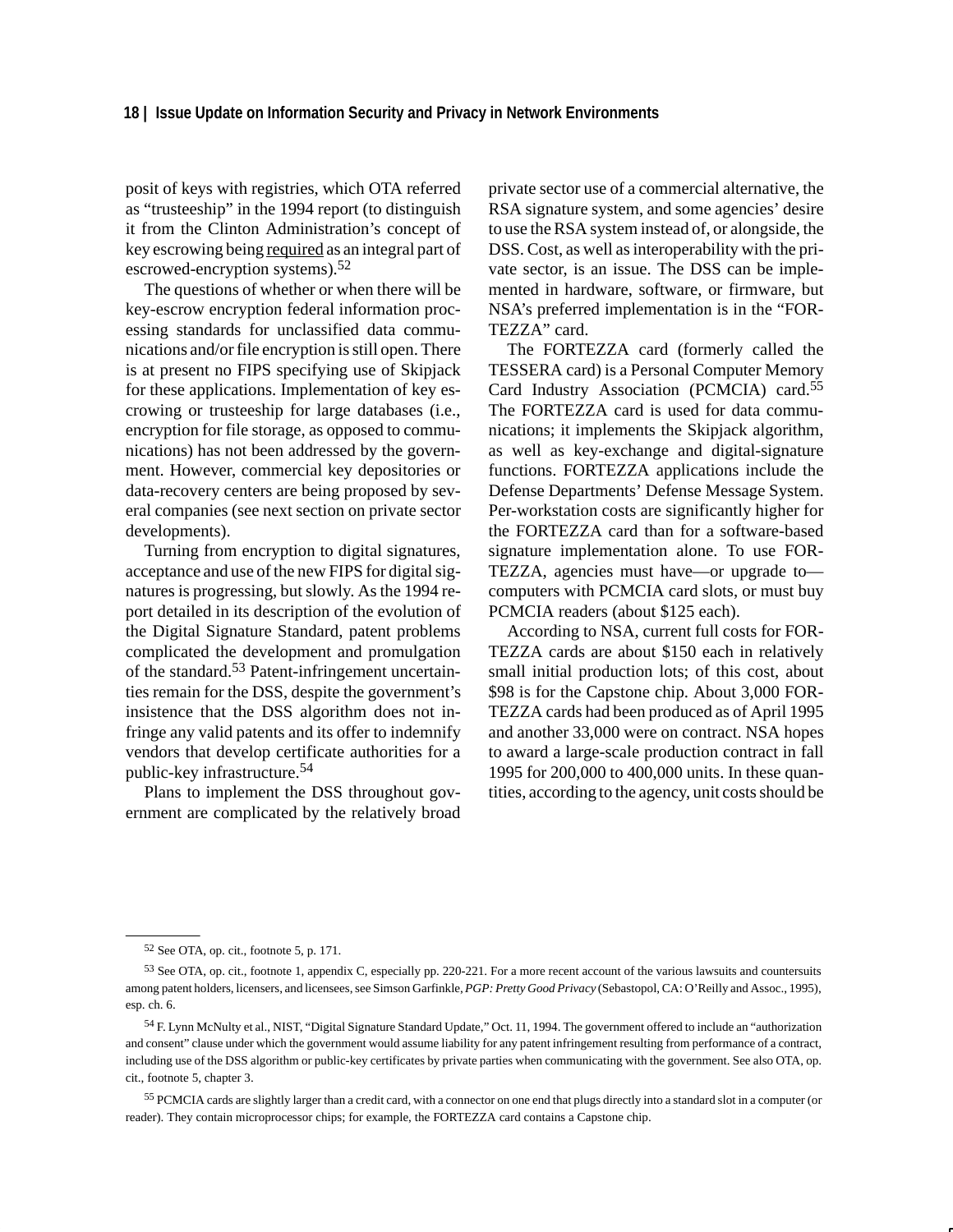posit of keys with registries, which OTA referred as "trusteeship" in the 1994 report (to distinguish it from the Clinton Administration's concept of key escrowing being required as an integral part of escrowed-encryption systems).[52]

The questions of whether or when there will be key-escrow encryption federal information processing standards for unclassified data communications and/or file encryption is still open. There is at present no FIPS specifying use of Skipjack for these applications. Implementation of key escrowing or trusteeship for large databases (i.e., encryption for file storage, as opposed to communications) has not been addressed by the government. However, commercial key depositories or data-recovery centers are being proposed by several companies (see next section on private sector developments).

Turning from encryption to digital signatures, acceptance and use of the new FIPS for digital signatures is progressing, but slowly. As the 1994 report detailed in its description of the evolution of the Digital Signature Standard, patent problems complicated the development and promulgation of the standard.[53] Patent-infringement uncertainties remain for the DSS, despite the government's insistence that the DSS algorithm does not infringe any valid patents and its offer to indemnify vendors that develop certificate authorities for a public-key infrastructure.[54]

Plans to implement the DSS throughout government are complicated by the relatively broad private sector use of a commercial alternative, the RSA signature system, and some agencies' desire to use the RSA system instead of, or alongside, the DSS. Cost, as well as interoperability with the private sector, is an issue. The DSS can be implemented in hardware, software, or firmware, but NSA's preferred implementation is in the "FORTEZZA" card.

The FORTEZZA card (formerly called the TESSERA card) is a Personal Computer Memory Card Industry Association (PCMCIA) card.[55] The FORTEZZA card is used for data communications; it implements the Skipjack algorithm, as well as key-exchange and digital-signature functions. FORTEZZA applications include the Defense Departments' Defense Message System. Per-workstation costs are significantly higher for the FORTEZZA card than for a software-based signature implementation alone. To use FORTEZZA, agencies must have—or upgrade to—computers with PCMCIA card slots, or must buy PCMCIA readers (about $125 each).

According to NSA, current full costs for FORTEZZA cards are about $150 each in relatively small initial production lots; of this cost, about $98 is for the Capstone chip. About 3,000 FORTEZZA cards had been produced as of April 1995 and another 33,000 were on contract. NSA hopes to award a large-scale production contract in fall 1995 for 200,000 to 400,000 units. In these quantities, according to the agency, unit costs should be

---

[52] See OTA, op. cit., footnote 5, p. 171.

[53] See OTA, op. cit., footnote 1, appendix C, especially pp. 220-221. For a more recent account of the various lawsuits and countersuits among patent holders, licensers, and licensees, see Simson Garfinkle, *PGP: Pretty Good Privacy* (Sebastopol, CA: O'Reilly and Assoc., 1995), esp. ch. 6.

[54] F. Lynn McNulty et al., NIST, "Digital Signature Standard Update," Oct. 11, 1994. The government offered to include an "authorization and consent" clause under which the government would assume liability for any patent infringement resulting from performance of a contract, including use of the DSS algorithm or public-key certificates by private parties when communicating with the government. See also OTA, op. cit., footnote 5, chapter 3.

[55] PCMCIA cards are slightly larger than a credit card, with a connector on one end that plugs directly into a standard slot in a computer (or reader). They contain microprocessor chips; for example, the FORTEZZA card contains a Capstone chip.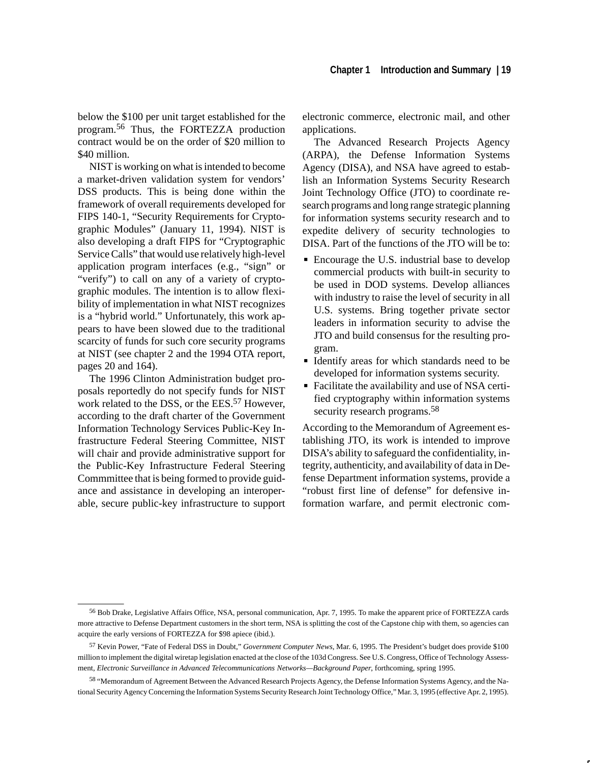below the $100 per unit target established for the program.[56] Thus, the FORTEZZA production contract would be on the order of $20 million to $40 million.

NIST is working on what is intended to become a market-driven validation system for vendors' DSS products. This is being done within the framework of overall requirements developed for FIPS 140-1, "Security Requirements for Cryptographic Modules" (January 11, 1994). NIST is also developing a draft FIPS for "Cryptographic Service Calls" that would use relatively high-level application program interfaces (e.g., "sign" or "verify") to call on any of a variety of cryptographic modules. The intention is to allow flexibility of implementation in what NIST recognizes is a "hybrid world." Unfortunately, this work appears to have been slowed due to the traditional scarcity of funds for such core security programs at NIST (see chapter 2 and the 1994 OTA report, pages 20 and 164).

The 1996 Clinton Administration budget proposals reportedly do not specify funds for NIST work related to the DSS, or the EES.[57] However, according to the draft charter of the Government Information Technology Services Public-Key Infrastructure Federal Steering Committee, NIST will chair and provide administrative support for the Public-Key Infrastructure Federal Steering Commmittee that is being formed to provide guidance and assistance in developing an interoperable, secure public-key infrastructure to support electronic commerce, electronic mail, and other applications.

The Advanced Research Projects Agency (ARPA), the Defense Information Systems Agency (DISA), and NSA have agreed to establish an Information Systems Security Research Joint Technology Office (JTO) to coordinate research programs and long range strategic planning for information systems security research and to expedite delivery of security technologies to DISA. Part of the functions of the JTO will be to:

- Encourage the U.S. industrial base to develop commercial products with built-in security to be used in DOD systems. Develop alliances with industry to raise the level of security in all U.S. systems. Bring together private sector leaders in information security to advise the JTO and build consensus for the resulting program.
- Identify areas for which standards need to be developed for information systems security.
- Facilitate the availability and use of NSA certified cryptography within information systems security research programs.[58]

According to the Memorandum of Agreement establishing JTO, its work is intended to improve DISA's ability to safeguard the confidentiality, integrity, authenticity, and availability of data in Defense Department information systems, provide a "robust first line of defense" for defensive information warfare, and permit electronic com-

---

[56] Bob Drake, Legislative Affairs Office, NSA, personal communication, Apr. 7, 1995. To make the apparent price of FORTEZZA cards more attractive to Defense Department customers in the short term, NSA is splitting the cost of the Capstone chip with them, so agencies can acquire the early versions of FORTEZZA for $98 apiece (ibid.).

[57] Kevin Power, "Fate of Federal DSS in Doubt," *Government Computer News*, Mar. 6, 1995. The President's budget does provide $100 million to implement the digital wiretap legislation enacted at the close of the 103d Congress. See U.S. Congress, Office of Technology Assessment, *Electronic Surveillance in Advanced Telecommunications Networks—Background Paper*, forthcoming, spring 1995.

[58] "Memorandum of Agreement Between the Advanced Research Projects Agency, the Defense Information Systems Agency, and the National Security Agency Concerning the Information Systems Security Research Joint Technology Office," Mar. 3, 1995 (effective Apr. 2, 1995).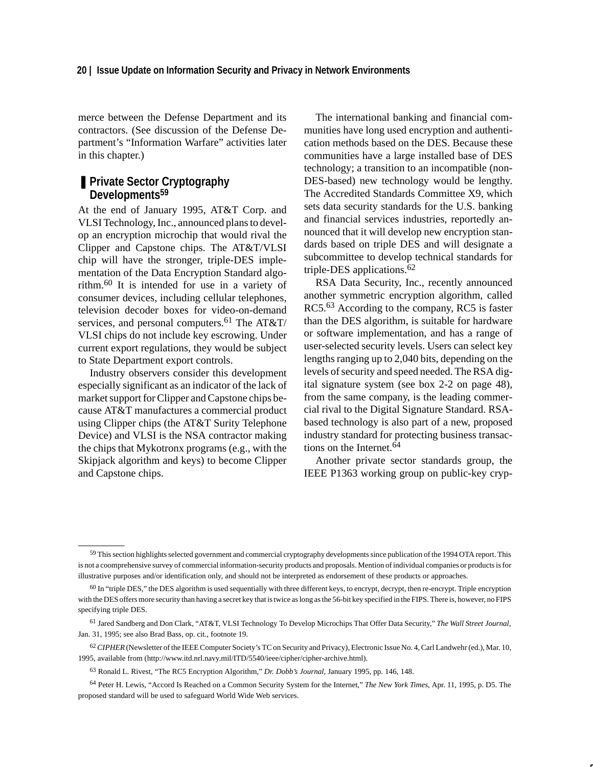merce between the Defense Department and its contractors. (See discussion of the Defense Department's "Information Warfare" activities later in this chapter.)

## Private Sector Cryptography Developments[59]

At the end of January 1995, AT&T Corp. and VLSI Technology, Inc., announced plans to develop an encryption microchip that would rival the Clipper and Capstone chips. The AT&T/VLSI chip will have the stronger, triple-DES implementation of the Data Encryption Standard algorithm.[60] It is intended for use in a variety of consumer devices, including cellular telephones, television decoder boxes for video-on-demand services, and personal computers.[61] The AT&T/VLSI chips do not include key escrowing. Under current export regulations, they would be subject to State Department export controls.

Industry observers consider this development especially significant as an indicator of the lack of market support for Clipper and Capstone chips because AT&T manufactures a commercial product using Clipper chips (the AT&T Surity Telephone Device) and VLSI is the NSA contractor making the chips that Mykotronx programs (e.g., with the Skipjack algorithm and keys) to become Clipper and Capstone chips.

The international banking and financial communities have long used encryption and authentication methods based on the DES. Because these communities have a large installed base of DES technology; a transition to an incompatible (non-DES-based) new technology would be lengthy. The Accredited Standards Committee X9, which sets data security standards for the U.S. banking and financial services industries, reportedly announced that it will develop new encryption standards based on triple DES and will designate a subcommittee to develop technical standards for triple-DES applications.[62]

RSA Data Security, Inc., recently announced another symmetric encryption algorithm, called RC5.[63] According to the company, RC5 is faster than the DES algorithm, is suitable for hardware or software implementation, and has a range of user-selected security levels. Users can select key lengths ranging up to 2,040 bits, depending on the levels of security and speed needed. The RSA digital signature system (see box 2-2 on page 48), from the same company, is the leading commercial rival to the Digital Signature Standard. RSA-based technology is also part of a new, proposed industry standard for protecting business transactions on the Internet.[64]

Another private sector standards group, the IEEE P1363 working group on public-key cryp-

---

[59] This section highlights selected government and commercial cryptography developments since publication of the 1994 OTA report. This is not a coomprehensive survey of commercial information-security products and proposals. Mention of individual companies or products is for illustrative purposes and/or identification only, and should not be interpreted as endorsement of these products or approaches.

[60] In "triple DES," the DES algorithm is used sequentially with three different keys, to encrypt, decrypt, then re-encrypt. Triple encryption with the DES offers more security than having a secret key that is twice as long as the 56-bit key specified in the FIPS. There is, however, no FIPS specifying triple DES.

[61] Jared Sandberg and Don Clark, "AT&T, VLSI Technology To Develop Microchips That Offer Data Security," *The Wall Street Journal*, Jan. 31, 1995; see also Brad Bass, op. cit., footnote 19.

[62] *CIPHER* (Newsletter of the IEEE Computer Society's TC on Security and Privacy), Electronic Issue No. 4, Carl Landwehr (ed.), Mar. 10, 1995, available from (http://www.itd.nrl.navy.mil/ITD/5540/ieee/cipher/cipher-archive.html).

[63] Ronald L. Rivest, "The RC5 Encryption Algorithm," *Dr. Dobb's Journal*, January 1995, pp. 146, 148.

[64] Peter H. Lewis, "Accord Is Reached on a Common Security System for the Internet," *The New York Times*, Apr. 11, 1995, p. D5. The proposed standard will be used to safeguard World Wide Web services.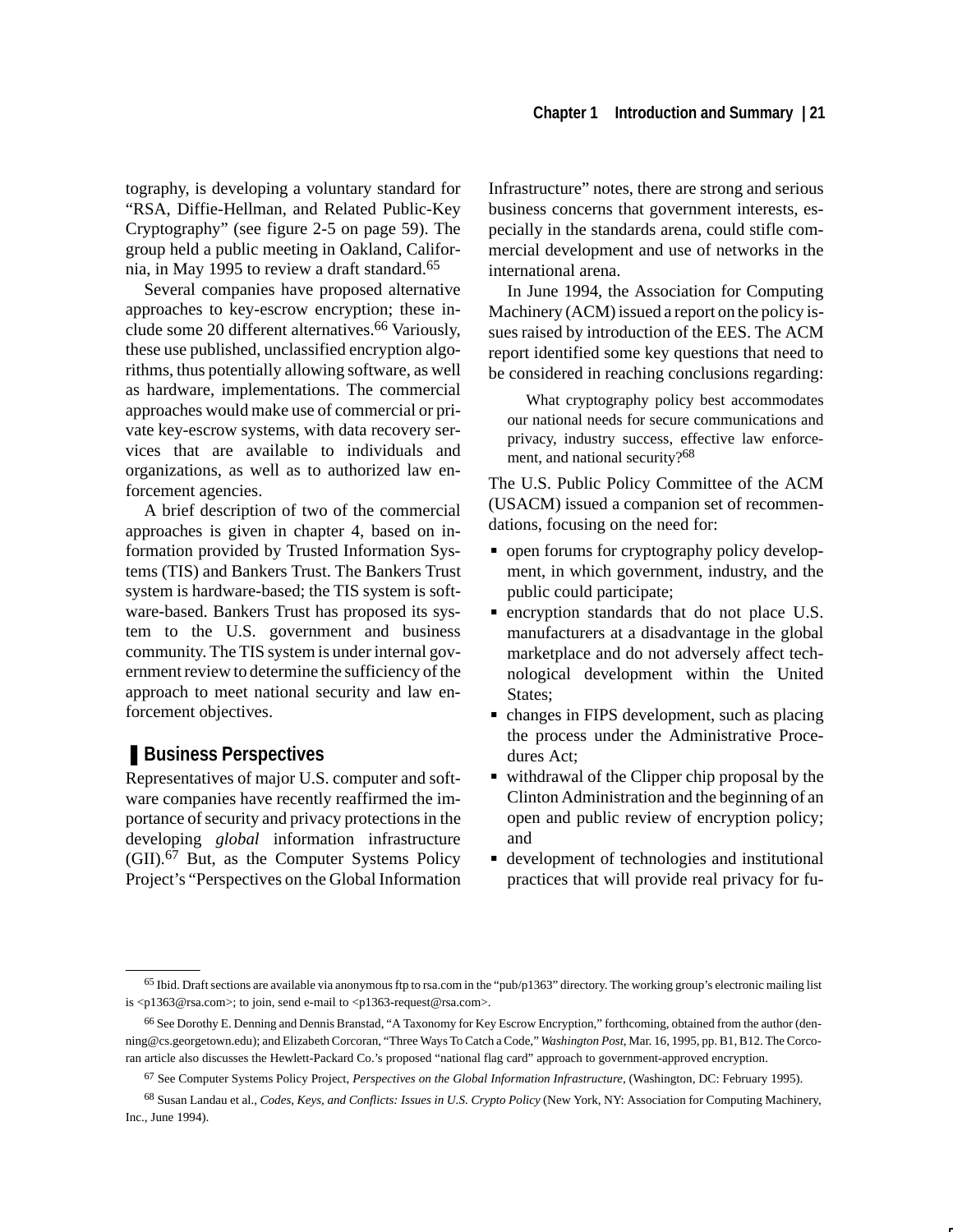tography, is developing a voluntary standard for "RSA, Diffie-Hellman, and Related Public-Key Cryptography" (see figure 2-5 on page 59). The group held a public meeting in Oakland, California, in May 1995 to review a draft standard.[65]

Several companies have proposed alternative approaches to key-escrow encryption; these include some 20 different alternatives.[66] Variously, these use published, unclassified encryption algorithms, thus potentially allowing software, as well as hardware, implementations. The commercial approaches would make use of commercial or private key-escrow systems, with data recovery services that are available to individuals and organizations, as well as to authorized law enforcement agencies.

A brief description of two of the commercial approaches is given in chapter 4, based on information provided by Trusted Information Systems (TIS) and Bankers Trust. The Bankers Trust system is hardware-based; the TIS system is software-based. Bankers Trust has proposed its system to the U.S. government and business community. The TIS system is under internal government review to determine the sufficiency of the approach to meet national security and law enforcement objectives.

## Business Perspectives

Representatives of major U.S. computer and software companies have recently reaffirmed the importance of security and privacy protections in the developing *global* information infrastructure (GII).[67] But, as the Computer Systems Policy Project's "Perspectives on the Global Information Infrastructure" notes, there are strong and serious business concerns that government interests, especially in the standards arena, could stifle commercial development and use of networks in the international arena.

In June 1994, the Association for Computing Machinery (ACM) issued a report on the policy issues raised by introduction of the EES. The ACM report identified some key questions that need to be considered in reaching conclusions regarding:

> What cryptography policy best accommodates our national needs for secure communications and privacy, industry success, effective law enforcement, and national security?[68]

The U.S. Public Policy Committee of the ACM (USACM) issued a companion set of recommendations, focusing on the need for:

- open forums for cryptography policy development, in which government, industry, and the public could participate;
- encryption standards that do not place U.S. manufacturers at a disadvantage in the global marketplace and do not adversely affect technological development within the United States;
- changes in FIPS development, such as placing the process under the Administrative Procedures Act;
- withdrawal of the Clipper chip proposal by the Clinton Administration and the beginning of an open and public review of encryption policy; and
- development of technologies and institutional practices that will provide real privacy for fu-

---

[65] Ibid. Draft sections are available via anonymous ftp to rsa.com in the "pub/p1363" directory. The working group's electronic mailing list is <p1363@rsa.com>; to join, send e-mail to <p1363-request@rsa.com>.

[66] See Dorothy E. Denning and Dennis Branstad, "A Taxonomy for Key Escrow Encryption," forthcoming, obtained from the author (denning@cs.georgetown.edu); and Elizabeth Corcoran, "Three Ways To Catch a Code," *Washington Post*, Mar. 16, 1995, pp. B1, B12. The Corcoran article also discusses the Hewlett-Packard Co.'s proposed "national flag card" approach to government-approved encryption.

[67] See Computer Systems Policy Project, *Perspectives on the Global Information Infrastructure*, (Washington, DC: February 1995).

[68] Susan Landau et al., *Codes, Keys, and Conflicts: Issues in U.S. Crypto Policy* (New York, NY: Association for Computing Machinery, Inc., June 1994).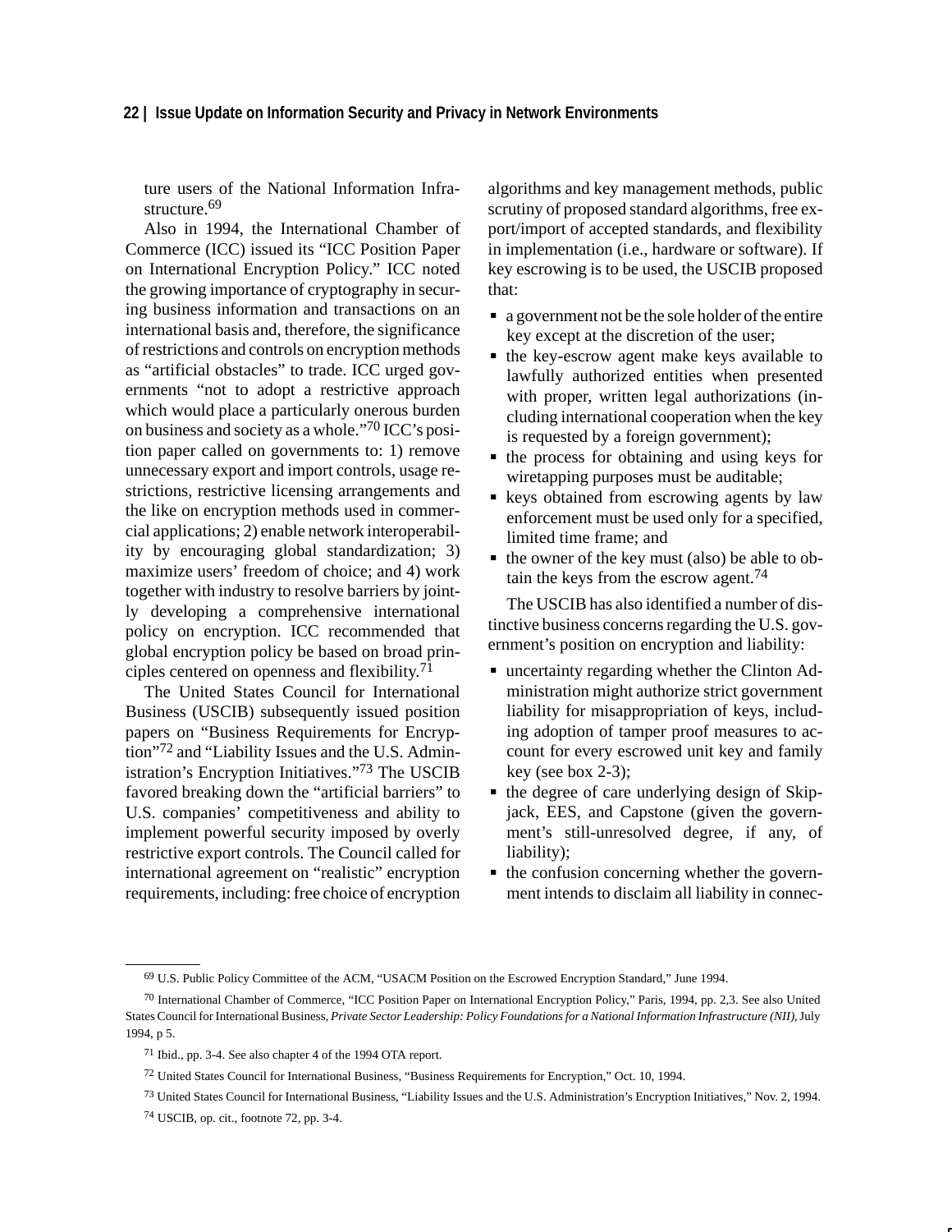ture users of the National Information Infrastructure.[69]

Also in 1994, the International Chamber of Commerce (ICC) issued its "ICC Position Paper on International Encryption Policy." ICC noted the growing importance of cryptography in securing business information and transactions on an international basis and, therefore, the significance of restrictions and controls on encryption methods as "artificial obstacles" to trade. ICC urged governments "not to adopt a restrictive approach which would place a particularly onerous burden on business and society as a whole."[70] ICC's position paper called on governments to: 1) remove unnecessary export and import controls, usage restrictions, restrictive licensing arrangements and the like on encryption methods used in commercial applications; 2) enable network interoperability by encouraging global standardization; 3) maximize users' freedom of choice; and 4) work together with industry to resolve barriers by jointly developing a comprehensive international policy on encryption. ICC recommended that global encryption policy be based on broad principles centered on openness and flexibility.[71]

The United States Council for International Business (USCIB) subsequently issued position papers on "Business Requirements for Encryption"[72] and "Liability Issues and the U.S. Administration's Encryption Initiatives."[73] The USCIB favored breaking down the "artificial barriers" to U.S. companies' competitiveness and ability to implement powerful security imposed by overly restrictive export controls. The Council called for international agreement on "realistic" encryption requirements, including: free choice of encryption algorithms and key management methods, public scrutiny of proposed standard algorithms, free export/import of accepted standards, and flexibility in implementation (i.e., hardware or software). If key escrowing is to be used, the USCIB proposed that:

- a government not be the sole holder of the entire key except at the discretion of the user;
- the key-escrow agent make keys available to lawfully authorized entities when presented with proper, written legal authorizations (including international cooperation when the key is requested by a foreign government);
- the process for obtaining and using keys for wiretapping purposes must be auditable;
- keys obtained from escrowing agents by law enforcement must be used only for a specified, limited time frame; and
- the owner of the key must (also) be able to obtain the keys from the escrow agent.[74]

The USCIB has also identified a number of distinctive business concerns regarding the U.S. government's position on encryption and liability:

- uncertainty regarding whether the Clinton Administration might authorize strict government liability for misappropriation of keys, including adoption of tamper proof measures to account for every escrowed unit key and family key (see box 2-3);
- the degree of care underlying design of Skipjack, EES, and Capstone (given the government's still-unresolved degree, if any, of liability);
- the confusion concerning whether the government intends to disclaim all liability in connec-

---

[69] U.S. Public Policy Committee of the ACM, "USACM Position on the Escrowed Encryption Standard," June 1994.

[70] International Chamber of Commerce, "ICC Position Paper on International Encryption Policy," Paris, 1994, pp. 2,3. See also United States Council for International Business, *Private Sector Leadership: Policy Foundations for a National Information Infrastructure (NII)*, July 1994, p 5.

[71] Ibid., pp. 3-4. See also chapter 4 of the 1994 OTA report.

[72] United States Council for International Business, "Business Requirements for Encryption," Oct. 10, 1994.

[73] United States Council for International Business, "Liability Issues and the U.S. Administration's Encryption Initiatives," Nov. 2, 1994.

[74] USCIB, op. cit., footnote 72, pp. 3-4.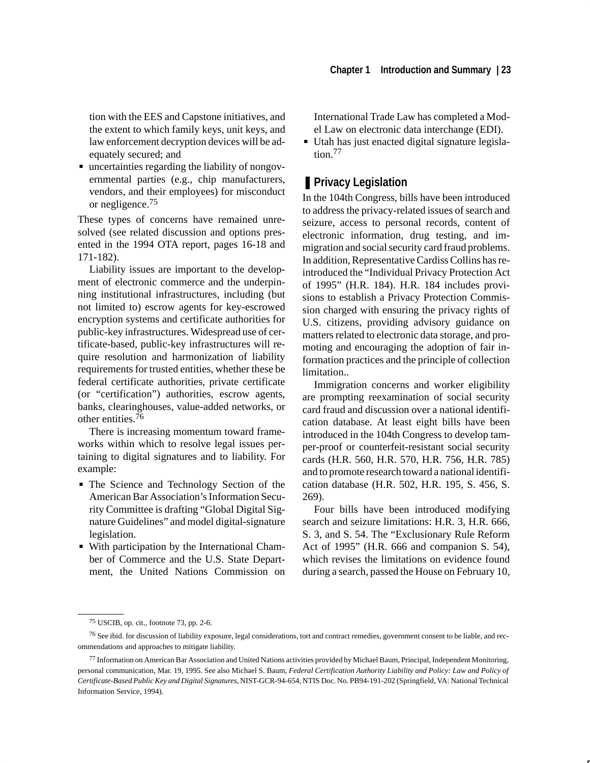tion with the EES and Capstone initiatives, and the extent to which family keys, unit keys, and law enforcement decryption devices will be adequately secured; and

- uncertainties regarding the liability of nongovernmental parties (e.g., chip manufacturers, vendors, and their employees) for misconduct or negligence.[75]

These types of concerns have remained unresolved (see related discussion and options presented in the 1994 OTA report, pages 16-18 and 171-182).

Liability issues are important to the development of electronic commerce and the underpinning institutional infrastructures, including (but not limited to) escrow agents for key-escrowed encryption systems and certificate authorities for public-key infrastructures. Widespread use of certificate-based, public-key infrastructures will require resolution and harmonization of liability requirements for trusted entities, whether these be federal certificate authorities, private certificate (or "certification") authorities, escrow agents, banks, clearinghouses, value-added networks, or other entities.[76]

There is increasing momentum toward frameworks within which to resolve legal issues pertaining to digital signatures and to liability. For example:

- The Science and Technology Section of the American Bar Association's Information Security Committee is drafting "Global Digital Signature Guidelines" and model digital-signature legislation.
- With participation by the International Chamber of Commerce and the U.S. State Department, the United Nations Commission on International Trade Law has completed a Model Law on electronic data interchange (EDI).
- Utah has just enacted digital signature legislation.[77]

## Privacy Legislation

In the 104th Congress, bills have been introduced to address the privacy-related issues of search and seizure, access to personal records, content of electronic information, drug testing, and immigration and social security card fraud problems. In addition, Representative Cardiss Collins has reintroduced the "Individual Privacy Protection Act of 1995" (H.R. 184). H.R. 184 includes provisions to establish a Privacy Protection Commission charged with ensuring the privacy rights of U.S. citizens, providing advisory guidance on matters related to electronic data storage, and promoting and encouraging the adoption of fair information practices and the principle of collection limitation..

Immigration concerns and worker eligibility are prompting reexamination of social security card fraud and discussion over a national identification database. At least eight bills have been introduced in the 104th Congress to develop tamper-proof or counterfeit-resistant social security cards (H.R. 560, H.R. 570, H.R. 756, H.R. 785) and to promote research toward a national identification database (H.R. 502, H.R. 195, S. 456, S. 269).

Four bills have been introduced modifying search and seizure limitations: H.R. 3, H.R. 666, S. 3, and S. 54. The "Exclusionary Rule Reform Act of 1995" (H.R. 666 and companion S. 54), which revises the limitations on evidence found during a search, passed the House on February 10,

---

[75] USCIB, op. cit., footnote 73, pp. 2-6.

[76] See ibid. for discussion of liability exposure, legal considerations, tort and contract remedies, government consent to be liable, and recommendations and approaches to mitigate liability.

[77] Information on American Bar Association and United Nations activities provided by Michael Baum, Principal, Independent Monitoring, personal communication, Mar. 19, 1995. See also Michael S. Baum, *Federal Certification Authority Liability and Policy: Law and Policy of Certificate-Based Public Key and Digital Signatures*, NIST-GCR-94-654, NTIS Doc. No. PB94-191-202 (Springfield, VA: National Technical Information Service, 1994).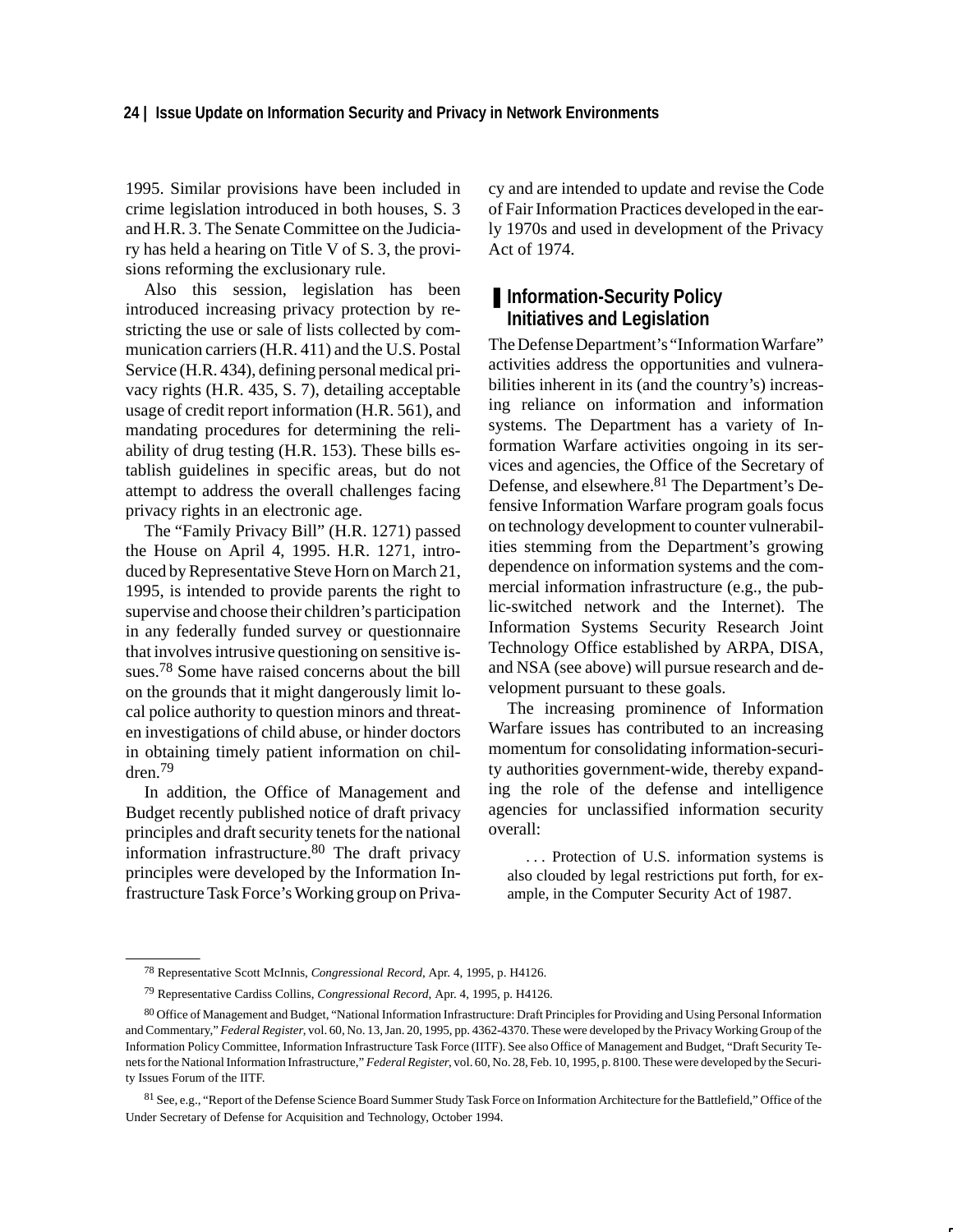1995. Similar provisions have been included in crime legislation introduced in both houses, S. 3 and H.R. 3. The Senate Committee on the Judiciary has held a hearing on Title V of S. 3, the provisions reforming the exclusionary rule.

Also this session, legislation has been introduced increasing privacy protection by restricting the use or sale of lists collected by communication carriers (H.R. 411) and the U.S. Postal Service (H.R. 434), defining personal medical privacy rights (H.R. 435, S. 7), detailing acceptable usage of credit report information (H.R. 561), and mandating procedures for determining the reliability of drug testing (H.R. 153). These bills establish guidelines in specific areas, but do not attempt to address the overall challenges facing privacy rights in an electronic age.

The "Family Privacy Bill" (H.R. 1271) passed the House on April 4, 1995. H.R. 1271, introduced by Representative Steve Horn on March 21, 1995, is intended to provide parents the right to supervise and choose their children's participation in any federally funded survey or questionnaire that involves intrusive questioning on sensitive issues.[78] Some have raised concerns about the bill on the grounds that it might dangerously limit local police authority to question minors and threaten investigations of child abuse, or hinder doctors in obtaining timely patient information on children.[79]

In addition, the Office of Management and Budget recently published notice of draft privacy principles and draft security tenets for the national information infrastructure.[80] The draft privacy principles were developed by the Information Infrastructure Task Force's Working group on Privacy and are intended to update and revise the Code of Fair Information Practices developed in the early 1970s and used in development of the Privacy Act of 1974.

## Information-Security Policy Initiatives and Legislation

The Defense Department's "Information Warfare" activities address the opportunities and vulnerabilities inherent in its (and the country's) increasing reliance on information and information systems. The Department has a variety of Information Warfare activities ongoing in its services and agencies, the Office of the Secretary of Defense, and elsewhere.[81] The Department's Defensive Information Warfare program goals focus on technology development to counter vulnerabilities stemming from the Department's growing dependence on information systems and the commercial information infrastructure (e.g., the public-switched network and the Internet). The Information Systems Security Research Joint Technology Office established by ARPA, DISA, and NSA (see above) will pursue research and development pursuant to these goals.

The increasing prominence of Information Warfare issues has contributed to an increasing momentum for consolidating information-security authorities government-wide, thereby expanding the role of the defense and intelligence agencies for unclassified information security overall:

> . . . Protection of U.S. information systems is also clouded by legal restrictions put forth, for example, in the Computer Security Act of 1987.

---

[78] Representative Scott McInnis, *Congressional Record*, Apr. 4, 1995, p. H4126.

[79] Representative Cardiss Collins, *Congressional Record*, Apr. 4, 1995, p. H4126.

[80] Office of Management and Budget, "National Information Infrastructure: Draft Principles for Providing and Using Personal Information and Commentary," *Federal Register*, vol. 60, No. 13, Jan. 20, 1995, pp. 4362-4370. These were developed by the Privacy Working Group of the Information Policy Committee, Information Infrastructure Task Force (IITF). See also Office of Management and Budget, "Draft Security Tenets for the National Information Infrastructure," *Federal Register*, vol. 60, No. 28, Feb. 10, 1995, p. 8100. These were developed by the Security Issues Forum of the IITF.

[81] See, e.g., "Report of the Defense Science Board Summer Study Task Force on Information Architecture for the Battlefield," Office of the Under Secretary of Defense for Acquisition and Technology, October 1994.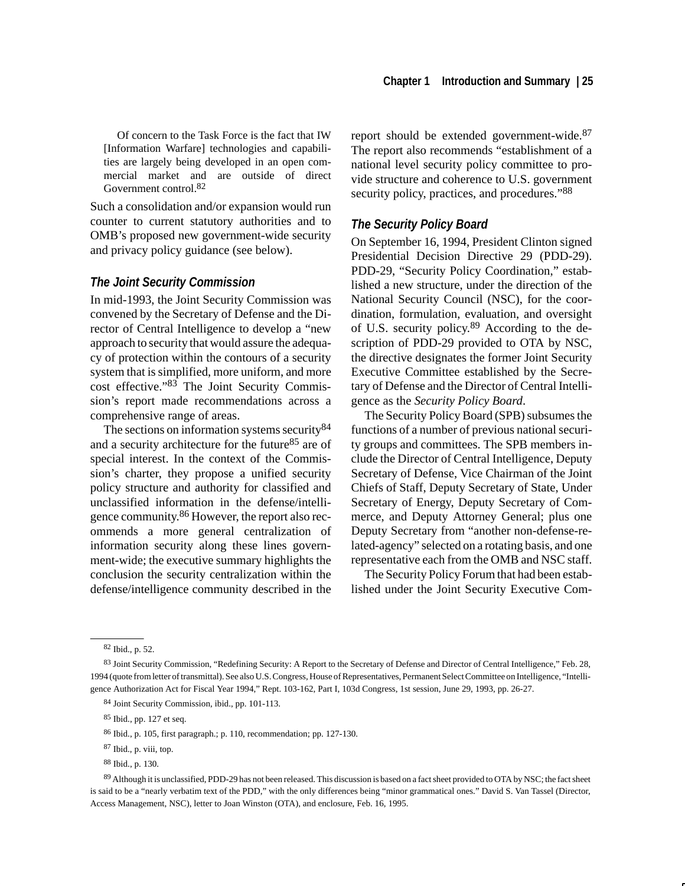> Of concern to the Task Force is the fact that IW [Information Warfare] technologies and capabilities are largely being developed in an open commercial market and are outside of direct Government control.[82]

Such a consolidation and/or expansion would run counter to current statutory authorities and to OMB's proposed new government-wide security and privacy policy guidance (see below).

### *The Joint Security Commission*

In mid-1993, the Joint Security Commission was convened by the Secretary of Defense and the Director of Central Intelligence to develop a "new approach to security that would assure the adequacy of protection within the contours of a security system that is simplified, more uniform, and more cost effective."[83] The Joint Security Commission's report made recommendations across a comprehensive range of areas.

The sections on information systems security[84] and a security architecture for the future[85] are of special interest. In the context of the Commission's charter, they propose a unified security policy structure and authority for classified and unclassified information in the defense/intelligence community.[86] However, the report also recommends a more general centralization of information security along these lines government-wide; the executive summary highlights the conclusion the security centralization within the defense/intelligence community described in the report should be extended government-wide.[87] The report also recommends "establishment of a national level security policy committee to provide structure and coherence to U.S. government security policy, practices, and procedures."[88]

### *The Security Policy Board*

On September 16, 1994, President Clinton signed Presidential Decision Directive 29 (PDD-29). PDD-29, "Security Policy Coordination," established a new structure, under the direction of the National Security Council (NSC), for the coordination, formulation, evaluation, and oversight of U.S. security policy.[89] According to the description of PDD-29 provided to OTA by NSC, the directive designates the former Joint Security Executive Committee established by the Secretary of Defense and the Director of Central Intelligence as the *Security Policy Board*.

The Security Policy Board (SPB) subsumes the functions of a number of previous national security groups and committees. The SPB members include the Director of Central Intelligence, Deputy Secretary of Defense, Vice Chairman of the Joint Chiefs of Staff, Deputy Secretary of State, Under Secretary of Energy, Deputy Secretary of Commerce, and Deputy Attorney General; plus one Deputy Secretary from "another non-defense-related-agency" selected on a rotating basis, and one representative each from the OMB and NSC staff.

The Security Policy Forum that had been established under the Joint Security Executive Com-

---

[82] Ibid., p. 52.

[83] Joint Security Commission, "Redefining Security: A Report to the Secretary of Defense and Director of Central Intelligence," Feb. 28, 1994 (quote from letter of transmittal). See also U.S. Congress, House of Representatives, Permanent Select Committee on Intelligence, "Intelligence Authorization Act for Fiscal Year 1994," Rept. 103-162, Part I, 103d Congress, 1st session, June 29, 1993, pp. 26-27.

[84] Joint Security Commission, ibid., pp. 101-113.

[85] Ibid., pp. 127 et seq.

[86] Ibid., p. 105, first paragraph.; p. 110, recommendation; pp. 127-130.

[87] Ibid., p. viii, top.

[88] Ibid., p. 130.

[89] Although it is unclassified, PDD-29 has not been released. This discussion is based on a fact sheet provided to OTA by NSC; the fact sheet is said to be a "nearly verbatim text of the PDD," with the only differences being "minor grammatical ones." David S. Van Tassel (Director, Access Management, NSC), letter to Joan Winston (OTA), and enclosure, Feb. 16, 1995.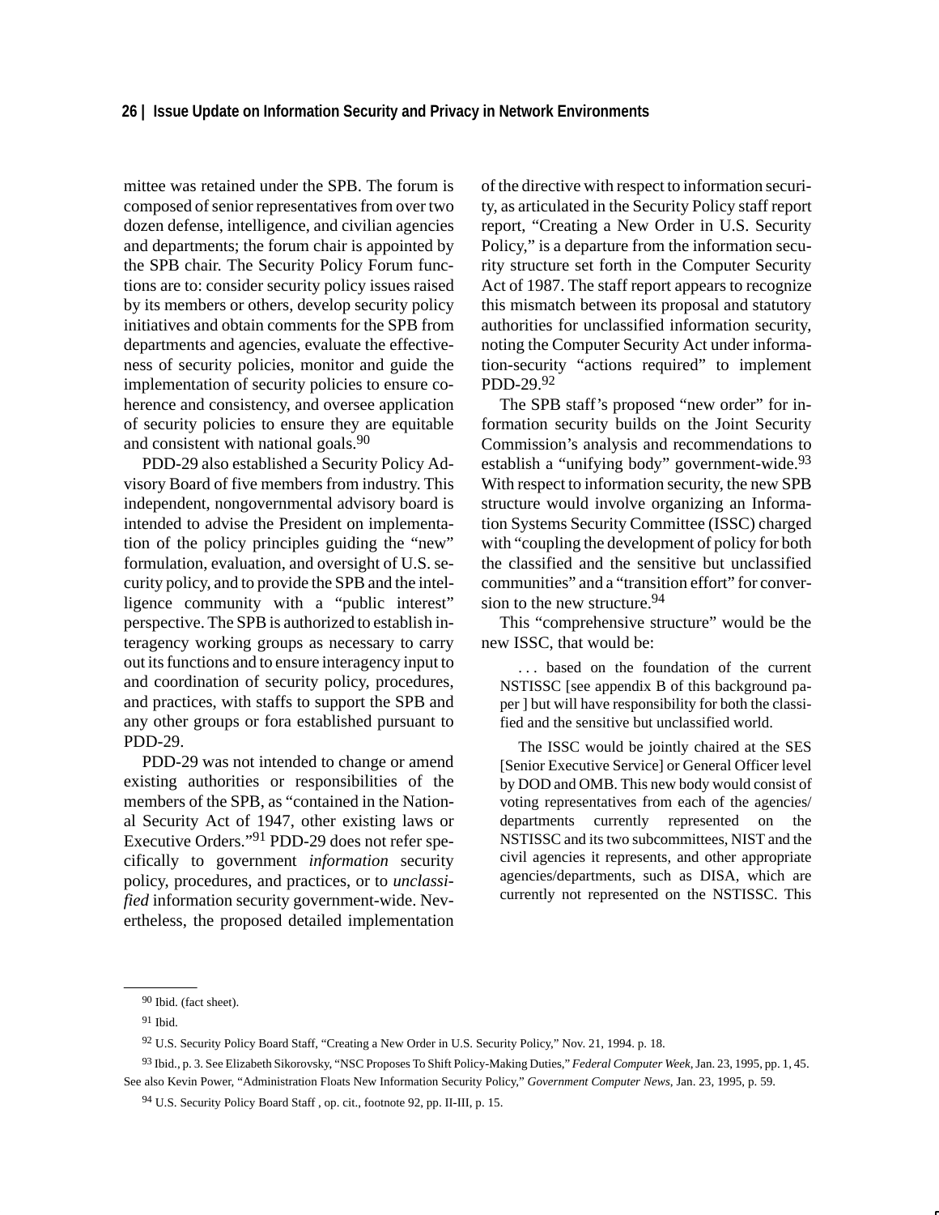mittee was retained under the SPB. The forum is composed of senior representatives from over two dozen defense, intelligence, and civilian agencies and departments; the forum chair is appointed by the SPB chair. The Security Policy Forum functions are to: consider security policy issues raised by its members or others, develop security policy initiatives and obtain comments for the SPB from departments and agencies, evaluate the effectiveness of security policies, monitor and guide the implementation of security policies to ensure coherence and consistency, and oversee application of security policies to ensure they are equitable and consistent with national goals.[90]

PDD-29 also established a Security Policy Advisory Board of five members from industry. This independent, nongovernmental advisory board is intended to advise the President on implementation of the policy principles guiding the "new" formulation, evaluation, and oversight of U.S. security policy, and to provide the SPB and the intelligence community with a "public interest" perspective. The SPB is authorized to establish interagency working groups as necessary to carry out its functions and to ensure interagency input to and coordination of security policy, procedures, and practices, with staffs to support the SPB and any other groups or fora established pursuant to PDD-29.

PDD-29 was not intended to change or amend existing authorities or responsibilities of the members of the SPB, as "contained in the National Security Act of 1947, other existing laws or Executive Orders."[91] PDD-29 does not refer specifically to government *information* security policy, procedures, and practices, or to *unclassified* information security government-wide. Nevertheless, the proposed detailed implementation of the directive with respect to information security, as articulated in the Security Policy staff report report, "Creating a New Order in U.S. Security Policy," is a departure from the information security structure set forth in the Computer Security Act of 1987. The staff report appears to recognize this mismatch between its proposal and statutory authorities for unclassified information security, noting the Computer Security Act under information-security "actions required" to implement PDD-29.[92]

The SPB staff's proposed "new order" for information security builds on the Joint Security Commission's analysis and recommendations to establish a "unifying body" government-wide.[93] With respect to information security, the new SPB structure would involve organizing an Information Systems Security Committee (ISSC) charged with "coupling the development of policy for both the classified and the sensitive but unclassified communities" and a "transition effort" for conversion to the new structure.[94]

This "comprehensive structure" would be the new ISSC, that would be:

> . . . based on the foundation of the current NSTISSC [see appendix B of this background paper ] but will have responsibility for both the classified and the sensitive but unclassified world.
>
> The ISSC would be jointly chaired at the SES [Senior Executive Service] or General Officer level by DOD and OMB. This new body would consist of voting representatives from each of the agencies/ departments currently represented on the NSTISSC and its two subcommittees, NIST and the civil agencies it represents, and other appropriate agencies/departments, such as DISA, which are currently not represented on the NSTISSC. This

---

[90] Ibid. (fact sheet).

[91] Ibid.

[92] U.S. Security Policy Board Staff, "Creating a New Order in U.S. Security Policy," Nov. 21, 1994. p. 18.

[93] Ibid., p. 3. See Elizabeth Sikorovsky, "NSC Proposes To Shift Policy-Making Duties," *Federal Computer Week*, Jan. 23, 1995, pp. 1, 45. See also Kevin Power, "Administration Floats New Information Security Policy," *Government Computer News*, Jan. 23, 1995, p. 59.

[94] U.S. Security Policy Board Staff , op. cit., footnote 92, pp. II-III, p. 15.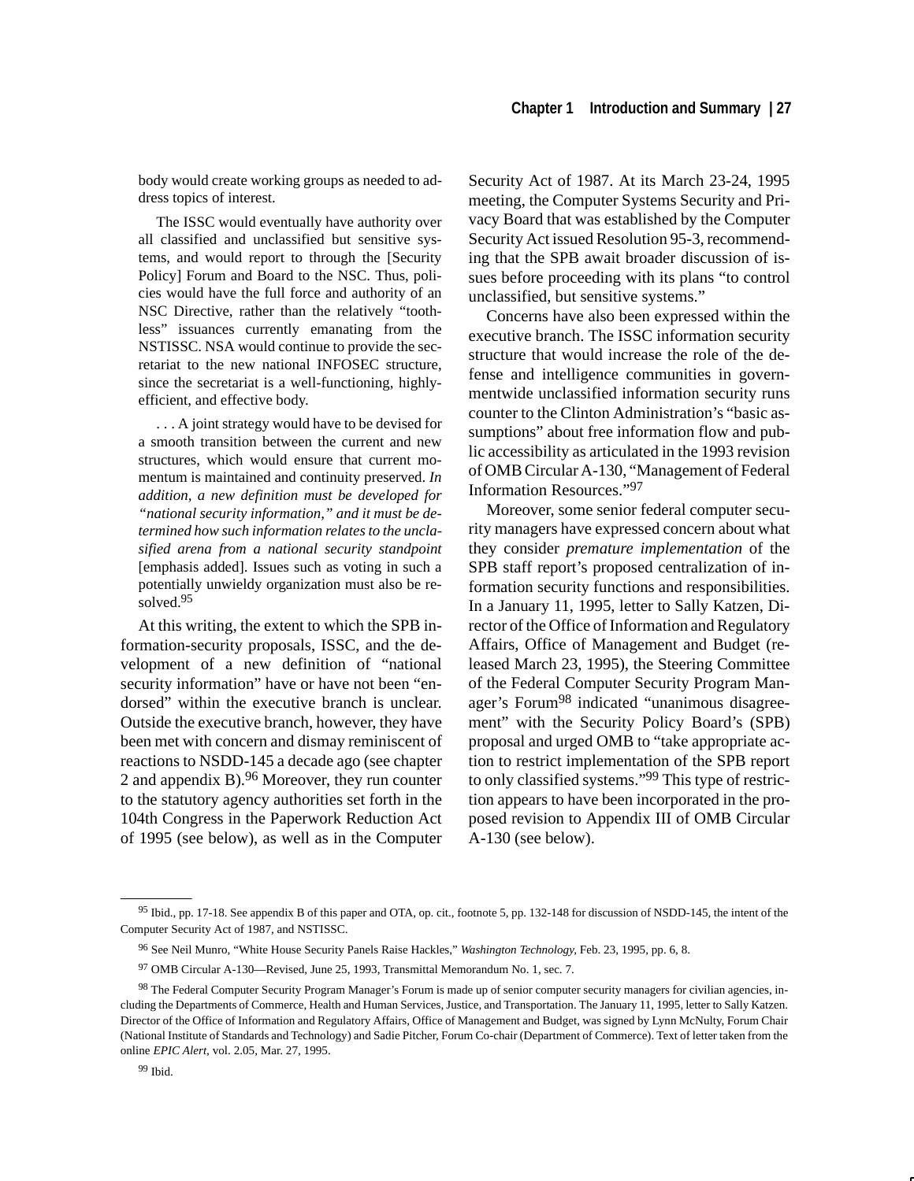body would create working groups as needed to address topics of interest.

The ISSC would eventually have authority over all classified and unclassified but sensitive systems, and would report to through the [Security Policy] Forum and Board to the NSC. Thus, policies would have the full force and authority of an NSC Directive, rather than the relatively "toothless" issuances currently emanating from the NSTISSC. NSA would continue to provide the secretariat to the new national INFOSEC structure, since the secretariat is a well-functioning, highly-efficient, and effective body.

. . . A joint strategy would have to be devised for a smooth transition between the current and new structures, which would ensure that current momentum is maintained and continuity preserved. *In addition, a new definition must be developed for "national security information," and it must be determined how such information relates to the unclasified arena from a national security standpoint* [emphasis added]. Issues such as voting in such a potentially unwieldy organization must also be resolved.[95]

At this writing, the extent to which the SPB information-security proposals, ISSC, and the development of a new definition of "national security information" have or have not been "endorsed" within the executive branch is unclear. Outside the executive branch, however, they have been met with concern and dismay reminiscent of reactions to NSDD-145 a decade ago (see chapter 2 and appendix B).[96] Moreover, they run counter to the statutory agency authorities set forth in the 104th Congress in the Paperwork Reduction Act of 1995 (see below), as well as in the Computer Security Act of 1987. At its March 23-24, 1995 meeting, the Computer Systems Security and Privacy Board that was established by the Computer Security Act issued Resolution 95-3, recommending that the SPB await broader discussion of issues before proceeding with its plans "to control unclassified, but sensitive systems."

Concerns have also been expressed within the executive branch. The ISSC information security structure that would increase the role of the defense and intelligence communities in governmentwide unclassified information security runs counter to the Clinton Administration's "basic assumptions" about free information flow and public accessibility as articulated in the 1993 revision of OMB Circular A-130, "Management of Federal Information Resources."[97]

Moreover, some senior federal computer security managers have expressed concern about what they consider *premature implementation* of the SPB staff report's proposed centralization of information security functions and responsibilities. In a January 11, 1995, letter to Sally Katzen, Director of the Office of Information and Regulatory Affairs, Office of Management and Budget (released March 23, 1995), the Steering Committee of the Federal Computer Security Program Manager's Forum[98] indicated "unanimous disagreement" with the Security Policy Board's (SPB) proposal and urged OMB to "take appropriate action to restrict implementation of the SPB report to only classified systems."[99] This type of restriction appears to have been incorporated in the proposed revision to Appendix III of OMB Circular A-130 (see below).

---

[95] Ibid., pp. 17-18. See appendix B of this paper and OTA, op. cit., footnote 5, pp. 132-148 for discussion of NSDD-145, the intent of the Computer Security Act of 1987, and NSTISSC.

[96] See Neil Munro, "White House Security Panels Raise Hackles," *Washington Technology*, Feb. 23, 1995, pp. 6, 8.

[97] OMB Circular A-130—Revised, June 25, 1993, Transmittal Memorandum No. 1, sec. 7.

[98] The Federal Computer Security Program Manager's Forum is made up of senior computer security managers for civilian agencies, including the Departments of Commerce, Health and Human Services, Justice, and Transportation. The January 11, 1995, letter to Sally Katzen. Director of the Office of Information and Regulatory Affairs, Office of Management and Budget, was signed by Lynn McNulty, Forum Chair (National Institute of Standards and Technology) and Sadie Pitcher, Forum Co-chair (Department of Commerce). Text of letter taken from the online *EPIC Alert*, vol. 2.05, Mar. 27, 1995.

[99] Ibid.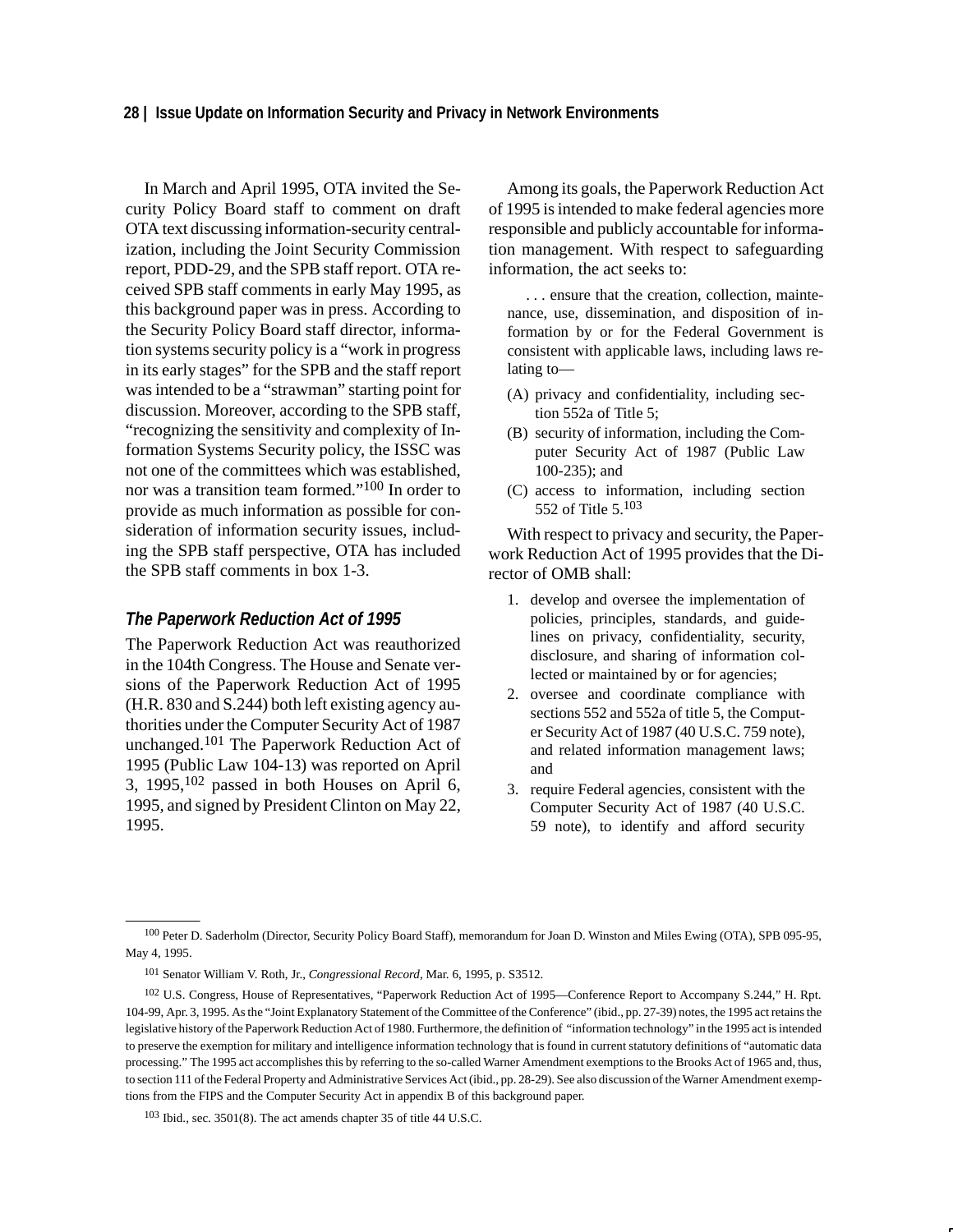In March and April 1995, OTA invited the Security Policy Board staff to comment on draft OTA text discussing information-security centralization, including the Joint Security Commission report, PDD-29, and the SPB staff report. OTA received SPB staff comments in early May 1995, as this background paper was in press. According to the Security Policy Board staff director, information systems security policy is a "work in progress in its early stages" for the SPB and the staff report was intended to be a "strawman" starting point for discussion. Moreover, according to the SPB staff, "recognizing the sensitivity and complexity of Information Systems Security policy, the ISSC was not one of the committees which was established, nor was a transition team formed."[100] In order to provide as much information as possible for consideration of information security issues, including the SPB staff perspective, OTA has included the SPB staff comments in box 1-3.

### *The Paperwork Reduction Act of 1995*

The Paperwork Reduction Act was reauthorized in the 104th Congress. The House and Senate versions of the Paperwork Reduction Act of 1995 (H.R. 830 and S.244) both left existing agency authorities under the Computer Security Act of 1987 unchanged.[101] The Paperwork Reduction Act of 1995 (Public Law 104-13) was reported on April 3, 1995,[102] passed in both Houses on April 6, 1995, and signed by President Clinton on May 22, 1995.

Among its goals, the Paperwork Reduction Act of 1995 is intended to make federal agencies more responsible and publicly accountable for information management. With respect to safeguarding information, the act seeks to:

> . . . ensure that the creation, collection, maintenance, use, dissemination, and disposition of information by or for the Federal Government is consistent with applicable laws, including laws relating to—
>
> (A) privacy and confidentiality, including section 552a of Title 5;
>
> (B) security of information, including the Computer Security Act of 1987 (Public Law 100-235); and
>
> (C) access to information, including section 552 of Title 5.[103]

With respect to privacy and security, the Paperwork Reduction Act of 1995 provides that the Director of OMB shall:

1. develop and oversee the implementation of policies, principles, standards, and guidelines on privacy, confidentiality, security, disclosure, and sharing of information collected or maintained by or for agencies;
2. oversee and coordinate compliance with sections 552 and 552a of title 5, the Computer Security Act of 1987 (40 U.S.C. 759 note), and related information management laws; and
3. require Federal agencies, consistent with the Computer Security Act of 1987 (40 U.S.C. 59 note), to identify and afford security

---

[100] Peter D. Saderholm (Director, Security Policy Board Staff), memorandum for Joan D. Winston and Miles Ewing (OTA), SPB 095-95, May 4, 1995.

[101] Senator William V. Roth, Jr., *Congressional Record*, Mar. 6, 1995, p. S3512.

[102] U.S. Congress, House of Representatives, "Paperwork Reduction Act of 1995—Conference Report to Accompany S.244," H. Rpt. 104-99, Apr. 3, 1995. As the "Joint Explanatory Statement of the Committee of the Conference" (ibid., pp. 27-39) notes, the 1995 act retains the legislative history of the Paperwork Reduction Act of 1980. Furthermore, the definition of "information technology" in the 1995 act is intended to preserve the exemption for military and intelligence information technology that is found in current statutory definitions of "automatic data processing." The 1995 act accomplishes this by referring to the so-called Warner Amendment exemptions to the Brooks Act of 1965 and, thus, to section 111 of the Federal Property and Administrative Services Act (ibid., pp. 28-29). See also discussion of the Warner Amendment exemptions from the FIPS and the Computer Security Act in appendix B of this background paper.

[103] Ibid., sec. 3501(8). The act amends chapter 35 of title 44 U.S.C.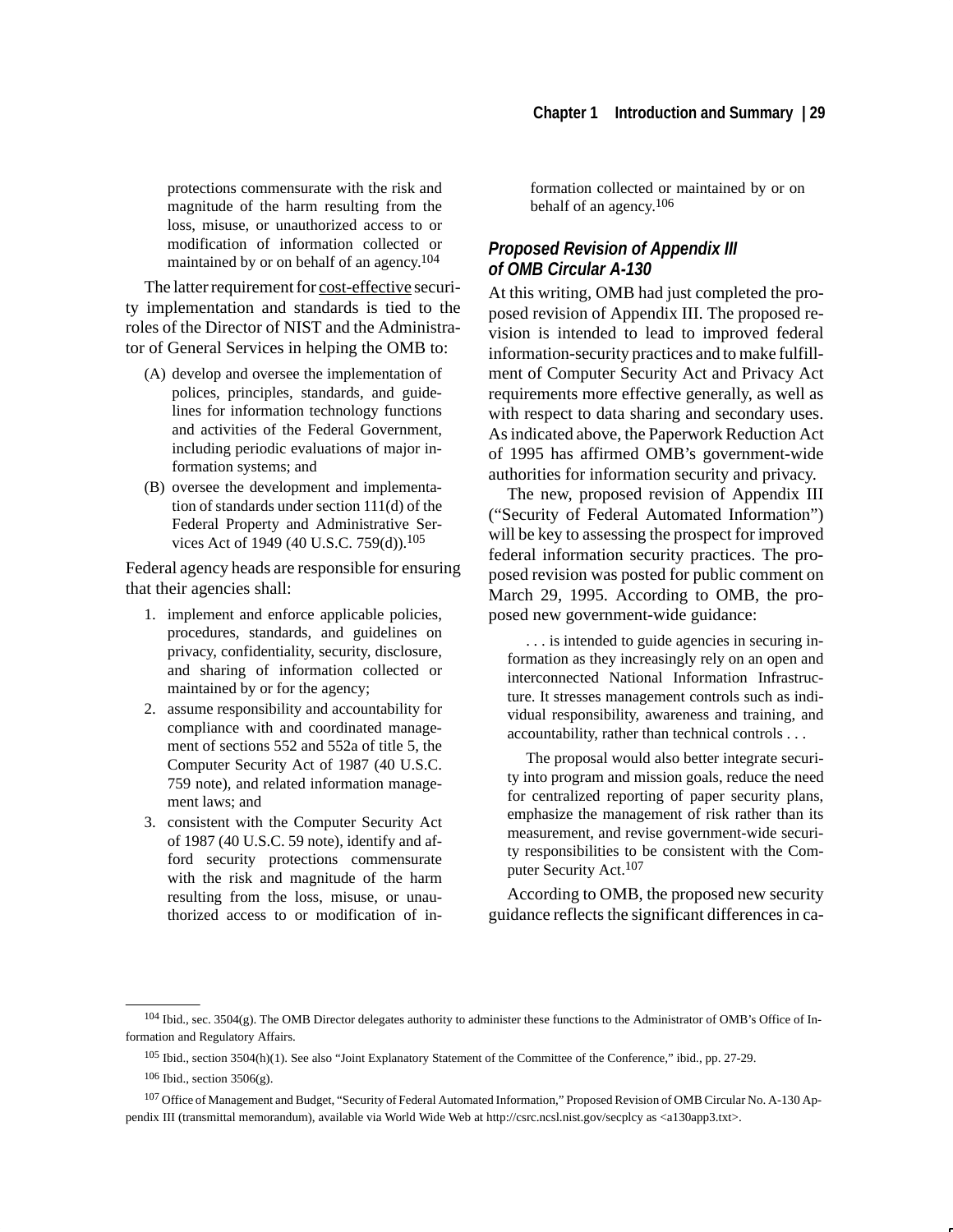> protections commensurate with the risk and magnitude of the harm resulting from the loss, misuse, or unauthorized access to or modification of information collected or maintained by or on behalf of an agency.[104]

The latter requirement for <u>cost-effective</u> security implementation and standards is tied to the roles of the Director of NIST and the Administrator of General Services in helping the OMB to:

> (A) develop and oversee the implementation of polices, principles, standards, and guidelines for information technology functions and activities of the Federal Government, including periodic evaluations of major information systems; and
>
> (B) oversee the development and implementation of standards under section 111(d) of the Federal Property and Administrative Services Act of 1949 (40 U.S.C. 759(d)).[105]

Federal agency heads are responsible for ensuring that their agencies shall:

> 1. implement and enforce applicable policies, procedures, standards, and guidelines on privacy, confidentiality, security, disclosure, and sharing of information collected or maintained by or for the agency;
> 2. assume responsibility and accountability for compliance with and coordinated management of sections 552 and 552a of title 5, the Computer Security Act of 1987 (40 U.S.C. 759 note), and related information management laws; and
> 3. consistent with the Computer Security Act of 1987 (40 U.S.C. 59 note), identify and afford security protections commensurate with the risk and magnitude of the harm resulting from the loss, misuse, or unauthorized access to or modification of information collected or maintained by or on behalf of an agency.[106]

### *Proposed Revision of Appendix III of OMB Circular A-130*

At this writing, OMB had just completed the proposed revision of Appendix III. The proposed revision is intended to lead to improved federal information-security practices and to make fulfillment of Computer Security Act and Privacy Act requirements more effective generally, as well as with respect to data sharing and secondary uses. As indicated above, the Paperwork Reduction Act of 1995 has affirmed OMB's government-wide authorities for information security and privacy.

The new, proposed revision of Appendix III ("Security of Federal Automated Information") will be key to assessing the prospect for improved federal information security practices. The proposed revision was posted for public comment on March 29, 1995. According to OMB, the proposed new government-wide guidance:

> . . . is intended to guide agencies in securing information as they increasingly rely on an open and interconnected National Information Infrastructure. It stresses management controls such as individual responsibility, awareness and training, and accountability, rather than technical controls . . .
>
> The proposal would also better integrate security into program and mission goals, reduce the need for centralized reporting of paper security plans, emphasize the management of risk rather than its measurement, and revise government-wide security responsibilities to be consistent with the Computer Security Act.[107]

According to OMB, the proposed new security guidance reflects the significant differences in ca-

---

[104] Ibid., sec. 3504(g). The OMB Director delegates authority to administer these functions to the Administrator of OMB's Office of Information and Regulatory Affairs.

[105] Ibid., section 3504(h)(1). See also "Joint Explanatory Statement of the Committee of the Conference," ibid., pp. 27-29.

[106] Ibid., section 3506(g).

[107] Office of Management and Budget, "Security of Federal Automated Information," Proposed Revision of OMB Circular No. A-130 Appendix III (transmittal memorandum), available via World Wide Web at http://csrc.ncsl.nist.gov/secplcy as <a130app3.txt>.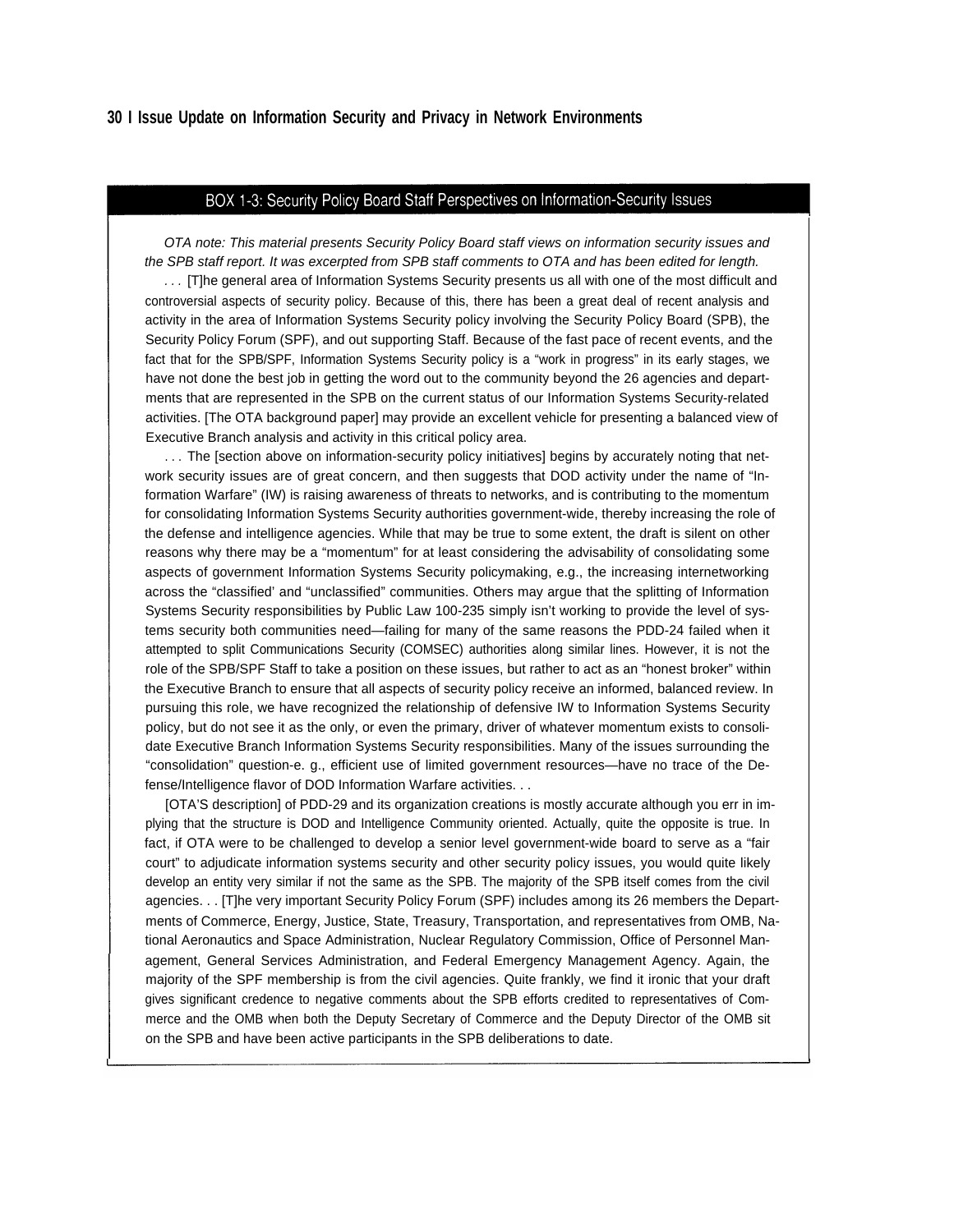## BOX 1-3: Security Policy Board Staff Perspectives on Information-Security Issues

*OTA note: This material presents Security Policy Board staff views on information security issues and the SPB staff report. It was excerpted from SPB staff comments to OTA and has been edited for length.*

. . . [T]he general area of Information Systems Security presents us all with one of the most difficult and controversial aspects of security policy. Because of this, there has been a great deal of recent analysis and activity in the area of Information Systems Security policy involving the Security Policy Board (SPB), the Security Policy Forum (SPF), and out supporting Staff. Because of the fast pace of recent events, and the fact that for the SPB/SPF, Information Systems Security policy is a "work in progress" in its early stages, we have not done the best job in getting the word out to the community beyond the 26 agencies and departments that are represented in the SPB on the current status of our Information Systems Security-related activities. [The OTA background paper] may provide an excellent vehicle for presenting a balanced view of Executive Branch analysis and activity in this critical policy area.

. . . The [section above on information-security policy initiatives] begins by accurately noting that network security issues are of great concern, and then suggests that DOD activity under the name of "Information Warfare" (IW) is raising awareness of threats to networks, and is contributing to the momentum for consolidating Information Systems Security authorities government-wide, thereby increasing the role of the defense and intelligence agencies. While that may be true to some extent, the draft is silent on other reasons why there may be a "momentum" for at least considering the advisability of consolidating some aspects of government Information Systems Security policymaking, e.g., the increasing internetworking across the "classified' and "unclassified" communities. Others may argue that the splitting of Information Systems Security responsibilities by Public Law 100-235 simply isn't working to provide the level of systems security both communities need—failing for many of the same reasons the PDD-24 failed when it attempted to split Communications Security (COMSEC) authorities along similar lines. However, it is not the role of the SPB/SPF Staff to take a position on these issues, but rather to act as an "honest broker" within the Executive Branch to ensure that all aspects of security policy receive an informed, balanced review. In pursuing this role, we have recognized the relationship of defensive IW to Information Systems Security policy, but do not see it as the only, or even the primary, driver of whatever momentum exists to consolidate Executive Branch Information Systems Security responsibilities. Many of the issues surrounding the "consolidation" question-e. g., efficient use of limited government resources—have no trace of the Defense/Intelligence flavor of DOD Information Warfare activities. . .

[OTA'S description] of PDD-29 and its organization creations is mostly accurate although you err in implying that the structure is DOD and Intelligence Community oriented. Actually, quite the opposite is true. In fact, if OTA were to be challenged to develop a senior level government-wide board to serve as a "fair court" to adjudicate information systems security and other security policy issues, you would quite likely develop an entity very similar if not the same as the SPB. The majority of the SPB itself comes from the civil agencies. . . [T]he very important Security Policy Forum (SPF) includes among its 26 members the Departments of Commerce, Energy, Justice, State, Treasury, Transportation, and representatives from OMB, National Aeronautics and Space Administration, Nuclear Regulatory Commission, Office of Personnel Management, General Services Administration, and Federal Emergency Management Agency. Again, the majority of the SPF membership is from the civil agencies. Quite frankly, we find it ironic that your draft gives significant credence to negative comments about the SPB efforts credited to representatives of Commerce and the OMB when both the Deputy Secretary of Commerce and the Deputy Director of the OMB sit on the SPB and have been active participants in the SPB deliberations to date.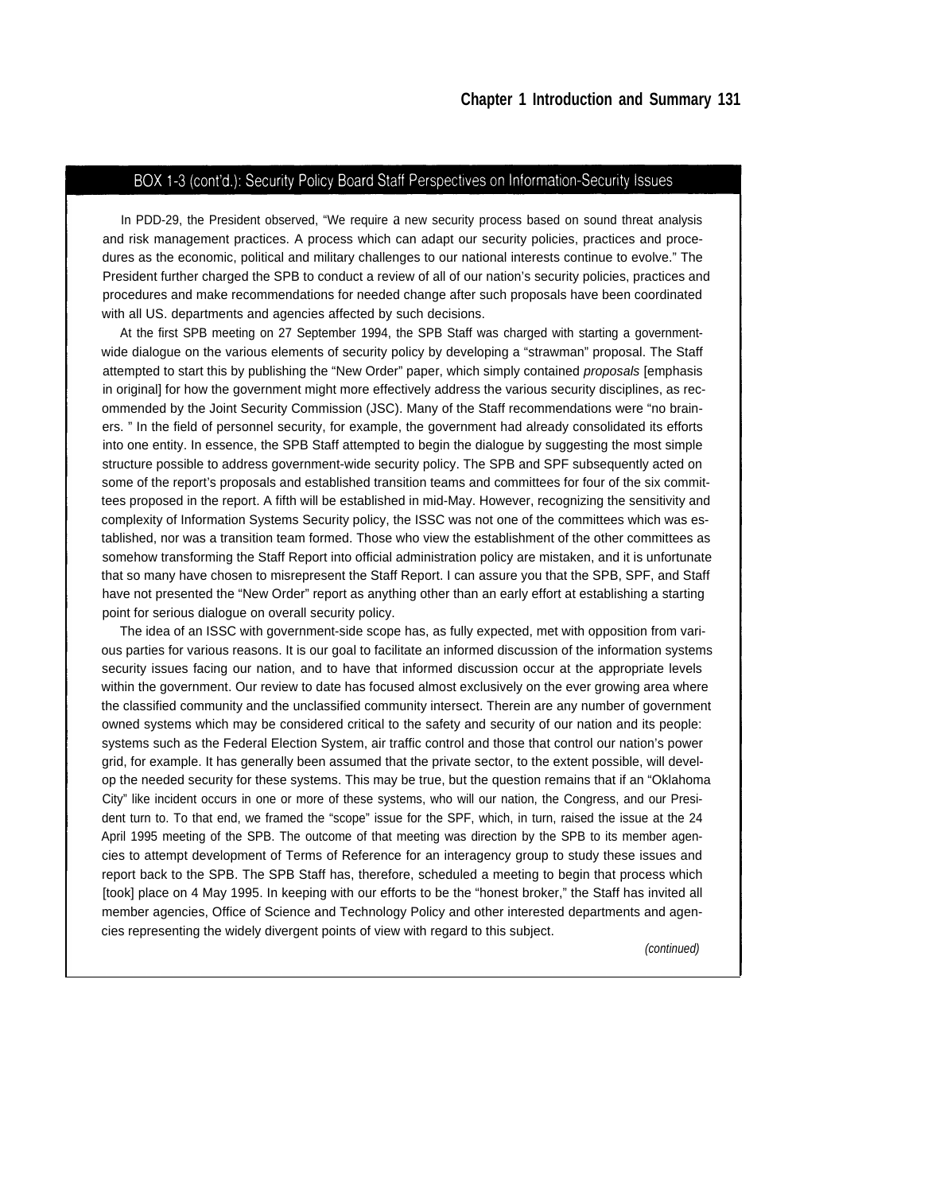## BOX 1-3 (cont'd.): Security Policy Board Staff Perspectives on Information-Security Issues

In PDD-29, the President observed, "We require a new security process based on sound threat analysis and risk management practices. A process which can adapt our security policies, practices and procedures as the economic, political and military challenges to our national interests continue to evolve." The President further charged the SPB to conduct a review of all of our nation's security policies, practices and procedures and make recommendations for needed change after such proposals have been coordinated with all US. departments and agencies affected by such decisions.

At the first SPB meeting on 27 September 1994, the SPB Staff was charged with starting a government-wide dialogue on the various elements of security policy by developing a "strawman" proposal. The Staff attempted to start this by publishing the "New Order" paper, which simply contained *proposals* [emphasis in original] for how the government might more effectively address the various security disciplines, as recommended by the Joint Security Commission (JSC). Many of the Staff recommendations were "no brainers. " In the field of personnel security, for example, the government had already consolidated its efforts into one entity. In essence, the SPB Staff attempted to begin the dialogue by suggesting the most simple structure possible to address government-wide security policy. The SPB and SPF subsequently acted on some of the report's proposals and established transition teams and committees for four of the six committees proposed in the report. A fifth will be established in mid-May. However, recognizing the sensitivity and complexity of Information Systems Security policy, the ISSC was not one of the committees which was established, nor was a transition team formed. Those who view the establishment of the other committees as somehow transforming the Staff Report into official administration policy are mistaken, and it is unfortunate that so many have chosen to misrepresent the Staff Report. I can assure you that the SPB, SPF, and Staff have not presented the "New Order" report as anything other than an early effort at establishing a starting point for serious dialogue on overall security policy.

The idea of an ISSC with government-side scope has, as fully expected, met with opposition from various parties for various reasons. It is our goal to facilitate an informed discussion of the information systems security issues facing our nation, and to have that informed discussion occur at the appropriate levels within the government. Our review to date has focused almost exclusively on the ever growing area where the classified community and the unclassified community intersect. Therein are any number of government owned systems which may be considered critical to the safety and security of our nation and its people: systems such as the Federal Election System, air traffic control and those that control our nation's power grid, for example. It has generally been assumed that the private sector, to the extent possible, will develop the needed security for these systems. This may be true, but the question remains that if an "Oklahoma City" like incident occurs in one or more of these systems, who will our nation, the Congress, and our President turn to. To that end, we framed the "scope" issue for the SPF, which, in turn, raised the issue at the 24 April 1995 meeting of the SPB. The outcome of that meeting was direction by the SPB to its member agencies to attempt development of Terms of Reference for an interagency group to study these issues and report back to the SPB. The SPB Staff has, therefore, scheduled a meeting to begin that process which [took] place on 4 May 1995. In keeping with our efforts to be the "honest broker," the Staff has invited all member agencies, Office of Science and Technology Policy and other interested departments and agencies representing the widely divergent points of view with regard to this subject.

*(continued)*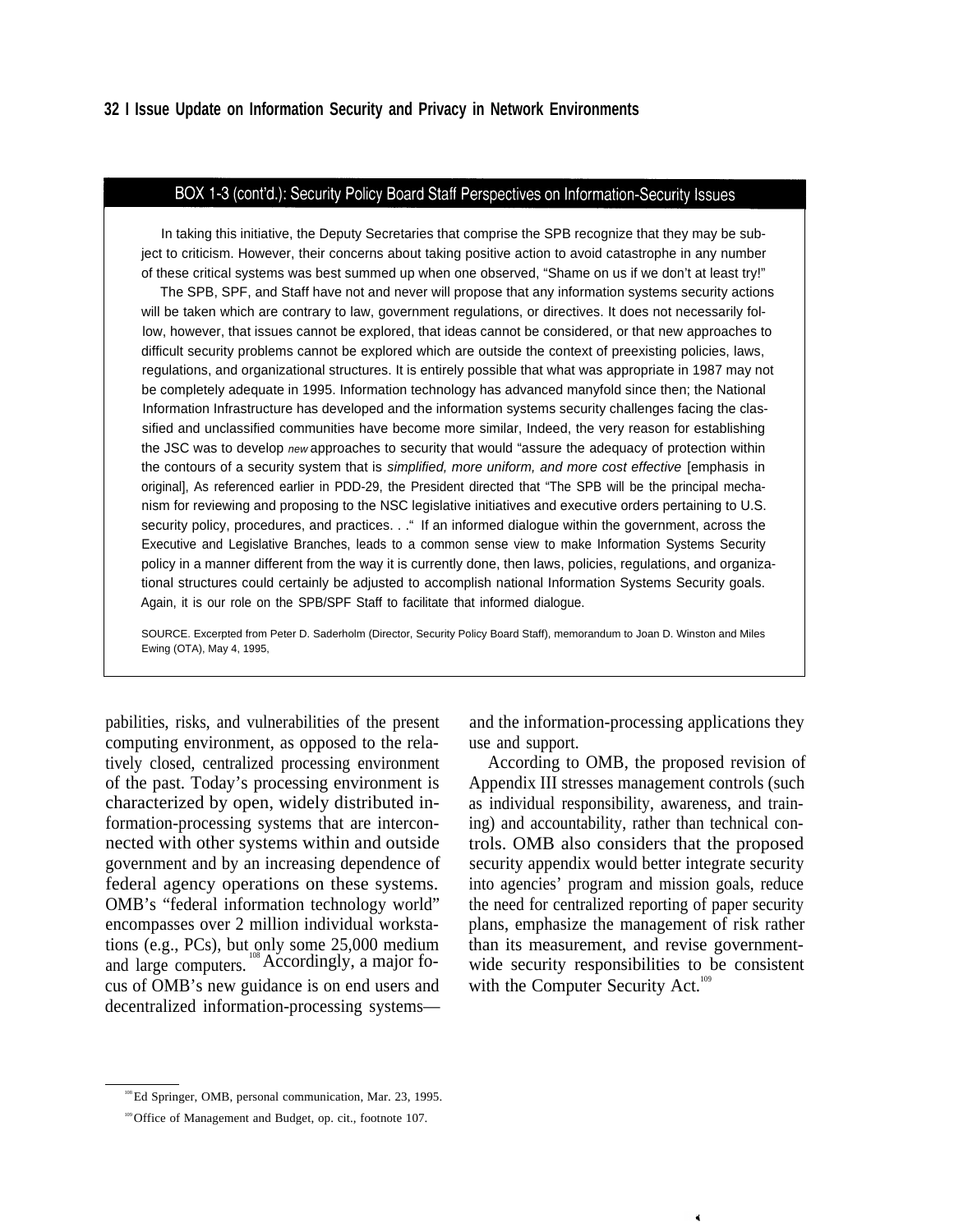## BOX 1-3 (cont'd.): Security Policy Board Staff Perspectives on Information-Security Issues

In taking this initiative, the Deputy Secretaries that comprise the SPB recognize that they may be subject to criticism. However, their concerns about taking positive action to avoid catastrophe in any number of these critical systems was best summed up when one observed, "Shame on us if we don't at least try!"

The SPB, SPF, and Staff have not and never will propose that any information systems security actions will be taken which are contrary to law, government regulations, or directives. It does not necessarily follow, however, that issues cannot be explored, that ideas cannot be considered, or that new approaches to difficult security problems cannot be explored which are outside the context of preexisting policies, laws, regulations, and organizational structures. It is entirely possible that what was appropriate in 1987 may not be completely adequate in 1995. Information technology has advanced manyfold since then; the National Information Infrastructure has developed and the information systems security challenges facing the classified and unclassified communities have become more similar, Indeed, the very reason for establishing the JSC was to develop *new* approaches to security that would "assure the adequacy of protection within the contours of a security system that is *simplified, more uniform, and more cost effective* [emphasis in original], As referenced earlier in PDD-29, the President directed that "The SPB will be the principal mechanism for reviewing and proposing to the NSC legislative initiatives and executive orders pertaining to U.S. security policy, procedures, and practices. . ." If an informed dialogue within the government, across the Executive and Legislative Branches, leads to a common sense view to make Information Systems Security policy in a manner different from the way it is currently done, then laws, policies, regulations, and organizational structures could certainly be adjusted to accomplish national Information Systems Security goals. Again, it is our role on the SPB/SPF Staff to facilitate that informed dialogue.

SOURCE. Excerpted from Peter D. Saderholm (Director, Security Policy Board Staff), memorandum to Joan D. Winston and Miles Ewing (OTA), May 4, 1995,

pabilities, risks, and vulnerabilities of the present computing environment, as opposed to the relatively closed, centralized processing environment of the past. Today's processing environment is characterized by open, widely distributed information-processing systems that are interconnected with other systems within and outside government and by an increasing dependence of federal agency operations on these systems. OMB's "federal information technology world" encompasses over 2 million individual workstations (e.g., PCs), but only some 25,000 medium and large computers.[108] Accordingly, a major focus of OMB's new guidance is on end users and decentralized information-processing systems—and the information-processing applications they use and support.

According to OMB, the proposed revision of Appendix III stresses management controls (such as individual responsibility, awareness, and training) and accountability, rather than technical controls. OMB also considers that the proposed security appendix would better integrate security into agencies' program and mission goals, reduce the need for centralized reporting of paper security plans, emphasize the management of risk rather than its measurement, and revise government-wide security responsibilities to be consistent with the Computer Security Act.[109]

[108] Ed Springer, OMB, personal communication, Mar. 23, 1995.

[109] Office of Management and Budget, op. cit., footnote 107.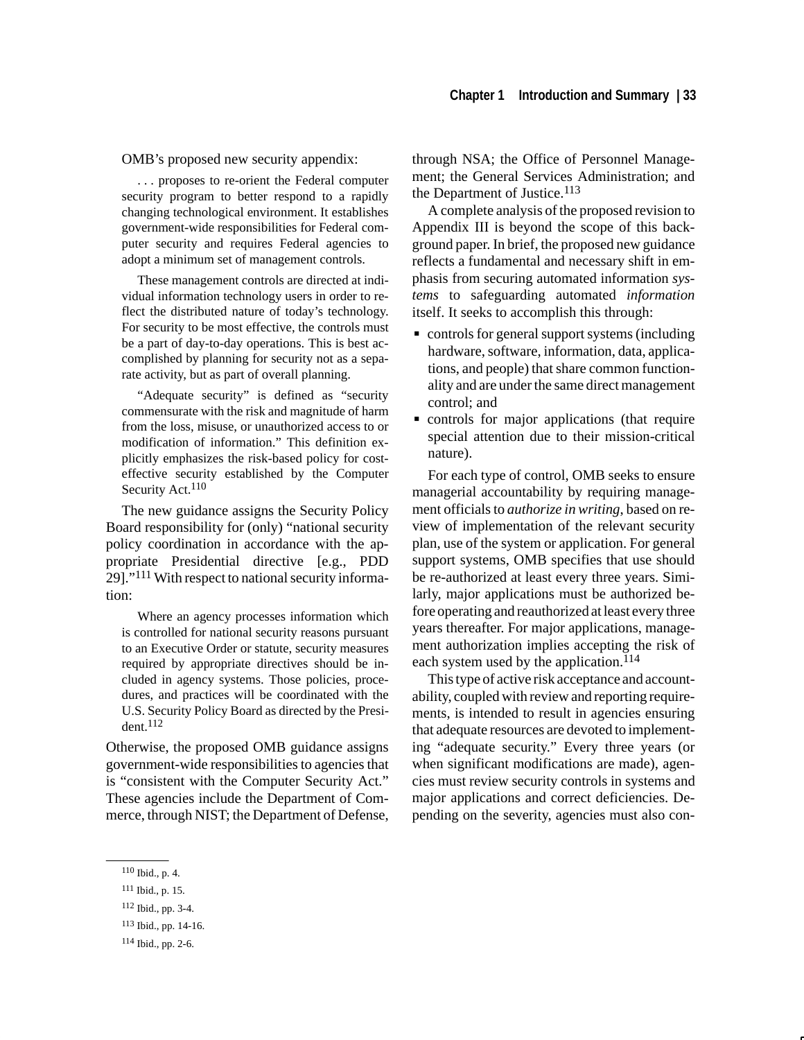OMB's proposed new security appendix:

> . . . proposes to re-orient the Federal computer security program to better respond to a rapidly changing technological environment. It establishes government-wide responsibilities for Federal computer security and requires Federal agencies to adopt a minimum set of management controls.
>
> These management controls are directed at individual information technology users in order to reflect the distributed nature of today's technology. For security to be most effective, the controls must be a part of day-to-day operations. This is best accomplished by planning for security not as a separate activity, but as part of overall planning.
>
> "Adequate security" is defined as "security commensurate with the risk and magnitude of harm from the loss, misuse, or unauthorized access to or modification of information." This definition explicitly emphasizes the risk-based policy for cost-effective security established by the Computer Security Act.[110]

The new guidance assigns the Security Policy Board responsibility for (only) "national security policy coordination in accordance with the appropriate Presidential directive [e.g., PDD 29]."[111] With respect to national security information:

> Where an agency processes information which is controlled for national security reasons pursuant to an Executive Order or statute, security measures required by appropriate directives should be included in agency systems. Those policies, procedures, and practices will be coordinated with the U.S. Security Policy Board as directed by the President.[112]

Otherwise, the proposed OMB guidance assigns government-wide responsibilities to agencies that is "consistent with the Computer Security Act." These agencies include the Department of Commerce, through NIST; the Department of Defense, through NSA; the Office of Personnel Management; the General Services Administration; and the Department of Justice.[113]

A complete analysis of the proposed revision to Appendix III is beyond the scope of this background paper. In brief, the proposed new guidance reflects a fundamental and necessary shift in emphasis from securing automated information *systems* to safeguarding automated *information* itself. It seeks to accomplish this through:

- controls for general support systems (including hardware, software, information, data, applications, and people) that share common functionality and are under the same direct management control; and
- controls for major applications (that require special attention due to their mission-critical nature).

For each type of control, OMB seeks to ensure managerial accountability by requiring management officials to *authorize in writing*, based on review of implementation of the relevant security plan, use of the system or application. For general support systems, OMB specifies that use should be re-authorized at least every three years. Similarly, major applications must be authorized before operating and reauthorized at least every three years thereafter. For major applications, management authorization implies accepting the risk of each system used by the application.[114]

This type of active risk acceptance and accountability, coupled with review and reporting requirements, is intended to result in agencies ensuring that adequate resources are devoted to implementing "adequate security." Every three years (or when significant modifications are made), agencies must review security controls in systems and major applications and correct deficiencies. Depending on the severity, agencies must also con-

---

[110] Ibid., p. 4.

[111] Ibid., p. 15.

[112] Ibid., pp. 3-4.

[113] Ibid., pp. 14-16.

[114] Ibid., pp. 2-6.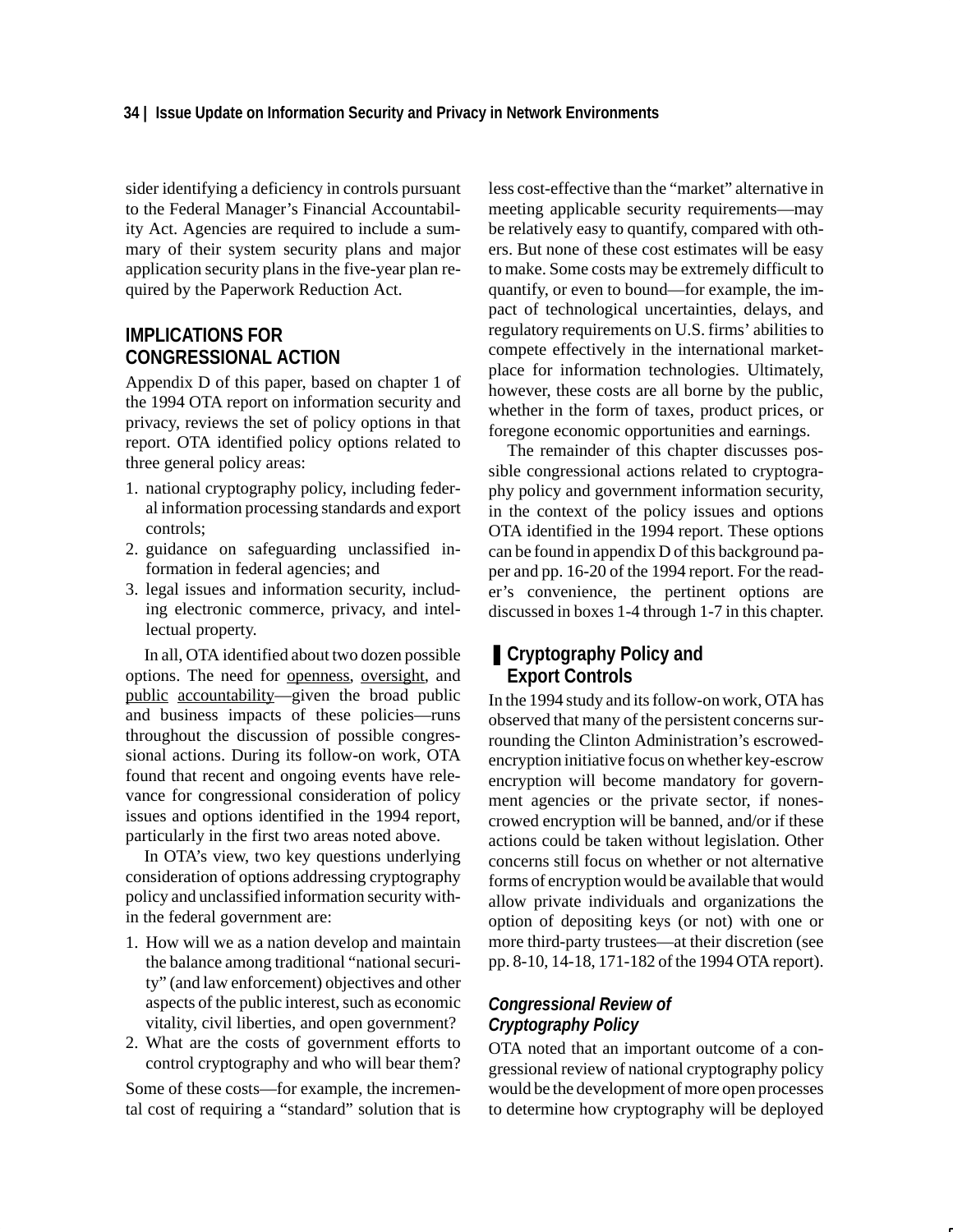sider identifying a deficiency in controls pursuant to the Federal Manager's Financial Accountability Act. Agencies are required to include a summary of their system security plans and major application security plans in the five-year plan required by the Paperwork Reduction Act.

## IMPLICATIONS FOR CONGRESSIONAL ACTION

Appendix D of this paper, based on chapter 1 of the 1994 OTA report on information security and privacy, reviews the set of policy options in that report. OTA identified policy options related to three general policy areas:

1. national cryptography policy, including federal information processing standards and export controls;
2. guidance on safeguarding unclassified information in federal agencies; and
3. legal issues and information security, including electronic commerce, privacy, and intellectual property.

In all, OTA identified about two dozen possible options. The need for <u>openness</u>, <u>oversight</u>, and <u>public accountability</u>—given the broad public and business impacts of these policies—runs throughout the discussion of possible congressional actions. During its follow-on work, OTA found that recent and ongoing events have relevance for congressional consideration of policy issues and options identified in the 1994 report, particularly in the first two areas noted above.

In OTA's view, two key questions underlying consideration of options addressing cryptography policy and unclassified information security within the federal government are:

1. How will we as a nation develop and maintain the balance among traditional "national security" (and law enforcement) objectives and other aspects of the public interest, such as economic vitality, civil liberties, and open government?
2. What are the costs of government efforts to control cryptography and who will bear them?

Some of these costs—for example, the incremental cost of requiring a "standard" solution that is less cost-effective than the "market" alternative in meeting applicable security requirements—may be relatively easy to quantify, compared with others. But none of these cost estimates will be easy to make. Some costs may be extremely difficult to quantify, or even to bound—for example, the impact of technological uncertainties, delays, and regulatory requirements on U.S. firms' abilities to compete effectively in the international marketplace for information technologies. Ultimately, however, these costs are all borne by the public, whether in the form of taxes, product prices, or foregone economic opportunities and earnings.

The remainder of this chapter discusses possible congressional actions related to cryptography policy and government information security, in the context of the policy issues and options OTA identified in the 1994 report. These options can be found in appendix D of this background paper and pp. 16-20 of the 1994 report. For the reader's convenience, the pertinent options are discussed in boxes 1-4 through 1-7 in this chapter.

### Cryptography Policy and Export Controls

In the 1994 study and its follow-on work, OTA has observed that many of the persistent concerns surrounding the Clinton Administration's escrowed-encryption initiative focus on whether key-escrow encryption will become mandatory for government agencies or the private sector, if nonescrowed encryption will be banned, and/or if these actions could be taken without legislation. Other concerns still focus on whether or not alternative forms of encryption would be available that would allow private individuals and organizations the option of depositing keys (or not) with one or more third-party trustees—at their discretion (see pp. 8-10, 14-18, 171-182 of the 1994 OTA report).

#### *Congressional Review of Cryptography Policy*

OTA noted that an important outcome of a congressional review of national cryptography policy would be the development of more open processes to determine how cryptography will be deployed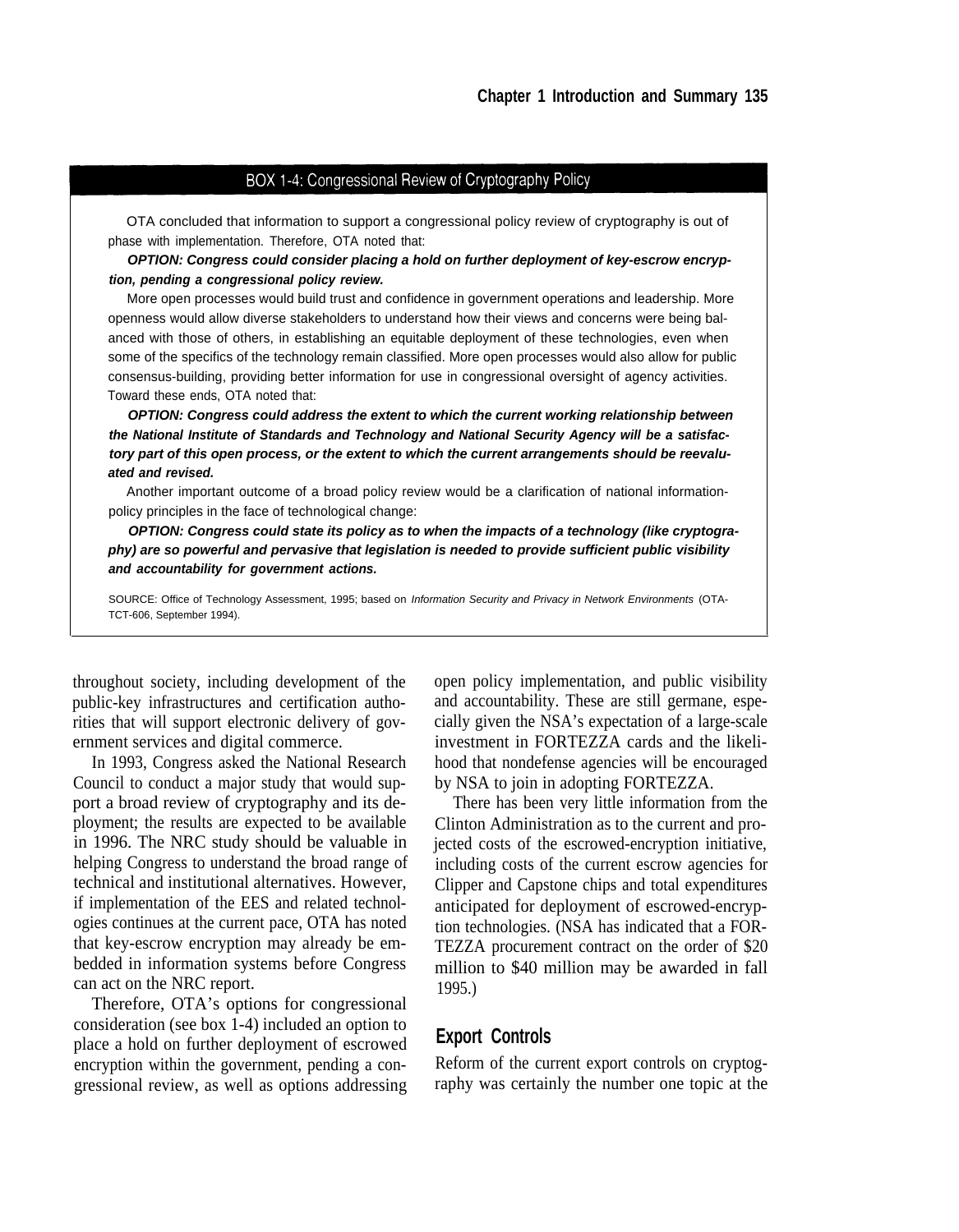### BOX 1-4: Congressional Review of Cryptography Policy

OTA concluded that information to support a congressional policy review of cryptography is out of phase with implementation. Therefore, OTA noted that:

***OPTION: Congress could consider placing a hold on further deployment of key-escrow encryption, pending a congressional policy review.***

More open processes would build trust and confidence in government operations and leadership. More openness would allow diverse stakeholders to understand how their views and concerns were being balanced with those of others, in establishing an equitable deployment of these technologies, even when some of the specifics of the technology remain classified. More open processes would also allow for public consensus-building, providing better information for use in congressional oversight of agency activities. Toward these ends, OTA noted that:

***OPTION: Congress could address the extent to which the current working relationship between the National Institute of Standards and Technology and National Security Agency will be a satisfactory part of this open process, or the extent to which the current arrangements should be reevaluated and revised.***

Another important outcome of a broad policy review would be a clarification of national information-policy principles in the face of technological change:

***OPTION: Congress could state its policy as to when the impacts of a technology (like cryptography) are so powerful and pervasive that legislation is needed to provide sufficient public visibility and accountability for government actions.***

SOURCE: Office of Technology Assessment, 1995; based on *Information Security and Privacy in Network Environments* (OTA-TCT-606, September 1994).

---

throughout society, including development of the public-key infrastructures and certification authorities that will support electronic delivery of government services and digital commerce.

In 1993, Congress asked the National Research Council to conduct a major study that would support a broad review of cryptography and its deployment; the results are expected to be available in 1996. The NRC study should be valuable in helping Congress to understand the broad range of technical and institutional alternatives. However, if implementation of the EES and related technologies continues at the current pace, OTA has noted that key-escrow encryption may already be embedded in information systems before Congress can act on the NRC report.

Therefore, OTA's options for congressional consideration (see box 1-4) included an option to place a hold on further deployment of escrowed encryption within the government, pending a congressional review, as well as options addressing open policy implementation, and public visibility and accountability. These are still germane, especially given the NSA's expectation of a large-scale investment in FORTEZZA cards and the likelihood that nondefense agencies will be encouraged by NSA to join in adopting FORTEZZA.

There has been very little information from the Clinton Administration as to the current and projected costs of the escrowed-encryption initiative, including costs of the current escrow agencies for Clipper and Capstone chips and total expenditures anticipated for deployment of escrowed-encryption technologies. (NSA has indicated that a FORTEZZA procurement contract on the order of $20 million to $40 million may be awarded in fall 1995.)

## Export Controls

Reform of the current export controls on cryptography was certainly the number one topic at the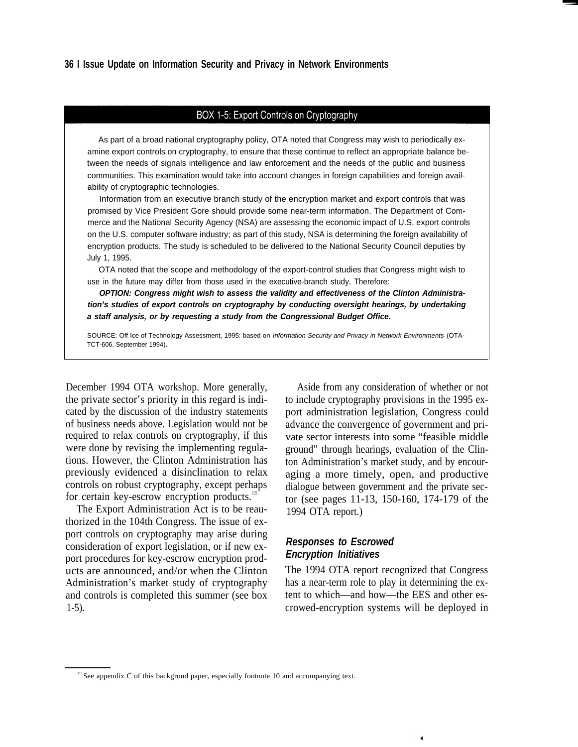## BOX 1-5: Export Controls on Cryptography

As part of a broad national cryptography policy, OTA noted that Congress may wish to periodically examine export controls on cryptography, to ensure that these continue to reflect an appropriate balance between the needs of signals intelligence and law enforcement and the needs of the public and business communities. This examination would take into account changes in foreign capabilities and foreign availability of cryptographic technologies.

Information from an executive branch study of the encryption market and export controls that was promised by Vice President Gore should provide some near-term information. The Department of Commerce and the National Security Agency (NSA) are assessing the economic impact of U.S. export controls on the U.S. computer software industry; as part of this study, NSA is determining the foreign availability of encryption products. The study is scheduled to be delivered to the National Security Council deputies by July 1, 1995.

OTA noted that the scope and methodology of the export-control studies that Congress might wish to use in the future may differ from those used in the executive-branch study. Therefore:

***OPTION: Congress might wish to assess the validity and effectiveness of the Clinton Administration's studies of export controls on cryptography by conducting oversight hearings, by undertaking a staff analysis, or by requesting a study from the Congressional Budget Office.***

SOURCE: Off Ice of Technology Assessment, 1995: based on *Information Security and Privacy in Network Environments* (OTA-TCT-606, September 1994).

December 1994 OTA workshop. More generally, the private sector's priority in this regard is indicated by the discussion of the industry statements of business needs above. Legislation would not be required to relax controls on cryptography, if this were done by revising the implementing regulations. However, the Clinton Administration has previously evidenced a disinclination to relax controls on robust cryptography, except perhaps for certain key-escrow encryption products.[115]

The Export Administration Act is to be reauthorized in the 104th Congress. The issue of export controls on cryptography may arise during consideration of export legislation, or if new export procedures for key-escrow encryption products are announced, and/or when the Clinton Administration's market study of cryptography and controls is completed this summer (see box 1-5).

Aside from any consideration of whether or not to include cryptography provisions in the 1995 export administration legislation, Congress could advance the convergence of government and private sector interests into some "feasible middle ground" through hearings, evaluation of the Clinton Administration's market study, and by encouraging a more timely, open, and productive dialogue between government and the private sector (see pages 11-13, 150-160, 174-179 of the 1994 OTA report.)

### Responses to Escrowed Encryption Initiatives

The 1994 OTA report recognized that Congress has a near-term role to play in determining the extent to which—and how—the EES and other escrowed-encryption systems will be deployed in

[115] See appendix C of this backgroud paper, especially footnote 10 and accompanying text.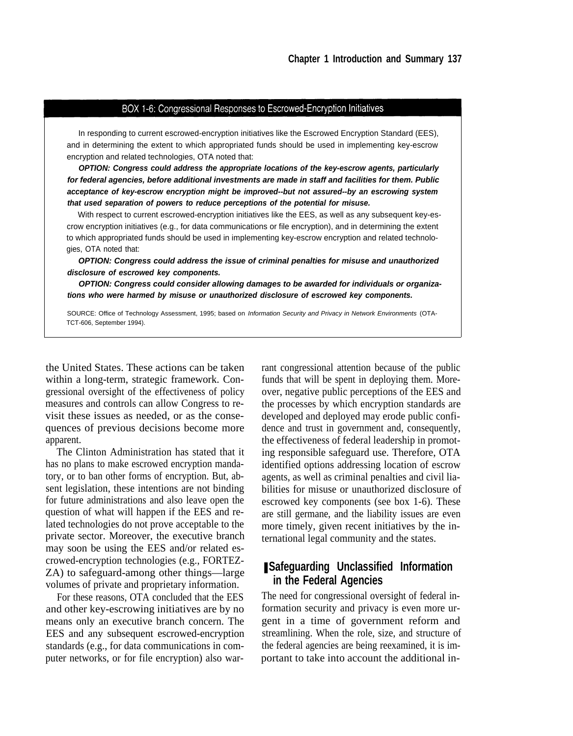### BOX 1-6: Congressional Responses to Escrowed-Encryption Initiatives

In responding to current escrowed-encryption initiatives like the Escrowed Encryption Standard (EES), and in determining the extent to which appropriated funds should be used in implementing key-escrow encryption and related technologies, OTA noted that:

***OPTION: Congress could address the appropriate locations of the key-escrow agents, particularly for federal agencies, before additional investments are made in staff and facilities for them. Public acceptance of key-escrow encryption might be improved--but not assured--by an escrowing system that used separation of powers to reduce perceptions of the potential for misuse.***

With respect to current escrowed-encryption initiatives like the EES, as well as any subsequent key-escrow encryption initiatives (e.g., for data communications or file encryption), and in determining the extent to which appropriated funds should be used in implementing key-escrow encryption and related technologies, OTA noted that:

***OPTION: Congress could address the issue of criminal penalties for misuse and unauthorized disclosure of escrowed key components.***

***OPTION: Congress could consider allowing damages to be awarded for individuals or organizations who were harmed by misuse or unauthorized disclosure of escrowed key components.***

SOURCE: Office of Technology Assessment, 1995; based on *Information Security and Privacy in Network Environments* (OTA-TCT-606, September 1994).

the United States. These actions can be taken within a long-term, strategic framework. Congressional oversight of the effectiveness of policy measures and controls can allow Congress to revisit these issues as needed, or as the consequences of previous decisions become more apparent.

The Clinton Administration has stated that it has no plans to make escrowed encryption mandatory, or to ban other forms of encryption. But, absent legislation, these intentions are not binding for future administrations and also leave open the question of what will happen if the EES and related technologies do not prove acceptable to the private sector. Moreover, the executive branch may soon be using the EES and/or related escrowed-encryption technologies (e.g., FORTEZZA) to safeguard-among other things—large volumes of private and proprietary information.

For these reasons, OTA concluded that the EES and other key-escrowing initiatives are by no means only an executive branch concern. The EES and any subsequent escrowed-encryption standards (e.g., for data communications in computer networks, or for file encryption) also warrant congressional attention because of the public funds that will be spent in deploying them. Moreover, negative public perceptions of the EES and the processes by which encryption standards are developed and deployed may erode public confidence and trust in government and, consequently, the effectiveness of federal leadership in promoting responsible safeguard use. Therefore, OTA identified options addressing location of escrow agents, as well as criminal penalties and civil liabilities for misuse or unauthorized disclosure of escrowed key components (see box 1-6). These are still germane, and the liability issues are even more timely, given recent initiatives by the international legal community and the states.

## Safeguarding Unclassified Information in the Federal Agencies

The need for congressional oversight of federal information security and privacy is even more urgent in a time of government reform and streamlining. When the role, size, and structure of the federal agencies are being reexamined, it is important to take into account the additional in-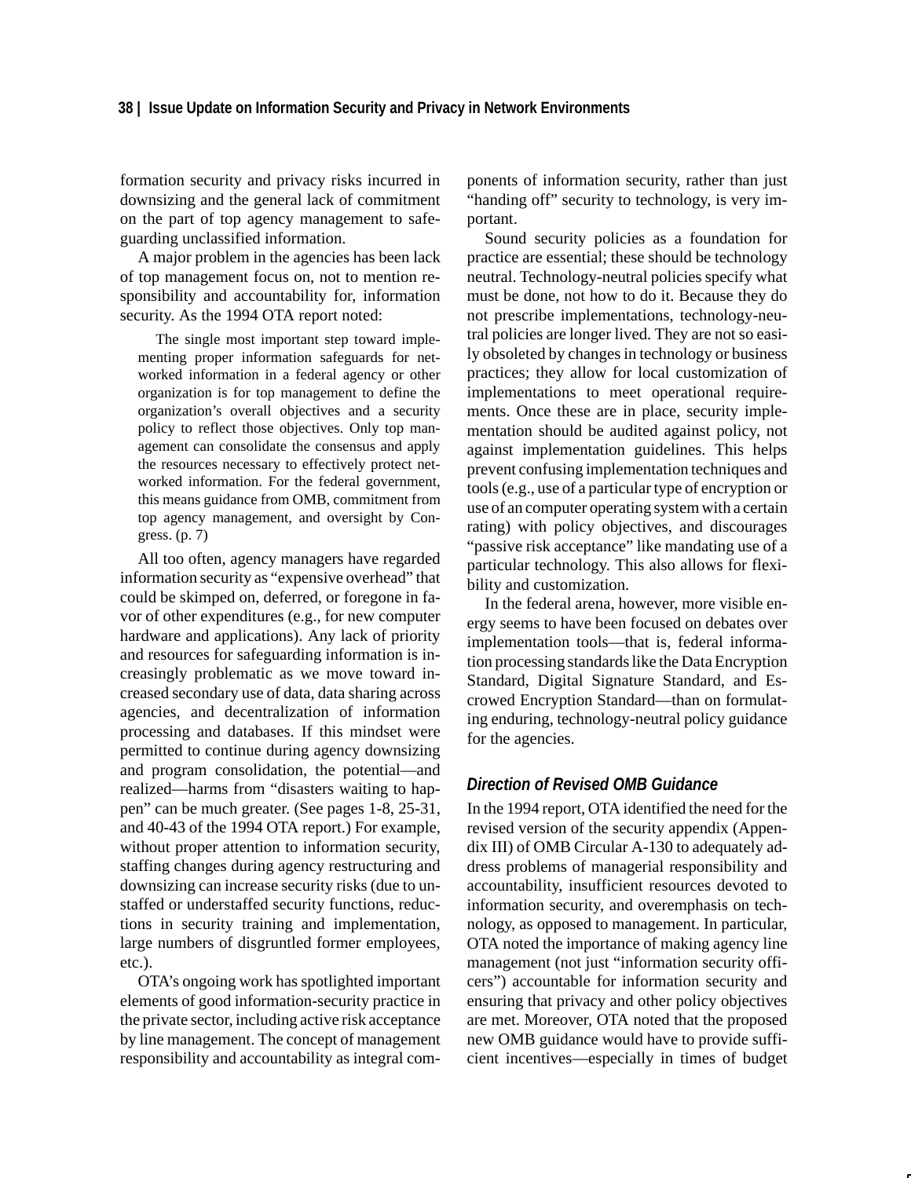formation security and privacy risks incurred in downsizing and the general lack of commitment on the part of top agency management to safeguarding unclassified information.

A major problem in the agencies has been lack of top management focus on, not to mention responsibility and accountability for, information security. As the 1994 OTA report noted:

> The single most important step toward implementing proper information safeguards for networked information in a federal agency or other organization is for top management to define the organization's overall objectives and a security policy to reflect those objectives. Only top management can consolidate the consensus and apply the resources necessary to effectively protect networked information. For the federal government, this means guidance from OMB, commitment from top agency management, and oversight by Congress. (p. 7)

All too often, agency managers have regarded information security as "expensive overhead" that could be skimped on, deferred, or foregone in favor of other expenditures (e.g., for new computer hardware and applications). Any lack of priority and resources for safeguarding information is increasingly problematic as we move toward increased secondary use of data, data sharing across agencies, and decentralization of information processing and databases. If this mindset were permitted to continue during agency downsizing and program consolidation, the potential—and realized—harms from "disasters waiting to happen" can be much greater. (See pages 1-8, 25-31, and 40-43 of the 1994 OTA report.) For example, without proper attention to information security, staffing changes during agency restructuring and downsizing can increase security risks (due to unstaffed or understaffed security functions, reductions in security training and implementation, large numbers of disgruntled former employees, etc.).

OTA's ongoing work has spotlighted important elements of good information-security practice in the private sector, including active risk acceptance by line management. The concept of management responsibility and accountability as integral components of information security, rather than just "handing off" security to technology, is very important.

Sound security policies as a foundation for practice are essential; these should be technology neutral. Technology-neutral policies specify what must be done, not how to do it. Because they do not prescribe implementations, technology-neutral policies are longer lived. They are not so easily obsoleted by changes in technology or business practices; they allow for local customization of implementations to meet operational requirements. Once these are in place, security implementation should be audited against policy, not against implementation guidelines. This helps prevent confusing implementation techniques and tools (e.g., use of a particular type of encryption or use of an computer operating system with a certain rating) with policy objectives, and discourages "passive risk acceptance" like mandating use of a particular technology. This also allows for flexibility and customization.

In the federal arena, however, more visible energy seems to have been focused on debates over implementation tools—that is, federal information processing standards like the Data Encryption Standard, Digital Signature Standard, and Escrowed Encryption Standard—than on formulating enduring, technology-neutral policy guidance for the agencies.

### *Direction of Revised OMB Guidance*

In the 1994 report, OTA identified the need for the revised version of the security appendix (Appendix III) of OMB Circular A-130 to adequately address problems of managerial responsibility and accountability, insufficient resources devoted to information security, and overemphasis on technology, as opposed to management. In particular, OTA noted the importance of making agency line management (not just "information security officers") accountable for information security and ensuring that privacy and other policy objectives are met. Moreover, OTA noted that the proposed new OMB guidance would have to provide sufficient incentives—especially in times of budget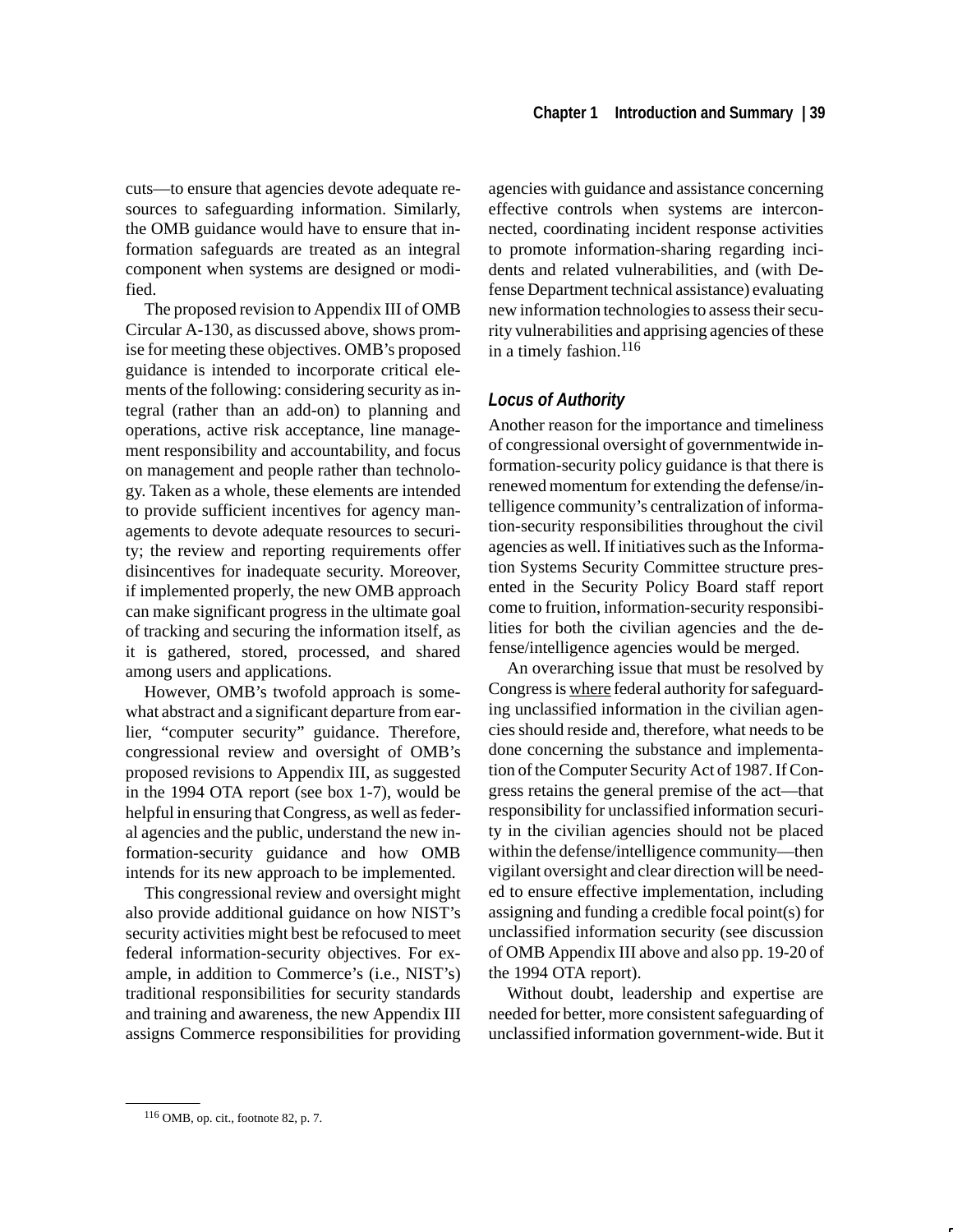cuts—to ensure that agencies devote adequate resources to safeguarding information. Similarly, the OMB guidance would have to ensure that information safeguards are treated as an integral component when systems are designed or modified.

The proposed revision to Appendix III of OMB Circular A-130, as discussed above, shows promise for meeting these objectives. OMB's proposed guidance is intended to incorporate critical elements of the following: considering security as integral (rather than an add-on) to planning and operations, active risk acceptance, line management responsibility and accountability, and focus on management and people rather than technology. Taken as a whole, these elements are intended to provide sufficient incentives for agency managements to devote adequate resources to security; the review and reporting requirements offer disincentives for inadequate security. Moreover, if implemented properly, the new OMB approach can make significant progress in the ultimate goal of tracking and securing the information itself, as it is gathered, stored, processed, and shared among users and applications.

However, OMB's twofold approach is somewhat abstract and a significant departure from earlier, "computer security" guidance. Therefore, congressional review and oversight of OMB's proposed revisions to Appendix III, as suggested in the 1994 OTA report (see box 1-7), would be helpful in ensuring that Congress, as well as federal agencies and the public, understand the new information-security guidance and how OMB intends for its new approach to be implemented.

This congressional review and oversight might also provide additional guidance on how NIST's security activities might best be refocused to meet federal information-security objectives. For example, in addition to Commerce's (i.e., NIST's) traditional responsibilities for security standards and training and awareness, the new Appendix III assigns Commerce responsibilities for providing agencies with guidance and assistance concerning effective controls when systems are interconnected, coordinating incident response activities to promote information-sharing regarding incidents and related vulnerabilities, and (with Defense Department technical assistance) evaluating new information technologies to assess their security vulnerabilities and apprising agencies of these in a timely fashion.[116]

### *Locus of Authority*

Another reason for the importance and timeliness of congressional oversight of governmentwide information-security policy guidance is that there is renewed momentum for extending the defense/intelligence community's centralization of information-security responsibilities throughout the civil agencies as well. If initiatives such as the Information Systems Security Committee structure presented in the Security Policy Board staff report come to fruition, information-security responsibilities for both the civilian agencies and the defense/intelligence agencies would be merged.

An overarching issue that must be resolved by Congress is where federal authority for safeguarding unclassified information in the civilian agencies should reside and, therefore, what needs to be done concerning the substance and implementation of the Computer Security Act of 1987. If Congress retains the general premise of the act—that responsibility for unclassified information security in the civilian agencies should not be placed within the defense/intelligence community—then vigilant oversight and clear direction will be needed to ensure effective implementation, including assigning and funding a credible focal point(s) for unclassified information security (see discussion of OMB Appendix III above and also pp. 19-20 of the 1994 OTA report).

Without doubt, leadership and expertise are needed for better, more consistent safeguarding of unclassified information government-wide. But it

---

[116] OMB, op. cit., footnote 82, p. 7.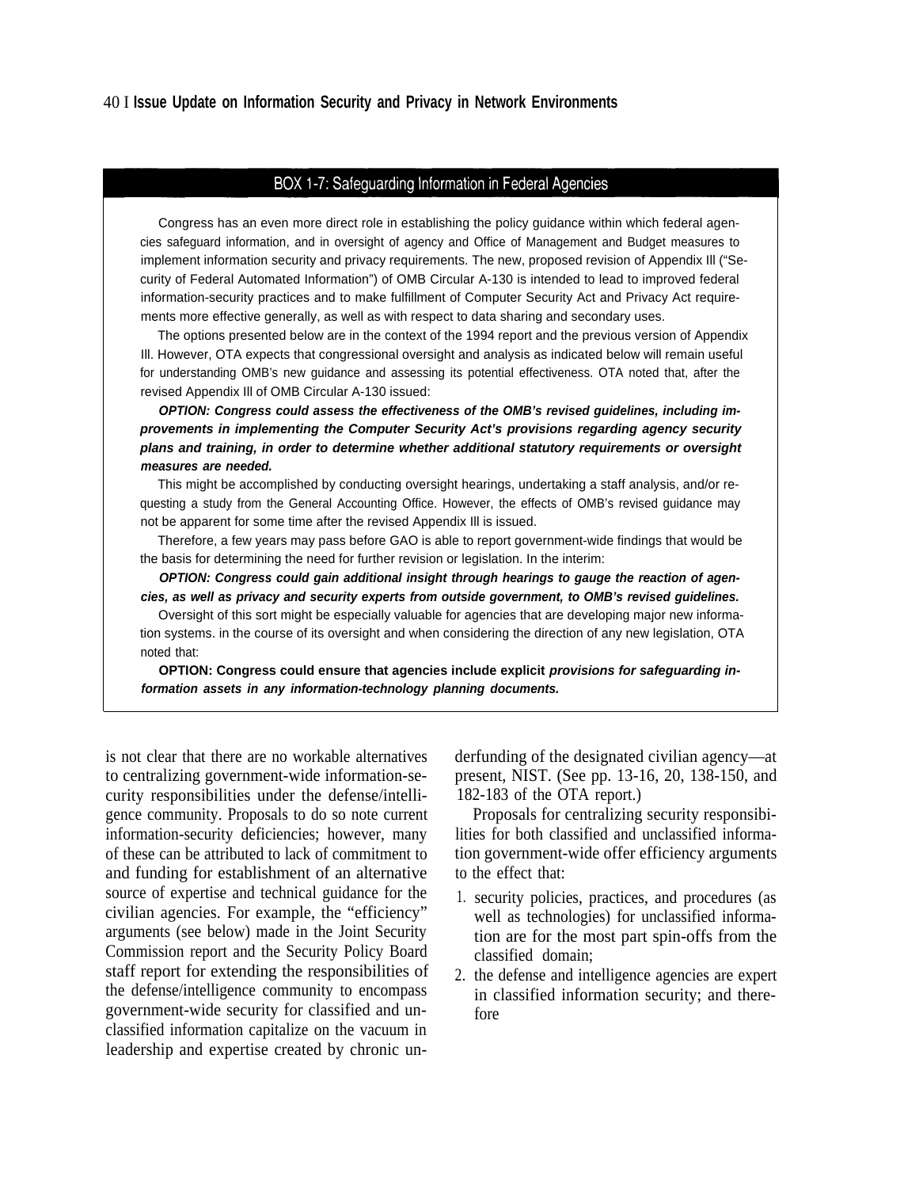## BOX 1-7: Safeguarding Information in Federal Agencies

Congress has an even more direct role in establishing the policy guidance within which federal agencies safeguard information, and in oversight of agency and Office of Management and Budget measures to implement information security and privacy requirements. The new, proposed revision of Appendix Ill ("Security of Federal Automated Information") of OMB Circular A-130 is intended to lead to improved federal information-security practices and to make fulfillment of Computer Security Act and Privacy Act requirements more effective generally, as well as with respect to data sharing and secondary uses.

The options presented below are in the context of the 1994 report and the previous version of Appendix Ill. However, OTA expects that congressional oversight and analysis as indicated below will remain useful for understanding OMB's new guidance and assessing its potential effectiveness. OTA noted that, after the revised Appendix Ill of OMB Circular A-130 issued:

***OPTION: Congress could assess the effectiveness of the OMB's revised guidelines, including improvements in implementing the Computer Security Act's provisions regarding agency security plans and training, in order to determine whether additional statutory requirements or oversight measures are needed.***

This might be accomplished by conducting oversight hearings, undertaking a staff analysis, and/or requesting a study from the General Accounting Office. However, the effects of OMB's revised guidance may not be apparent for some time after the revised Appendix Ill is issued.

Therefore, a few years may pass before GAO is able to report government-wide findings that would be the basis for determining the need for further revision or legislation. In the interim:

***OPTION: Congress could gain additional insight through hearings to gauge the reaction of agencies, as well as privacy and security experts from outside government, to OMB's revised guidelines.***

Oversight of this sort might be especially valuable for agencies that are developing major new information systems. in the course of its oversight and when considering the direction of any new legislation, OTA noted that:

**OPTION: Congress could ensure that agencies include explicit *provisions for safeguarding information assets in any information-technology planning documents.***

is not clear that there are no workable alternatives to centralizing government-wide information-security responsibilities under the defense/intelligence community. Proposals to do so note current information-security deficiencies; however, many of these can be attributed to lack of commitment to and funding for establishment of an alternative source of expertise and technical guidance for the civilian agencies. For example, the "efficiency" arguments (see below) made in the Joint Security Commission report and the Security Policy Board staff report for extending the responsibilities of the defense/intelligence community to encompass government-wide security for classified and unclassified information capitalize on the vacuum in leadership and expertise created by chronic underfunding of the designated civilian agency—at present, NIST. (See pp. 13-16, 20, 138-150, and 182-183 of the OTA report.)

Proposals for centralizing security responsibilities for both classified and unclassified information government-wide offer efficiency arguments to the effect that:

1. security policies, practices, and procedures (as well as technologies) for unclassified information are for the most part spin-offs from the classified domain;
2. the defense and intelligence agencies are expert in classified information security; and therefore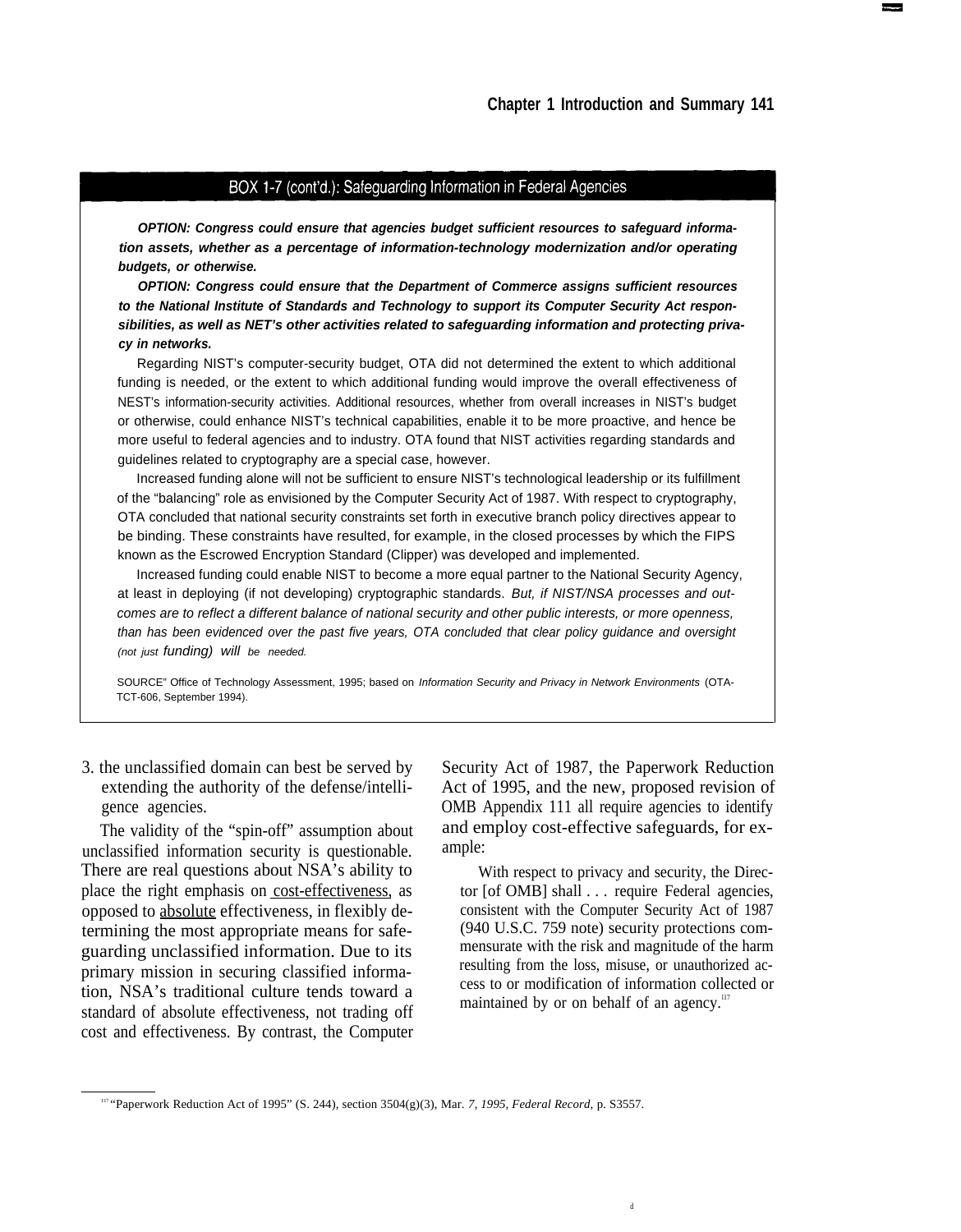## BOX 1-7 (cont'd.): Safeguarding Information in Federal Agencies

***OPTION: Congress could ensure that agencies budget sufficient resources to safeguard information assets, whether as a percentage of information-technology modernization and/or operating budgets, or otherwise.***

***OPTION: Congress could ensure that the Department of Commerce assigns sufficient resources to the National Institute of Standards and Technology to support its Computer Security Act responsibilities, as well as NET's other activities related to safeguarding information and protecting privacy in networks.***

Regarding NIST's computer-security budget, OTA did not determined the extent to which additional funding is needed, or the extent to which additional funding would improve the overall effectiveness of NEST's information-security activities. Additional resources, whether from overall increases in NIST's budget or otherwise, could enhance NIST's technical capabilities, enable it to be more proactive, and hence be more useful to federal agencies and to industry. OTA found that NIST activities regarding standards and guidelines related to cryptography are a special case, however.

Increased funding alone will not be sufficient to ensure NIST's technological leadership or its fulfillment of the "balancing" role as envisioned by the Computer Security Act of 1987. With respect to cryptography, OTA concluded that national security constraints set forth in executive branch policy directives appear to be binding. These constraints have resulted, for example, in the closed processes by which the FIPS known as the Escrowed Encryption Standard (Clipper) was developed and implemented.

Increased funding could enable NIST to become a more equal partner to the National Security Agency, at least in deploying (if not developing) cryptographic standards. *But, if NIST/NSA processes and outcomes are to reflect a different balance of national security and other public interests, or more openness, than has been evidenced over the past five years, OTA concluded that clear policy guidance and oversight (not just funding) will be needed.*

SOURCE" Office of Technology Assessment, 1995; based on *Information Security and Privacy in Network Environments* (OTA-TCT-606, September 1994).

3. the unclassified domain can best be served by extending the authority of the defense/intelligence agencies.

The validity of the "spin-off" assumption about unclassified information security is questionable. There are real questions about NSA's ability to place the right emphasis on cost-effectiveness, as opposed to absolute effectiveness, in flexibly determining the most appropriate means for safeguarding unclassified information. Due to its primary mission in securing classified information, NSA's traditional culture tends toward a standard of absolute effectiveness, not trading off cost and effectiveness. By contrast, the Computer Security Act of 1987, the Paperwork Reduction Act of 1995, and the new, proposed revision of OMB Appendix 111 all require agencies to identify and employ cost-effective safeguards, for example:

> With respect to privacy and security, the Director [of OMB] shall . . . require Federal agencies, consistent with the Computer Security Act of 1987 (940 U.S.C. 759 note) security protections commensurate with the risk and magnitude of the harm resulting from the loss, misuse, or unauthorized access to or modification of information collected or maintained by or on behalf of an agency.[117]

---

[117] "Paperwork Reduction Act of 1995" (S. 244), section 3504(g)(3), Mar. *7, 1995, Federal Record,* p. S3557.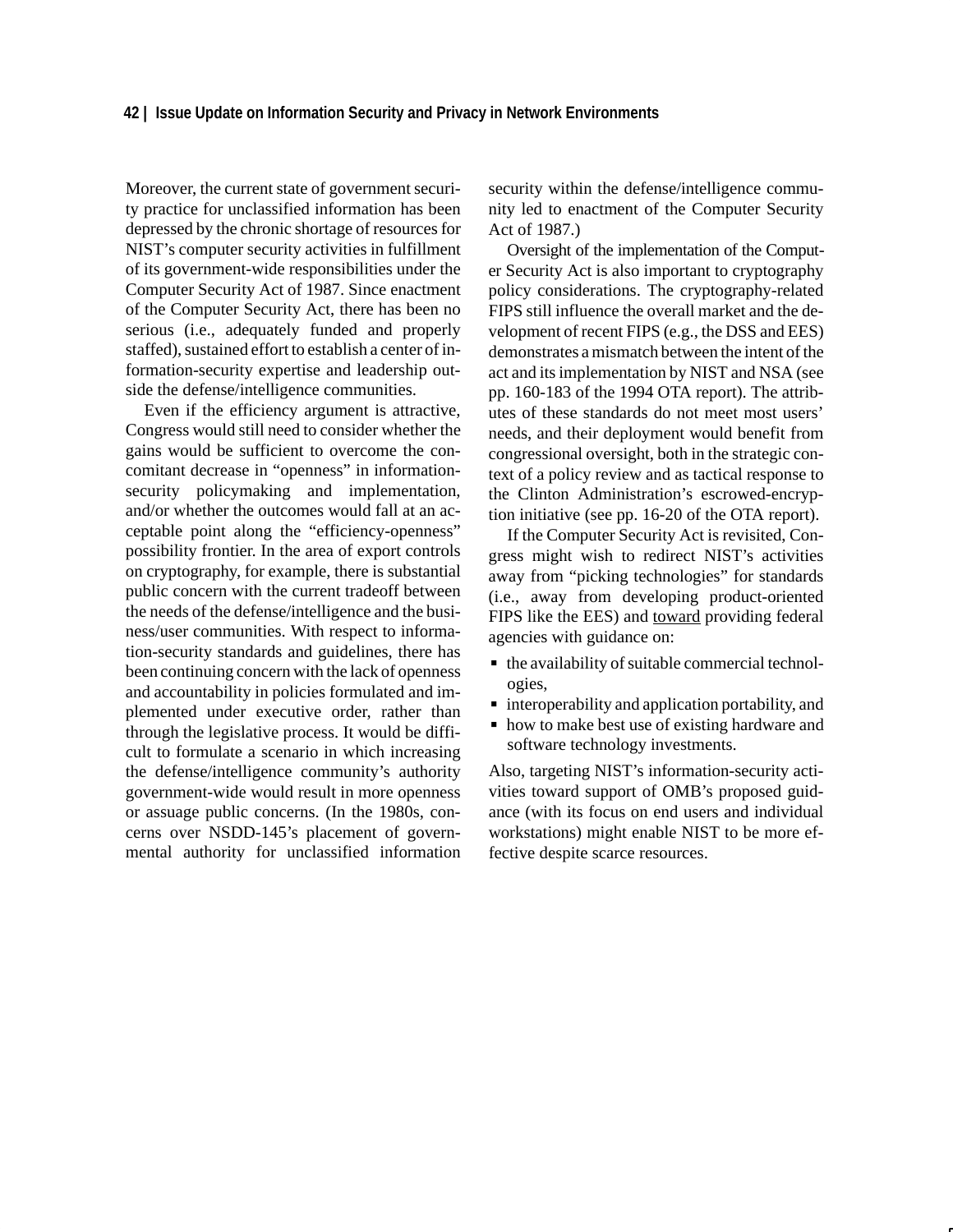Moreover, the current state of government security practice for unclassified information has been depressed by the chronic shortage of resources for NIST's computer security activities in fulfillment of its government-wide responsibilities under the Computer Security Act of 1987. Since enactment of the Computer Security Act, there has been no serious (i.e., adequately funded and properly staffed), sustained effort to establish a center of information-security expertise and leadership outside the defense/intelligence communities.

Even if the efficiency argument is attractive, Congress would still need to consider whether the gains would be sufficient to overcome the concomitant decrease in "openness" in information-security policymaking and implementation, and/or whether the outcomes would fall at an acceptable point along the "efficiency-openness" possibility frontier. In the area of export controls on cryptography, for example, there is substantial public concern with the current tradeoff between the needs of the defense/intelligence and the business/user communities. With respect to information-security standards and guidelines, there has been continuing concern with the lack of openness and accountability in policies formulated and implemented under executive order, rather than through the legislative process. It would be difficult to formulate a scenario in which increasing the defense/intelligence community's authority government-wide would result in more openness or assuage public concerns. (In the 1980s, concerns over NSDD-145's placement of governmental authority for unclassified information security within the defense/intelligence community led to enactment of the Computer Security Act of 1987.)

Oversight of the implementation of the Computer Security Act is also important to cryptography policy considerations. The cryptography-related FIPS still influence the overall market and the development of recent FIPS (e.g., the DSS and EES) demonstrates a mismatch between the intent of the act and its implementation by NIST and NSA (see pp. 160-183 of the 1994 OTA report). The attributes of these standards do not meet most users' needs, and their deployment would benefit from congressional oversight, both in the strategic context of a policy review and as tactical response to the Clinton Administration's escrowed-encryption initiative (see pp. 16-20 of the OTA report).

If the Computer Security Act is revisited, Congress might wish to redirect NIST's activities away from "picking technologies" for standards (i.e., away from developing product-oriented FIPS like the EES) and <u>toward</u> providing federal agencies with guidance on:

- the availability of suitable commercial technologies,
- interoperability and application portability, and
- how to make best use of existing hardware and software technology investments.

Also, targeting NIST's information-security activities toward support of OMB's proposed guidance (with its focus on end users and individual workstations) might enable NIST to be more effective despite scarce resources.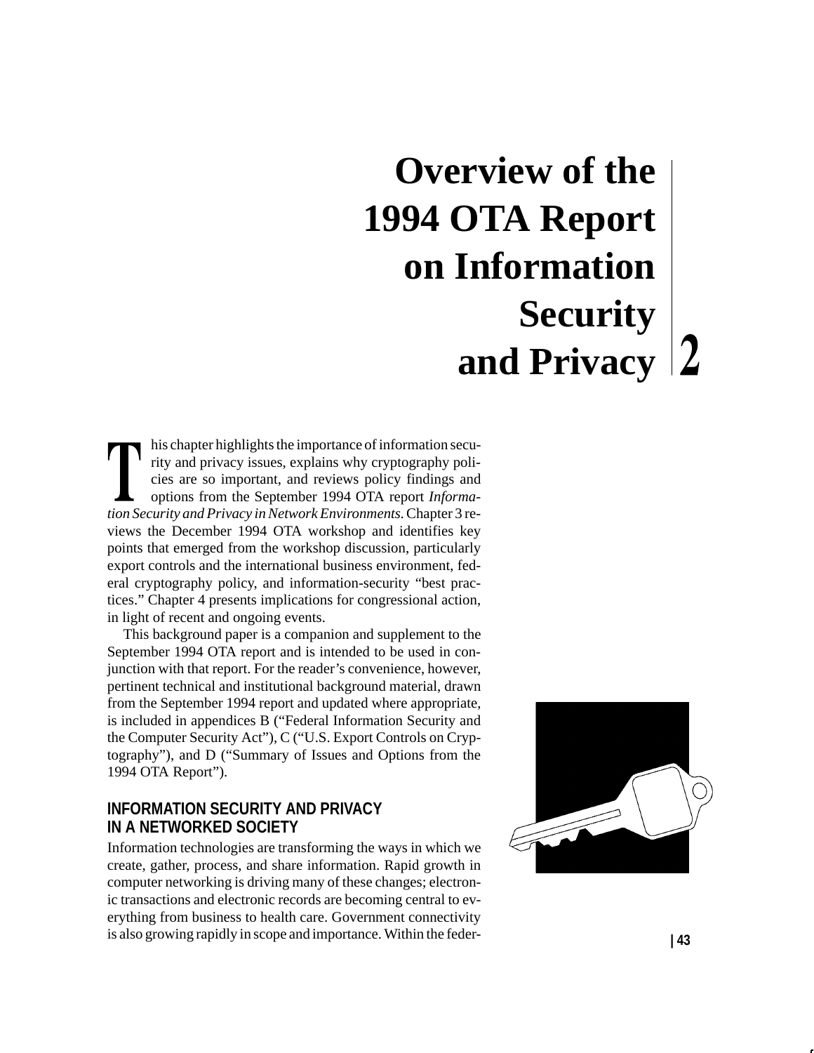# Overview of the 1994 OTA Report on Information Security and Privacy 2

This chapter highlights the importance of information security and privacy issues, explains why cryptography policies are so important, and reviews policy findings and options from the September 1994 OTA report *Information Security and Privacy in Network Environments.* Chapter 3 reviews the December 1994 OTA workshop and identifies key points that emerged from the workshop discussion, particularly export controls and the international business environment, federal cryptography policy, and information-security "best practices." Chapter 4 presents implications for congressional action, in light of recent and ongoing events.

This background paper is a companion and supplement to the September 1994 OTA report and is intended to be used in conjunction with that report. For the reader's convenience, however, pertinent technical and institutional background material, drawn from the September 1994 report and updated where appropriate, is included in appendices B ("Federal Information Security and the Computer Security Act"), C ("U.S. Export Controls on Cryptography"), and D ("Summary of Issues and Options from the 1994 OTA Report").

## INFORMATION SECURITY AND PRIVACY IN A NETWORKED SOCIETY

Information technologies are transforming the ways in which we create, gather, process, and share information. Rapid growth in computer networking is driving many of these changes; electronic transactions and electronic records are becoming central to everything from business to health care. Government connectivity is also growing rapidly in scope and importance. Within the feder-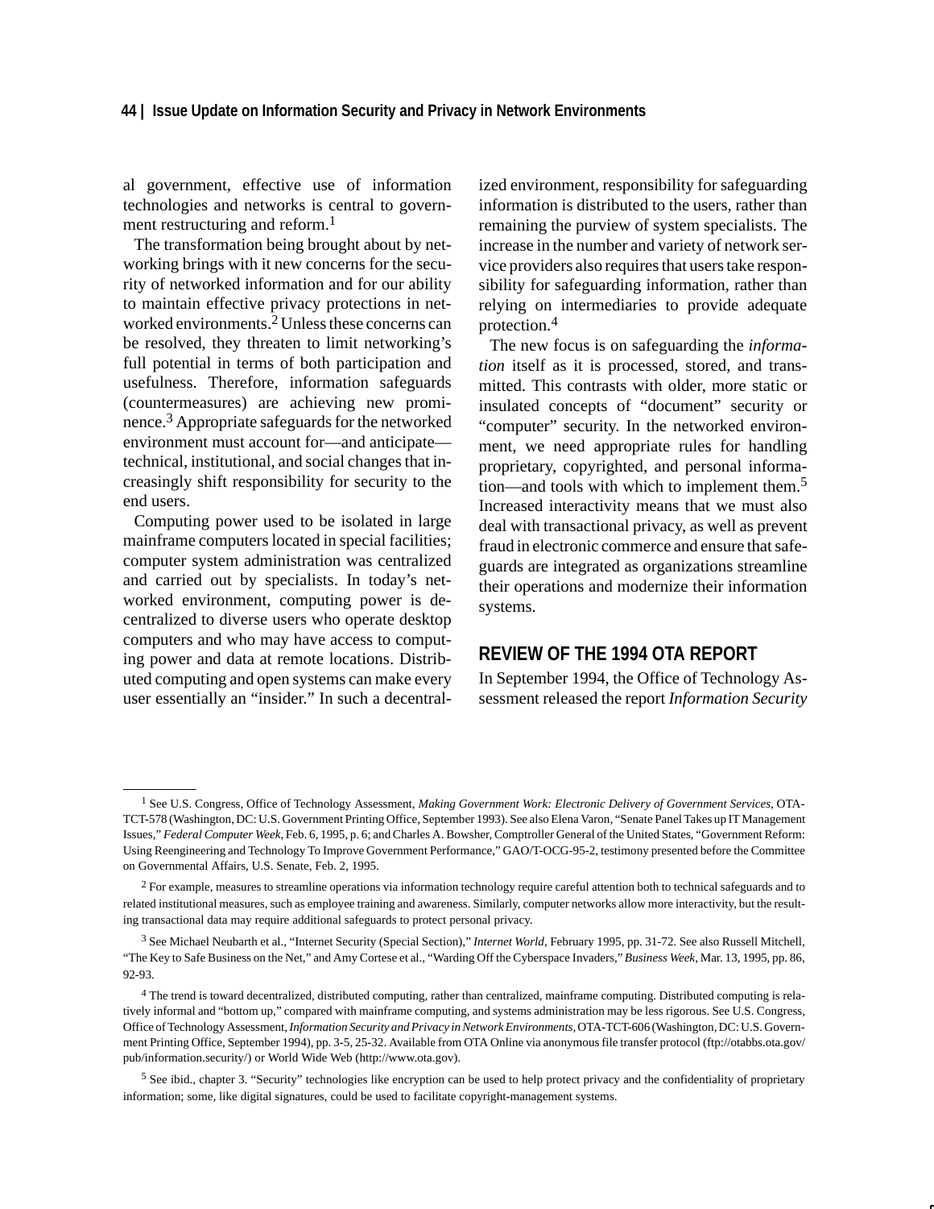al government, effective use of information technologies and networks is central to government restructuring and reform.[1]

The transformation being brought about by networking brings with it new concerns for the security of networked information and for our ability to maintain effective privacy protections in networked environments.[2] Unless these concerns can be resolved, they threaten to limit networking's full potential in terms of both participation and usefulness. Therefore, information safeguards (countermeasures) are achieving new prominence.[3] Appropriate safeguards for the networked environment must account for—and anticipate—technical, institutional, and social changes that increasingly shift responsibility for security to the end users.

Computing power used to be isolated in large mainframe computers located in special facilities; computer system administration was centralized and carried out by specialists. In today's networked environment, computing power is decentralized to diverse users who operate desktop computers and who may have access to computing power and data at remote locations. Distributed computing and open systems can make every user essentially an "insider." In such a decentralized environment, responsibility for safeguarding information is distributed to the users, rather than remaining the purview of system specialists. The increase in the number and variety of network service providers also requires that users take responsibility for safeguarding information, rather than relying on intermediaries to provide adequate protection.[4]

The new focus is on safeguarding the *information* itself as it is processed, stored, and transmitted. This contrasts with older, more static or insulated concepts of "document" security or "computer" security. In the networked environment, we need appropriate rules for handling proprietary, copyrighted, and personal information—and tools with which to implement them.[5] Increased interactivity means that we must also deal with transactional privacy, as well as prevent fraud in electronic commerce and ensure that safeguards are integrated as organizations streamline their operations and modernize their information systems.

## REVIEW OF THE 1994 OTA REPORT

In September 1994, the Office of Technology Assessment released the report *Information Security*

---

[1] See U.S. Congress, Office of Technology Assessment, *Making Government Work: Electronic Delivery of Government Services*, OTA-TCT-578 (Washington, DC: U.S. Government Printing Office, September 1993). See also Elena Varon, "Senate Panel Takes up IT Management Issues," *Federal Computer Week*, Feb. 6, 1995, p. 6; and Charles A. Bowsher, Comptroller General of the United States, "Government Reform: Using Reengineering and Technology To Improve Government Performance," GAO/T-OCG-95-2, testimony presented before the Committee on Governmental Affairs, U.S. Senate, Feb. 2, 1995.

[2] For example, measures to streamline operations via information technology require careful attention both to technical safeguards and to related institutional measures, such as employee training and awareness. Similarly, computer networks allow more interactivity, but the resulting transactional data may require additional safeguards to protect personal privacy.

[3] See Michael Neubarth et al., "Internet Security (Special Section)," *Internet World*, February 1995, pp. 31-72. See also Russell Mitchell, "The Key to Safe Business on the Net," and Amy Cortese et al., "Warding Off the Cyberspace Invaders," *Business Week*, Mar. 13, 1995, pp. 86, 92-93.

[4] The trend is toward decentralized, distributed computing, rather than centralized, mainframe computing. Distributed computing is relatively informal and "bottom up," compared with mainframe computing, and systems administration may be less rigorous. See U.S. Congress, Office of Technology Assessment, *Information Security and Privacy in Network Environments*, OTA-TCT-606 (Washington, DC: U.S. Government Printing Office, September 1994), pp. 3-5, 25-32. Available from OTA Online via anonymous file transfer protocol (ftp://otabbs.ota.gov/pub/information.security/) or World Wide Web (http://www.ota.gov).

[5] See ibid., chapter 3. "Security" technologies like encryption can be used to help protect privacy and the confidentiality of proprietary information; some, like digital signatures, could be used to facilitate copyright-management systems.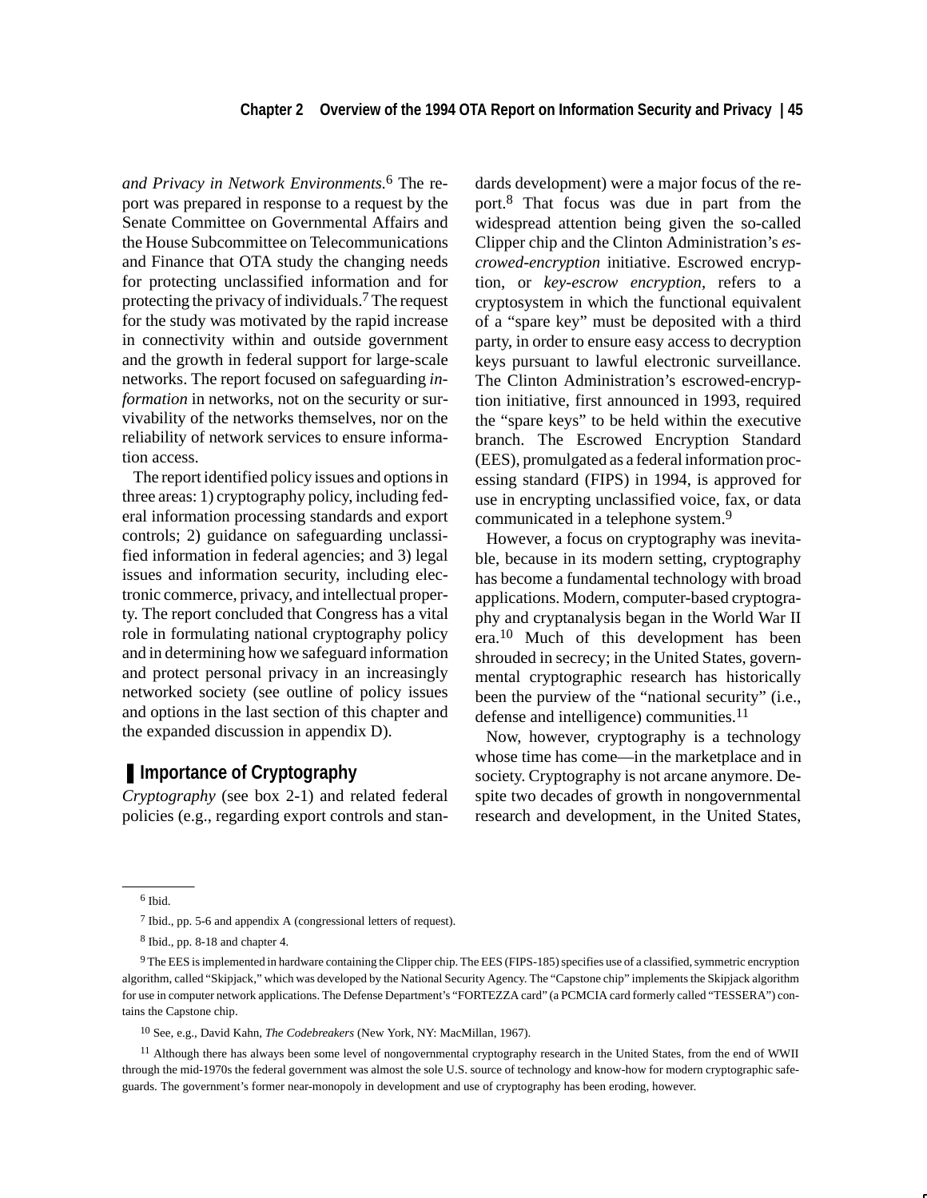*and Privacy in Network Environments*.[6] The report was prepared in response to a request by the Senate Committee on Governmental Affairs and the House Subcommittee on Telecommunications and Finance that OTA study the changing needs for protecting unclassified information and for protecting the privacy of individuals.[7] The request for the study was motivated by the rapid increase in connectivity within and outside government and the growth in federal support for large-scale networks. The report focused on safeguarding *information* in networks, not on the security or survivability of the networks themselves, nor on the reliability of network services to ensure information access.

The report identified policy issues and options in three areas: 1) cryptography policy, including federal information processing standards and export controls; 2) guidance on safeguarding unclassified information in federal agencies; and 3) legal issues and information security, including electronic commerce, privacy, and intellectual property. The report concluded that Congress has a vital role in formulating national cryptography policy and in determining how we safeguard information and protect personal privacy in an increasingly networked society (see outline of policy issues and options in the last section of this chapter and the expanded discussion in appendix D).

## Importance of Cryptography

*Cryptography* (see box 2-1) and related federal policies (e.g., regarding export controls and standards development) were a major focus of the report.[8] That focus was due in part from the widespread attention being given the so-called Clipper chip and the Clinton Administration's *escrowed-encryption* initiative. Escrowed encryption, or *key-escrow encryption*, refers to a cryptosystem in which the functional equivalent of a "spare key" must be deposited with a third party, in order to ensure easy access to decryption keys pursuant to lawful electronic surveillance. The Clinton Administration's escrowed-encryption initiative, first announced in 1993, required the "spare keys" to be held within the executive branch. The Escrowed Encryption Standard (EES), promulgated as a federal information processing standard (FIPS) in 1994, is approved for use in encrypting unclassified voice, fax, or data communicated in a telephone system.[9]

However, a focus on cryptography was inevitable, because in its modern setting, cryptography has become a fundamental technology with broad applications. Modern, computer-based cryptography and cryptanalysis began in the World War II era.[10] Much of this development has been shrouded in secrecy; in the United States, governmental cryptographic research has historically been the purview of the "national security" (i.e., defense and intelligence) communities.[11]

Now, however, cryptography is a technology whose time has come—in the marketplace and in society. Cryptography is not arcane anymore. Despite two decades of growth in nongovernmental research and development, in the United States,

---

[6] Ibid.

[7] Ibid., pp. 5-6 and appendix A (congressional letters of request).

[8] Ibid., pp. 8-18 and chapter 4.

[9] The EES is implemented in hardware containing the Clipper chip. The EES (FIPS-185) specifies use of a classified, symmetric encryption algorithm, called "Skipjack," which was developed by the National Security Agency. The "Capstone chip" implements the Skipjack algorithm for use in computer network applications. The Defense Department's "FORTEZZA card" (a PCMCIA card formerly called "TESSERA") contains the Capstone chip.

[10] See, e.g., David Kahn, *The Codebreakers* (New York, NY: MacMillan, 1967).

[11] Although there has always been some level of nongovernmental cryptography research in the United States, from the end of WWII through the mid-1970s the federal government was almost the sole U.S. source of technology and know-how for modern cryptographic safeguards. The government's former near-monopoly in development and use of cryptography has been eroding, however.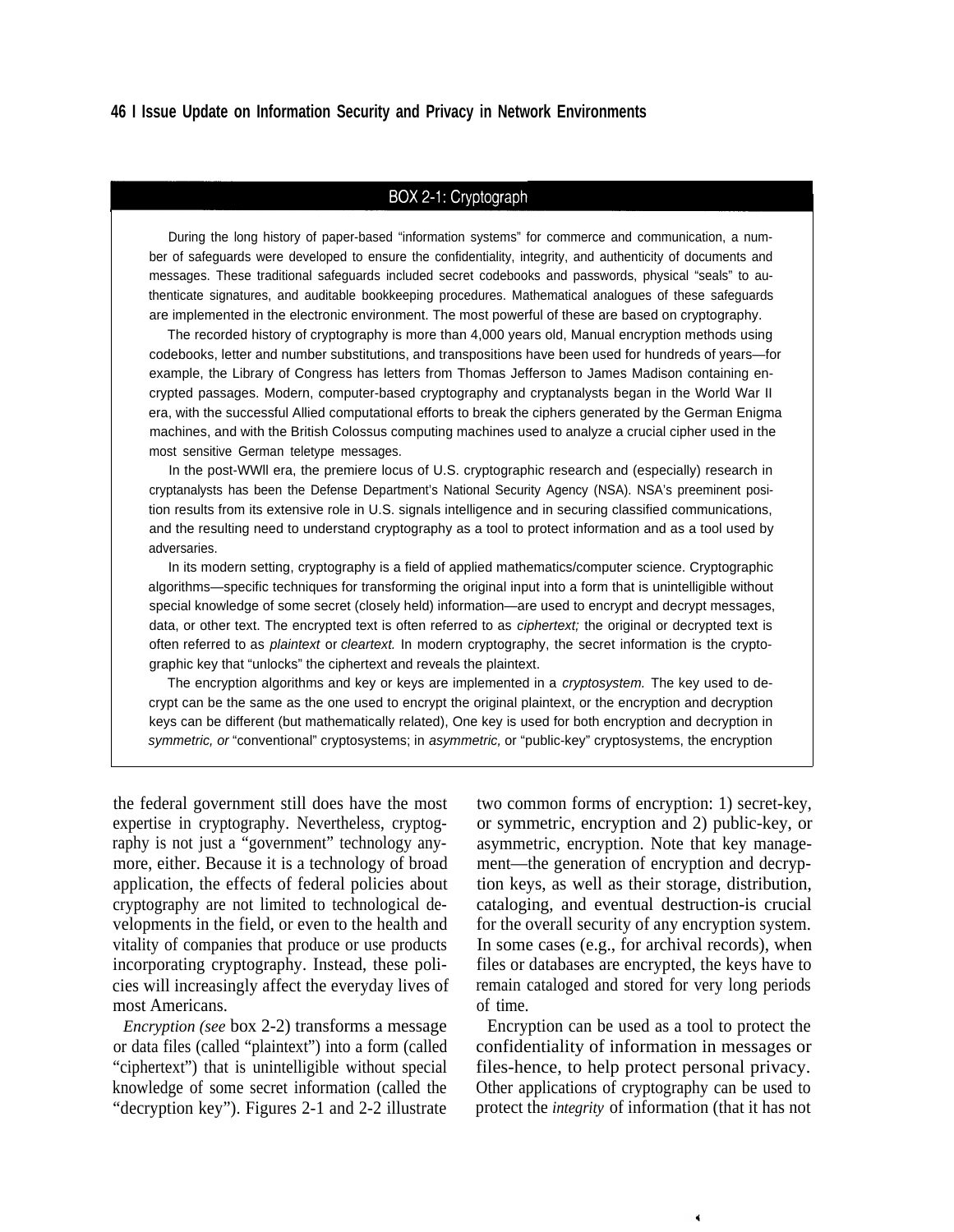### BOX 2-1: Cryptograph

During the long history of paper-based "information systems" for commerce and communication, a number of safeguards were developed to ensure the confidentiality, integrity, and authenticity of documents and messages. These traditional safeguards included secret codebooks and passwords, physical "seals" to authenticate signatures, and auditable bookkeeping procedures. Mathematical analogues of these safeguards are implemented in the electronic environment. The most powerful of these are based on cryptography.

The recorded history of cryptography is more than 4,000 years old, Manual encryption methods using codebooks, letter and number substitutions, and transpositions have been used for hundreds of years—for example, the Library of Congress has letters from Thomas Jefferson to James Madison containing encrypted passages. Modern, computer-based cryptography and cryptanalysts began in the World War II era, with the successful Allied computational efforts to break the ciphers generated by the German Enigma machines, and with the British Colossus computing machines used to analyze a crucial cipher used in the most sensitive German teletype messages.

In the post-WWll era, the premiere locus of U.S. cryptographic research and (especially) research in cryptanalysts has been the Defense Department's National Security Agency (NSA). NSA's preeminent position results from its extensive role in U.S. signals intelligence and in securing classified communications, and the resulting need to understand cryptography as a tool to protect information and as a tool used by adversaries.

In its modern setting, cryptography is a field of applied mathematics/computer science. Cryptographic algorithms—specific techniques for transforming the original input into a form that is unintelligible without special knowledge of some secret (closely held) information—are used to encrypt and decrypt messages, data, or other text. The encrypted text is often referred to as *ciphertext;* the original or decrypted text is often referred to as *plaintext* or *cleartext.* In modern cryptography, the secret information is the cryptographic key that "unlocks" the ciphertext and reveals the plaintext.

The encryption algorithms and key or keys are implemented in a *cryptosystem.* The key used to decrypt can be the same as the one used to encrypt the original plaintext, or the encryption and decryption keys can be different (but mathematically related), One key is used for both encryption and decryption in *symmetric, or* "conventional" cryptosystems; in *asymmetric,* or "public-key" cryptosystems, the encryption

---

the federal government still does have the most expertise in cryptography. Nevertheless, cryptography is not just a "government" technology anymore, either. Because it is a technology of broad application, the effects of federal policies about cryptography are not limited to technological developments in the field, or even to the health and vitality of companies that produce or use products incorporating cryptography. Instead, these policies will increasingly affect the everyday lives of most Americans.

*Encryption (see* box 2-2) transforms a message or data files (called "plaintext") into a form (called "ciphertext") that is unintelligible without special knowledge of some secret information (called the "decryption key"). Figures 2-1 and 2-2 illustrate two common forms of encryption: 1) secret-key, or symmetric, encryption and 2) public-key, or asymmetric, encryption. Note that key management—the generation of encryption and decryption keys, as well as their storage, distribution, cataloging, and eventual destruction-is crucial for the overall security of any encryption system. In some cases (e.g., for archival records), when files or databases are encrypted, the keys have to remain cataloged and stored for very long periods of time.

Encryption can be used as a tool to protect the confidentiality of information in messages or files-hence, to help protect personal privacy. Other applications of cryptography can be used to protect the *integrity* of information (that it has not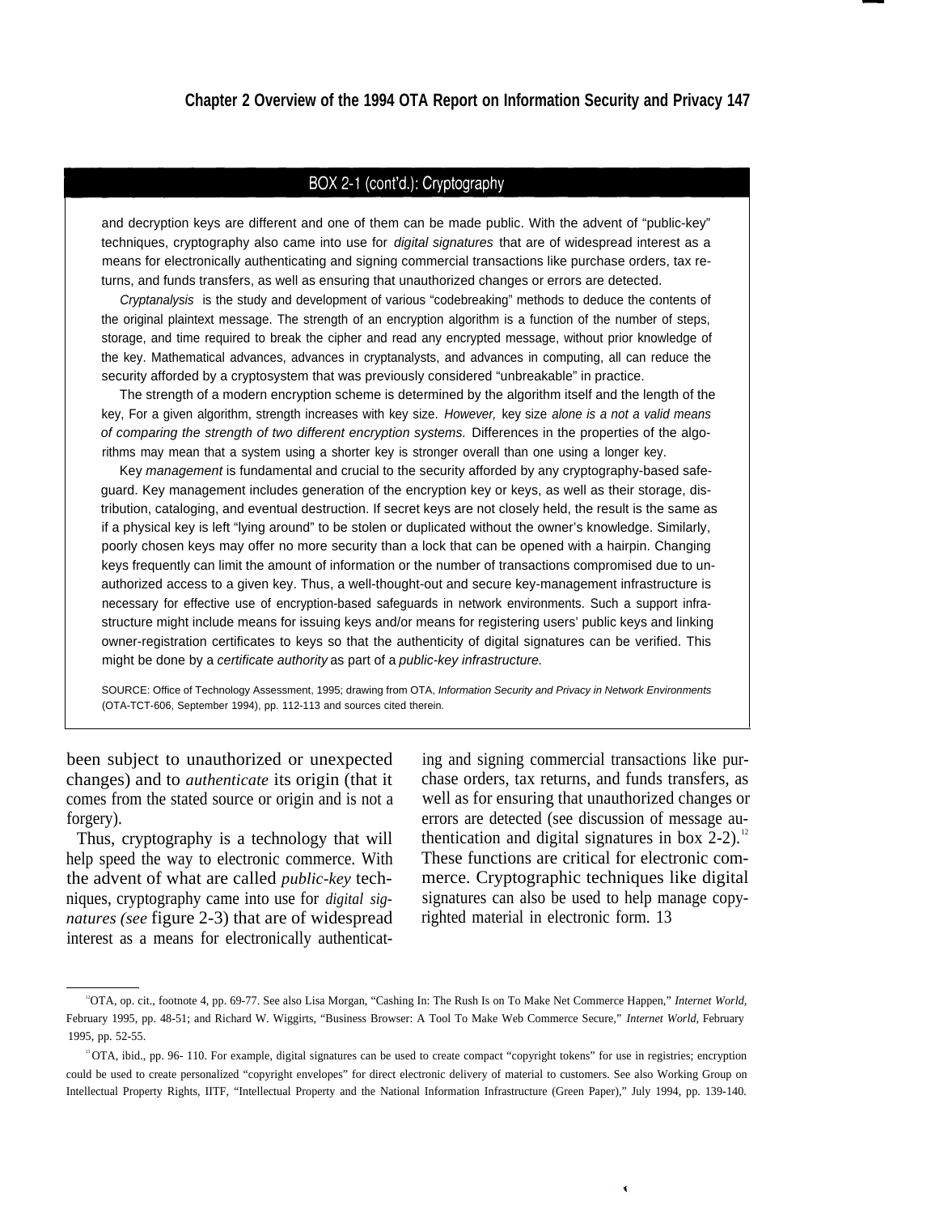## BOX 2-1 (cont'd.): Cryptography

and decryption keys are different and one of them can be made public. With the advent of "public-key" techniques, cryptography also came into use for *digital signatures* that are of widespread interest as a means for electronically authenticating and signing commercial transactions like purchase orders, tax returns, and funds transfers, as well as ensuring that unauthorized changes or errors are detected.

*Cryptanalysis* is the study and development of various "codebreaking" methods to deduce the contents of the original plaintext message. The strength of an encryption algorithm is a function of the number of steps, storage, and time required to break the cipher and read any encrypted message, without prior knowledge of the key. Mathematical advances, advances in cryptanalysts, and advances in computing, all can reduce the security afforded by a cryptosystem that was previously considered "unbreakable" in practice.

The strength of a modern encryption scheme is determined by the algorithm itself and the length of the key, For a given algorithm, strength increases with key size. *However,* key size *alone is a not a valid means of comparing the strength of two different encryption systems.* Differences in the properties of the algorithms may mean that a system using a shorter key is stronger overall than one using a longer key.

Key *management* is fundamental and crucial to the security afforded by any cryptography-based safeguard. Key management includes generation of the encryption key or keys, as well as their storage, distribution, cataloging, and eventual destruction. If secret keys are not closely held, the result is the same as if a physical key is left "lying around" to be stolen or duplicated without the owner's knowledge. Similarly, poorly chosen keys may offer no more security than a lock that can be opened with a hairpin. Changing keys frequently can limit the amount of information or the number of transactions compromised due to unauthorized access to a given key. Thus, a well-thought-out and secure key-management infrastructure is necessary for effective use of encryption-based safeguards in network environments. Such a support infrastructure might include means for issuing keys and/or means for registering users' public keys and linking owner-registration certificates to keys so that the authenticity of digital signatures can be verified. This might be done by a *certificate authority* as part of a *public-key infrastructure.*

SOURCE: Office of Technology Assessment, 1995; drawing from OTA, *Information Security and Privacy in Network Environments* (OTA-TCT-606, September 1994), pp. 112-113 and sources cited therein.

---

been subject to unauthorized or unexpected changes) and to *authenticate* its origin (that it comes from the stated source or origin and is not a forgery).

Thus, cryptography is a technology that will help speed the way to electronic commerce. With the advent of what are called *public-key* techniques, cryptography came into use for *digital signatures (see* figure 2-3) that are of widespread interest as a means for electronically authenticating and signing commercial transactions like purchase orders, tax returns, and funds transfers, as well as for ensuring that unauthorized changes or errors are detected (see discussion of message authentication and digital signatures in box 2-2).[12] These functions are critical for electronic commerce. Cryptographic techniques like digital signatures can also be used to help manage copyrighted material in electronic form. 13

---

[12] OTA, op. cit., footnote 4, pp. 69-77. See also Lisa Morgan, "Cashing In: The Rush Is on To Make Net Commerce Happen," *Internet World,* February 1995, pp. 48-51; and Richard W. Wiggirts, "Business Browser: A Tool To Make Web Commerce Secure," *Internet World,* February 1995, pp. 52-55.

[13] OTA, ibid., pp. 96- 110. For example, digital signatures can be used to create compact "copyright tokens" for use in registries; encryption could be used to create personalized "copyright envelopes" for direct electronic delivery of material to customers. See also Working Group on Intellectual Property Rights, IITF, "Intellectual Property and the National Information Infrastructure (Green Paper)," July 1994, pp. 139-140.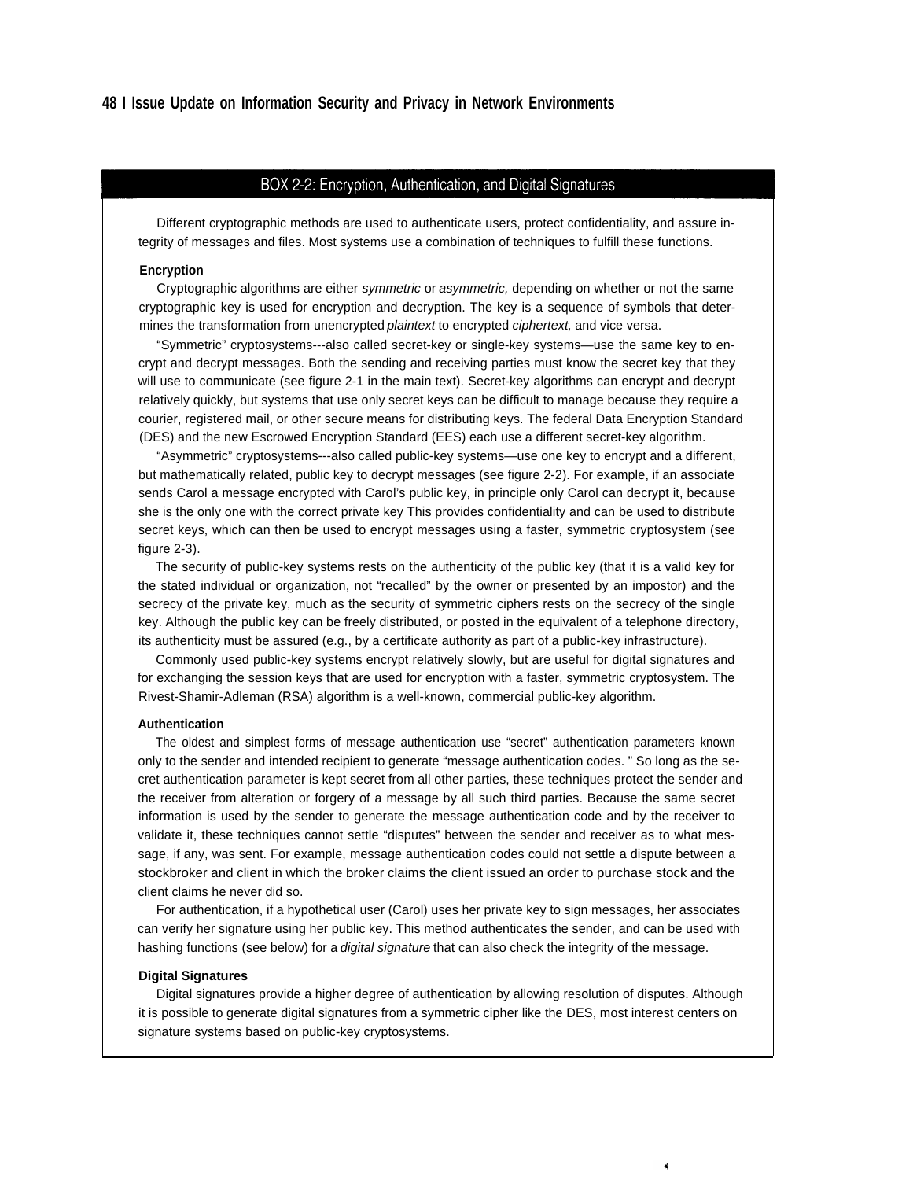## BOX 2-2: Encryption, Authentication, and Digital Signatures

Different cryptographic methods are used to authenticate users, protect confidentiality, and assure integrity of messages and files. Most systems use a combination of techniques to fulfill these functions.

### Encryption

Cryptographic algorithms are either *symmetric* or *asymmetric,* depending on whether or not the same cryptographic key is used for encryption and decryption. The key is a sequence of symbols that determines the transformation from unencrypted *plaintext* to encrypted *ciphertext,* and vice versa.

"Symmetric" cryptosystems---also called secret-key or single-key systems—use the same key to encrypt and decrypt messages. Both the sending and receiving parties must know the secret key that they will use to communicate (see figure 2-1 in the main text). Secret-key algorithms can encrypt and decrypt relatively quickly, but systems that use only secret keys can be difficult to manage because they require a courier, registered mail, or other secure means for distributing keys. The federal Data Encryption Standard (DES) and the new Escrowed Encryption Standard (EES) each use a different secret-key algorithm.

"Asymmetric" cryptosystems---also called public-key systems—use one key to encrypt and a different, but mathematically related, public key to decrypt messages (see figure 2-2). For example, if an associate sends Carol a message encrypted with Carol's public key, in principle only Carol can decrypt it, because she is the only one with the correct private key This provides confidentiality and can be used to distribute secret keys, which can then be used to encrypt messages using a faster, symmetric cryptosystem (see figure 2-3).

The security of public-key systems rests on the authenticity of the public key (that it is a valid key for the stated individual or organization, not "recalled" by the owner or presented by an impostor) and the secrecy of the private key, much as the security of symmetric ciphers rests on the secrecy of the single key. Although the public key can be freely distributed, or posted in the equivalent of a telephone directory, its authenticity must be assured (e.g., by a certificate authority as part of a public-key infrastructure).

Commonly used public-key systems encrypt relatively slowly, but are useful for digital signatures and for exchanging the session keys that are used for encryption with a faster, symmetric cryptosystem. The Rivest-Shamir-Adleman (RSA) algorithm is a well-known, commercial public-key algorithm.

### Authentication

The oldest and simplest forms of message authentication use "secret" authentication parameters known only to the sender and intended recipient to generate "message authentication codes. " So long as the secret authentication parameter is kept secret from all other parties, these techniques protect the sender and the receiver from alteration or forgery of a message by all such third parties. Because the same secret information is used by the sender to generate the message authentication code and by the receiver to validate it, these techniques cannot settle "disputes" between the sender and receiver as to what message, if any, was sent. For example, message authentication codes could not settle a dispute between a stockbroker and client in which the broker claims the client issued an order to purchase stock and the client claims he never did so.

For authentication, if a hypothetical user (Carol) uses her private key to sign messages, her associates can verify her signature using her public key. This method authenticates the sender, and can be used with hashing functions (see below) for a *digital signature* that can also check the integrity of the message.

### Digital Signatures

Digital signatures provide a higher degree of authentication by allowing resolution of disputes. Although it is possible to generate digital signatures from a symmetric cipher like the DES, most interest centers on signature systems based on public-key cryptosystems.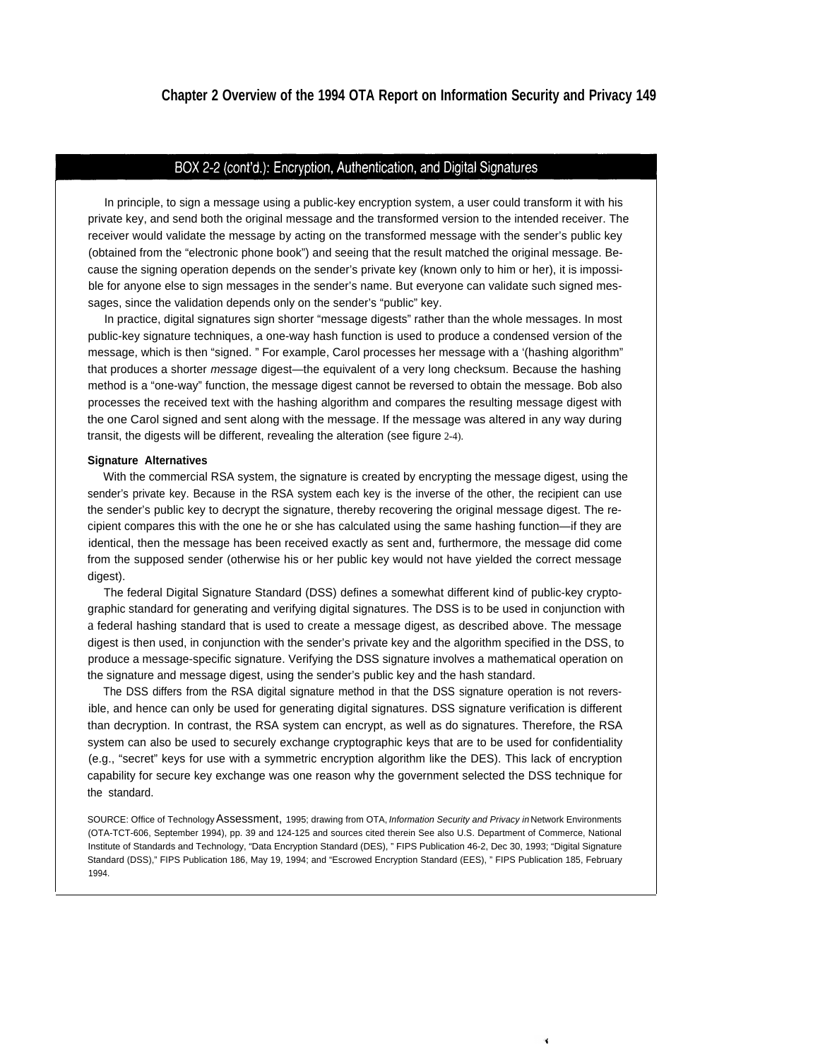## BOX 2-2 (cont'd.): Encryption, Authentication, and Digital Signatures

In principle, to sign a message using a public-key encryption system, a user could transform it with his private key, and send both the original message and the transformed version to the intended receiver. The receiver would validate the message by acting on the transformed message with the sender's public key (obtained from the "electronic phone book") and seeing that the result matched the original message. Because the signing operation depends on the sender's private key (known only to him or her), it is impossible for anyone else to sign messages in the sender's name. But everyone can validate such signed messages, since the validation depends only on the sender's "public" key.

In practice, digital signatures sign shorter "message digests" rather than the whole messages. In most public-key signature techniques, a one-way hash function is used to produce a condensed version of the message, which is then "signed. " For example, Carol processes her message with a '(hashing algorithm" that produces a shorter *message* digest—the equivalent of a very long checksum. Because the hashing method is a "one-way" function, the message digest cannot be reversed to obtain the message. Bob also processes the received text with the hashing algorithm and compares the resulting message digest with the one Carol signed and sent along with the message. If the message was altered in any way during transit, the digests will be different, revealing the alteration (see figure 2-4).

**Signature Alternatives**

With the commercial RSA system, the signature is created by encrypting the message digest, using the sender's private key. Because in the RSA system each key is the inverse of the other, the recipient can use the sender's public key to decrypt the signature, thereby recovering the original message digest. The recipient compares this with the one he or she has calculated using the same hashing function—if they are identical, then the message has been received exactly as sent and, furthermore, the message did come from the supposed sender (otherwise his or her public key would not have yielded the correct message digest).

The federal Digital Signature Standard (DSS) defines a somewhat different kind of public-key cryptographic standard for generating and verifying digital signatures. The DSS is to be used in conjunction with a federal hashing standard that is used to create a message digest, as described above. The message digest is then used, in conjunction with the sender's private key and the algorithm specified in the DSS, to produce a message-specific signature. Verifying the DSS signature involves a mathematical operation on the signature and message digest, using the sender's public key and the hash standard.

The DSS differs from the RSA digital signature method in that the DSS signature operation is not reversible, and hence can only be used for generating digital signatures. DSS signature verification is different than decryption. In contrast, the RSA system can encrypt, as well as do signatures. Therefore, the RSA system can also be used to securely exchange cryptographic keys that are to be used for confidentiality (e.g., "secret" keys for use with a symmetric encryption algorithm like the DES). This lack of encryption capability for secure key exchange was one reason why the government selected the DSS technique for the standard.

SOURCE: Office of Technology Assessment, 1995; drawing from OTA, *Information Security and Privacy in* Network Environments (OTA-TCT-606, September 1994), pp. 39 and 124-125 and sources cited therein See also U.S. Department of Commerce, National Institute of Standards and Technology, "Data Encryption Standard (DES), " FIPS Publication 46-2, Dec 30, 1993; "Digital Signature Standard (DSS)," FIPS Publication 186, May 19, 1994; and "Escrowed Encryption Standard (EES), " FIPS Publication 185, February 1994.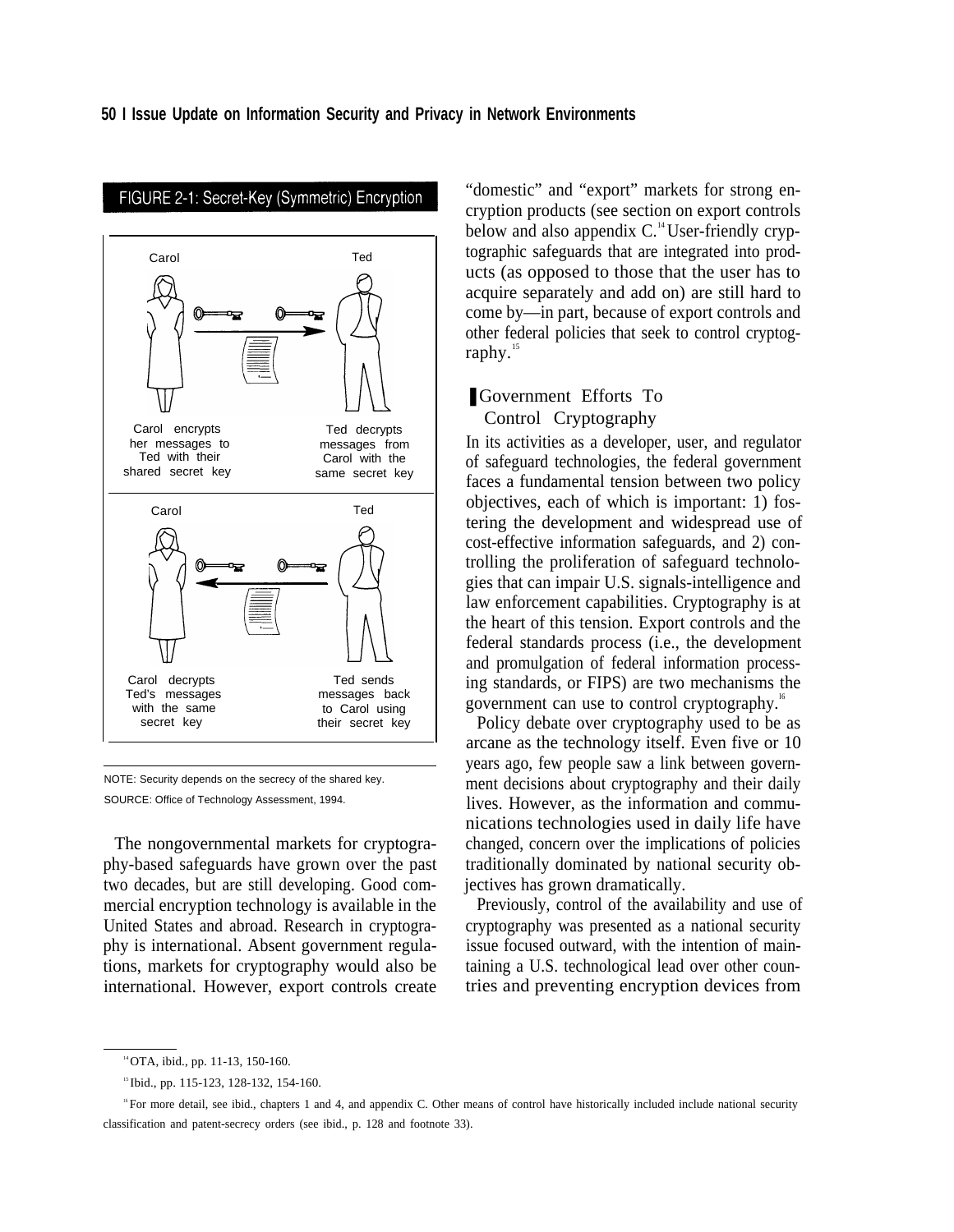FIGURE 2-1: Secret-Key (Symmetric) Encryption

Carol encrypts her messages to Ted with their shared secret key

Ted decrypts messages from Carol with the same secret key

Carol decrypts Ted's messages with the same secret key

Ted sends messages back to Carol using their secret key

NOTE: Security depends on the secrecy of the shared key.

SOURCE: Office of Technology Assessment, 1994.

The nongovernmental markets for cryptography-based safeguards have grown over the past two decades, but are still developing. Good commercial encryption technology is available in the United States and abroad. Research in cryptography is international. Absent government regulations, markets for cryptography would also be international. However, export controls create "domestic" and "export" markets for strong encryption products (see section on export controls below and also appendix C.[14] User-friendly cryptographic safeguards that are integrated into products (as opposed to those that the user has to acquire separately and add on) are still hard to come by—in part, because of export controls and other federal policies that seek to control cryptography.[15]

## Government Efforts To Control Cryptography

In its activities as a developer, user, and regulator of safeguard technologies, the federal government faces a fundamental tension between two policy objectives, each of which is important: 1) fostering the development and widespread use of cost-effective information safeguards, and 2) controlling the proliferation of safeguard technologies that can impair U.S. signals-intelligence and law enforcement capabilities. Cryptography is at the heart of this tension. Export controls and the federal standards process (i.e., the development and promulgation of federal information processing standards, or FIPS) are two mechanisms the government can use to control cryptography.[16]

Policy debate over cryptography used to be as arcane as the technology itself. Even five or 10 years ago, few people saw a link between government decisions about cryptography and their daily lives. However, as the information and communications technologies used in daily life have changed, concern over the implications of policies traditionally dominated by national security objectives has grown dramatically.

Previously, control of the availability and use of cryptography was presented as a national security issue focused outward, with the intention of maintaining a U.S. technological lead over other countries and preventing encryption devices from

---

[14] OTA, ibid., pp. 11-13, 150-160.

[15] Ibid., pp. 115-123, 128-132, 154-160.

[16] For more detail, see ibid., chapters 1 and 4, and appendix C. Other means of control have historically included include national security classification and patent-secrecy orders (see ibid., p. 128 and footnote 33).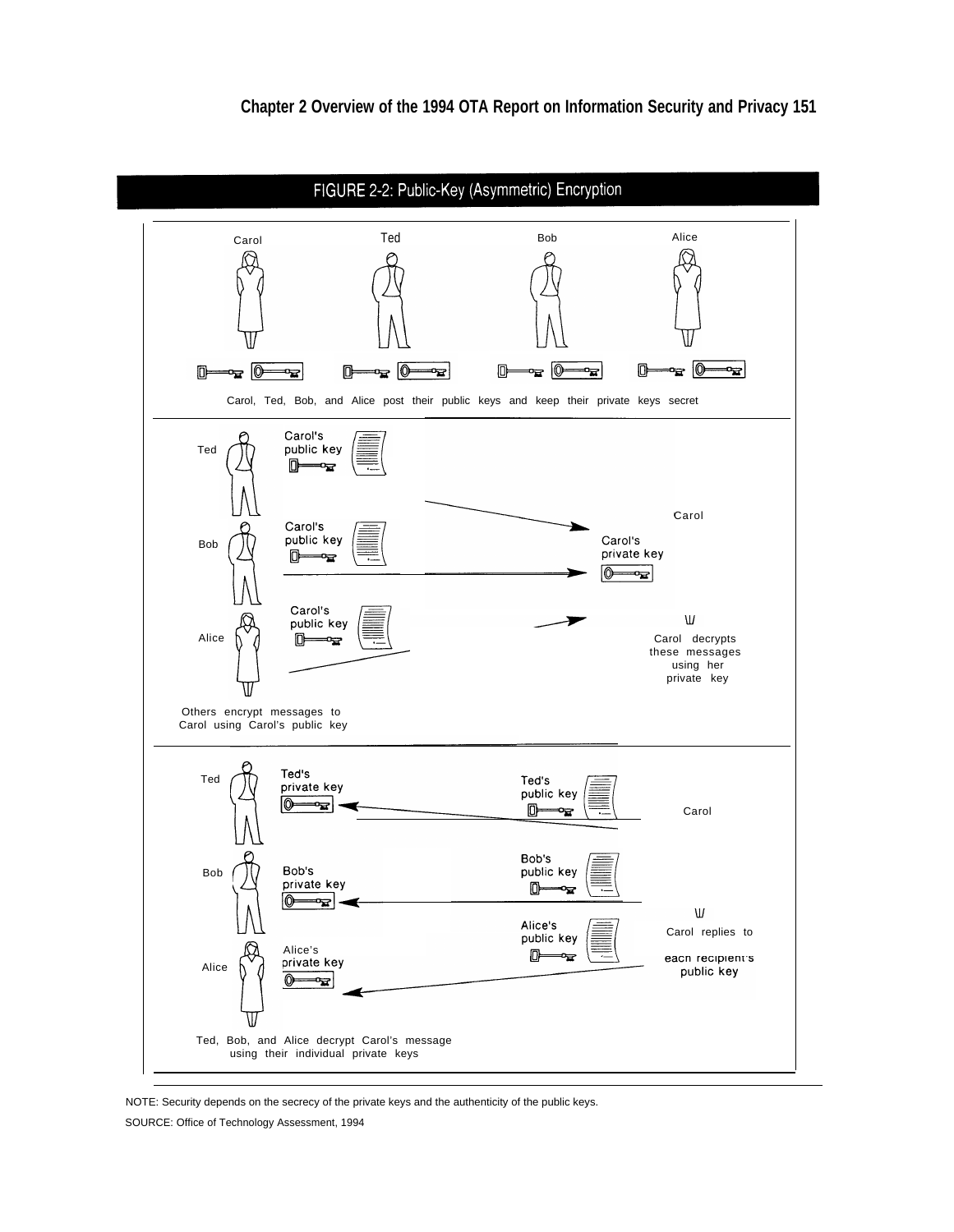## FIGURE 2-2: Public-Key (Asymmetric) Encryption

Carol Ted Bob Alice

Carol, Ted, Bob, and Alice post their public keys and keep their private keys secret

Ted — Carol's public key

Bob — Carol's public key

Alice — Carol's public key

Carol — Carol's private key

Carol decrypts these messages using her private key

Others encrypt messages to Carol using Carol's public key

Ted — Ted's private key — Ted's public key

Bob — Bob's private key — Bob's public key

Alice — Alice's private key — Alice's public key

Carol

Carol replies to each recipient's public key

Ted, Bob, and Alice decrypt Carol's message using their individual private keys

NOTE: Security depends on the secrecy of the private keys and the authenticity of the public keys.

SOURCE: Office of Technology Assessment, 1994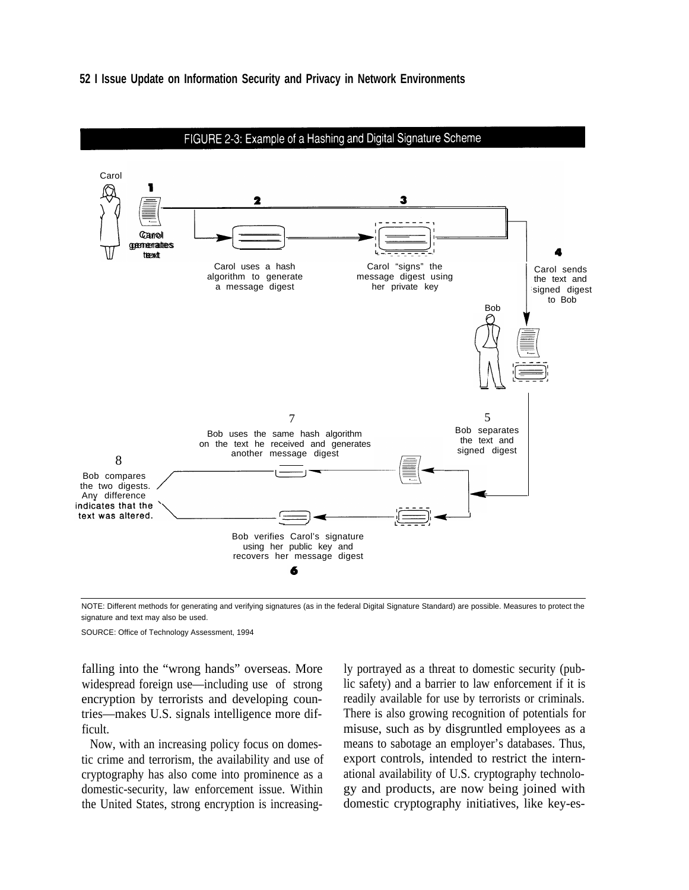FIGURE 2-3: Example of a Hashing and Digital Signature Scheme

Carol

1 Carol generates text

2 Carol uses a hash algorithm to generate a message digest

3 Carol "signs" the message digest using her private key

4 Carol sends the text and signed digest to Bob

Bob

5 Bob separates the text and signed digest

6 Bob verifies Carol's signature using her public key and recovers her message digest

7 Bob uses the same hash algorithm on the text he received and generates another message digest

8 Bob compares the two digests. Any difference indicates that the text was altered.

NOTE: Different methods for generating and verifying signatures (as in the federal Digital Signature Standard) are possible. Measures to protect the signature and text may also be used.

SOURCE: Office of Technology Assessment, 1994

falling into the "wrong hands" overseas. More widespread foreign use—including use of strong encryption by terrorists and developing countries—makes U.S. signals intelligence more difficult.

Now, with an increasing policy focus on domestic crime and terrorism, the availability and use of cryptography has also come into prominence as a domestic-security, law enforcement issue. Within the United States, strong encryption is increasingly portrayed as a threat to domestic security (public safety) and a barrier to law enforcement if it is readily available for use by terrorists or criminals. There is also growing recognition of potentials for misuse, such as by disgruntled employees as a means to sabotage an employer's databases. Thus, export controls, intended to restrict the international availability of U.S. cryptography technology and products, are now being joined with domestic cryptography initiatives, like key-es-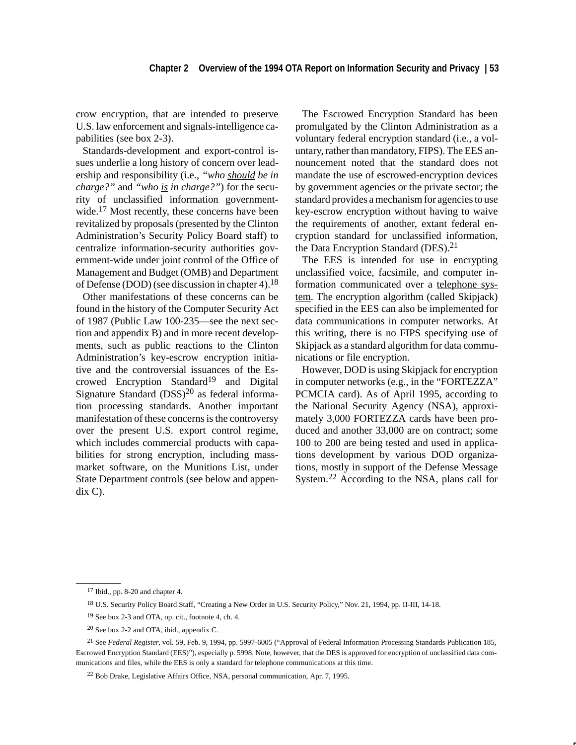crow encryption, that are intended to preserve U.S. law enforcement and signals-intelligence capabilities (see box 2-3).

Standards-development and export-control issues underlie a long history of concern over leadership and responsibility (i.e., *"who should be in charge?"* and *"who is in charge?"*) for the security of unclassified information government-wide.[17] Most recently, these concerns have been revitalized by proposals (presented by the Clinton Administration's Security Policy Board staff) to centralize information-security authorities government-wide under joint control of the Office of Management and Budget (OMB) and Department of Defense (DOD) (see discussion in chapter 4).[18]

Other manifestations of these concerns can be found in the history of the Computer Security Act of 1987 (Public Law 100-235—see the next section and appendix B) and in more recent developments, such as public reactions to the Clinton Administration's key-escrow encryption initiative and the controversial issuances of the Escrowed Encryption Standard[19] and Digital Signature Standard (DSS)[20] as federal information processing standards. Another important manifestation of these concerns is the controversy over the present U.S. export control regime, which includes commercial products with capabilities for strong encryption, including mass-market software, on the Munitions List, under State Department controls (see below and appendix C).

The Escrowed Encryption Standard has been promulgated by the Clinton Administration as a voluntary federal encryption standard (i.e., a voluntary, rather than mandatory, FIPS). The EES announcement noted that the standard does not mandate the use of escrowed-encryption devices by government agencies or the private sector; the standard provides a mechanism for agencies to use key-escrow encryption without having to waive the requirements of another, extant federal encryption standard for unclassified information, the Data Encryption Standard (DES).[21]

The EES is intended for use in encrypting unclassified voice, facsimile, and computer information communicated over a telephone system. The encryption algorithm (called Skipjack) specified in the EES can also be implemented for data communications in computer networks. At this writing, there is no FIPS specifying use of Skipjack as a standard algorithm for data communications or file encryption.

However, DOD is using Skipjack for encryption in computer networks (e.g., in the "FORTEZZA" PCMCIA card). As of April 1995, according to the National Security Agency (NSA), approximately 3,000 FORTEZZA cards have been produced and another 33,000 are on contract; some 100 to 200 are being tested and used in applications development by various DOD organizations, mostly in support of the Defense Message System.[22] According to the NSA, plans call for

---

[17] Ibid., pp. 8-20 and chapter 4.

[18] U.S. Security Policy Board Staff, "Creating a New Order in U.S. Security Policy," Nov. 21, 1994, pp. II-III, 14-18.

[19] See box 2-3 and OTA, op. cit., footnote 4, ch. 4.

[20] See box 2-2 and OTA, ibid., appendix C.

[21] See *Federal Register*, vol. 59, Feb. 9, 1994, pp. 5997-6005 ("Approval of Federal Information Processing Standards Publication 185, Escrowed Encryption Standard (EES)"), especially p. 5998. Note, however, that the DES is approved for encryption of unclassified data communications and files, while the EES is only a standard for telephone communications at this time.

[22] Bob Drake, Legislative Affairs Office, NSA, personal communication, Apr. 7, 1995.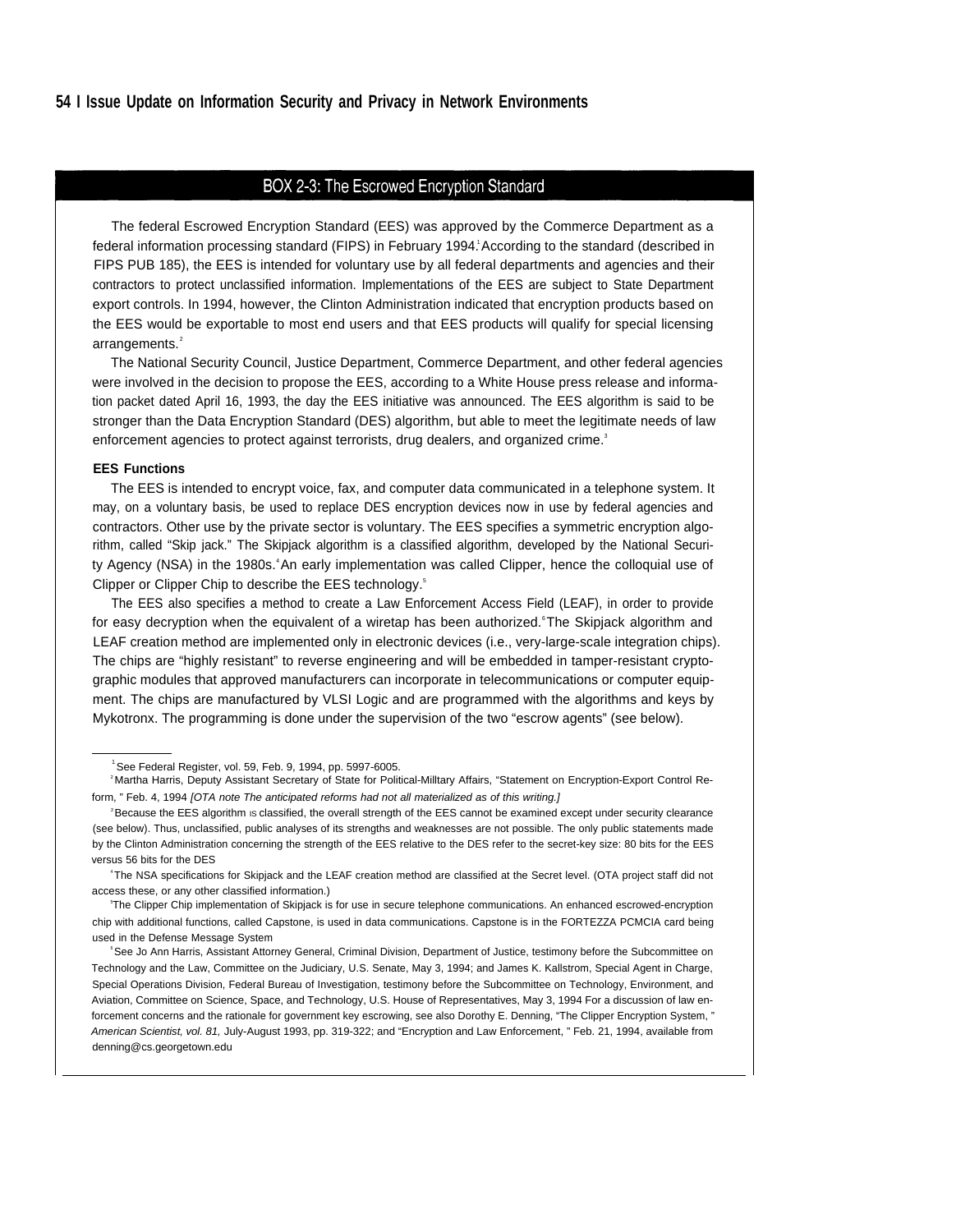## BOX 2-3: The Escrowed Encryption Standard

The federal Escrowed Encryption Standard (EES) was approved by the Commerce Department as a federal information processing standard (FIPS) in February 1994.[1] According to the standard (described in FIPS PUB 185), the EES is intended for voluntary use by all federal departments and agencies and their contractors to protect unclassified information. Implementations of the EES are subject to State Department export controls. In 1994, however, the Clinton Administration indicated that encryption products based on the EES would be exportable to most end users and that EES products will qualify for special licensing arrangements.[2]

The National Security Council, Justice Department, Commerce Department, and other federal agencies were involved in the decision to propose the EES, according to a White House press release and information packet dated April 16, 1993, the day the EES initiative was announced. The EES algorithm is said to be stronger than the Data Encryption Standard (DES) algorithm, but able to meet the legitimate needs of law enforcement agencies to protect against terrorists, drug dealers, and organized crime.[3]

**EES Functions**

The EES is intended to encrypt voice, fax, and computer data communicated in a telephone system. It may, on a voluntary basis, be used to replace DES encryption devices now in use by federal agencies and contractors. Other use by the private sector is voluntary. The EES specifies a symmetric encryption algorithm, called "Skip jack." The Skipjack algorithm is a classified algorithm, developed by the National Security Agency (NSA) in the 1980s.[4] An early implementation was called Clipper, hence the colloquial use of Clipper or Clipper Chip to describe the EES technology.[5]

The EES also specifies a method to create a Law Enforcement Access Field (LEAF), in order to provide for easy decryption when the equivalent of a wiretap has been authorized.[6] The Skipjack algorithm and LEAF creation method are implemented only in electronic devices (i.e., very-large-scale integration chips). The chips are "highly resistant" to reverse engineering and will be embedded in tamper-resistant cryptographic modules that approved manufacturers can incorporate in telecommunications or computer equipment. The chips are manufactured by VLSI Logic and are programmed with the algorithms and keys by Mykotronx. The programming is done under the supervision of the two "escrow agents" (see below).

---

[1] See Federal Register, vol. 59, Feb. 9, 1994, pp. 5997-6005.

[2] Martha Harris, Deputy Assistant Secretary of State for Political-Milltary Affairs, "Statement on Encryption-Export Control Reform, " Feb. 4, 1994 *[OTA note The anticipated reforms had not all materialized as of this writing.]*

[3] Because the EES algorithm is classified, the overall strength of the EES cannot be examined except under security clearance (see below). Thus, unclassified, public analyses of its strengths and weaknesses are not possible. The only public statements made by the Clinton Administration concerning the strength of the EES relative to the DES refer to the secret-key size: 80 bits for the EES versus 56 bits for the DES

[4] The NSA specifications for Skipjack and the LEAF creation method are classified at the Secret level. (OTA project staff did not access these, or any other classified information.)

[5] The Clipper Chip implementation of Skipjack is for use in secure telephone communications. An enhanced escrowed-encryption chip with additional functions, called Capstone, is used in data communications. Capstone is in the FORTEZZA PCMCIA card being used in the Defense Message System

[6] See Jo Ann Harris, Assistant Attorney General, Criminal Division, Department of Justice, testimony before the Subcommittee on Technology and the Law, Committee on the Judiciary, U.S. Senate, May 3, 1994; and James K. Kallstrom, Special Agent in Charge, Special Operations Division, Federal Bureau of Investigation, testimony before the Subcommittee on Technology, Environment, and Aviation, Committee on Science, Space, and Technology, U.S. House of Representatives, May 3, 1994 For a discussion of law enforcement concerns and the rationale for government key escrowing, see also Dorothy E. Denning, "The Clipper Encryption System, " *American Scientist, vol. 81,* July-August 1993, pp. 319-322; and "Encryption and Law Enforcement, " Feb. 21, 1994, available from denning@cs.georgetown.edu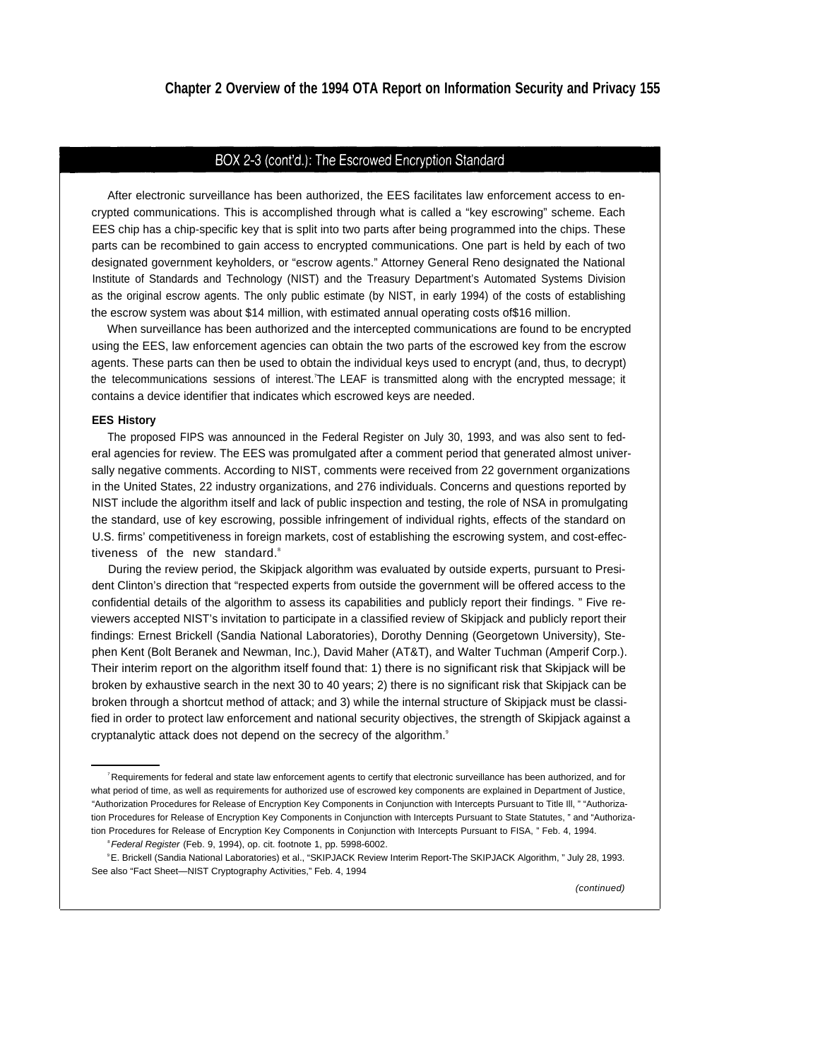## BOX 2-3 (cont'd.): The Escrowed Encryption Standard

After electronic surveillance has been authorized, the EES facilitates law enforcement access to encrypted communications. This is accomplished through what is called a "key escrowing" scheme. Each EES chip has a chip-specific key that is split into two parts after being programmed into the chips. These parts can be recombined to gain access to encrypted communications. One part is held by each of two designated government keyholders, or "escrow agents." Attorney General Reno designated the National Institute of Standards and Technology (NIST) and the Treasury Department's Automated Systems Division as the original escrow agents. The only public estimate (by NIST, in early 1994) of the costs of establishing the escrow system was about $14 million, with estimated annual operating costs of$16 million.

When surveillance has been authorized and the intercepted communications are found to be encrypted using the EES, law enforcement agencies can obtain the two parts of the escrowed key from the escrow agents. These parts can then be used to obtain the individual keys used to encrypt (and, thus, to decrypt) the telecommunications sessions of interest.[7] The LEAF is transmitted along with the encrypted message; it contains a device identifier that indicates which escrowed keys are needed.

**EES History**

The proposed FIPS was announced in the Federal Register on July 30, 1993, and was also sent to federal agencies for review. The EES was promulgated after a comment period that generated almost universally negative comments. According to NIST, comments were received from 22 government organizations in the United States, 22 industry organizations, and 276 individuals. Concerns and questions reported by NIST include the algorithm itself and lack of public inspection and testing, the role of NSA in promulgating the standard, use of key escrowing, possible infringement of individual rights, effects of the standard on U.S. firms' competitiveness in foreign markets, cost of establishing the escrowing system, and cost-effectiveness of the new standard.[8]

During the review period, the Skipjack algorithm was evaluated by outside experts, pursuant to President Clinton's direction that "respected experts from outside the government will be offered access to the confidential details of the algorithm to assess its capabilities and publicly report their findings. " Five reviewers accepted NIST's invitation to participate in a classified review of Skipjack and publicly report their findings: Ernest Brickell (Sandia National Laboratories), Dorothy Denning (Georgetown University), Stephen Kent (Bolt Beranek and Newman, Inc.), David Maher (AT&T), and Walter Tuchman (Amperif Corp.). Their interim report on the algorithm itself found that: 1) there is no significant risk that Skipjack will be broken by exhaustive search in the next 30 to 40 years; 2) there is no significant risk that Skipjack can be broken through a shortcut method of attack; and 3) while the internal structure of Skipjack must be classified in order to protect law enforcement and national security objectives, the strength of Skipjack against a cryptanalytic attack does not depend on the secrecy of the algorithm.[9]

---

[7] Requirements for federal and state law enforcement agents to certify that electronic surveillance has been authorized, and for what period of time, as well as requirements for authorized use of escrowed key components are explained in Department of Justice, "Authorization Procedures for Release of Encryption Key Components in Conjunction with Intercepts Pursuant to Title Ill, " "Authorization Procedures for Release of Encryption Key Components in Conjunction with Intercepts Pursuant to State Statutes, " and "Authorization Procedures for Release of Encryption Key Components in Conjunction with Intercepts Pursuant to FISA, " Feb. 4, 1994.

[8] *Federal Register* (Feb. 9, 1994), op. cit. footnote 1, pp. 5998-6002.

[9] E. Brickell (Sandia National Laboratories) et al., "SKIPJACK Review Interim Report-The SKIPJACK Algorithm, " July 28, 1993. See also "Fact Sheet—NIST Cryptography Activities," Feb. 4, 1994

*(continued)*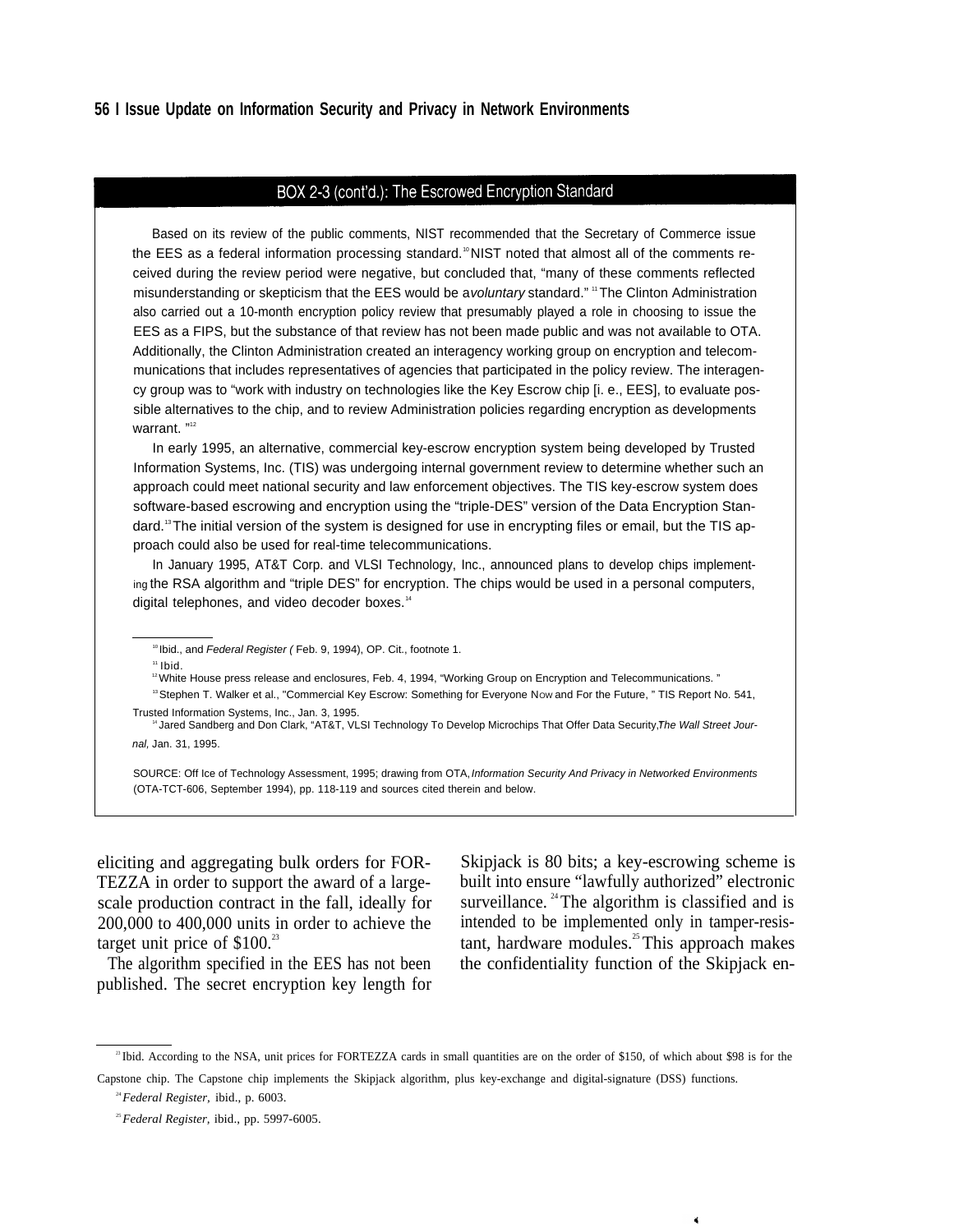## BOX 2-3 (cont'd.): The Escrowed Encryption Standard

Based on its review of the public comments, NIST recommended that the Secretary of Commerce issue the EES as a federal information processing standard.[10] NIST noted that almost all of the comments received during the review period were negative, but concluded that, "many of these comments reflected misunderstanding or skepticism that the EES would be a *voluntary* standard."[11] The Clinton Administration also carried out a 10-month encryption policy review that presumably played a role in choosing to issue the EES as a FIPS, but the substance of that review has not been made public and was not available to OTA. Additionally, the Clinton Administration created an interagency working group on encryption and telecommunications that includes representatives of agencies that participated in the policy review. The interagency group was to "work with industry on technologies like the Key Escrow chip [i. e., EES], to evaluate possible alternatives to the chip, and to review Administration policies regarding encryption as developments warrant."[12]

In early 1995, an alternative, commercial key-escrow encryption system being developed by Trusted Information Systems, Inc. (TIS) was undergoing internal government review to determine whether such an approach could meet national security and law enforcement objectives. The TIS key-escrow system does software-based escrowing and encryption using the "triple-DES" version of the Data Encryption Standard.[13] The initial version of the system is designed for use in encrypting files or email, but the TIS approach could also be used for real-time telecommunications.

In January 1995, AT&T Corp. and VLSI Technology, Inc., announced plans to develop chips implementing the RSA algorithm and "triple DES" for encryption. The chips would be used in a personal computers, digital telephones, and video decoder boxes.[14]

[10] Ibid., and *Federal Register (* Feb. 9, 1994), OP. Cit., footnote 1.

[11] Ibid.

[12] White House press release and enclosures, Feb. 4, 1994, "Working Group on Encryption and Telecommunications."

[13] Stephen T. Walker et al., "Commercial Key Escrow: Something for Everyone Now and For the Future," TIS Report No. 541, Trusted Information Systems, Inc., Jan. 3, 1995.

[14] Jared Sandberg and Don Clark, "AT&T, VLSI Technology To Develop Microchips That Offer Data Security, *The Wall Street Journal*, Jan. 31, 1995.

SOURCE: Office of Technology Assessment, 1995; drawing from OTA, *Information Security And Privacy in Networked Environments* (OTA-TCT-606, September 1994), pp. 118-119 and sources cited therein and below.

---

eliciting and aggregating bulk orders for FORTEZZA in order to support the award of a large-scale production contract in the fall, ideally for 200,000 to 400,000 units in order to achieve the target unit price of $100.[23]

The algorithm specified in the EES has not been published. The secret encryption key length for Skipjack is 80 bits; a key-escrowing scheme is built into ensure "lawfully authorized" electronic surveillance.[24] The algorithm is classified and is intended to be implemented only in tamper-resistant, hardware modules.[25] This approach makes the confidentiality function of the Skipjack en-

[23] Ibid. According to the NSA, unit prices for FORTEZZA cards in small quantities are on the order of $150, of which about $98 is for the Capstone chip. The Capstone chip implements the Skipjack algorithm, plus key-exchange and digital-signature (DSS) functions.

[24] *Federal Register*, ibid., p. 6003.

[25] *Federal Register*, ibid., pp. 5997-6005.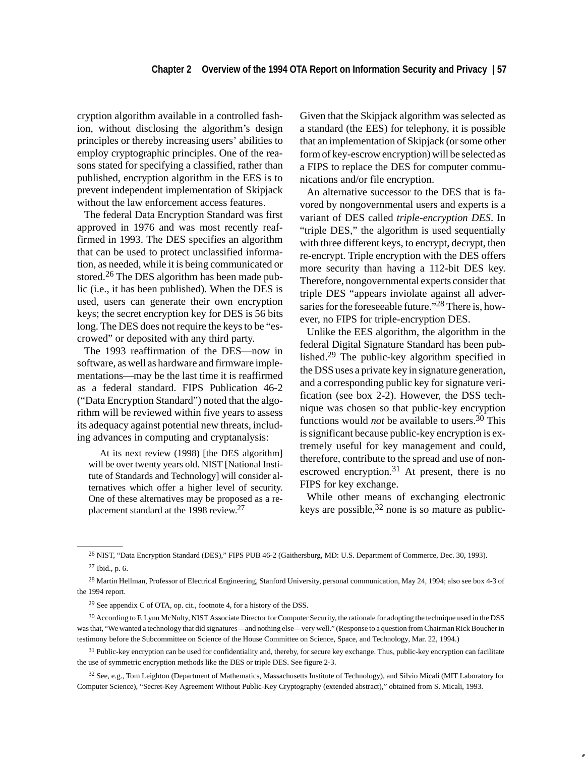cryption algorithm available in a controlled fashion, without disclosing the algorithm's design principles or thereby increasing users' abilities to employ cryptographic principles. One of the reasons stated for specifying a classified, rather than published, encryption algorithm in the EES is to prevent independent implementation of Skipjack without the law enforcement access features.

The federal Data Encryption Standard was first approved in 1976 and was most recently reaffirmed in 1993. The DES specifies an algorithm that can be used to protect unclassified information, as needed, while it is being communicated or stored.[26] The DES algorithm has been made public (i.e., it has been published). When the DES is used, users can generate their own encryption keys; the secret encryption key for DES is 56 bits long. The DES does not require the keys to be "escrowed" or deposited with any third party.

The 1993 reaffirmation of the DES—now in software, as well as hardware and firmware implementations—may be the last time it is reaffirmed as a federal standard. FIPS Publication 46-2 ("Data Encryption Standard") noted that the algorithm will be reviewed within five years to assess its adequacy against potential new threats, including advances in computing and cryptanalysis:

> At its next review (1998) [the DES algorithm] will be over twenty years old. NIST [National Institute of Standards and Technology] will consider alternatives which offer a higher level of security. One of these alternatives may be proposed as a replacement standard at the 1998 review.[27]

Given that the Skipjack algorithm was selected as a standard (the EES) for telephony, it is possible that an implementation of Skipjack (or some other form of key-escrow encryption) will be selected as a FIPS to replace the DES for computer communications and/or file encryption.

An alternative successor to the DES that is favored by nongovernmental users and experts is a variant of DES called *triple-encryption DES*. In "triple DES," the algorithm is used sequentially with three different keys, to encrypt, decrypt, then re-encrypt. Triple encryption with the DES offers more security than having a 112-bit DES key. Therefore, nongovernmental experts consider that triple DES "appears inviolate against all adversaries for the foreseeable future."[28] There is, however, no FIPS for triple-encryption DES.

Unlike the EES algorithm, the algorithm in the federal Digital Signature Standard has been published.[29] The public-key algorithm specified in the DSS uses a private key in signature generation, and a corresponding public key for signature verification (see box 2-2). However, the DSS technique was chosen so that public-key encryption functions would *not* be available to users.[30] This is significant because public-key encryption is extremely useful for key management and could, therefore, contribute to the spread and use of nonescrowed encryption.[31] At present, there is no FIPS for key exchange.

While other means of exchanging electronic keys are possible,[32] none is so mature as public-

---

[26] NIST, "Data Encryption Standard (DES)," FIPS PUB 46-2 (Gaithersburg, MD: U.S. Department of Commerce, Dec. 30, 1993).

[27] Ibid., p. 6.

[28] Martin Hellman, Professor of Electrical Engineering, Stanford University, personal communication, May 24, 1994; also see box 4-3 of the 1994 report.

[29] See appendix C of OTA, op. cit., footnote 4, for a history of the DSS.

[30] According to F. Lynn McNulty, NIST Associate Director for Computer Security, the rationale for adopting the technique used in the DSS was that, "We wanted a technology that did signatures—and nothing else—very well." (Response to a question from Chairman Rick Boucher in testimony before the Subcommittee on Science of the House Committee on Science, Space, and Technology, Mar. 22, 1994.)

[31] Public-key encryption can be used for confidentiality and, thereby, for secure key exchange. Thus, public-key encryption can facilitate the use of symmetric encryption methods like the DES or triple DES. See figure 2-3.

[32] See, e.g., Tom Leighton (Department of Mathematics, Massachusetts Institute of Technology), and Silvio Micali (MIT Laboratory for Computer Science), "Secret-Key Agreement Without Public-Key Cryptography (extended abstract)," obtained from S. Micali, 1993.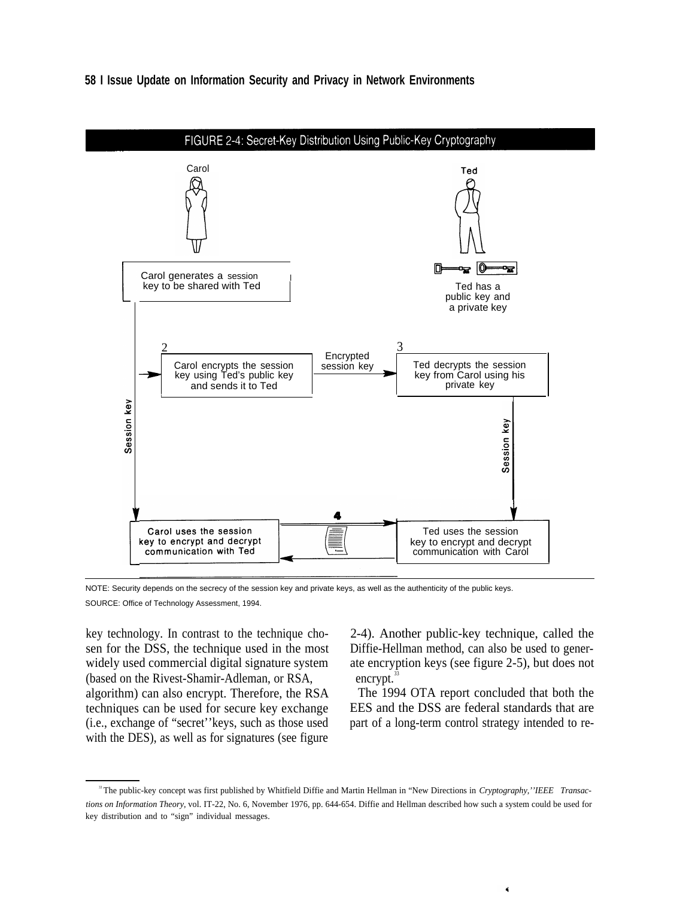FIGURE 2-4: Secret-Key Distribution Using Public-Key Cryptography

Carol

Ted

Carol generates a session key to be shared with Ted

Ted has a public key and a private key

2

Carol encrypts the session key using Ted's public key and sends it to Ted

Encrypted session key

3

Ted decrypts the session key from Carol using his private key

Session key

Session key

4

Carol uses the session key to encrypt and decrypt communication with Ted

Ted uses the session key to encrypt and decrypt communication with Carol

NOTE: Security depends on the secrecy of the session key and private keys, as well as the authenticity of the public keys.

SOURCE: Office of Technology Assessment, 1994.

key technology. In contrast to the technique chosen for the DSS, the technique used in the most widely used commercial digital signature system (based on the Rivest-Shamir-Adleman, or RSA, algorithm) can also encrypt. Therefore, the RSA techniques can be used for secure key exchange (i.e., exchange of "secret" keys, such as those used with the DES), as well as for signatures (see figure 2-4). Another public-key technique, called the Diffie-Hellman method, can also be used to generate encryption keys (see figure 2-5), but does not encrypt.[33]

The 1994 OTA report concluded that both the EES and the DSS are federal standards that are part of a long-term control strategy intended to re-

[33] The public-key concept was first published by Whitfield Diffie and Martin Hellman in "New Directions in *Cryptography," IEEE Transactions on Information Theory*, vol. IT-22, No. 6, November 1976, pp. 644-654. Diffie and Hellman described how such a system could be used for key distribution and to "sign" individual messages.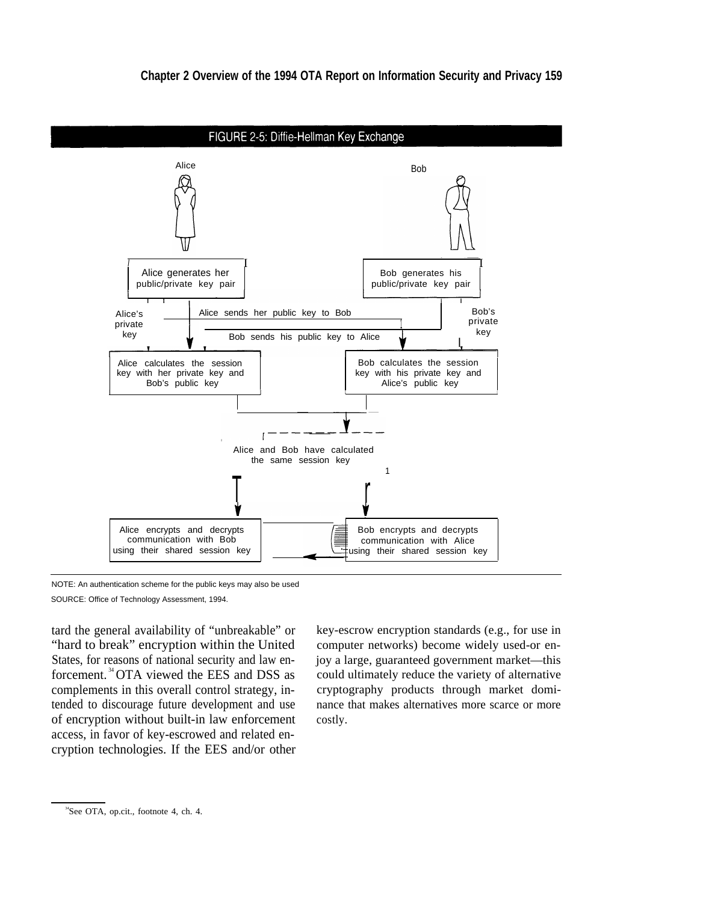**FIGURE 2-5: Diffie-Hellman Key Exchange**

Alice

Bob

Alice generates her public/private key pair

Bob generates his public/private key pair

Alice's private key

Alice sends her public key to Bob

Bob's private key

Bob sends his public key to Alice

Alice calculates the session key with her private key and Bob's public key

Bob calculates the session key with his private key and Alice's public key

Alice and Bob have calculated the same session key

Alice encrypts and decrypts communication with Bob using their shared session key

Bob encrypts and decrypts communication with Alice using their shared session key

NOTE: An authentication scheme for the public keys may also be used

SOURCE: Office of Technology Assessment, 1994.

tard the general availability of "unbreakable" or "hard to break" encryption within the United States, for reasons of national security and law enforcement.[34] OTA viewed the EES and DSS as complements in this overall control strategy, intended to discourage future development and use of encryption without built-in law enforcement access, in favor of key-escrowed and related encryption technologies. If the EES and/or other key-escrow encryption standards (e.g., for use in computer networks) become widely used-or enjoy a large, guaranteed government market—this could ultimately reduce the variety of alternative cryptography products through market dominance that makes alternatives more scarce or more costly.

[34] See OTA, op.cit., footnote 4, ch. 4.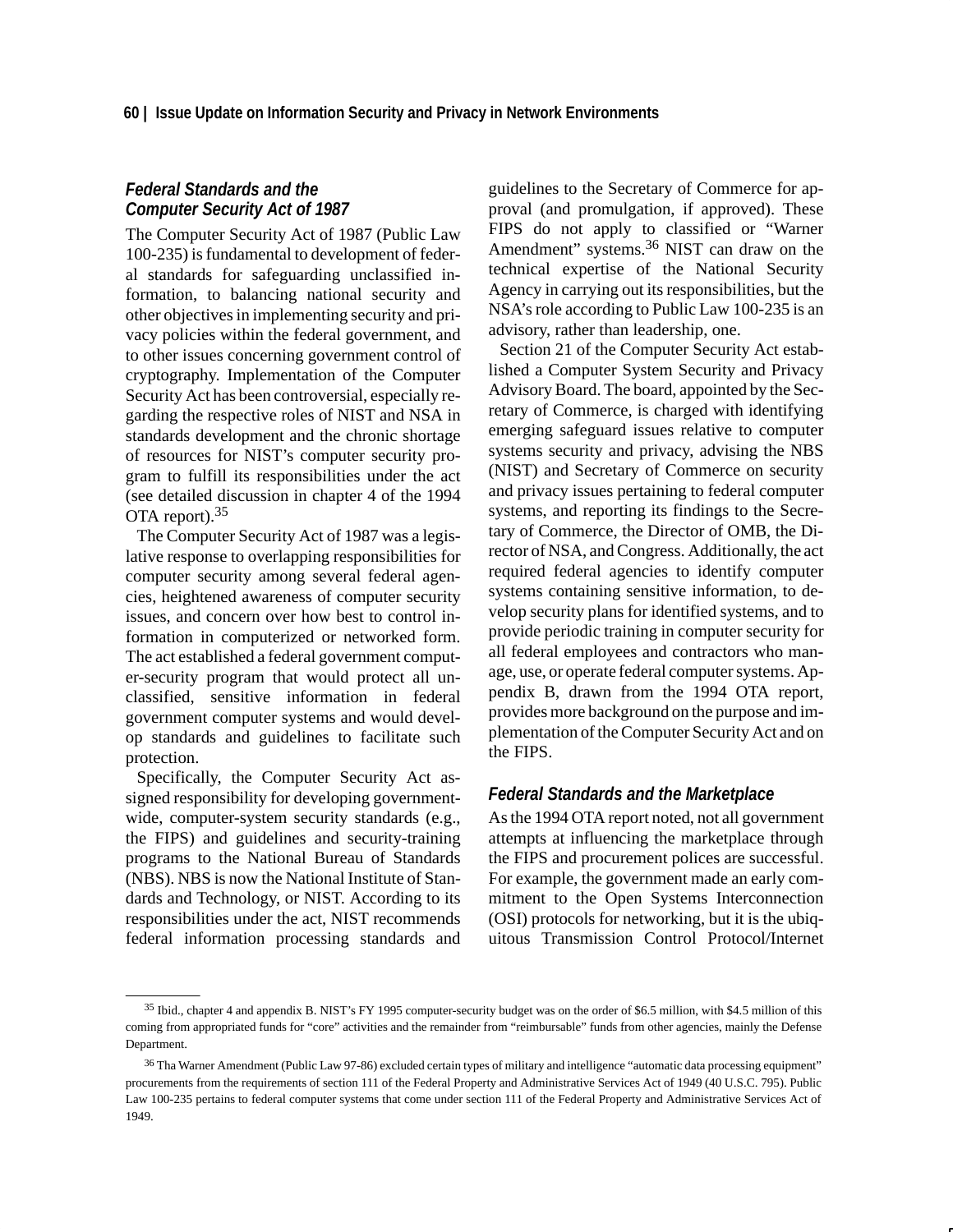### *Federal Standards and the Computer Security Act of 1987*

The Computer Security Act of 1987 (Public Law 100-235) is fundamental to development of federal standards for safeguarding unclassified information, to balancing national security and other objectives in implementing security and privacy policies within the federal government, and to other issues concerning government control of cryptography. Implementation of the Computer Security Act has been controversial, especially regarding the respective roles of NIST and NSA in standards development and the chronic shortage of resources for NIST's computer security program to fulfill its responsibilities under the act (see detailed discussion in chapter 4 of the 1994 OTA report).[35]

The Computer Security Act of 1987 was a legislative response to overlapping responsibilities for computer security among several federal agencies, heightened awareness of computer security issues, and concern over how best to control information in computerized or networked form. The act established a federal government computer-security program that would protect all unclassified, sensitive information in federal government computer systems and would develop standards and guidelines to facilitate such protection.

Specifically, the Computer Security Act assigned responsibility for developing government-wide, computer-system security standards (e.g., the FIPS) and guidelines and security-training programs to the National Bureau of Standards (NBS). NBS is now the National Institute of Standards and Technology, or NIST. According to its responsibilities under the act, NIST recommends federal information processing standards and guidelines to the Secretary of Commerce for approval (and promulgation, if approved). These FIPS do not apply to classified or "Warner Amendment" systems.[36] NIST can draw on the technical expertise of the National Security Agency in carrying out its responsibilities, but the NSA's role according to Public Law 100-235 is an advisory, rather than leadership, one.

Section 21 of the Computer Security Act established a Computer System Security and Privacy Advisory Board. The board, appointed by the Secretary of Commerce, is charged with identifying emerging safeguard issues relative to computer systems security and privacy, advising the NBS (NIST) and Secretary of Commerce on security and privacy issues pertaining to federal computer systems, and reporting its findings to the Secretary of Commerce, the Director of OMB, the Director of NSA, and Congress. Additionally, the act required federal agencies to identify computer systems containing sensitive information, to develop security plans for identified systems, and to provide periodic training in computer security for all federal employees and contractors who manage, use, or operate federal computer systems. Appendix B, drawn from the 1994 OTA report, provides more background on the purpose and implementation of the Computer Security Act and on the FIPS.

### *Federal Standards and the Marketplace*

As the 1994 OTA report noted, not all government attempts at influencing the marketplace through the FIPS and procurement polices are successful. For example, the government made an early commitment to the Open Systems Interconnection (OSI) protocols for networking, but it is the ubiquitous Transmission Control Protocol/Internet

---

[35] Ibid., chapter 4 and appendix B. NIST's FY 1995 computer-security budget was on the order of $6.5 million, with $4.5 million of this coming from appropriated funds for "core" activities and the remainder from "reimbursable" funds from other agencies, mainly the Defense Department.

[36] Tha Warner Amendment (Public Law 97-86) excluded certain types of military and intelligence "automatic data processing equipment" procurements from the requirements of section 111 of the Federal Property and Administrative Services Act of 1949 (40 U.S.C. 795). Public Law 100-235 pertains to federal computer systems that come under section 111 of the Federal Property and Administrative Services Act of 1949.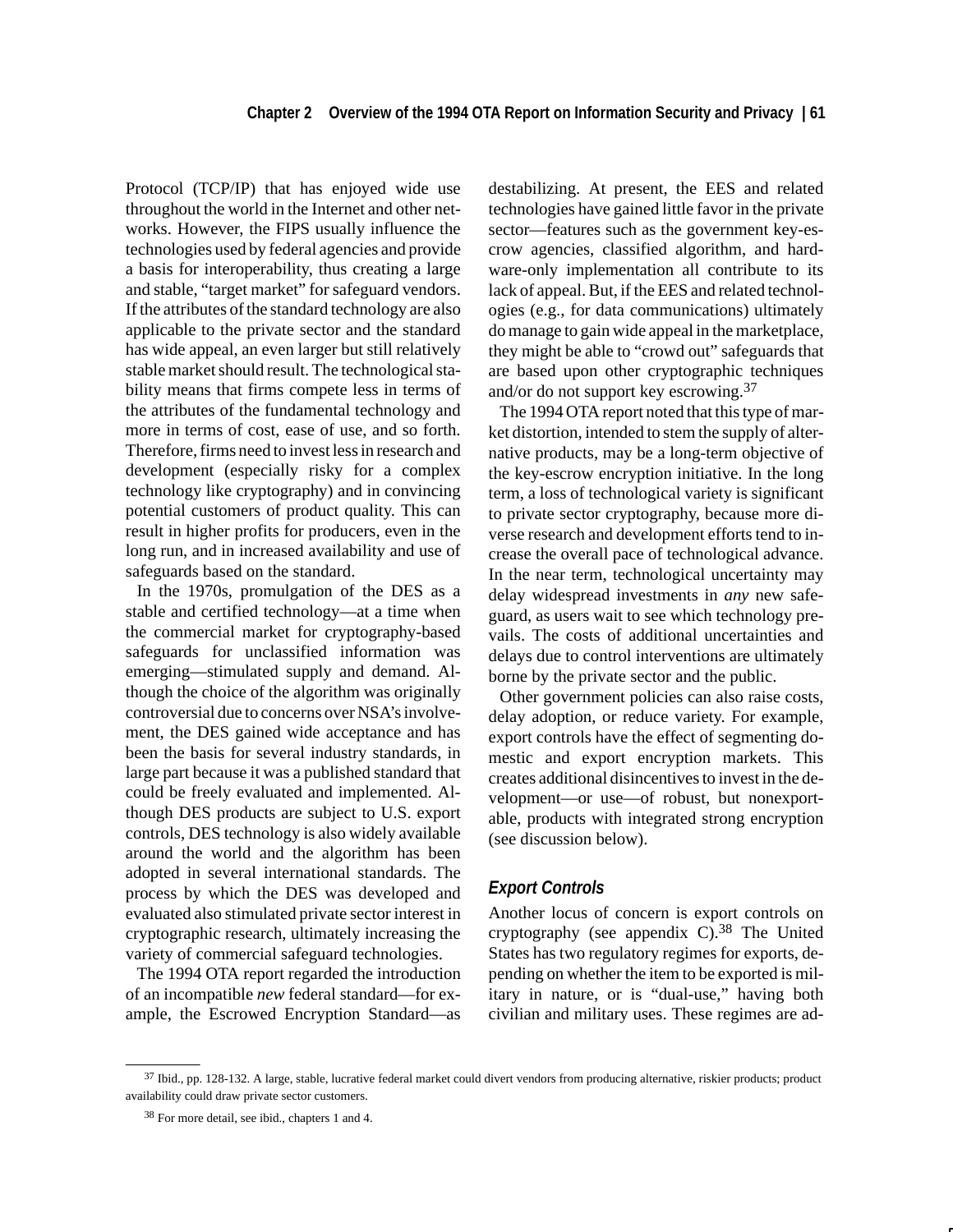Protocol (TCP/IP) that has enjoyed wide use throughout the world in the Internet and other networks. However, the FIPS usually influence the technologies used by federal agencies and provide a basis for interoperability, thus creating a large and stable, "target market" for safeguard vendors. If the attributes of the standard technology are also applicable to the private sector and the standard has wide appeal, an even larger but still relatively stable market should result. The technological stability means that firms compete less in terms of the attributes of the fundamental technology and more in terms of cost, ease of use, and so forth. Therefore, firms need to invest less in research and development (especially risky for a complex technology like cryptography) and in convincing potential customers of product quality. This can result in higher profits for producers, even in the long run, and in increased availability and use of safeguards based on the standard.

In the 1970s, promulgation of the DES as a stable and certified technology—at a time when the commercial market for cryptography-based safeguards for unclassified information was emerging—stimulated supply and demand. Although the choice of the algorithm was originally controversial due to concerns over NSA's involvement, the DES gained wide acceptance and has been the basis for several industry standards, in large part because it was a published standard that could be freely evaluated and implemented. Although DES products are subject to U.S. export controls, DES technology is also widely available around the world and the algorithm has been adopted in several international standards. The process by which the DES was developed and evaluated also stimulated private sector interest in cryptographic research, ultimately increasing the variety of commercial safeguard technologies.

The 1994 OTA report regarded the introduction of an incompatible *new* federal standard—for example, the Escrowed Encryption Standard—as destabilizing. At present, the EES and related technologies have gained little favor in the private sector—features such as the government key-escrow agencies, classified algorithm, and hardware-only implementation all contribute to its lack of appeal. But, if the EES and related technologies (e.g., for data communications) ultimately do manage to gain wide appeal in the marketplace, they might be able to "crowd out" safeguards that are based upon other cryptographic techniques and/or do not support key escrowing.[37]

The 1994 OTA report noted that this type of market distortion, intended to stem the supply of alternative products, may be a long-term objective of the key-escrow encryption initiative. In the long term, a loss of technological variety is significant to private sector cryptography, because more diverse research and development efforts tend to increase the overall pace of technological advance. In the near term, technological uncertainty may delay widespread investments in *any* new safeguard, as users wait to see which technology prevails. The costs of additional uncertainties and delays due to control interventions are ultimately borne by the private sector and the public.

Other government policies can also raise costs, delay adoption, or reduce variety. For example, export controls have the effect of segmenting domestic and export encryption markets. This creates additional disincentives to invest in the development—or use—of robust, but nonexportable, products with integrated strong encryption (see discussion below).

### *Export Controls*

Another locus of concern is export controls on cryptography (see appendix C).[38] The United States has two regulatory regimes for exports, depending on whether the item to be exported is military in nature, or is "dual-use," having both civilian and military uses. These regimes are ad-

---

[37] Ibid., pp. 128-132. A large, stable, lucrative federal market could divert vendors from producing alternative, riskier products; product availability could draw private sector customers.

[38] For more detail, see ibid., chapters 1 and 4.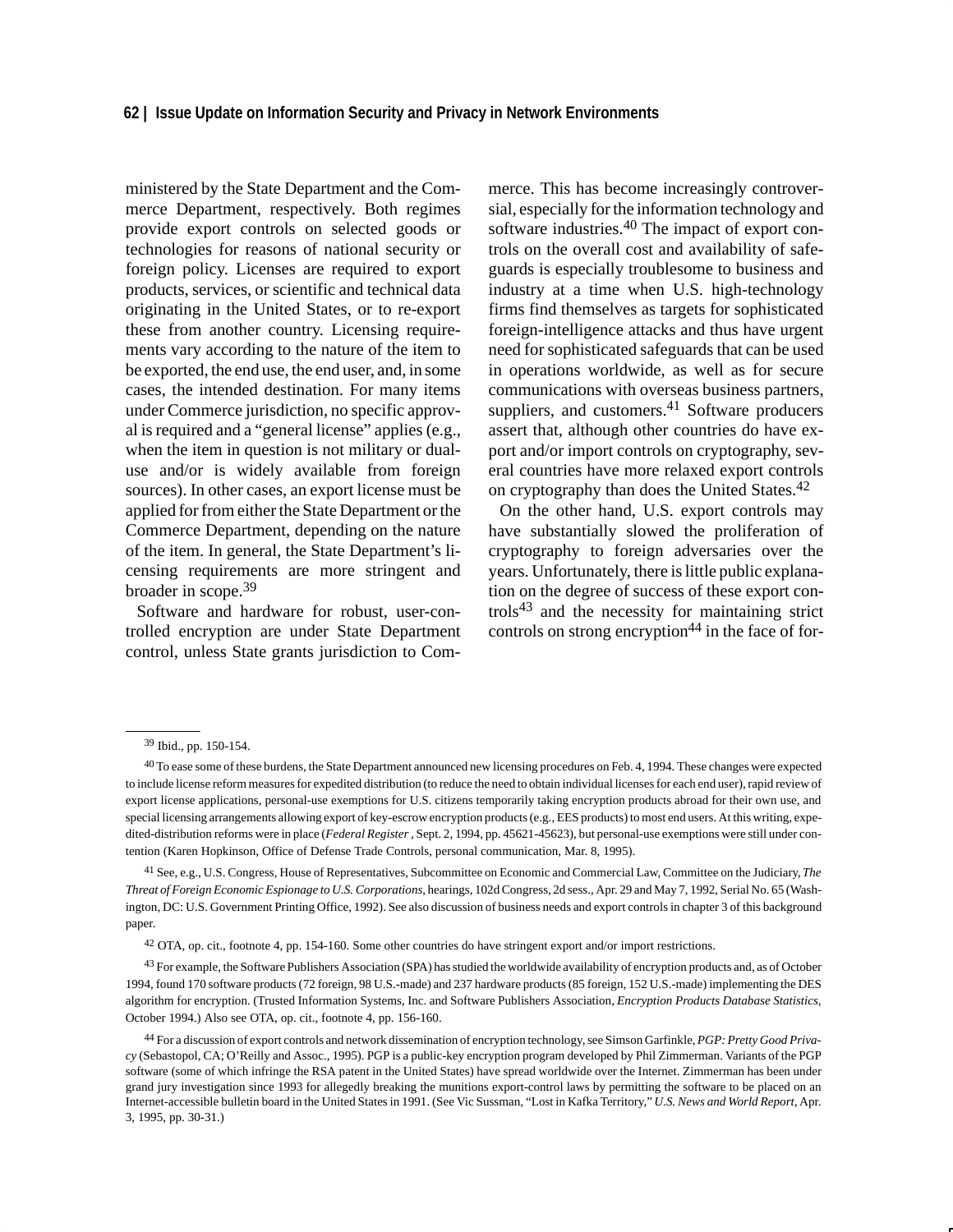ministered by the State Department and the Commerce Department, respectively. Both regimes provide export controls on selected goods or technologies for reasons of national security or foreign policy. Licenses are required to export products, services, or scientific and technical data originating in the United States, or to re-export these from another country. Licensing requirements vary according to the nature of the item to be exported, the end use, the end user, and, in some cases, the intended destination. For many items under Commerce jurisdiction, no specific approval is required and a "general license" applies (e.g., when the item in question is not military or dual-use and/or is widely available from foreign sources). In other cases, an export license must be applied for from either the State Department or the Commerce Department, depending on the nature of the item. In general, the State Department's licensing requirements are more stringent and broader in scope.[39]

Software and hardware for robust, user-controlled encryption are under State Department control, unless State grants jurisdiction to Commerce. This has become increasingly controversial, especially for the information technology and software industries.[40] The impact of export controls on the overall cost and availability of safeguards is especially troublesome to business and industry at a time when U.S. high-technology firms find themselves as targets for sophisticated foreign-intelligence attacks and thus have urgent need for sophisticated safeguards that can be used in operations worldwide, as well as for secure communications with overseas business partners, suppliers, and customers.[41] Software producers assert that, although other countries do have export and/or import controls on cryptography, several countries have more relaxed export controls on cryptography than does the United States.[42]

On the other hand, U.S. export controls may have substantially slowed the proliferation of cryptography to foreign adversaries over the years. Unfortunately, there is little public explanation on the degree of success of these export controls[43] and the necessity for maintaining strict controls on strong encryption[44] in the face of for-

---

[39] Ibid., pp. 150-154.

[40] To ease some of these burdens, the State Department announced new licensing procedures on Feb. 4, 1994. These changes were expected to include license reform measures for expedited distribution (to reduce the need to obtain individual licenses for each end user), rapid review of export license applications, personal-use exemptions for U.S. citizens temporarily taking encryption products abroad for their own use, and special licensing arrangements allowing export of key-escrow encryption products (e.g., EES products) to most end users. At this writing, expedited-distribution reforms were in place (*Federal Register* , Sept. 2, 1994, pp. 45621-45623), but personal-use exemptions were still under contention (Karen Hopkinson, Office of Defense Trade Controls, personal communication, Mar. 8, 1995).

[41] See, e.g., U.S. Congress, House of Representatives, Subcommittee on Economic and Commercial Law, Committee on the Judiciary, *The Threat of Foreign Economic Espionage to U.S. Corporations*, hearings, 102d Congress, 2d sess., Apr. 29 and May 7, 1992, Serial No. 65 (Washington, DC: U.S. Government Printing Office, 1992). See also discussion of business needs and export controls in chapter 3 of this background paper.

[42] OTA, op. cit., footnote 4, pp. 154-160. Some other countries do have stringent export and/or import restrictions.

[43] For example, the Software Publishers Association (SPA) has studied the worldwide availability of encryption products and, as of October 1994, found 170 software products (72 foreign, 98 U.S.-made) and 237 hardware products (85 foreign, 152 U.S.-made) implementing the DES algorithm for encryption. (Trusted Information Systems, Inc. and Software Publishers Association, *Encryption Products Database Statistics*, October 1994.) Also see OTA, op. cit., footnote 4, pp. 156-160.

[44] For a discussion of export controls and network dissemination of encryption technology, see Simson Garfinkle, *PGP: Pretty Good Privacy* (Sebastopol, CA; O'Reilly and Assoc., 1995). PGP is a public-key encryption program developed by Phil Zimmerman. Variants of the PGP software (some of which infringe the RSA patent in the United States) have spread worldwide over the Internet. Zimmerman has been under grand jury investigation since 1993 for allegedly breaking the munitions export-control laws by permitting the software to be placed on an Internet-accessible bulletin board in the United States in 1991. (See Vic Sussman, "Lost in Kafka Territory," *U.S. News and World Report*, Apr. 3, 1995, pp. 30-31.)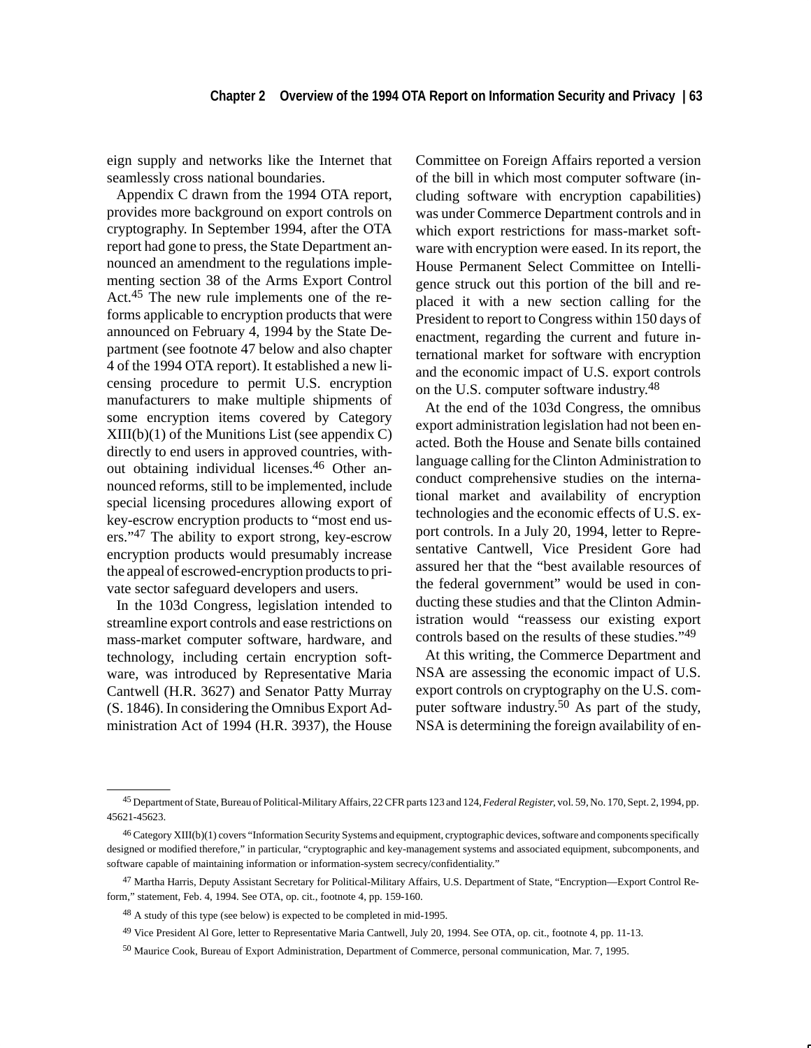eign supply and networks like the Internet that seamlessly cross national boundaries.

Appendix C drawn from the 1994 OTA report, provides more background on export controls on cryptography. In September 1994, after the OTA report had gone to press, the State Department announced an amendment to the regulations implementing section 38 of the Arms Export Control Act.[45] The new rule implements one of the reforms applicable to encryption products that were announced on February 4, 1994 by the State Department (see footnote 47 below and also chapter 4 of the 1994 OTA report). It established a new licensing procedure to permit U.S. encryption manufacturers to make multiple shipments of some encryption items covered by Category XIII(b)(1) of the Munitions List (see appendix C) directly to end users in approved countries, without obtaining individual licenses.[46] Other announced reforms, still to be implemented, include special licensing procedures allowing export of key-escrow encryption products to "most end users."[47] The ability to export strong, key-escrow encryption products would presumably increase the appeal of escrowed-encryption products to private sector safeguard developers and users.

In the 103d Congress, legislation intended to streamline export controls and ease restrictions on mass-market computer software, hardware, and technology, including certain encryption software, was introduced by Representative Maria Cantwell (H.R. 3627) and Senator Patty Murray (S. 1846). In considering the Omnibus Export Administration Act of 1994 (H.R. 3937), the House Committee on Foreign Affairs reported a version of the bill in which most computer software (including software with encryption capabilities) was under Commerce Department controls and in which export restrictions for mass-market software with encryption were eased. In its report, the House Permanent Select Committee on Intelligence struck out this portion of the bill and replaced it with a new section calling for the President to report to Congress within 150 days of enactment, regarding the current and future international market for software with encryption and the economic impact of U.S. export controls on the U.S. computer software industry.[48]

At the end of the 103d Congress, the omnibus export administration legislation had not been enacted. Both the House and Senate bills contained language calling for the Clinton Administration to conduct comprehensive studies on the international market and availability of encryption technologies and the economic effects of U.S. export controls. In a July 20, 1994, letter to Representative Cantwell, Vice President Gore had assured her that the "best available resources of the federal government" would be used in conducting these studies and that the Clinton Administration would "reassess our existing export controls based on the results of these studies."[49]

At this writing, the Commerce Department and NSA are assessing the economic impact of U.S. export controls on cryptography on the U.S. computer software industry.[50] As part of the study, NSA is determining the foreign availability of en-

---

[45] Department of State, Bureau of Political-Military Affairs, 22 CFR parts 123 and 124, *Federal Register*, vol. 59, No. 170, Sept. 2, 1994, pp. 45621-45623.

[46] Category XIII(b)(1) covers "Information Security Systems and equipment, cryptographic devices, software and components specifically designed or modified therefore," in particular, "cryptographic and key-management systems and associated equipment, subcomponents, and software capable of maintaining information or information-system secrecy/confidentiality."

[47] Martha Harris, Deputy Assistant Secretary for Political-Military Affairs, U.S. Department of State, "Encryption—Export Control Reform," statement, Feb. 4, 1994. See OTA, op. cit., footnote 4, pp. 159-160.

[48] A study of this type (see below) is expected to be completed in mid-1995.

[49] Vice President Al Gore, letter to Representative Maria Cantwell, July 20, 1994. See OTA, op. cit., footnote 4, pp. 11-13.

[50] Maurice Cook, Bureau of Export Administration, Department of Commerce, personal communication, Mar. 7, 1995.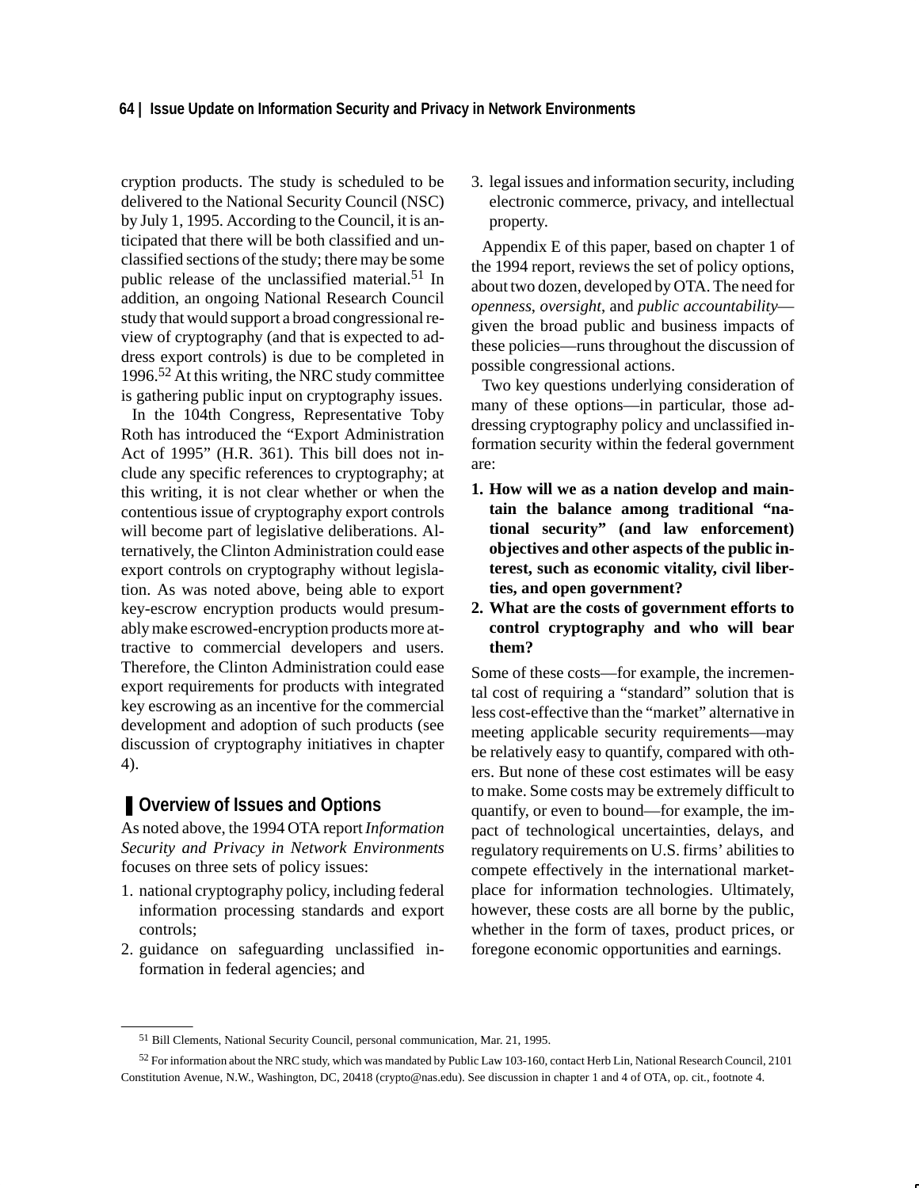cryption products. The study is scheduled to be delivered to the National Security Council (NSC) by July 1, 1995. According to the Council, it is anticipated that there will be both classified and unclassified sections of the study; there may be some public release of the unclassified material.[51] In addition, an ongoing National Research Council study that would support a broad congressional review of cryptography (and that is expected to address export controls) is due to be completed in 1996.[52] At this writing, the NRC study committee is gathering public input on cryptography issues.

In the 104th Congress, Representative Toby Roth has introduced the "Export Administration Act of 1995" (H.R. 361). This bill does not include any specific references to cryptography; at this writing, it is not clear whether or when the contentious issue of cryptography export controls will become part of legislative deliberations. Alternatively, the Clinton Administration could ease export controls on cryptography without legislation. As was noted above, being able to export key-escrow encryption products would presumably make escrowed-encryption products more attractive to commercial developers and users. Therefore, the Clinton Administration could ease export requirements for products with integrated key escrowing as an incentive for the commercial development and adoption of such products (see discussion of cryptography initiatives in chapter 4).

## Overview of Issues and Options

As noted above, the 1994 OTA report *Information Security and Privacy in Network Environments* focuses on three sets of policy issues:

1. national cryptography policy, including federal information processing standards and export controls;
2. guidance on safeguarding unclassified information in federal agencies; and
3. legal issues and information security, including electronic commerce, privacy, and intellectual property.

Appendix E of this paper, based on chapter 1 of the 1994 report, reviews the set of policy options, about two dozen, developed by OTA. The need for *openness*, *oversight*, and *public accountability*—given the broad public and business impacts of these policies—runs throughout the discussion of possible congressional actions.

Two key questions underlying consideration of many of these options—in particular, those addressing cryptography policy and unclassified information security within the federal government are:

1. **How will we as a nation develop and maintain the balance among traditional "national security" (and law enforcement) objectives and other aspects of the public interest, such as economic vitality, civil liberties, and open government?**
2. **What are the costs of government efforts to control cryptography and who will bear them?**

Some of these costs—for example, the incremental cost of requiring a "standard" solution that is less cost-effective than the "market" alternative in meeting applicable security requirements—may be relatively easy to quantify, compared with others. But none of these cost estimates will be easy to make. Some costs may be extremely difficult to quantify, or even to bound—for example, the impact of technological uncertainties, delays, and regulatory requirements on U.S. firms' abilities to compete effectively in the international marketplace for information technologies. Ultimately, however, these costs are all borne by the public, whether in the form of taxes, product prices, or foregone economic opportunities and earnings.

---

[51] Bill Clements, National Security Council, personal communication, Mar. 21, 1995.

[52] For information about the NRC study, which was mandated by Public Law 103-160, contact Herb Lin, National Research Council, 2101 Constitution Avenue, N.W., Washington, DC, 20418 (crypto@nas.edu). See discussion in chapter 1 and 4 of OTA, op. cit., footnote 4.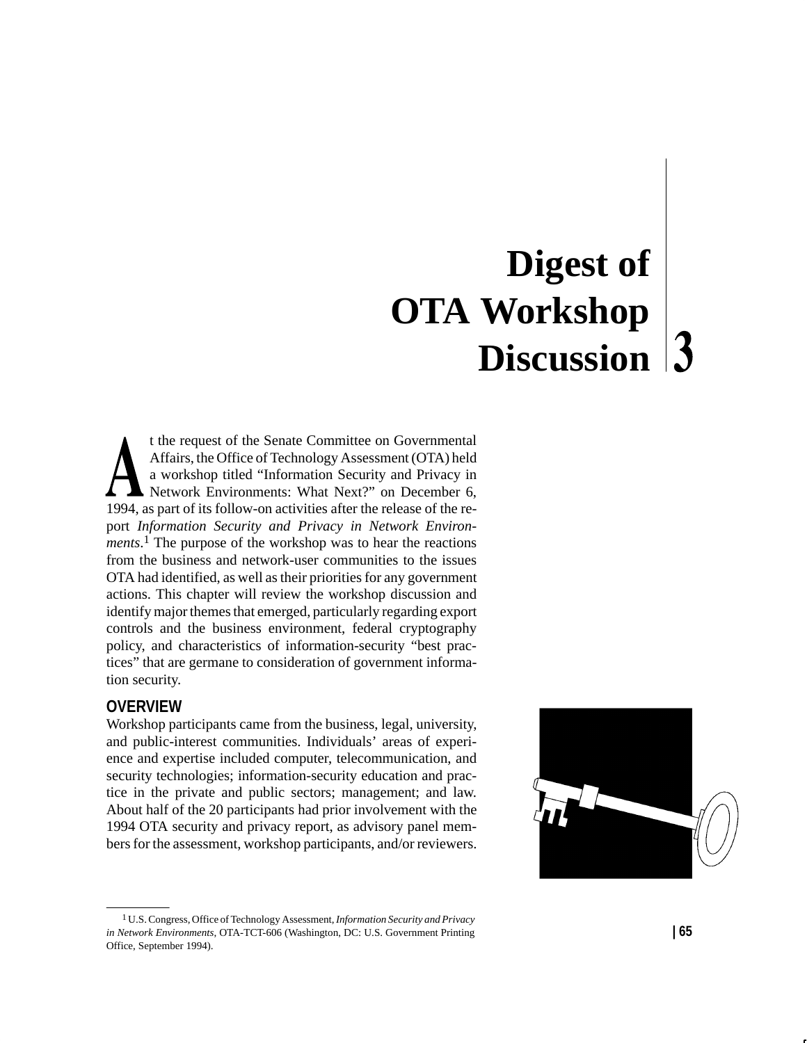// Chapter 3 heading

# Digest of OTA Workshop Discussion

At the request of the Senate Committee on Governmental Affairs, the Office of Technology Assessment (OTA) held a workshop titled "Information Security and Privacy in Network Environments: What Next?" on December 6, 1994, as part of its follow-on activities after the release of the report *Information Security and Privacy in Network Environments*.[1] The purpose of the workshop was to hear the reactions from the business and network-user communities to the issues OTA had identified, as well as their priorities for any government actions. This chapter will review the workshop discussion and identify major themes that emerged, particularly regarding export controls and the business environment, federal cryptography policy, and characteristics of information-security "best practices" that are germane to consideration of government information security.

## OVERVIEW

Workshop participants came from the business, legal, university, and public-interest communities. Individuals' areas of experience and expertise included computer, telecommunication, and security technologies; information-security education and practice in the private and public sectors; management; and law. About half of the 20 participants had prior involvement with the 1994 OTA security and privacy report, as advisory panel members for the assessment, workshop participants, and/or reviewers.

[1] U.S. Congress, Office of Technology Assessment, *Information Security and Privacy in Network Environments*, OTA-TCT-606 (Washington, DC: U.S. Government Printing Office, September 1994).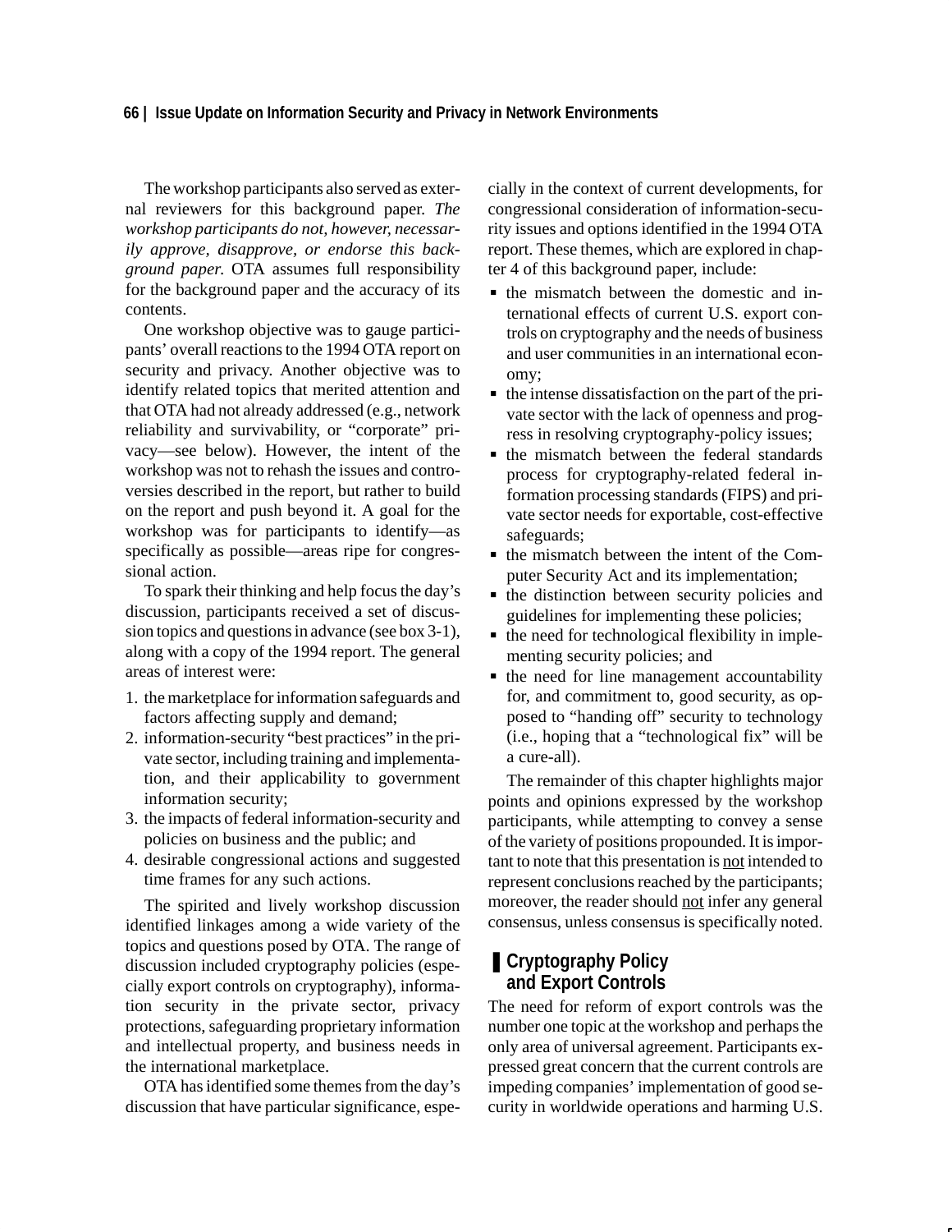The workshop participants also served as external reviewers for this background paper. *The workshop participants do not, however, necessarily approve, disapprove, or endorse this background paper.* OTA assumes full responsibility for the background paper and the accuracy of its contents.

One workshop objective was to gauge participants' overall reactions to the 1994 OTA report on security and privacy. Another objective was to identify related topics that merited attention and that OTA had not already addressed (e.g., network reliability and survivability, or "corporate" privacy—see below). However, the intent of the workshop was not to rehash the issues and controversies described in the report, but rather to build on the report and push beyond it. A goal for the workshop was for participants to identify—as specifically as possible—areas ripe for congressional action.

To spark their thinking and help focus the day's discussion, participants received a set of discussion topics and questions in advance (see box 3-1), along with a copy of the 1994 report. The general areas of interest were:

1. the marketplace for information safeguards and factors affecting supply and demand;
2. information-security "best practices" in the private sector, including training and implementation, and their applicability to government information security;
3. the impacts of federal information-security and policies on business and the public; and
4. desirable congressional actions and suggested time frames for any such actions.

The spirited and lively workshop discussion identified linkages among a wide variety of the topics and questions posed by OTA. The range of discussion included cryptography policies (especially export controls on cryptography), information security in the private sector, privacy protections, safeguarding proprietary information and intellectual property, and business needs in the international marketplace.

OTA has identified some themes from the day's discussion that have particular significance, especially in the context of current developments, for congressional consideration of information-security issues and options identified in the 1994 OTA report. These themes, which are explored in chapter 4 of this background paper, include:

- the mismatch between the domestic and international effects of current U.S. export controls on cryptography and the needs of business and user communities in an international economy;
- the intense dissatisfaction on the part of the private sector with the lack of openness and progress in resolving cryptography-policy issues;
- the mismatch between the federal standards process for cryptography-related federal information processing standards (FIPS) and private sector needs for exportable, cost-effective safeguards;
- the mismatch between the intent of the Computer Security Act and its implementation;
- the distinction between security policies and guidelines for implementing these policies;
- the need for technological flexibility in implementing security policies; and
- the need for line management accountability for, and commitment to, good security, as opposed to "handing off" security to technology (i.e., hoping that a "technological fix" will be a cure-all).

The remainder of this chapter highlights major points and opinions expressed by the workshop participants, while attempting to convey a sense of the variety of positions propounded. It is important to note that this presentation is not intended to represent conclusions reached by the participants; moreover, the reader should not infer any general consensus, unless consensus is specifically noted.

## Cryptography Policy and Export Controls

The need for reform of export controls was the number one topic at the workshop and perhaps the only area of universal agreement. Participants expressed great concern that the current controls are impeding companies' implementation of good security in worldwide operations and harming U.S.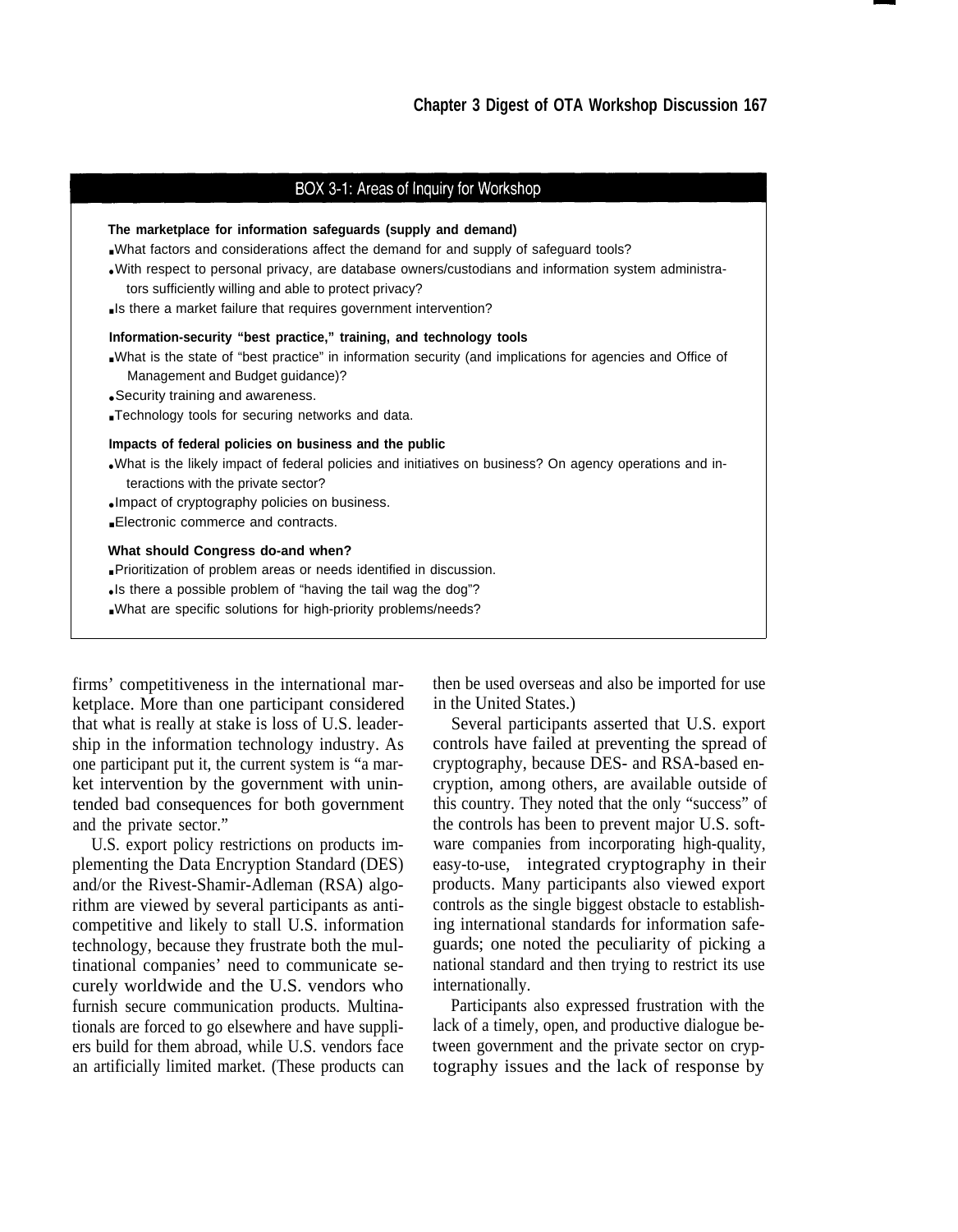## BOX 3-1: Areas of Inquiry for Workshop

**The marketplace for information safeguards (supply and demand)**

- What factors and considerations affect the demand for and supply of safeguard tools?
- With respect to personal privacy, are database owners/custodians and information system administrators sufficiently willing and able to protect privacy?
- Is there a market failure that requires government intervention?

**Information-security "best practice," training, and technology tools**

- What is the state of "best practice" in information security (and implications for agencies and Office of Management and Budget guidance)?
- Security training and awareness.
- Technology tools for securing networks and data.

**Impacts of federal policies on business and the public**

- What is the likely impact of federal policies and initiatives on business? On agency operations and interactions with the private sector?
- Impact of cryptography policies on business.
- Electronic commerce and contracts.

**What should Congress do-and when?**

- Prioritization of problem areas or needs identified in discussion.
- Is there a possible problem of "having the tail wag the dog"?
- What are specific solutions for high-priority problems/needs?

firms' competitiveness in the international marketplace. More than one participant considered that what is really at stake is loss of U.S. leadership in the information technology industry. As one participant put it, the current system is "a market intervention by the government with unintended bad consequences for both government and the private sector."

U.S. export policy restrictions on products implementing the Data Encryption Standard (DES) and/or the Rivest-Shamir-Adleman (RSA) algorithm are viewed by several participants as anticompetitive and likely to stall U.S. information technology, because they frustrate both the multinational companies' need to communicate securely worldwide and the U.S. vendors who furnish secure communication products. Multinationals are forced to go elsewhere and have suppliers build for them abroad, while U.S. vendors face an artificially limited market. (These products can then be used overseas and also be imported for use in the United States.)

Several participants asserted that U.S. export controls have failed at preventing the spread of cryptography, because DES- and RSA-based encryption, among others, are available outside of this country. They noted that the only "success" of the controls has been to prevent major U.S. software companies from incorporating high-quality, easy-to-use, integrated cryptography in their products. Many participants also viewed export controls as the single biggest obstacle to establishing international standards for information safeguards; one noted the peculiarity of picking a national standard and then trying to restrict its use internationally.

Participants also expressed frustration with the lack of a timely, open, and productive dialogue between government and the private sector on cryptography issues and the lack of response by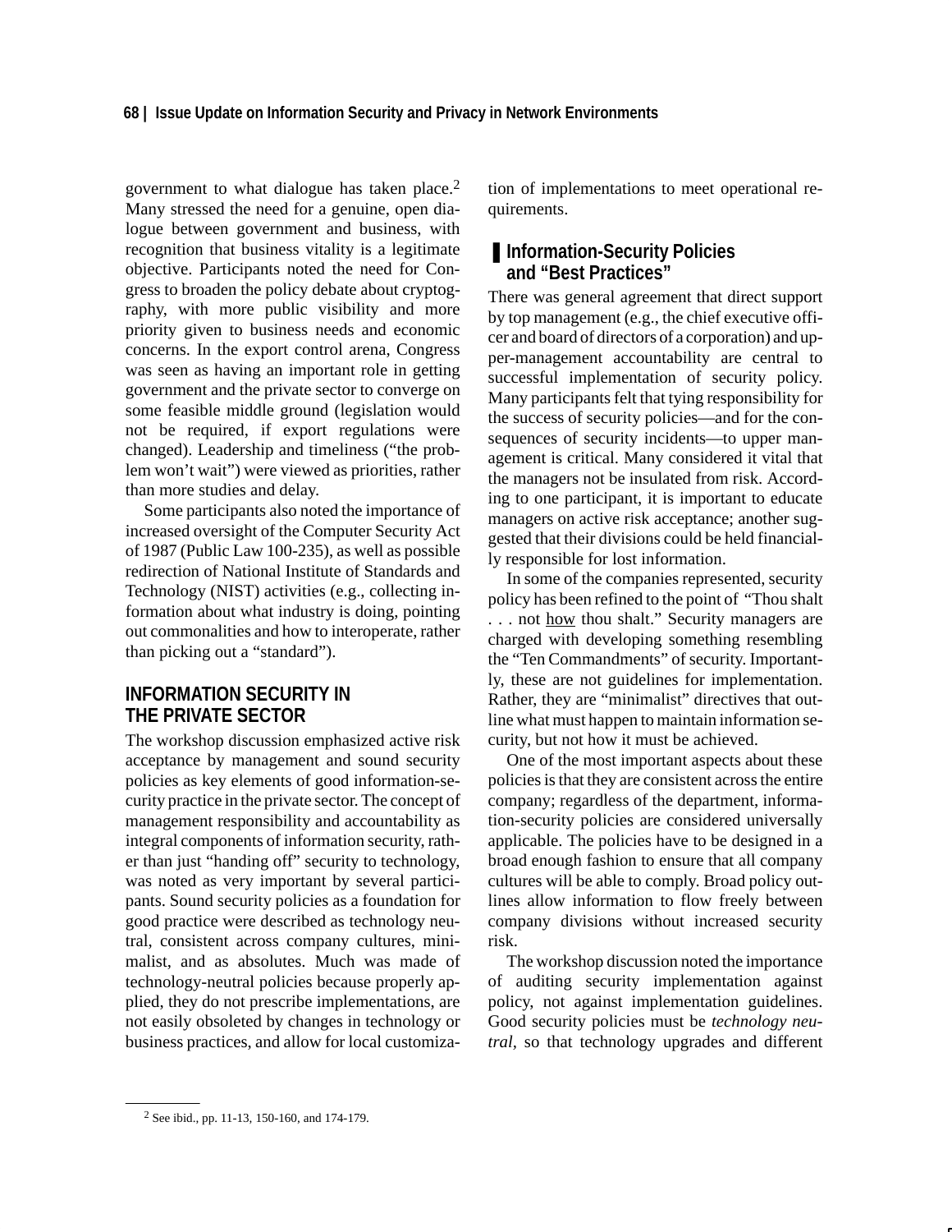government to what dialogue has taken place.[2] Many stressed the need for a genuine, open dialogue between government and business, with recognition that business vitality is a legitimate objective. Participants noted the need for Congress to broaden the policy debate about cryptography, with more public visibility and more priority given to business needs and economic concerns. In the export control arena, Congress was seen as having an important role in getting government and the private sector to converge on some feasible middle ground (legislation would not be required, if export regulations were changed). Leadership and timeliness ("the problem won't wait") were viewed as priorities, rather than more studies and delay.

Some participants also noted the importance of increased oversight of the Computer Security Act of 1987 (Public Law 100-235), as well as possible redirection of National Institute of Standards and Technology (NIST) activities (e.g., collecting information about what industry is doing, pointing out commonalities and how to interoperate, rather than picking out a "standard").

## INFORMATION SECURITY IN THE PRIVATE SECTOR

The workshop discussion emphasized active risk acceptance by management and sound security policies as key elements of good information-security practice in the private sector. The concept of management responsibility and accountability as integral components of information security, rather than just "handing off" security to technology, was noted as very important by several participants. Sound security policies as a foundation for good practice were described as technology neutral, consistent across company cultures, minimalist, and as absolutes. Much was made of technology-neutral policies because properly applied, they do not prescribe implementations, are not easily obsoleted by changes in technology or business practices, and allow for local customization of implementations to meet operational requirements.

### Information-Security Policies and "Best Practices"

There was general agreement that direct support by top management (e.g., the chief executive officer and board of directors of a corporation) and upper-management accountability are central to successful implementation of security policy. Many participants felt that tying responsibility for the success of security policies—and for the consequences of security incidents—to upper management is critical. Many considered it vital that the managers not be insulated from risk. According to one participant, it is important to educate managers on active risk acceptance; another suggested that their divisions could be held financially responsible for lost information.

In some of the companies represented, security policy has been refined to the point of "Thou shalt . . . not how thou shalt." Security managers are charged with developing something resembling the "Ten Commandments" of security. Importantly, these are not guidelines for implementation. Rather, they are "minimalist" directives that outline what must happen to maintain information security, but not how it must be achieved.

One of the most important aspects about these policies is that they are consistent across the entire company; regardless of the department, information-security policies are considered universally applicable. The policies have to be designed in a broad enough fashion to ensure that all company cultures will be able to comply. Broad policy outlines allow information to flow freely between company divisions without increased security risk.

The workshop discussion noted the importance of auditing security implementation against policy, not against implementation guidelines. Good security policies must be *technology neutral*, so that technology upgrades and different

---

[2] See ibid., pp. 11-13, 150-160, and 174-179.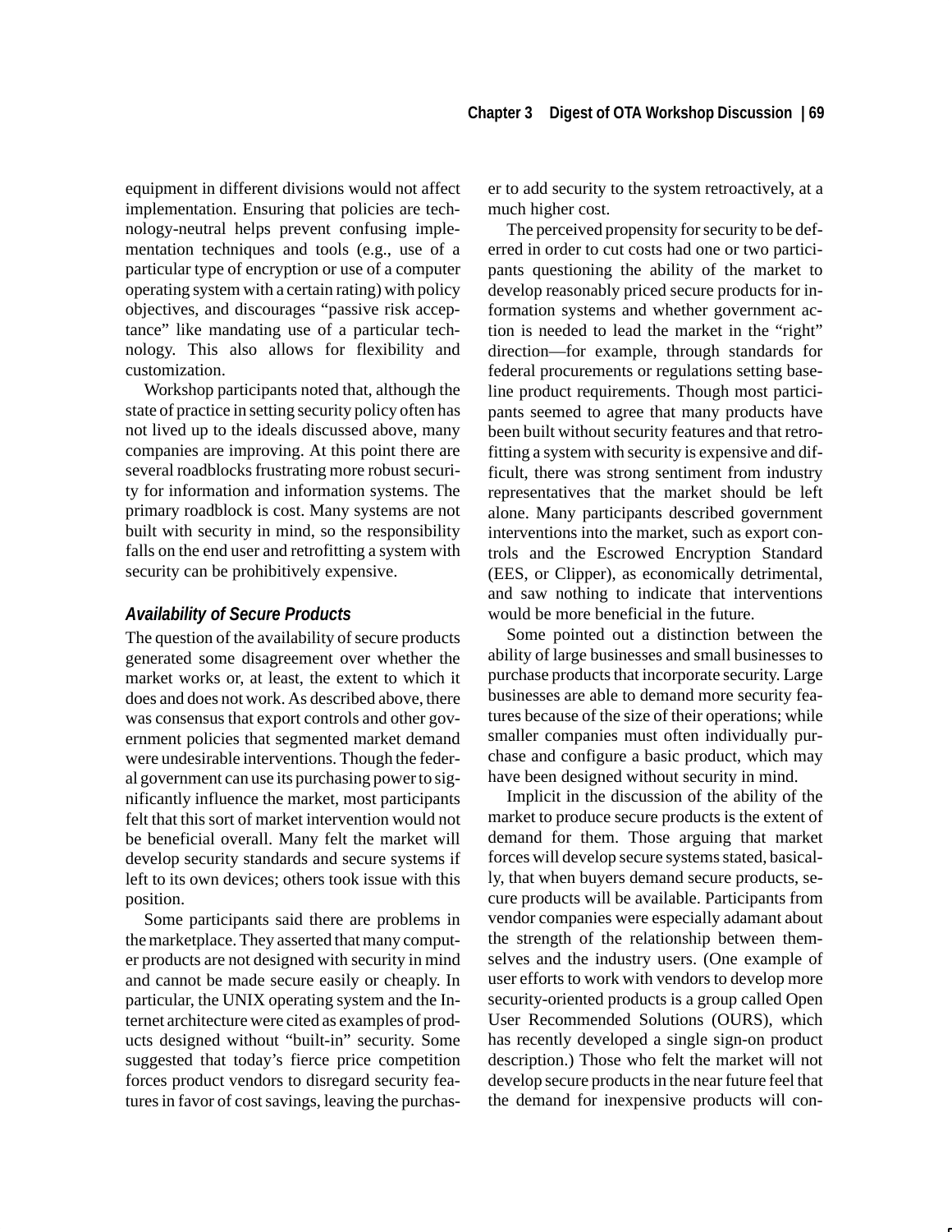equipment in different divisions would not affect implementation. Ensuring that policies are technology-neutral helps prevent confusing implementation techniques and tools (e.g., use of a particular type of encryption or use of a computer operating system with a certain rating) with policy objectives, and discourages "passive risk acceptance" like mandating use of a particular technology. This also allows for flexibility and customization.

Workshop participants noted that, although the state of practice in setting security policy often has not lived up to the ideals discussed above, many companies are improving. At this point there are several roadblocks frustrating more robust security for information and information systems. The primary roadblock is cost. Many systems are not built with security in mind, so the responsibility falls on the end user and retrofitting a system with security can be prohibitively expensive.

### *Availability of Secure Products*

The question of the availability of secure products generated some disagreement over whether the market works or, at least, the extent to which it does and does not work. As described above, there was consensus that export controls and other government policies that segmented market demand were undesirable interventions. Though the federal government can use its purchasing power to significantly influence the market, most participants felt that this sort of market intervention would not be beneficial overall. Many felt the market will develop security standards and secure systems if left to its own devices; others took issue with this position.

Some participants said there are problems in the marketplace. They asserted that many computer products are not designed with security in mind and cannot be made secure easily or cheaply. In particular, the UNIX operating system and the Internet architecture were cited as examples of products designed without "built-in" security. Some suggested that today's fierce price competition forces product vendors to disregard security features in favor of cost savings, leaving the purchaser to add security to the system retroactively, at a much higher cost.

The perceived propensity for security to be deferred in order to cut costs had one or two participants questioning the ability of the market to develop reasonably priced secure products for information systems and whether government action is needed to lead the market in the "right" direction—for example, through standards for federal procurements or regulations setting baseline product requirements. Though most participants seemed to agree that many products have been built without security features and that retrofitting a system with security is expensive and difficult, there was strong sentiment from industry representatives that the market should be left alone. Many participants described government interventions into the market, such as export controls and the Escrowed Encryption Standard (EES, or Clipper), as economically detrimental, and saw nothing to indicate that interventions would be more beneficial in the future.

Some pointed out a distinction between the ability of large businesses and small businesses to purchase products that incorporate security. Large businesses are able to demand more security features because of the size of their operations; while smaller companies must often individually purchase and configure a basic product, which may have been designed without security in mind.

Implicit in the discussion of the ability of the market to produce secure products is the extent of demand for them. Those arguing that market forces will develop secure systems stated, basically, that when buyers demand secure products, secure products will be available. Participants from vendor companies were especially adamant about the strength of the relationship between themselves and the industry users. (One example of user efforts to work with vendors to develop more security-oriented products is a group called Open User Recommended Solutions (OURS), which has recently developed a single sign-on product description.) Those who felt the market will not develop secure products in the near future feel that the demand for inexpensive products will con-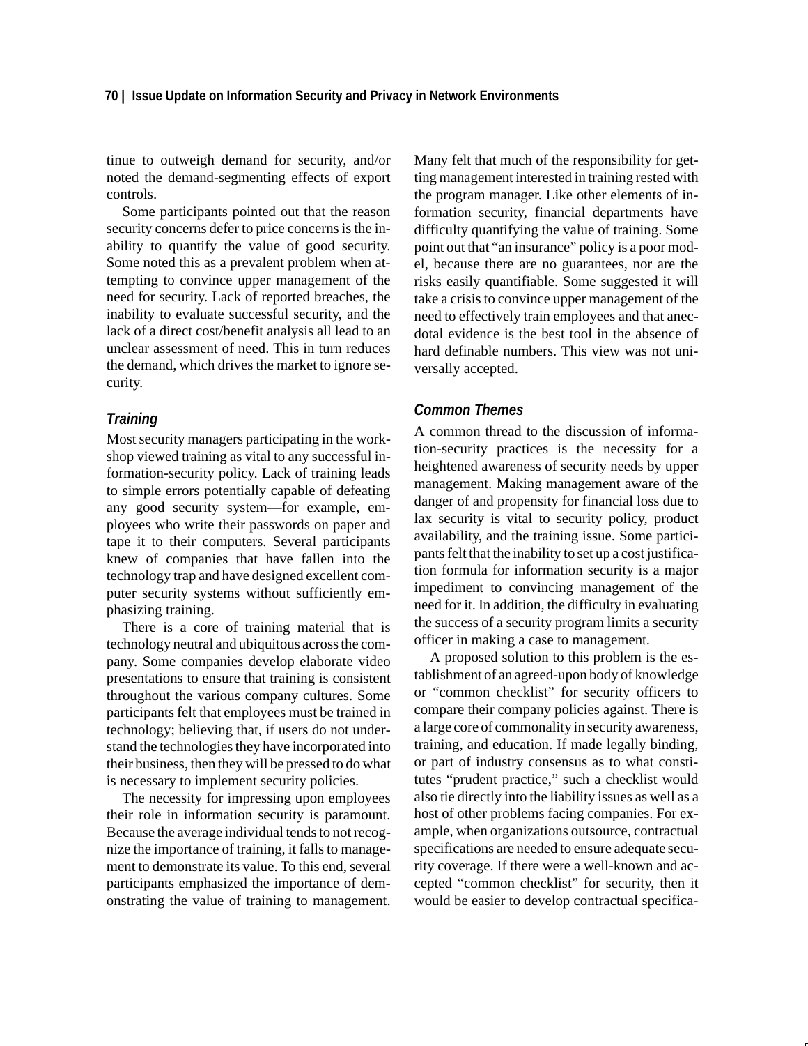tinue to outweigh demand for security, and/or noted the demand-segmenting effects of export controls.

Some participants pointed out that the reason security concerns defer to price concerns is the inability to quantify the value of good security. Some noted this as a prevalent problem when attempting to convince upper management of the need for security. Lack of reported breaches, the inability to evaluate successful security, and the lack of a direct cost/benefit analysis all lead to an unclear assessment of need. This in turn reduces the demand, which drives the market to ignore security.

### *Training*

Most security managers participating in the workshop viewed training as vital to any successful information-security policy. Lack of training leads to simple errors potentially capable of defeating any good security system—for example, employees who write their passwords on paper and tape it to their computers. Several participants knew of companies that have fallen into the technology trap and have designed excellent computer security systems without sufficiently emphasizing training.

There is a core of training material that is technology neutral and ubiquitous across the company. Some companies develop elaborate video presentations to ensure that training is consistent throughout the various company cultures. Some participants felt that employees must be trained in technology; believing that, if users do not understand the technologies they have incorporated into their business, then they will be pressed to do what is necessary to implement security policies.

The necessity for impressing upon employees their role in information security is paramount. Because the average individual tends to not recognize the importance of training, it falls to management to demonstrate its value. To this end, several participants emphasized the importance of demonstrating the value of training to management. Many felt that much of the responsibility for getting management interested in training rested with the program manager. Like other elements of information security, financial departments have difficulty quantifying the value of training. Some point out that "an insurance" policy is a poor model, because there are no guarantees, nor are the risks easily quantifiable. Some suggested it will take a crisis to convince upper management of the need to effectively train employees and that anecdotal evidence is the best tool in the absence of hard definable numbers. This view was not universally accepted.

### *Common Themes*

A common thread to the discussion of information-security practices is the necessity for a heightened awareness of security needs by upper management. Making management aware of the danger of and propensity for financial loss due to lax security is vital to security policy, product availability, and the training issue. Some participants felt that the inability to set up a cost justification formula for information security is a major impediment to convincing management of the need for it. In addition, the difficulty in evaluating the success of a security program limits a security officer in making a case to management.

A proposed solution to this problem is the establishment of an agreed-upon body of knowledge or "common checklist" for security officers to compare their company policies against. There is a large core of commonality in security awareness, training, and education. If made legally binding, or part of industry consensus as to what constitutes "prudent practice," such a checklist would also tie directly into the liability issues as well as a host of other problems facing companies. For example, when organizations outsource, contractual specifications are needed to ensure adequate security coverage. If there were a well-known and accepted "common checklist" for security, then it would be easier to develop contractual specifica-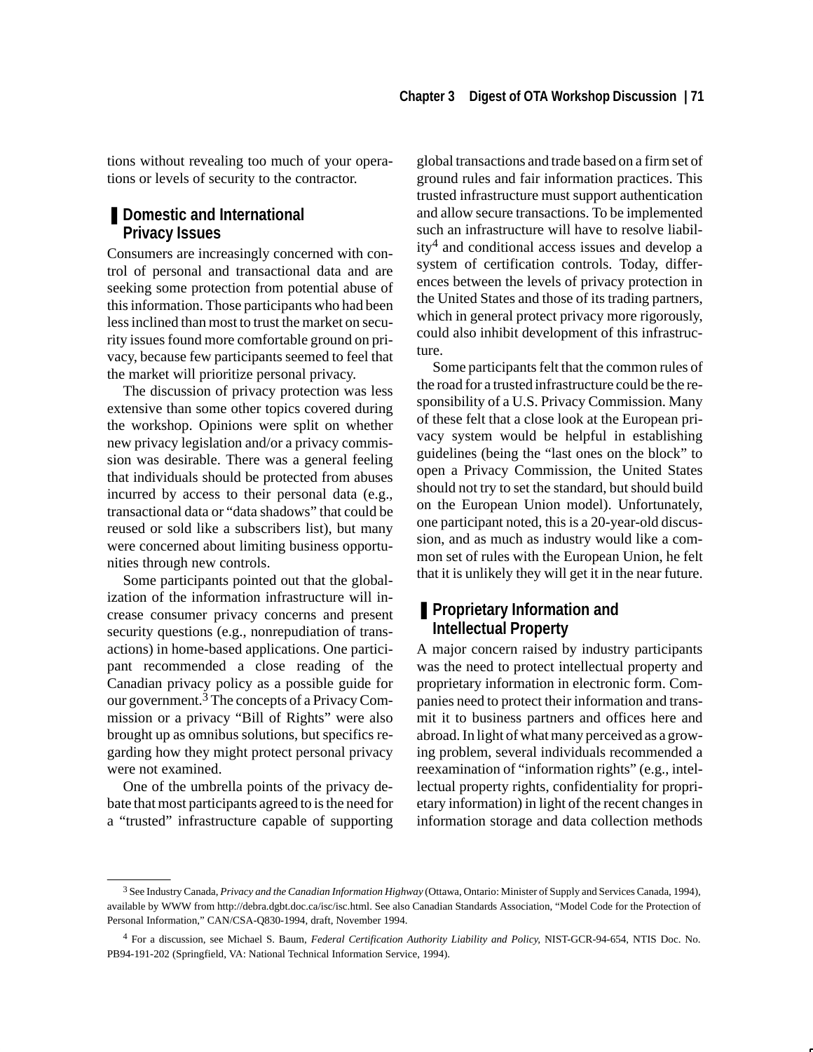tions without revealing too much of your operations or levels of security to the contractor.

## Domestic and International Privacy Issues

Consumers are increasingly concerned with control of personal and transactional data and are seeking some protection from potential abuse of this information. Those participants who had been less inclined than most to trust the market on security issues found more comfortable ground on privacy, because few participants seemed to feel that the market will prioritize personal privacy.

The discussion of privacy protection was less extensive than some other topics covered during the workshop. Opinions were split on whether new privacy legislation and/or a privacy commission was desirable. There was a general feeling that individuals should be protected from abuses incurred by access to their personal data (e.g., transactional data or "data shadows" that could be reused or sold like a subscribers list), but many were concerned about limiting business opportunities through new controls.

Some participants pointed out that the globalization of the information infrastructure will increase consumer privacy concerns and present security questions (e.g., nonrepudiation of transactions) in home-based applications. One participant recommended a close reading of the Canadian privacy policy as a possible guide for our government.[3] The concepts of a Privacy Commission or a privacy "Bill of Rights" were also brought up as omnibus solutions, but specifics regarding how they might protect personal privacy were not examined.

One of the umbrella points of the privacy debate that most participants agreed to is the need for a "trusted" infrastructure capable of supporting global transactions and trade based on a firm set of ground rules and fair information practices. This trusted infrastructure must support authentication and allow secure transactions. To be implemented such an infrastructure will have to resolve liability[4] and conditional access issues and develop a system of certification controls. Today, differences between the levels of privacy protection in the United States and those of its trading partners, which in general protect privacy more rigorously, could also inhibit development of this infrastructure.

Some participants felt that the common rules of the road for a trusted infrastructure could be the responsibility of a U.S. Privacy Commission. Many of these felt that a close look at the European privacy system would be helpful in establishing guidelines (being the "last ones on the block" to open a Privacy Commission, the United States should not try to set the standard, but should build on the European Union model). Unfortunately, one participant noted, this is a 20-year-old discussion, and as much as industry would like a common set of rules with the European Union, he felt that it is unlikely they will get it in the near future.

## Proprietary Information and Intellectual Property

A major concern raised by industry participants was the need to protect intellectual property and proprietary information in electronic form. Companies need to protect their information and transmit it to business partners and offices here and abroad. In light of what many perceived as a growing problem, several individuals recommended a reexamination of "information rights" (e.g., intellectual property rights, confidentiality for proprietary information) in light of the recent changes in information storage and data collection methods

---

[3] See Industry Canada, *Privacy and the Canadian Information Highway* (Ottawa, Ontario: Minister of Supply and Services Canada, 1994), available by WWW from http://debra.dgbt.doc.ca/isc/isc.html. See also Canadian Standards Association, "Model Code for the Protection of Personal Information," CAN/CSA-Q830-1994, draft, November 1994.

[4] For a discussion, see Michael S. Baum, *Federal Certification Authority Liability and Policy*, NIST-GCR-94-654, NTIS Doc. No. PB94-191-202 (Springfield, VA: National Technical Information Service, 1994).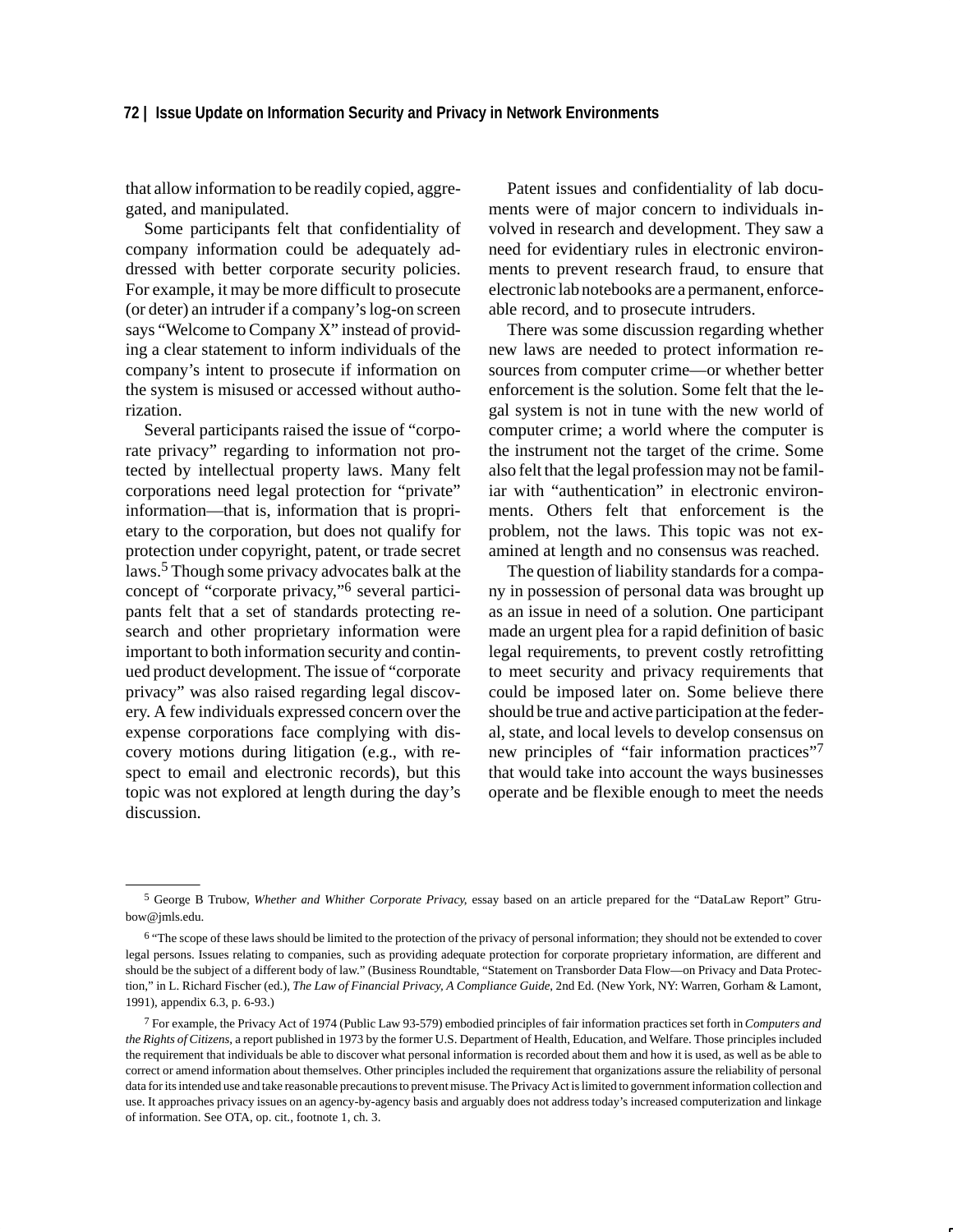that allow information to be readily copied, aggregated, and manipulated.

Some participants felt that confidentiality of company information could be adequately addressed with better corporate security policies. For example, it may be more difficult to prosecute (or deter) an intruder if a company's log-on screen says "Welcome to Company X" instead of providing a clear statement to inform individuals of the company's intent to prosecute if information on the system is misused or accessed without authorization.

Several participants raised the issue of "corporate privacy" regarding to information not protected by intellectual property laws. Many felt corporations need legal protection for "private" information—that is, information that is proprietary to the corporation, but does not qualify for protection under copyright, patent, or trade secret laws.[5] Though some privacy advocates balk at the concept of "corporate privacy,"[6] several participants felt that a set of standards protecting research and other proprietary information were important to both information security and continued product development. The issue of "corporate privacy" was also raised regarding legal discovery. A few individuals expressed concern over the expense corporations face complying with discovery motions during litigation (e.g., with respect to email and electronic records), but this topic was not explored at length during the day's discussion.

Patent issues and confidentiality of lab documents were of major concern to individuals involved in research and development. They saw a need for evidentiary rules in electronic environments to prevent research fraud, to ensure that electronic lab notebooks are a permanent, enforceable record, and to prosecute intruders.

There was some discussion regarding whether new laws are needed to protect information resources from computer crime—or whether better enforcement is the solution. Some felt that the legal system is not in tune with the new world of computer crime; a world where the computer is the instrument not the target of the crime. Some also felt that the legal profession may not be familiar with "authentication" in electronic environments. Others felt that enforcement is the problem, not the laws. This topic was not examined at length and no consensus was reached.

The question of liability standards for a company in possession of personal data was brought up as an issue in need of a solution. One participant made an urgent plea for a rapid definition of basic legal requirements, to prevent costly retrofitting to meet security and privacy requirements that could be imposed later on. Some believe there should be true and active participation at the federal, state, and local levels to develop consensus on new principles of "fair information practices"[7] that would take into account the ways businesses operate and be flexible enough to meet the needs

---

[5] George B Trubow, *Whether and Whither Corporate Privacy,* essay based on an article prepared for the "DataLaw Report" Gtrubow@jmls.edu.

[6] "The scope of these laws should be limited to the protection of the privacy of personal information; they should not be extended to cover legal persons. Issues relating to companies, such as providing adequate protection for corporate proprietary information, are different and should be the subject of a different body of law." (Business Roundtable, "Statement on Transborder Data Flow—on Privacy and Data Protection," in L. Richard Fischer (ed.), *The Law of Financial Privacy, A Compliance Guide*, 2nd Ed. (New York, NY: Warren, Gorham & Lamont, 1991), appendix 6.3, p. 6-93.)

[7] For example, the Privacy Act of 1974 (Public Law 93-579) embodied principles of fair information practices set forth in *Computers and the Rights of Citizens*, a report published in 1973 by the former U.S. Department of Health, Education, and Welfare. Those principles included the requirement that individuals be able to discover what personal information is recorded about them and how it is used, as well as be able to correct or amend information about themselves. Other principles included the requirement that organizations assure the reliability of personal data for its intended use and take reasonable precautions to prevent misuse. The Privacy Act is limited to government information collection and use. It approaches privacy issues on an agency-by-agency basis and arguably does not address today's increased computerization and linkage of information. See OTA, op. cit., footnote 1, ch. 3.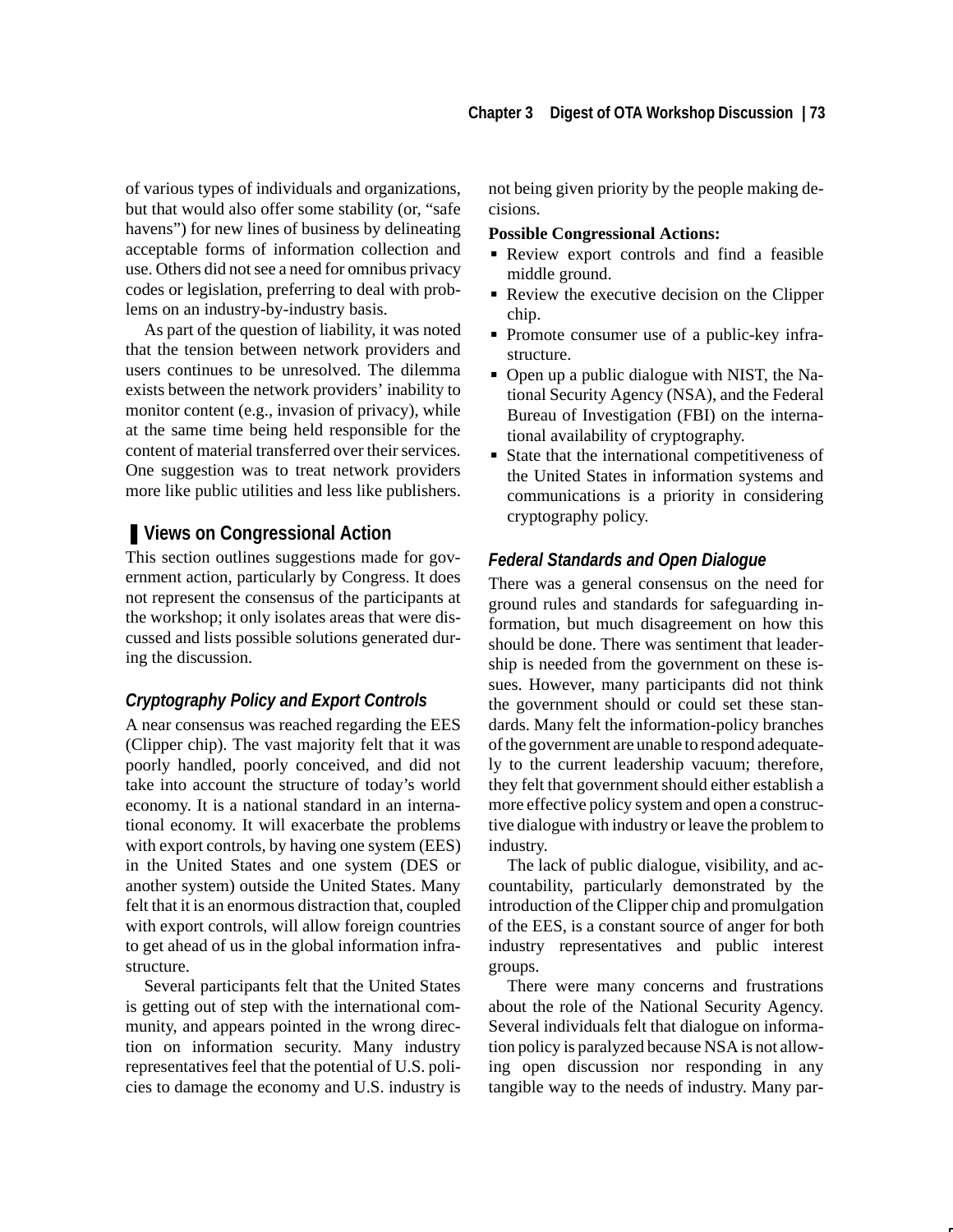of various types of individuals and organizations, but that would also offer some stability (or, "safe havens") for new lines of business by delineating acceptable forms of information collection and use. Others did not see a need for omnibus privacy codes or legislation, preferring to deal with problems on an industry-by-industry basis.

As part of the question of liability, it was noted that the tension between network providers and users continues to be unresolved. The dilemma exists between the network providers' inability to monitor content (e.g., invasion of privacy), while at the same time being held responsible for the content of material transferred over their services. One suggestion was to treat network providers more like public utilities and less like publishers.

## Views on Congressional Action

This section outlines suggestions made for government action, particularly by Congress. It does not represent the consensus of the participants at the workshop; it only isolates areas that were discussed and lists possible solutions generated during the discussion.

### *Cryptography Policy and Export Controls*

A near consensus was reached regarding the EES (Clipper chip). The vast majority felt that it was poorly handled, poorly conceived, and did not take into account the structure of today's world economy. It is a national standard in an international economy. It will exacerbate the problems with export controls, by having one system (EES) in the United States and one system (DES or another system) outside the United States. Many felt that it is an enormous distraction that, coupled with export controls, will allow foreign countries to get ahead of us in the global information infrastructure.

Several participants felt that the United States is getting out of step with the international community, and appears pointed in the wrong direction on information security. Many industry representatives feel that the potential of U.S. policies to damage the economy and U.S. industry is not being given priority by the people making decisions.

**Possible Congressional Actions:**

- Review export controls and find a feasible middle ground.
- Review the executive decision on the Clipper chip.
- Promote consumer use of a public-key infrastructure.
- Open up a public dialogue with NIST, the National Security Agency (NSA), and the Federal Bureau of Investigation (FBI) on the international availability of cryptography.
- State that the international competitiveness of the United States in information systems and communications is a priority in considering cryptography policy.

### *Federal Standards and Open Dialogue*

There was a general consensus on the need for ground rules and standards for safeguarding information, but much disagreement on how this should be done. There was sentiment that leadership is needed from the government on these issues. However, many participants did not think the government should or could set these standards. Many felt the information-policy branches of the government are unable to respond adequately to the current leadership vacuum; therefore, they felt that government should either establish a more effective policy system and open a constructive dialogue with industry or leave the problem to industry.

The lack of public dialogue, visibility, and accountability, particularly demonstrated by the introduction of the Clipper chip and promulgation of the EES, is a constant source of anger for both industry representatives and public interest groups.

There were many concerns and frustrations about the role of the National Security Agency. Several individuals felt that dialogue on information policy is paralyzed because NSA is not allowing open discussion nor responding in any tangible way to the needs of industry. Many par-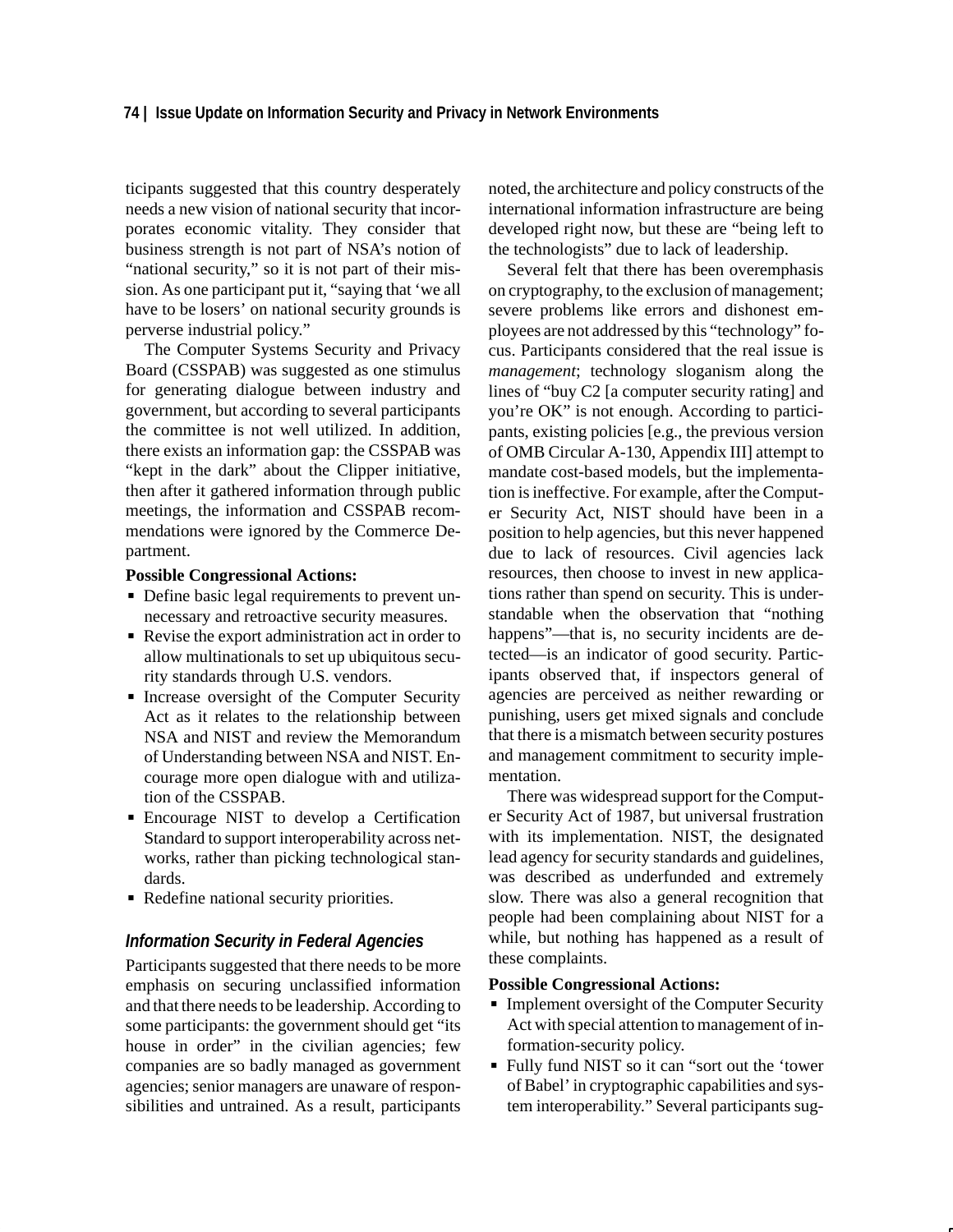ticipants suggested that this country desperately needs a new vision of national security that incorporates economic vitality. They consider that business strength is not part of NSA's notion of "national security," so it is not part of their mission. As one participant put it, "saying that 'we all have to be losers' on national security grounds is perverse industrial policy."

The Computer Systems Security and Privacy Board (CSSPAB) was suggested as one stimulus for generating dialogue between industry and government, but according to several participants the committee is not well utilized. In addition, there exists an information gap: the CSSPAB was "kept in the dark" about the Clipper initiative, then after it gathered information through public meetings, the information and CSSPAB recommendations were ignored by the Commerce Department.

**Possible Congressional Actions:**

- Define basic legal requirements to prevent unnecessary and retroactive security measures.
- Revise the export administration act in order to allow multinationals to set up ubiquitous security standards through U.S. vendors.
- Increase oversight of the Computer Security Act as it relates to the relationship between NSA and NIST and review the Memorandum of Understanding between NSA and NIST. Encourage more open dialogue with and utilization of the CSSPAB.
- Encourage NIST to develop a Certification Standard to support interoperability across networks, rather than picking technological standards.
- Redefine national security priorities.

### *Information Security in Federal Agencies*

Participants suggested that there needs to be more emphasis on securing unclassified information and that there needs to be leadership. According to some participants: the government should get "its house in order" in the civilian agencies; few companies are so badly managed as government agencies; senior managers are unaware of responsibilities and untrained. As a result, participants noted, the architecture and policy constructs of the international information infrastructure are being developed right now, but these are "being left to the technologists" due to lack of leadership.

Several felt that there has been overemphasis on cryptography, to the exclusion of management; severe problems like errors and dishonest employees are not addressed by this "technology" focus. Participants considered that the real issue is *management*; technology sloganism along the lines of "buy C2 [a computer security rating] and you're OK" is not enough. According to participants, existing policies [e.g., the previous version of OMB Circular A-130, Appendix III] attempt to mandate cost-based models, but the implementation is ineffective. For example, after the Computer Security Act, NIST should have been in a position to help agencies, but this never happened due to lack of resources. Civil agencies lack resources, then choose to invest in new applications rather than spend on security. This is understandable when the observation that "nothing happens"—that is, no security incidents are detected—is an indicator of good security. Participants observed that, if inspectors general of agencies are perceived as neither rewarding or punishing, users get mixed signals and conclude that there is a mismatch between security postures and management commitment to security implementation.

There was widespread support for the Computer Security Act of 1987, but universal frustration with its implementation. NIST, the designated lead agency for security standards and guidelines, was described as underfunded and extremely slow. There was also a general recognition that people had been complaining about NIST for a while, but nothing has happened as a result of these complaints.

**Possible Congressional Actions:**

- Implement oversight of the Computer Security Act with special attention to management of information-security policy.
- Fully fund NIST so it can "sort out the 'tower of Babel' in cryptographic capabilities and system interoperability." Several participants sug-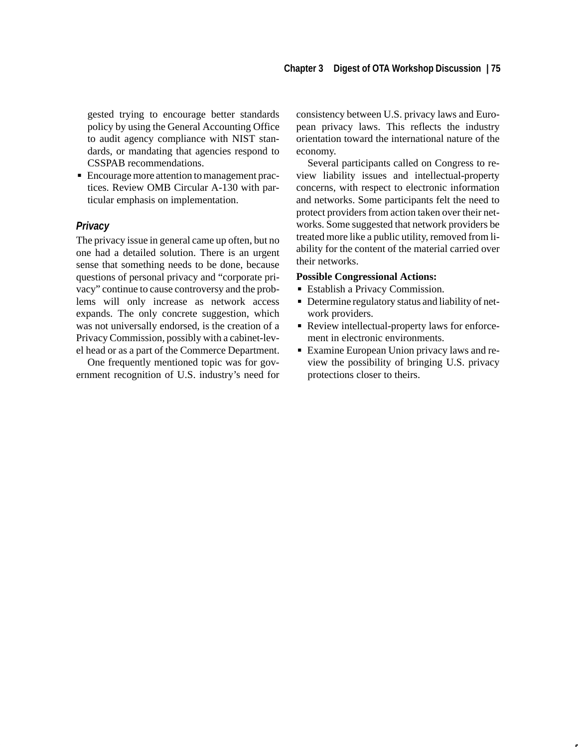gested trying to encourage better standards policy by using the General Accounting Office to audit agency compliance with NIST standards, or mandating that agencies respond to CSSPAB recommendations.

- Encourage more attention to management practices. Review OMB Circular A-130 with particular emphasis on implementation.

### *Privacy*

The privacy issue in general came up often, but no one had a detailed solution. There is an urgent sense that something needs to be done, because questions of personal privacy and "corporate privacy" continue to cause controversy and the problems will only increase as network access expands. The only concrete suggestion, which was not universally endorsed, is the creation of a Privacy Commission, possibly with a cabinet-level head or as a part of the Commerce Department.

One frequently mentioned topic was for government recognition of U.S. industry's need for consistency between U.S. privacy laws and European privacy laws. This reflects the industry orientation toward the international nature of the economy.

Several participants called on Congress to review liability issues and intellectual-property concerns, with respect to electronic information and networks. Some participants felt the need to protect providers from action taken over their networks. Some suggested that network providers be treated more like a public utility, removed from liability for the content of the material carried over their networks.

**Possible Congressional Actions:**

- Establish a Privacy Commission.
- Determine regulatory status and liability of network providers.
- Review intellectual-property laws for enforcement in electronic environments.
- Examine European Union privacy laws and review the possibility of bringing U.S. privacy protections closer to theirs.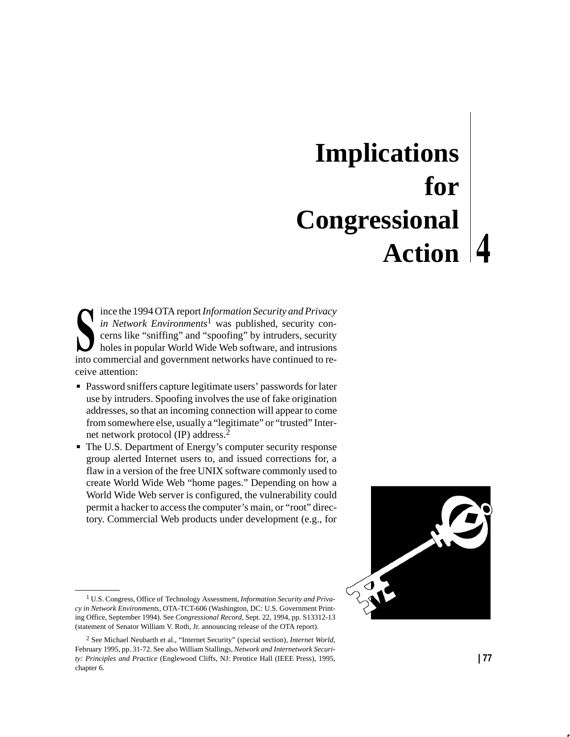# Implications for Congressional Action 4

Since the 1994 OTA report *Information Security and Privacy in Network Environments*[1] was published, security concerns like "sniffing" and "spoofing" by intruders, security holes in popular World Wide Web software, and intrusions into commercial and government networks have continued to receive attention:

- Password sniffers capture legitimate users' passwords for later use by intruders. Spoofing involves the use of fake origination addresses, so that an incoming connection will appear to come from somewhere else, usually a "legitimate" or "trusted" Internet network protocol (IP) address.[2]
- The U.S. Department of Energy's computer security response group alerted Internet users to, and issued corrections for, a flaw in a version of the free UNIX software commonly used to create World Wide Web "home pages." Depending on how a World Wide Web server is configured, the vulnerability could permit a hacker to access the computer's main, or "root" directory. Commercial Web products under development (e.g., for

---

[1] U.S. Congress, Office of Technology Assessment, *Information Security and Privacy in Network Environments*, OTA-TCT-606 (Washington, DC: U.S. Government Printing Office, September 1994). See *Congressional Record*, Sept. 22, 1994, pp. S13312-13 (statement of Senator William V. Roth, Jr. announcing release of the OTA report).

[2] See Michael Neubarth et al., "Internet Security" (special section), *Internet World*, February 1995, pp. 31-72. See also William Stallings, *Network and Internetwork Security: Principles and Practice* (Englewood Cliffs, NJ: Prentice Hall (IEEE Press), 1995, chapter 6.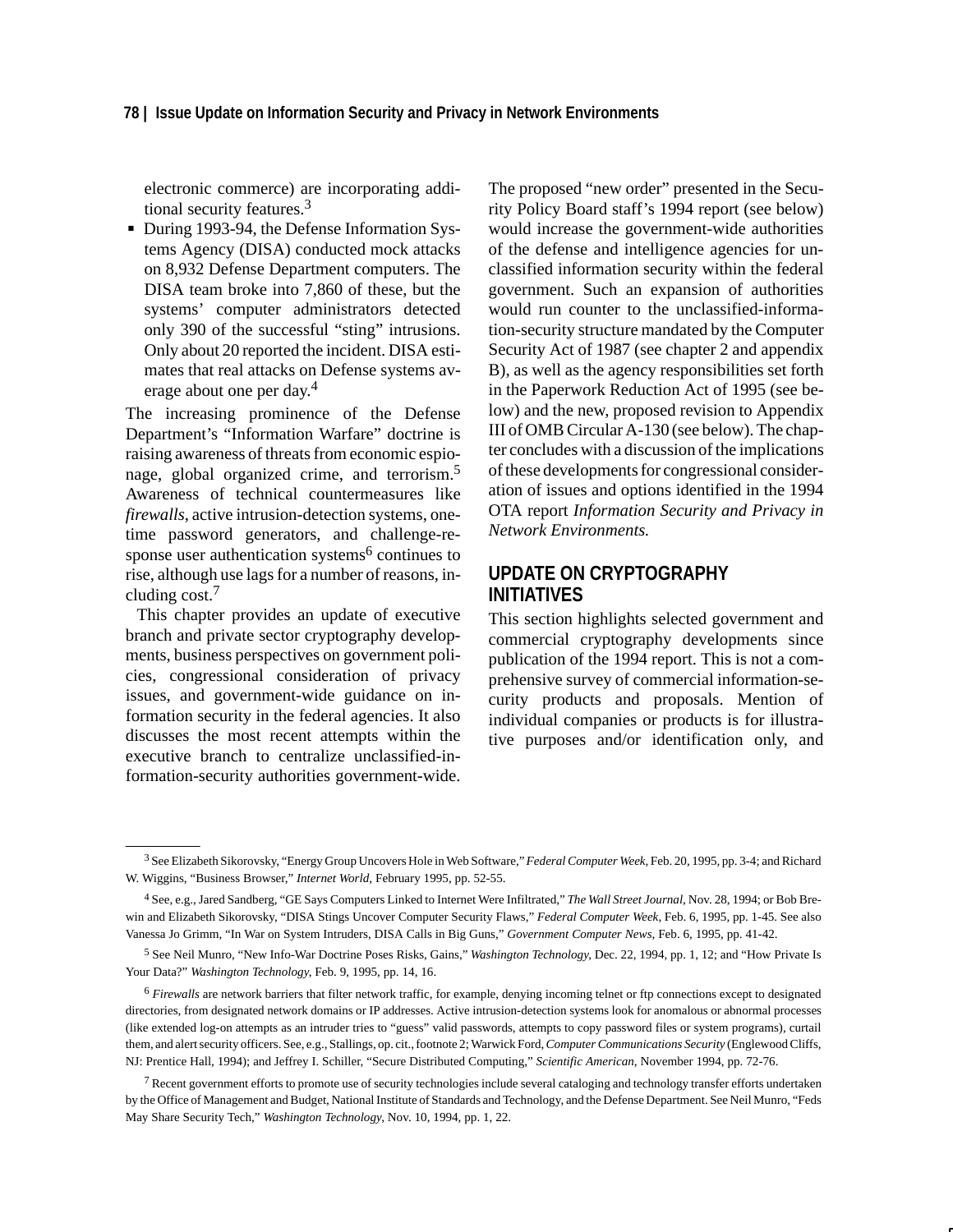electronic commerce) are incorporating additional security features.[3]

- During 1993-94, the Defense Information Systems Agency (DISA) conducted mock attacks on 8,932 Defense Department computers. The DISA team broke into 7,860 of these, but the systems' computer administrators detected only 390 of the successful "sting" intrusions. Only about 20 reported the incident. DISA estimates that real attacks on Defense systems average about one per day.[4]

The increasing prominence of the Defense Department's "Information Warfare" doctrine is raising awareness of threats from economic espionage, global organized crime, and terrorism.[5] Awareness of technical countermeasures like *firewalls*, active intrusion-detection systems, one-time password generators, and challenge-response user authentication systems[6] continues to rise, although use lags for a number of reasons, including cost.[7]

This chapter provides an update of executive branch and private sector cryptography developments, business perspectives on government policies, congressional consideration of privacy issues, and government-wide guidance on information security in the federal agencies. It also discusses the most recent attempts within the executive branch to centralize unclassified-information-security authorities government-wide. The proposed "new order" presented in the Security Policy Board staff's 1994 report (see below) would increase the government-wide authorities of the defense and intelligence agencies for unclassified information security within the federal government. Such an expansion of authorities would run counter to the unclassified-information-security structure mandated by the Computer Security Act of 1987 (see chapter 2 and appendix B), as well as the agency responsibilities set forth in the Paperwork Reduction Act of 1995 (see below) and the new, proposed revision to Appendix III of OMB Circular A-130 (see below). The chapter concludes with a discussion of the implications of these developments for congressional consideration of issues and options identified in the 1994 OTA report *Information Security and Privacy in Network Environments.*

## UPDATE ON CRYPTOGRAPHY INITIATIVES

This section highlights selected government and commercial cryptography developments since publication of the 1994 report. This is not a comprehensive survey of commercial information-security products and proposals. Mention of individual companies or products is for illustrative purposes and/or identification only, and

---

[3] See Elizabeth Sikorovsky, "Energy Group Uncovers Hole in Web Software," *Federal Computer Week*, Feb. 20, 1995, pp. 3-4; and Richard W. Wiggins, "Business Browser," *Internet World*, February 1995, pp. 52-55.

[4] See, e.g., Jared Sandberg, "GE Says Computers Linked to Internet Were Infiltrated," *The Wall Street Journal*, Nov. 28, 1994; or Bob Brewin and Elizabeth Sikorovsky, "DISA Stings Uncover Computer Security Flaws," *Federal Computer Week*, Feb. 6, 1995, pp. 1-45. See also Vanessa Jo Grimm, "In War on System Intruders, DISA Calls in Big Guns," *Government Computer News*, Feb. 6, 1995, pp. 41-42.

[5] See Neil Munro, "New Info-War Doctrine Poses Risks, Gains," *Washington Technology*, Dec. 22, 1994, pp. 1, 12; and "How Private Is Your Data?" *Washington Technology*, Feb. 9, 1995, pp. 14, 16.

[6] *Firewalls* are network barriers that filter network traffic, for example, denying incoming telnet or ftp connections except to designated directories, from designated network domains or IP addresses. Active intrusion-detection systems look for anomalous or abnormal processes (like extended log-on attempts as an intruder tries to "guess" valid passwords, attempts to copy password files or system programs), curtail them, and alert security officers. See, e.g., Stallings, op. cit., footnote 2; Warwick Ford, *Computer Communications Security* (Englewood Cliffs, NJ: Prentice Hall, 1994); and Jeffrey I. Schiller, "Secure Distributed Computing," *Scientific American*, November 1994, pp. 72-76.

[7] Recent government efforts to promote use of security technologies include several cataloging and technology transfer efforts undertaken by the Office of Management and Budget, National Institute of Standards and Technology, and the Defense Department. See Neil Munro, "Feds May Share Security Tech," *Washington Technology*, Nov. 10, 1994, pp. 1, 22.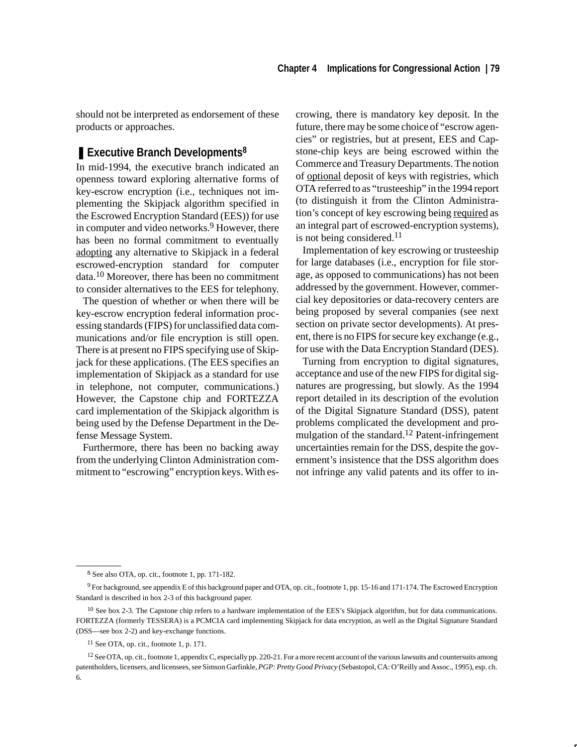should not be interpreted as endorsement of these products or approaches.

## Executive Branch Developments[8]

In mid-1994, the executive branch indicated an openness toward exploring alternative forms of key-escrow encryption (i.e., techniques not implementing the Skipjack algorithm specified in the Escrowed Encryption Standard (EES)) for use in computer and video networks.[9] However, there has been no formal commitment to eventually adopting any alternative to Skipjack in a federal escrowed-encryption standard for computer data.[10] Moreover, there has been no commitment to consider alternatives to the EES for telephony.

The question of whether or when there will be key-escrow encryption federal information processing standards (FIPS) for unclassified data communications and/or file encryption is still open. There is at present no FIPS specifying use of Skipjack for these applications. (The EES specifies an implementation of Skipjack as a standard for use in telephone, not computer, communications.) However, the Capstone chip and FORTEZZA card implementation of the Skipjack algorithm is being used by the Defense Department in the Defense Message System.

Furthermore, there has been no backing away from the underlying Clinton Administration commitment to "escrowing" encryption keys. With escrowing, there is mandatory key deposit. In the future, there may be some choice of "escrow agencies" or registries, but at present, EES and Capstone-chip keys are being escrowed within the Commerce and Treasury Departments. The notion of optional deposit of keys with registries, which OTA referred to as "trusteeship" in the 1994 report (to distinguish it from the Clinton Administration's concept of key escrowing being required as an integral part of escrowed-encryption systems), is not being considered.[11]

Implementation of key escrowing or trusteeship for large databases (i.e., encryption for file storage, as opposed to communications) has not been addressed by the government. However, commercial key depositories or data-recovery centers are being proposed by several companies (see next section on private sector developments). At present, there is no FIPS for secure key exchange (e.g., for use with the Data Encryption Standard (DES).

Turning from encryption to digital signatures, acceptance and use of the new FIPS for digital signatures are progressing, but slowly. As the 1994 report detailed in its description of the evolution of the Digital Signature Standard (DSS), patent problems complicated the development and promulgation of the standard.[12] Patent-infringement uncertainties remain for the DSS, despite the government's insistence that the DSS algorithm does not infringe any valid patents and its offer to in-

---

[8] See also OTA, op. cit., footnote 1, pp. 171-182.

[9] For background, see appendix E of this background paper and OTA, op. cit., footnote 1, pp. 15-16 and 171-174. The Escrowed Encryption Standard is described in box 2-3 of this background paper.

[10] See box 2-3. The Capstone chip refers to a hardware implementation of the EES's Skipjack algorithm, but for data communications. FORTEZZA (formerly TESSERA) is a PCMCIA card implementing Skipjack for data encryption, as well as the Digital Signature Standard (DSS—see box 2-2) and key-exchange functions.

[11] See OTA, op. cit., footnote 1, p. 171.

[12] See OTA, op. cit., footnote 1, appendix C, especially pp. 220-21. For a more recent account of the various lawsuits and countersuits among patentholders, licensers, and licensees, see Simson Garfinkle, *PGP: Pretty Good Privacy* (Sebastopol, CA: O'Reilly and Assoc., 1995), esp. ch. 6.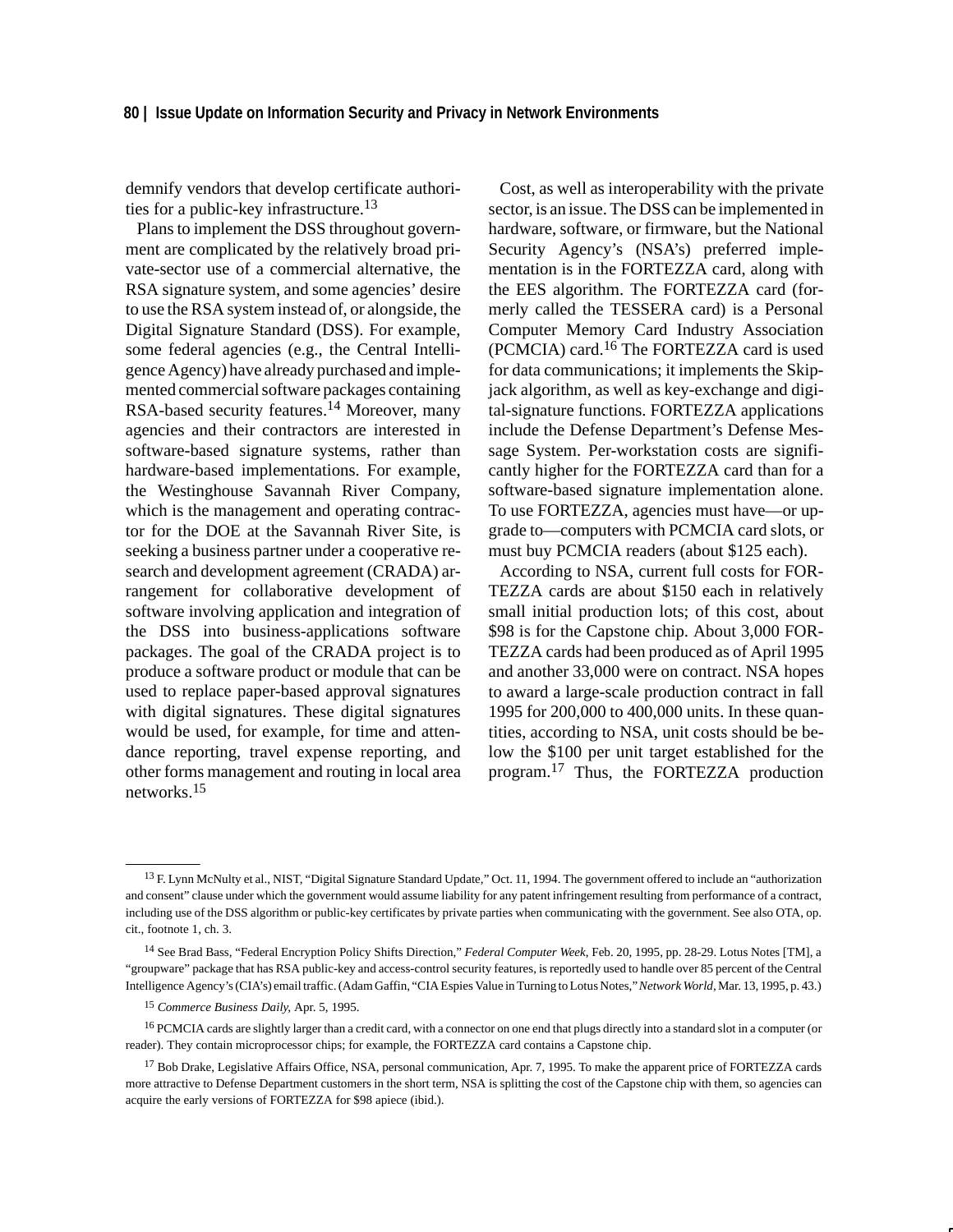demnify vendors that develop certificate authorities for a public-key infrastructure.[13]

Plans to implement the DSS throughout government are complicated by the relatively broad private-sector use of a commercial alternative, the RSA signature system, and some agencies' desire to use the RSA system instead of, or alongside, the Digital Signature Standard (DSS). For example, some federal agencies (e.g., the Central Intelligence Agency) have already purchased and implemented commercial software packages containing RSA-based security features.[14] Moreover, many agencies and their contractors are interested in software-based signature systems, rather than hardware-based implementations. For example, the Westinghouse Savannah River Company, which is the management and operating contractor for the DOE at the Savannah River Site, is seeking a business partner under a cooperative research and development agreement (CRADA) arrangement for collaborative development of software involving application and integration of the DSS into business-applications software packages. The goal of the CRADA project is to produce a software product or module that can be used to replace paper-based approval signatures with digital signatures. These digital signatures would be used, for example, for time and attendance reporting, travel expense reporting, and other forms management and routing in local area networks.[15]

Cost, as well as interoperability with the private sector, is an issue. The DSS can be implemented in hardware, software, or firmware, but the National Security Agency's (NSA's) preferred implementation is in the FORTEZZA card, along with the EES algorithm. The FORTEZZA card (formerly called the TESSERA card) is a Personal Computer Memory Card Industry Association (PCMCIA) card.[16] The FORTEZZA card is used for data communications; it implements the Skipjack algorithm, as well as key-exchange and digital-signature functions. FORTEZZA applications include the Defense Department's Defense Message System. Per-workstation costs are significantly higher for the FORTEZZA card than for a software-based signature implementation alone. To use FORTEZZA, agencies must have—or upgrade to—computers with PCMCIA card slots, or must buy PCMCIA readers (about $125 each).

According to NSA, current full costs for FORTEZZA cards are about $150 each in relatively small initial production lots; of this cost, about $98 is for the Capstone chip. About 3,000 FORTEZZA cards had been produced as of April 1995 and another 33,000 were on contract. NSA hopes to award a large-scale production contract in fall 1995 for 200,000 to 400,000 units. In these quantities, according to NSA, unit costs should be below the $100 per unit target established for the program.[17] Thus, the FORTEZZA production

---

[13] F. Lynn McNulty et al., NIST, "Digital Signature Standard Update," Oct. 11, 1994. The government offered to include an "authorization and consent" clause under which the government would assume liability for any patent infringement resulting from performance of a contract, including use of the DSS algorithm or public-key certificates by private parties when communicating with the government. See also OTA, op. cit., footnote 1, ch. 3.

[14] See Brad Bass, "Federal Encryption Policy Shifts Direction," *Federal Computer Week*, Feb. 20, 1995, pp. 28-29. Lotus Notes [TM], a "groupware" package that has RSA public-key and access-control security features, is reportedly used to handle over 85 percent of the Central Intelligence Agency's (CIA's) email traffic. (Adam Gaffin, "CIA Espies Value in Turning to Lotus Notes," *Network World*, Mar. 13, 1995, p. 43.)

[15] *Commerce Business Daily*, Apr. 5, 1995.

[16] PCMCIA cards are slightly larger than a credit card, with a connector on one end that plugs directly into a standard slot in a computer (or reader). They contain microprocessor chips; for example, the FORTEZZA card contains a Capstone chip.

[17] Bob Drake, Legislative Affairs Office, NSA, personal communication, Apr. 7, 1995. To make the apparent price of FORTEZZA cards more attractive to Defense Department customers in the short term, NSA is splitting the cost of the Capstone chip with them, so agencies can acquire the early versions of FORTEZZA for $98 apiece (ibid.).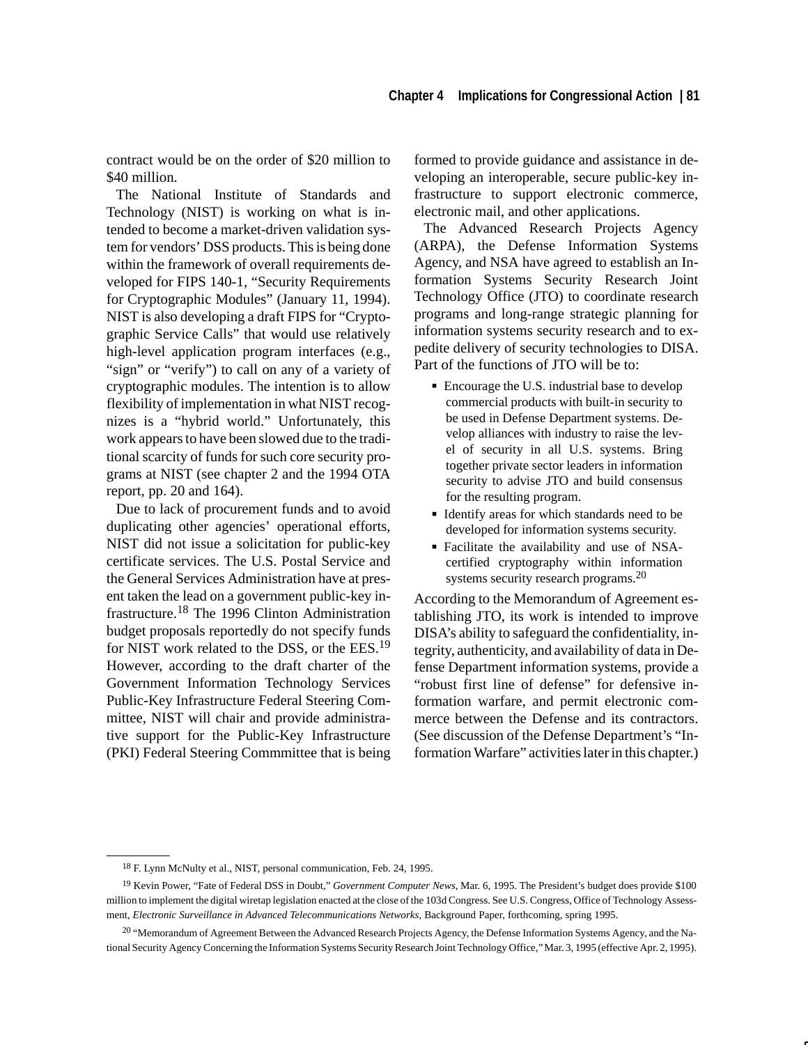contract would be on the order of $20 million to $40 million.

The National Institute of Standards and Technology (NIST) is working on what is intended to become a market-driven validation system for vendors' DSS products. This is being done within the framework of overall requirements developed for FIPS 140-1, "Security Requirements for Cryptographic Modules" (January 11, 1994). NIST is also developing a draft FIPS for "Cryptographic Service Calls" that would use relatively high-level application program interfaces (e.g., "sign" or "verify") to call on any of a variety of cryptographic modules. The intention is to allow flexibility of implementation in what NIST recognizes is a "hybrid world." Unfortunately, this work appears to have been slowed due to the traditional scarcity of funds for such core security programs at NIST (see chapter 2 and the 1994 OTA report, pp. 20 and 164).

Due to lack of procurement funds and to avoid duplicating other agencies' operational efforts, NIST did not issue a solicitation for public-key certificate services. The U.S. Postal Service and the General Services Administration have at present taken the lead on a government public-key infrastructure.[18] The 1996 Clinton Administration budget proposals reportedly do not specify funds for NIST work related to the DSS, or the EES.[19] However, according to the draft charter of the Government Information Technology Services Public-Key Infrastructure Federal Steering Committee, NIST will chair and provide administrative support for the Public-Key Infrastructure (PKI) Federal Steering Commmittee that is being formed to provide guidance and assistance in developing an interoperable, secure public-key infrastructure to support electronic commerce, electronic mail, and other applications.

The Advanced Research Projects Agency (ARPA), the Defense Information Systems Agency, and NSA have agreed to establish an Information Systems Security Research Joint Technology Office (JTO) to coordinate research programs and long-range strategic planning for information systems security research and to expedite delivery of security technologies to DISA. Part of the functions of JTO will be to:

- Encourage the U.S. industrial base to develop commercial products with built-in security to be used in Defense Department systems. Develop alliances with industry to raise the level of security in all U.S. systems. Bring together private sector leaders in information security to advise JTO and build consensus for the resulting program.
- Identify areas for which standards need to be developed for information systems security.
- Facilitate the availability and use of NSA-certified cryptography within information systems security research programs.[20]

According to the Memorandum of Agreement establishing JTO, its work is intended to improve DISA's ability to safeguard the confidentiality, integrity, authenticity, and availability of data in Defense Department information systems, provide a "robust first line of defense" for defensive information warfare, and permit electronic commerce between the Defense and its contractors. (See discussion of the Defense Department's "Information Warfare" activities later in this chapter.)

---

[18] F. Lynn McNulty et al., NIST, personal communication, Feb. 24, 1995.

[19] Kevin Power, "Fate of Federal DSS in Doubt," *Government Computer News*, Mar. 6, 1995. The President's budget does provide $100 million to implement the digital wiretap legislation enacted at the close of the 103d Congress. See U.S. Congress, Office of Technology Assessment, *Electronic Surveillance in Advanced Telecommunications Networks*, Background Paper, forthcoming, spring 1995.

[20] "Memorandum of Agreement Between the Advanced Research Projects Agency, the Defense Information Systems Agency, and the National Security Agency Concerning the Information Systems Security Research Joint Technology Office," Mar. 3, 1995 (effective Apr. 2, 1995).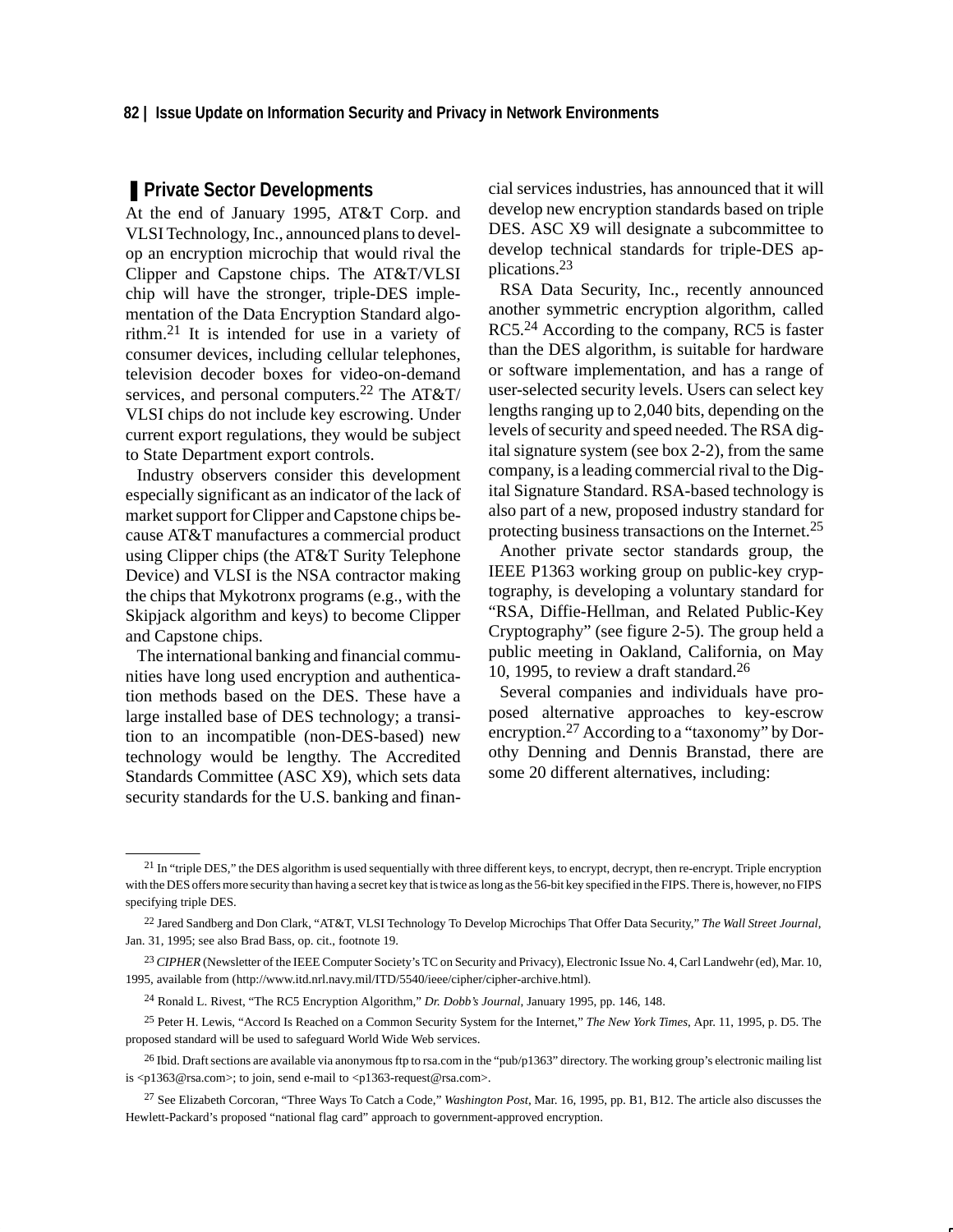## Private Sector Developments

At the end of January 1995, AT&T Corp. and VLSI Technology, Inc., announced plans to develop an encryption microchip that would rival the Clipper and Capstone chips. The AT&T/VLSI chip will have the stronger, triple-DES implementation of the Data Encryption Standard algorithm.[21] It is intended for use in a variety of consumer devices, including cellular telephones, television decoder boxes for video-on-demand services, and personal computers.[22] The AT&T/VLSI chips do not include key escrowing. Under current export regulations, they would be subject to State Department export controls.

Industry observers consider this development especially significant as an indicator of the lack of market support for Clipper and Capstone chips because AT&T manufactures a commercial product using Clipper chips (the AT&T Surity Telephone Device) and VLSI is the NSA contractor making the chips that Mykotronx programs (e.g., with the Skipjack algorithm and keys) to become Clipper and Capstone chips.

The international banking and financial communities have long used encryption and authentication methods based on the DES. These have a large installed base of DES technology; a transition to an incompatible (non-DES-based) new technology would be lengthy. The Accredited Standards Committee (ASC X9), which sets data security standards for the U.S. banking and financial services industries, has announced that it will develop new encryption standards based on triple DES. ASC X9 will designate a subcommittee to develop technical standards for triple-DES applications.[23]

RSA Data Security, Inc., recently announced another symmetric encryption algorithm, called RC5.[24] According to the company, RC5 is faster than the DES algorithm, is suitable for hardware or software implementation, and has a range of user-selected security levels. Users can select key lengths ranging up to 2,040 bits, depending on the levels of security and speed needed. The RSA digital signature system (see box 2-2), from the same company, is a leading commercial rival to the Digital Signature Standard. RSA-based technology is also part of a new, proposed industry standard for protecting business transactions on the Internet.[25]

Another private sector standards group, the IEEE P1363 working group on public-key cryptography, is developing a voluntary standard for "RSA, Diffie-Hellman, and Related Public-Key Cryptography" (see figure 2-5). The group held a public meeting in Oakland, California, on May 10, 1995, to review a draft standard.[26]

Several companies and individuals have proposed alternative approaches to key-escrow encryption.[27] According to a "taxonomy" by Dorothy Denning and Dennis Branstad, there are some 20 different alternatives, including:

---

[21] In "triple DES," the DES algorithm is used sequentially with three different keys, to encrypt, decrypt, then re-encrypt. Triple encryption with the DES offers more security than having a secret key that is twice as long as the 56-bit key specified in the FIPS. There is, however, no FIPS specifying triple DES.

[22] Jared Sandberg and Don Clark, "AT&T, VLSI Technology To Develop Microchips That Offer Data Security," *The Wall Street Journal*, Jan. 31, 1995; see also Brad Bass, op. cit., footnote 19.

[23] *CIPHER* (Newsletter of the IEEE Computer Society's TC on Security and Privacy), Electronic Issue No. 4, Carl Landwehr (ed), Mar. 10, 1995, available from (http://www.itd.nrl.navy.mil/ITD/5540/ieee/cipher/cipher-archive.html).

[24] Ronald L. Rivest, "The RC5 Encryption Algorithm," *Dr. Dobb's Journal*, January 1995, pp. 146, 148.

[25] Peter H. Lewis, "Accord Is Reached on a Common Security System for the Internet," *The New York Times*, Apr. 11, 1995, p. D5. The proposed standard will be used to safeguard World Wide Web services.

[26] Ibid. Draft sections are available via anonymous ftp to rsa.com in the "pub/p1363" directory. The working group's electronic mailing list is <p1363@rsa.com>; to join, send e-mail to <p1363-request@rsa.com>.

[27] See Elizabeth Corcoran, "Three Ways To Catch a Code," *Washington Post*, Mar. 16, 1995, pp. B1, B12. The article also discusses the Hewlett-Packard's proposed "national flag card" approach to government-approved encryption.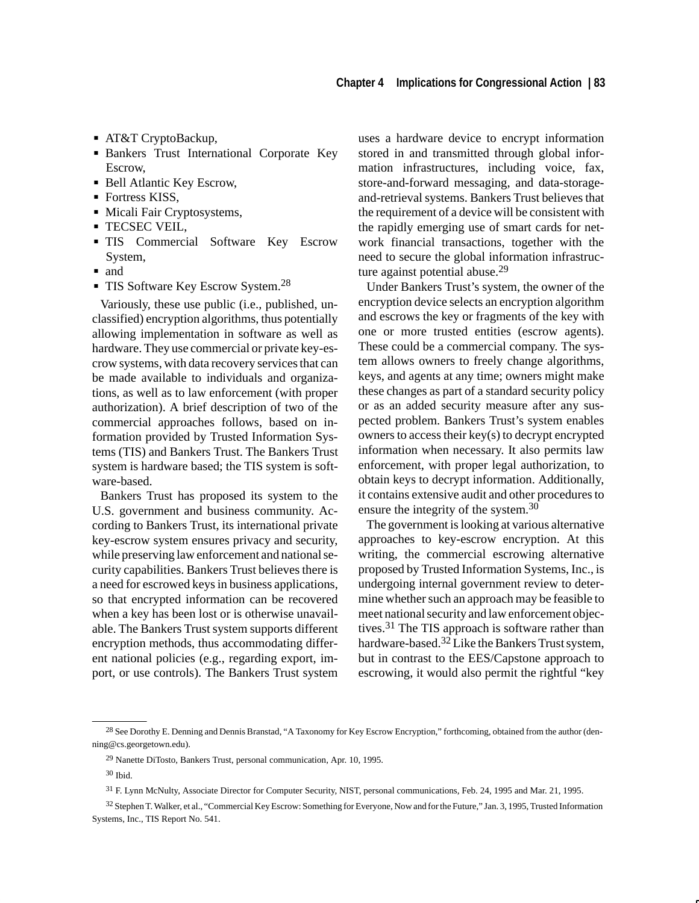- AT&T CryptoBackup,
- Bankers Trust International Corporate Key Escrow,
- Bell Atlantic Key Escrow,
- Fortress KISS,
- Micali Fair Cryptosystems,
- TECSEC VEIL,
- TIS Commercial Software Key Escrow System,
- and
- TIS Software Key Escrow System.[28]

Variously, these use public (i.e., published, unclassified) encryption algorithms, thus potentially allowing implementation in software as well as hardware. They use commercial or private key-escrow systems, with data recovery services that can be made available to individuals and organizations, as well as to law enforcement (with proper authorization). A brief description of two of the commercial approaches follows, based on information provided by Trusted Information Systems (TIS) and Bankers Trust. The Bankers Trust system is hardware based; the TIS system is software-based.

Bankers Trust has proposed its system to the U.S. government and business community. According to Bankers Trust, its international private key-escrow system ensures privacy and security, while preserving law enforcement and national security capabilities. Bankers Trust believes there is a need for escrowed keys in business applications, so that encrypted information can be recovered when a key has been lost or is otherwise unavailable. The Bankers Trust system supports different encryption methods, thus accommodating different national policies (e.g., regarding export, import, or use controls). The Bankers Trust system uses a hardware device to encrypt information stored in and transmitted through global information infrastructures, including voice, fax, store-and-forward messaging, and data-storage-and-retrieval systems. Bankers Trust believes that the requirement of a device will be consistent with the rapidly emerging use of smart cards for network financial transactions, together with the need to secure the global information infrastructure against potential abuse.[29]

Under Bankers Trust's system, the owner of the encryption device selects an encryption algorithm and escrows the key or fragments of the key with one or more trusted entities (escrow agents). These could be a commercial company. The system allows owners to freely change algorithms, keys, and agents at any time; owners might make these changes as part of a standard security policy or as an added security measure after any suspected problem. Bankers Trust's system enables owners to access their key(s) to decrypt encrypted information when necessary. It also permits law enforcement, with proper legal authorization, to obtain keys to decrypt information. Additionally, it contains extensive audit and other procedures to ensure the integrity of the system.[30]

The government is looking at various alternative approaches to key-escrow encryption. At this writing, the commercial escrowing alternative proposed by Trusted Information Systems, Inc., is undergoing internal government review to determine whether such an approach may be feasible to meet national security and law enforcement objectives.[31] The TIS approach is software rather than hardware-based.[32] Like the Bankers Trust system, but in contrast to the EES/Capstone approach to escrowing, it would also permit the rightful "key

---

[28] See Dorothy E. Denning and Dennis Branstad, "A Taxonomy for Key Escrow Encryption," forthcoming, obtained from the author (denning@cs.georgetown.edu).

[29] Nanette DiTosto, Bankers Trust, personal communication, Apr. 10, 1995.

[30] Ibid.

[31] F. Lynn McNulty, Associate Director for Computer Security, NIST, personal communications, Feb. 24, 1995 and Mar. 21, 1995.

[32] Stephen T. Walker, et al., "Commercial Key Escrow: Something for Everyone, Now and for the Future," Jan. 3, 1995, Trusted Information Systems, Inc., TIS Report No. 541.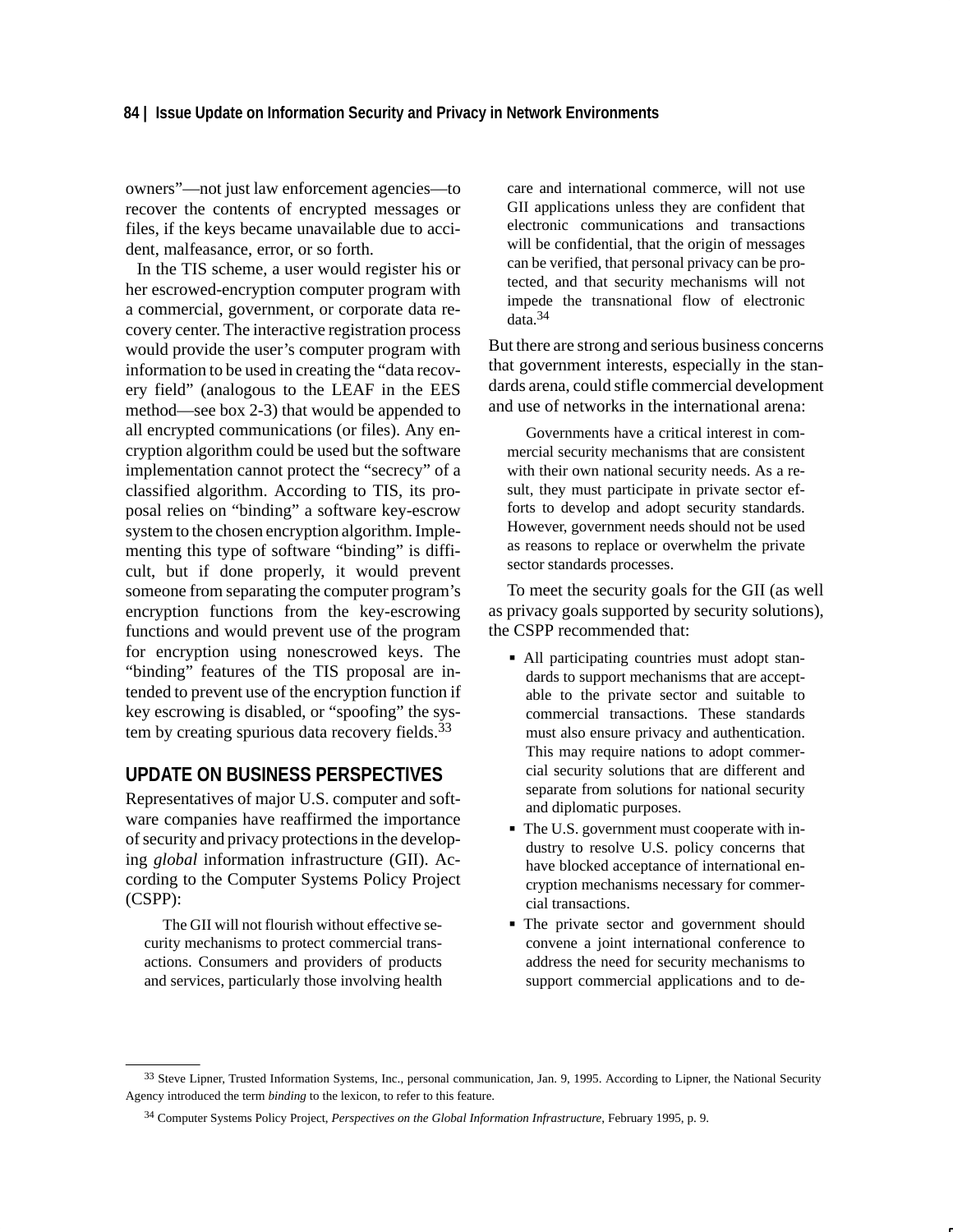owners"—not just law enforcement agencies—to recover the contents of encrypted messages or files, if the keys became unavailable due to accident, malfeasance, error, or so forth.

In the TIS scheme, a user would register his or her escrowed-encryption computer program with a commercial, government, or corporate data recovery center. The interactive registration process would provide the user's computer program with information to be used in creating the "data recovery field" (analogous to the LEAF in the EES method—see box 2-3) that would be appended to all encrypted communications (or files). Any encryption algorithm could be used but the software implementation cannot protect the "secrecy" of a classified algorithm. According to TIS, its proposal relies on "binding" a software key-escrow system to the chosen encryption algorithm. Implementing this type of software "binding" is difficult, but if done properly, it would prevent someone from separating the computer program's encryption functions from the key-escrowing functions and would prevent use of the program for encryption using nonescrowed keys. The "binding" features of the TIS proposal are intended to prevent use of the encryption function if key escrowing is disabled, or "spoofing" the system by creating spurious data recovery fields.[33]

## UPDATE ON BUSINESS PERSPECTIVES

Representatives of major U.S. computer and software companies have reaffirmed the importance of security and privacy protections in the developing *global* information infrastructure (GII). According to the Computer Systems Policy Project (CSPP):

> The GII will not flourish without effective security mechanisms to protect commercial transactions. Consumers and providers of products and services, particularly those involving health care and international commerce, will not use GII applications unless they are confident that electronic communications and transactions will be confidential, that the origin of messages can be verified, that personal privacy can be protected, and that security mechanisms will not impede the transnational flow of electronic data.[34]

But there are strong and serious business concerns that government interests, especially in the standards arena, could stifle commercial development and use of networks in the international arena:

> Governments have a critical interest in commercial security mechanisms that are consistent with their own national security needs. As a result, they must participate in private sector efforts to develop and adopt security standards. However, government needs should not be used as reasons to replace or overwhelm the private sector standards processes.

To meet the security goals for the GII (as well as privacy goals supported by security solutions), the CSPP recommended that:

- All participating countries must adopt standards to support mechanisms that are acceptable to the private sector and suitable to commercial transactions. These standards must also ensure privacy and authentication. This may require nations to adopt commercial security solutions that are different and separate from solutions for national security and diplomatic purposes.
- The U.S. government must cooperate with industry to resolve U.S. policy concerns that have blocked acceptance of international encryption mechanisms necessary for commercial transactions.
- The private sector and government should convene a joint international conference to address the need for security mechanisms to support commercial applications and to de-

---

[33] Steve Lipner, Trusted Information Systems, Inc., personal communication, Jan. 9, 1995. According to Lipner, the National Security Agency introduced the term *binding* to the lexicon, to refer to this feature.

[34] Computer Systems Policy Project, *Perspectives on the Global Information Infrastructure*, February 1995, p. 9.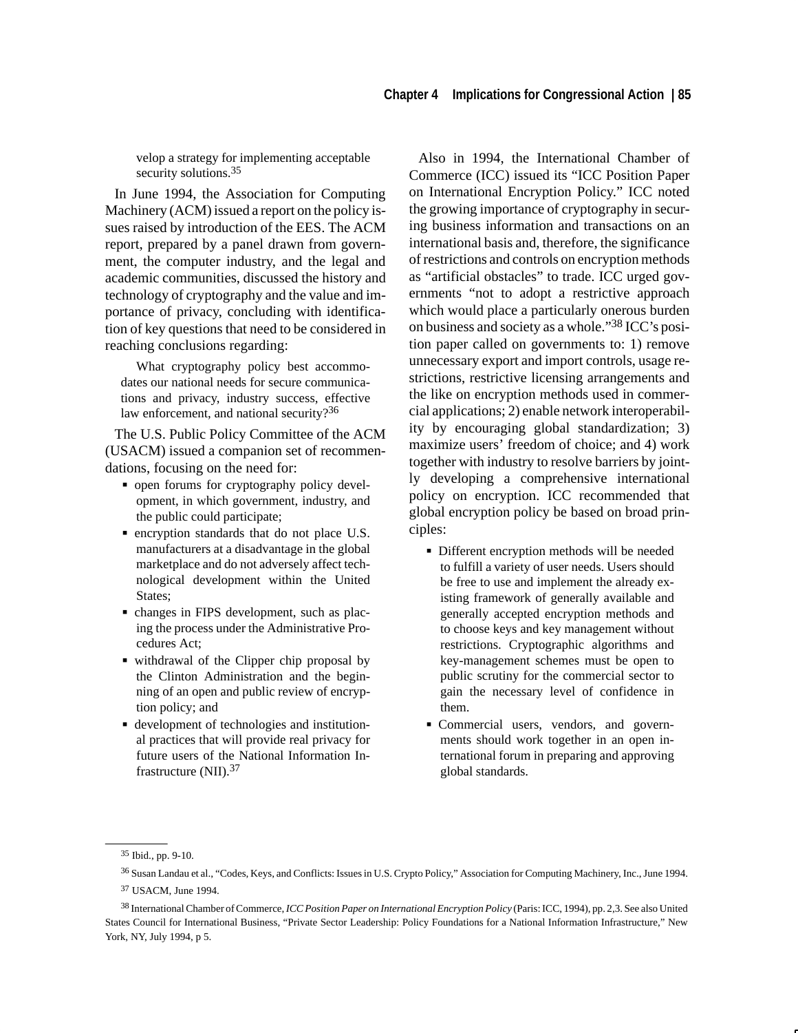velop a strategy for implementing acceptable security solutions.[35]

In June 1994, the Association for Computing Machinery (ACM) issued a report on the policy issues raised by introduction of the EES. The ACM report, prepared by a panel drawn from government, the computer industry, and the legal and academic communities, discussed the history and technology of cryptography and the value and importance of privacy, concluding with identification of key questions that need to be considered in reaching conclusions regarding:

> What cryptography policy best accommodates our national needs for secure communications and privacy, industry success, effective law enforcement, and national security?[36]

The U.S. Public Policy Committee of the ACM (USACM) issued a companion set of recommendations, focusing on the need for:

- open forums for cryptography policy development, in which government, industry, and the public could participate;
- encryption standards that do not place U.S. manufacturers at a disadvantage in the global marketplace and do not adversely affect technological development within the United States;
- changes in FIPS development, such as placing the process under the Administrative Procedures Act;
- withdrawal of the Clipper chip proposal by the Clinton Administration and the beginning of an open and public review of encryption policy; and
- development of technologies and institutional practices that will provide real privacy for future users of the National Information Infrastructure (NII).[37]

Also in 1994, the International Chamber of Commerce (ICC) issued its "ICC Position Paper on International Encryption Policy." ICC noted the growing importance of cryptography in securing business information and transactions on an international basis and, therefore, the significance of restrictions and controls on encryption methods as "artificial obstacles" to trade. ICC urged governments "not to adopt a restrictive approach which would place a particularly onerous burden on business and society as a whole."[38] ICC's position paper called on governments to: 1) remove unnecessary export and import controls, usage restrictions, restrictive licensing arrangements and the like on encryption methods used in commercial applications; 2) enable network interoperability by encouraging global standardization; 3) maximize users' freedom of choice; and 4) work together with industry to resolve barriers by jointly developing a comprehensive international policy on encryption. ICC recommended that global encryption policy be based on broad principles:

- Different encryption methods will be needed to fulfill a variety of user needs. Users should be free to use and implement the already existing framework of generally available and generally accepted encryption methods and to choose keys and key management without restrictions. Cryptographic algorithms and key-management schemes must be open to public scrutiny for the commercial sector to gain the necessary level of confidence in them.
- Commercial users, vendors, and governments should work together in an open international forum in preparing and approving global standards.

---

[35] Ibid., pp. 9-10.

[36] Susan Landau et al., "Codes, Keys, and Conflicts: Issues in U.S. Crypto Policy," Association for Computing Machinery, Inc., June 1994.

[37] USACM, June 1994.

[38] International Chamber of Commerce, *ICC Position Paper on International Encryption Policy* (Paris: ICC, 1994), pp. 2,3. See also United States Council for International Business, "Private Sector Leadership: Policy Foundations for a National Information Infrastructure," New York, NY, July 1994, p 5.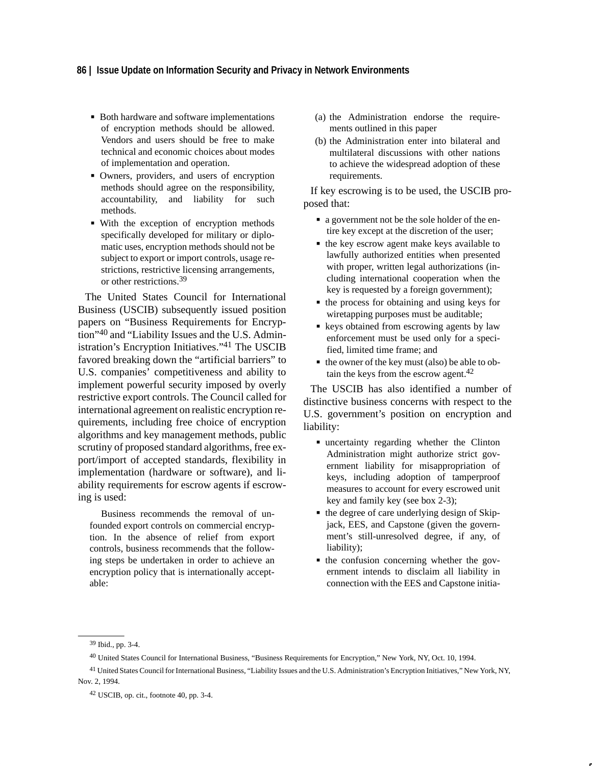- Both hardware and software implementations of encryption methods should be allowed. Vendors and users should be free to make technical and economic choices about modes of implementation and operation.
- Owners, providers, and users of encryption methods should agree on the responsibility, accountability, and liability for such methods.
- With the exception of encryption methods specifically developed for military or diplomatic uses, encryption methods should not be subject to export or import controls, usage restrictions, restrictive licensing arrangements, or other restrictions.[39]

The United States Council for International Business (USCIB) subsequently issued position papers on "Business Requirements for Encryption"[40] and "Liability Issues and the U.S. Administration's Encryption Initiatives."[41] The USCIB favored breaking down the "artificial barriers" to U.S. companies' competitiveness and ability to implement powerful security imposed by overly restrictive export controls. The Council called for international agreement on realistic encryption requirements, including free choice of encryption algorithms and key management methods, public scrutiny of proposed standard algorithms, free export/import of accepted standards, flexibility in implementation (hardware or software), and liability requirements for escrow agents if escrowing is used:

> Business recommends the removal of unfounded export controls on commercial encryption. In the absence of relief from export controls, business recommends that the following steps be undertaken in order to achieve an encryption policy that is internationally acceptable:
>
> (a) the Administration endorse the requirements outlined in this paper
>
> (b) the Administration enter into bilateral and multilateral discussions with other nations to achieve the widespread adoption of these requirements.

If key escrowing is to be used, the USCIB proposed that:

- a government not be the sole holder of the entire key except at the discretion of the user;
- the key escrow agent make keys available to lawfully authorized entities when presented with proper, written legal authorizations (including international cooperation when the key is requested by a foreign government);
- the process for obtaining and using keys for wiretapping purposes must be auditable;
- keys obtained from escrowing agents by law enforcement must be used only for a specified, limited time frame; and
- the owner of the key must (also) be able to obtain the keys from the escrow agent.[42]

The USCIB has also identified a number of distinctive business concerns with respect to the U.S. government's position on encryption and liability:

- uncertainty regarding whether the Clinton Administration might authorize strict government liability for misappropriation of keys, including adoption of tamperproof measures to account for every escrowed unit key and family key (see box 2-3);
- the degree of care underlying design of Skipjack, EES, and Capstone (given the government's still-unresolved degree, if any, of liability);
- the confusion concerning whether the government intends to disclaim all liability in connection with the EES and Capstone initia-

---

[39] Ibid., pp. 3-4.

[40] United States Council for International Business, "Business Requirements for Encryption," New York, NY, Oct. 10, 1994.

[41] United States Council for International Business, "Liability Issues and the U.S. Administration's Encryption Initiatives," New York, NY, Nov. 2, 1994.

[42] USCIB, op. cit., footnote 40, pp. 3-4.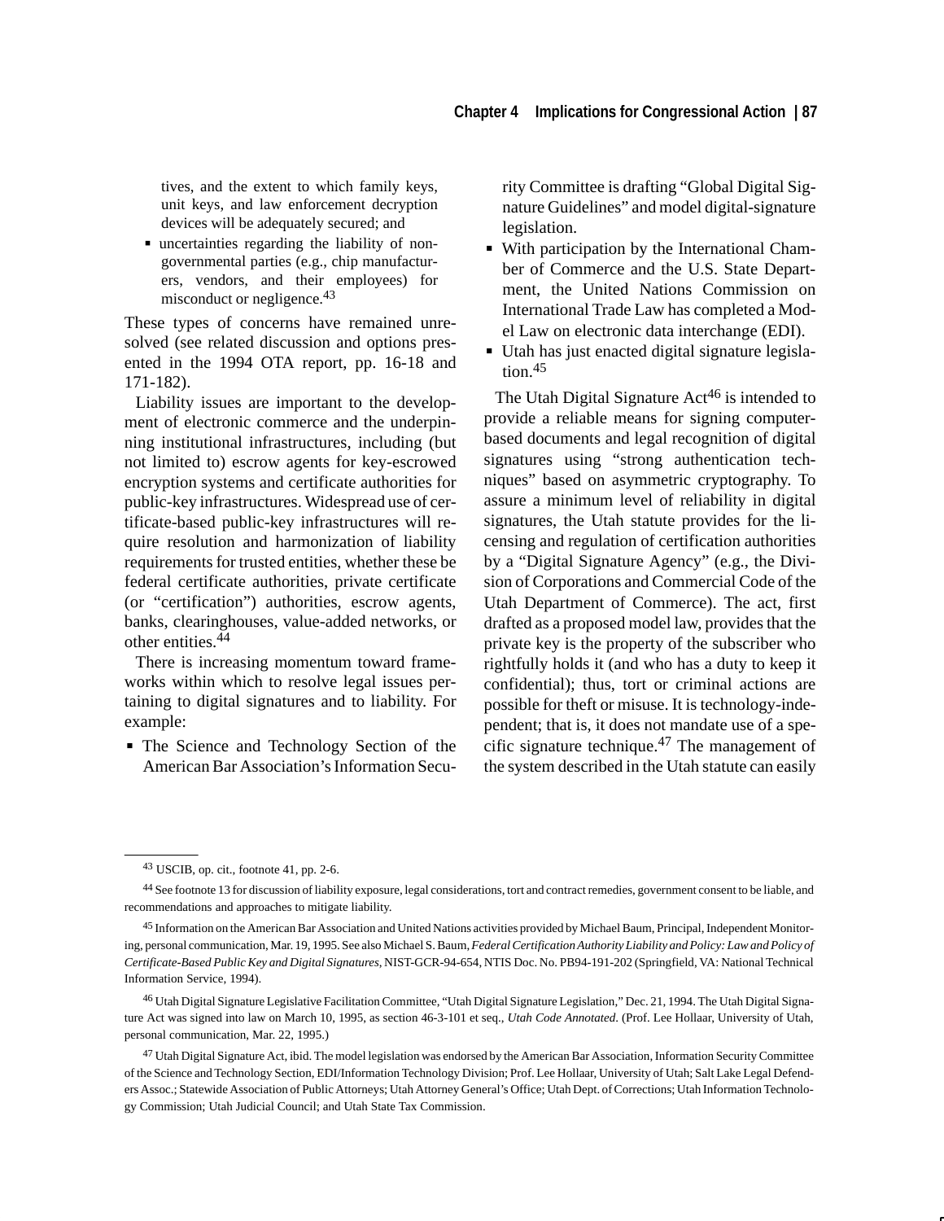tives, and the extent to which family keys, unit keys, and law enforcement decryption devices will be adequately secured; and

- uncertainties regarding the liability of nongovernmental parties (e.g., chip manufacturers, vendors, and their employees) for misconduct or negligence.[43]

These types of concerns have remained unresolved (see related discussion and options presented in the 1994 OTA report, pp. 16-18 and 171-182).

Liability issues are important to the development of electronic commerce and the underpinning institutional infrastructures, including (but not limited to) escrow agents for key-escrowed encryption systems and certificate authorities for public-key infrastructures. Widespread use of certificate-based public-key infrastructures will require resolution and harmonization of liability requirements for trusted entities, whether these be federal certificate authorities, private certificate (or "certification") authorities, escrow agents, banks, clearinghouses, value-added networks, or other entities.[44]

There is increasing momentum toward frameworks within which to resolve legal issues pertaining to digital signatures and to liability. For example:

- The Science and Technology Section of the American Bar Association's Information Security Committee is drafting "Global Digital Signature Guidelines" and model digital-signature legislation.
- With participation by the International Chamber of Commerce and the U.S. State Department, the United Nations Commission on International Trade Law has completed a Model Law on electronic data interchange (EDI).
- Utah has just enacted digital signature legislation.[45]

The Utah Digital Signature Act[46] is intended to provide a reliable means for signing computer-based documents and legal recognition of digital signatures using "strong authentication techniques" based on asymmetric cryptography. To assure a minimum level of reliability in digital signatures, the Utah statute provides for the licensing and regulation of certification authorities by a "Digital Signature Agency" (e.g., the Division of Corporations and Commercial Code of the Utah Department of Commerce). The act, first drafted as a proposed model law, provides that the private key is the property of the subscriber who rightfully holds it (and who has a duty to keep it confidential); thus, tort or criminal actions are possible for theft or misuse. It is technology-independent; that is, it does not mandate use of a specific signature technique.[47] The management of the system described in the Utah statute can easily

---

[43] USCIB, op. cit., footnote 41, pp. 2-6.

[44] See footnote 13 for discussion of liability exposure, legal considerations, tort and contract remedies, government consent to be liable, and recommendations and approaches to mitigate liability.

[45] Information on the American Bar Association and United Nations activities provided by Michael Baum, Principal, Independent Monitoring, personal communication, Mar. 19, 1995. See also Michael S. Baum, *Federal Certification Authority Liability and Policy: Law and Policy of Certificate-Based Public Key and Digital Signatures*, NIST-GCR-94-654, NTIS Doc. No. PB94-191-202 (Springfield, VA: National Technical Information Service, 1994).

[46] Utah Digital Signature Legislative Facilitation Committee, "Utah Digital Signature Legislation," Dec. 21, 1994. The Utah Digital Signature Act was signed into law on March 10, 1995, as section 46-3-101 et seq., *Utah Code Annotated*. (Prof. Lee Hollaar, University of Utah, personal communication, Mar. 22, 1995.)

[47] Utah Digital Signature Act, ibid. The model legislation was endorsed by the American Bar Association, Information Security Committee of the Science and Technology Section, EDI/Information Technology Division; Prof. Lee Hollaar, University of Utah; Salt Lake Legal Defenders Assoc.; Statewide Association of Public Attorneys; Utah Attorney General's Office; Utah Dept. of Corrections; Utah Information Technology Commission; Utah Judicial Council; and Utah State Tax Commission.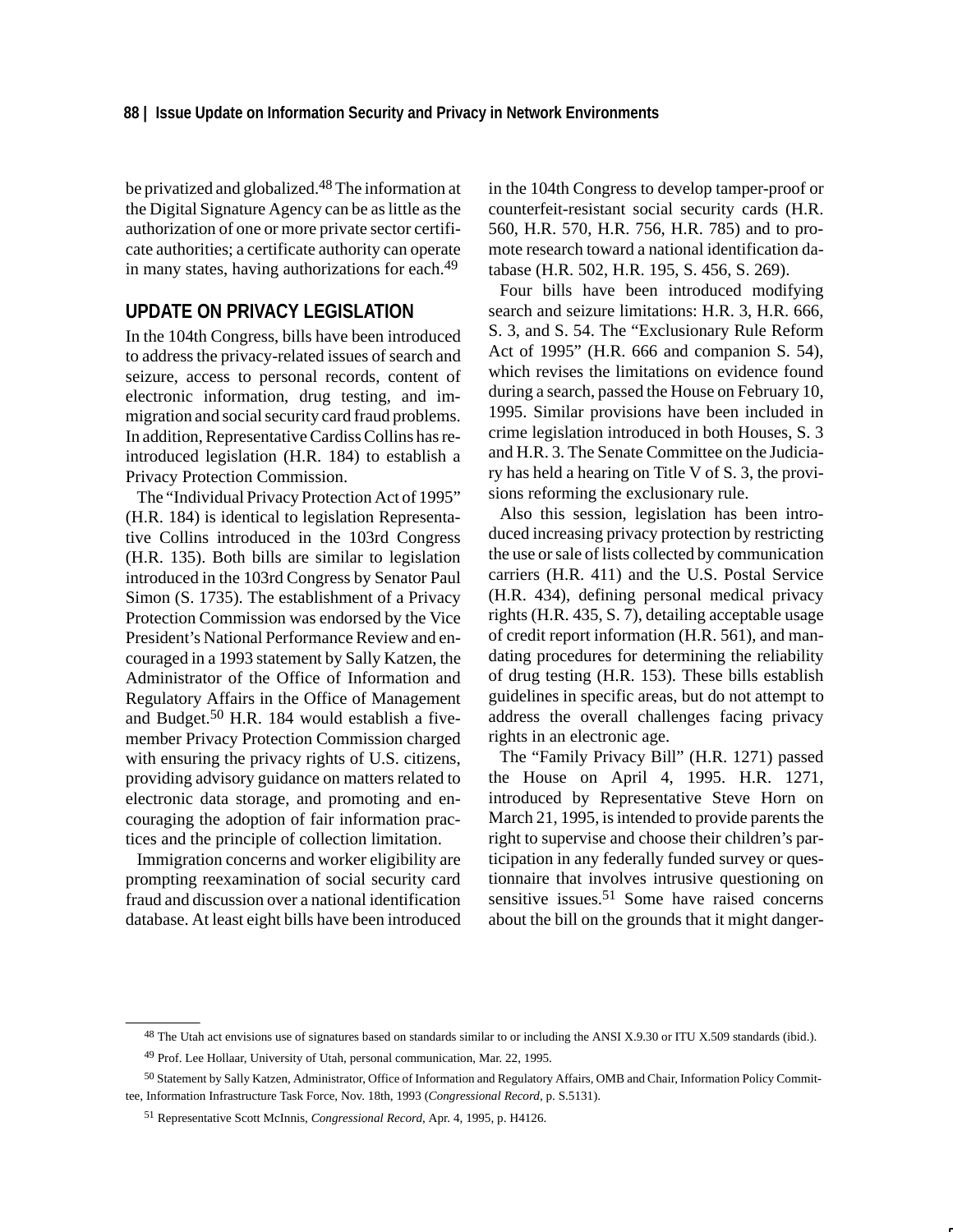be privatized and globalized.[48] The information at the Digital Signature Agency can be as little as the authorization of one or more private sector certificate authorities; a certificate authority can operate in many states, having authorizations for each.[49]

## UPDATE ON PRIVACY LEGISLATION

In the 104th Congress, bills have been introduced to address the privacy-related issues of search and seizure, access to personal records, content of electronic information, drug testing, and immigration and social security card fraud problems. In addition, Representative Cardiss Collins has reintroduced legislation (H.R. 184) to establish a Privacy Protection Commission.

The "Individual Privacy Protection Act of 1995" (H.R. 184) is identical to legislation Representative Collins introduced in the 103rd Congress (H.R. 135). Both bills are similar to legislation introduced in the 103rd Congress by Senator Paul Simon (S. 1735). The establishment of a Privacy Protection Commission was endorsed by the Vice President's National Performance Review and encouraged in a 1993 statement by Sally Katzen, the Administrator of the Office of Information and Regulatory Affairs in the Office of Management and Budget.[50] H.R. 184 would establish a five-member Privacy Protection Commission charged with ensuring the privacy rights of U.S. citizens, providing advisory guidance on matters related to electronic data storage, and promoting and encouraging the adoption of fair information practices and the principle of collection limitation.

Immigration concerns and worker eligibility are prompting reexamination of social security card fraud and discussion over a national identification database. At least eight bills have been introduced in the 104th Congress to develop tamper-proof or counterfeit-resistant social security cards (H.R. 560, H.R. 570, H.R. 756, H.R. 785) and to promote research toward a national identification database (H.R. 502, H.R. 195, S. 456, S. 269).

Four bills have been introduced modifying search and seizure limitations: H.R. 3, H.R. 666, S. 3, and S. 54. The "Exclusionary Rule Reform Act of 1995" (H.R. 666 and companion S. 54), which revises the limitations on evidence found during a search, passed the House on February 10, 1995. Similar provisions have been included in crime legislation introduced in both Houses, S. 3 and H.R. 3. The Senate Committee on the Judiciary has held a hearing on Title V of S. 3, the provisions reforming the exclusionary rule.

Also this session, legislation has been introduced increasing privacy protection by restricting the use or sale of lists collected by communication carriers (H.R. 411) and the U.S. Postal Service (H.R. 434), defining personal medical privacy rights (H.R. 435, S. 7), detailing acceptable usage of credit report information (H.R. 561), and mandating procedures for determining the reliability of drug testing (H.R. 153). These bills establish guidelines in specific areas, but do not attempt to address the overall challenges facing privacy rights in an electronic age.

The "Family Privacy Bill" (H.R. 1271) passed the House on April 4, 1995. H.R. 1271, introduced by Representative Steve Horn on March 21, 1995, is intended to provide parents the right to supervise and choose their children's participation in any federally funded survey or questionnaire that involves intrusive questioning on sensitive issues.[51] Some have raised concerns about the bill on the grounds that it might danger-

---

[48] The Utah act envisions use of signatures based on standards similar to or including the ANSI X.9.30 or ITU X.509 standards (ibid.).

[49] Prof. Lee Hollaar, University of Utah, personal communication, Mar. 22, 1995.

[50] Statement by Sally Katzen, Administrator, Office of Information and Regulatory Affairs, OMB and Chair, Information Policy Committee, Information Infrastructure Task Force, Nov. 18th, 1993 (*Congressional Record*, p. S.5131).

[51] Representative Scott McInnis, *Congressional Record*, Apr. 4, 1995, p. H4126.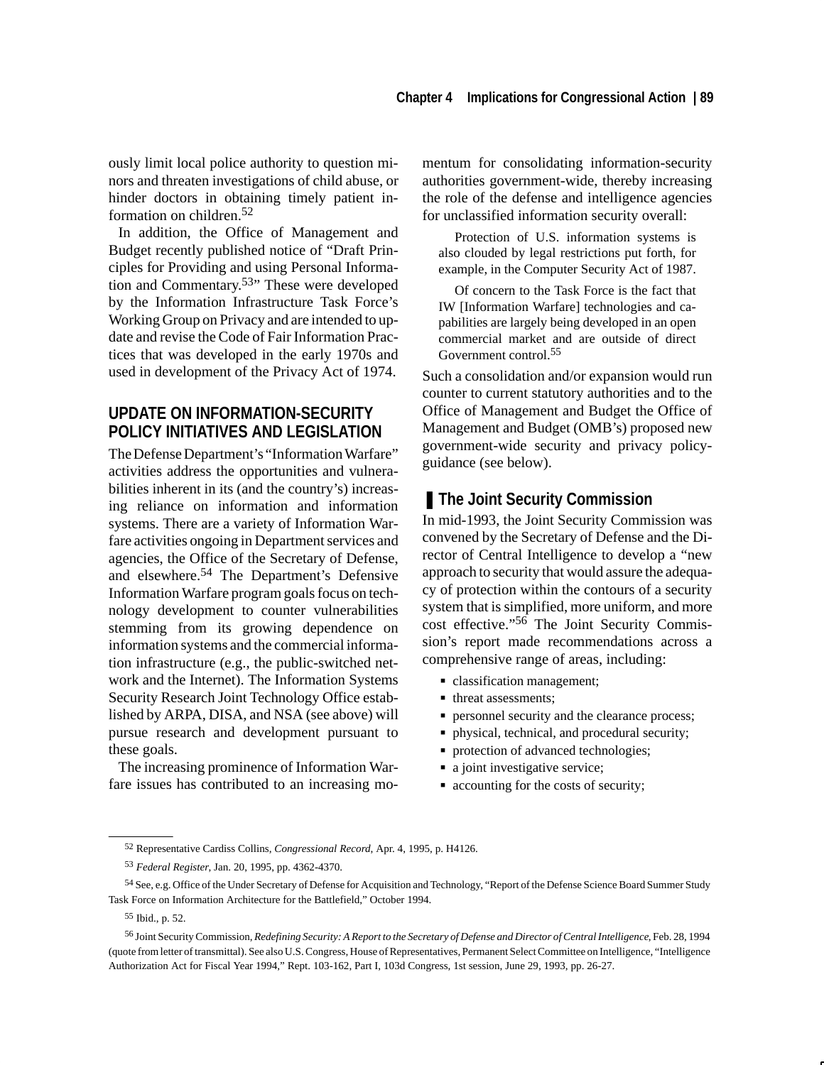ously limit local police authority to question minors and threaten investigations of child abuse, or hinder doctors in obtaining timely patient information on children.[52]

In addition, the Office of Management and Budget recently published notice of "Draft Principles for Providing and using Personal Information and Commentary.[53]" These were developed by the Information Infrastructure Task Force's Working Group on Privacy and are intended to update and revise the Code of Fair Information Practices that was developed in the early 1970s and used in development of the Privacy Act of 1974.

## UPDATE ON INFORMATION-SECURITY POLICY INITIATIVES AND LEGISLATION

The Defense Department's "Information Warfare" activities address the opportunities and vulnerabilities inherent in its (and the country's) increasing reliance on information and information systems. There are a variety of Information Warfare activities ongoing in Department services and agencies, the Office of the Secretary of Defense, and elsewhere.[54] The Department's Defensive Information Warfare program goals focus on technology development to counter vulnerabilities stemming from its growing dependence on information systems and the commercial information infrastructure (e.g., the public-switched network and the Internet). The Information Systems Security Research Joint Technology Office established by ARPA, DISA, and NSA (see above) will pursue research and development pursuant to these goals.

The increasing prominence of Information Warfare issues has contributed to an increasing momentum for consolidating information-security authorities government-wide, thereby increasing the role of the defense and intelligence agencies for unclassified information security overall:

> Protection of U.S. information systems is also clouded by legal restrictions put forth, for example, in the Computer Security Act of 1987.
>
> Of concern to the Task Force is the fact that IW [Information Warfare] technologies and capabilities are largely being developed in an open commercial market and are outside of direct Government control.[55]

Such a consolidation and/or expansion would run counter to current statutory authorities and to the Office of Management and Budget the Office of Management and Budget (OMB's) proposed new government-wide security and privacy policy-guidance (see below).

### The Joint Security Commission

In mid-1993, the Joint Security Commission was convened by the Secretary of Defense and the Director of Central Intelligence to develop a "new approach to security that would assure the adequacy of protection within the contours of a security system that is simplified, more uniform, and more cost effective."[56] The Joint Security Commission's report made recommendations across a comprehensive range of areas, including:

- classification management;
- threat assessments;
- personnel security and the clearance process;
- physical, technical, and procedural security;
- protection of advanced technologies;
- a joint investigative service;
- accounting for the costs of security;

---

[52] Representative Cardiss Collins, *Congressional Record,* Apr. 4, 1995, p. H4126.

[53] *Federal Register,* Jan. 20, 1995, pp. 4362-4370.

[54] See, e.g. Office of the Under Secretary of Defense for Acquisition and Technology, "Report of the Defense Science Board Summer Study Task Force on Information Architecture for the Battlefield," October 1994.

[55] Ibid., p. 52.

[56] Joint Security Commission, *Redefining Security: A Report to the Secretary of Defense and Director of Central Intelligence,* Feb. 28, 1994 (quote from letter of transmittal). See also U.S. Congress, House of Representatives, Permanent Select Committee on Intelligence, "Intelligence Authorization Act for Fiscal Year 1994," Rept. 103-162, Part I, 103d Congress, 1st session, June 29, 1993, pp. 26-27.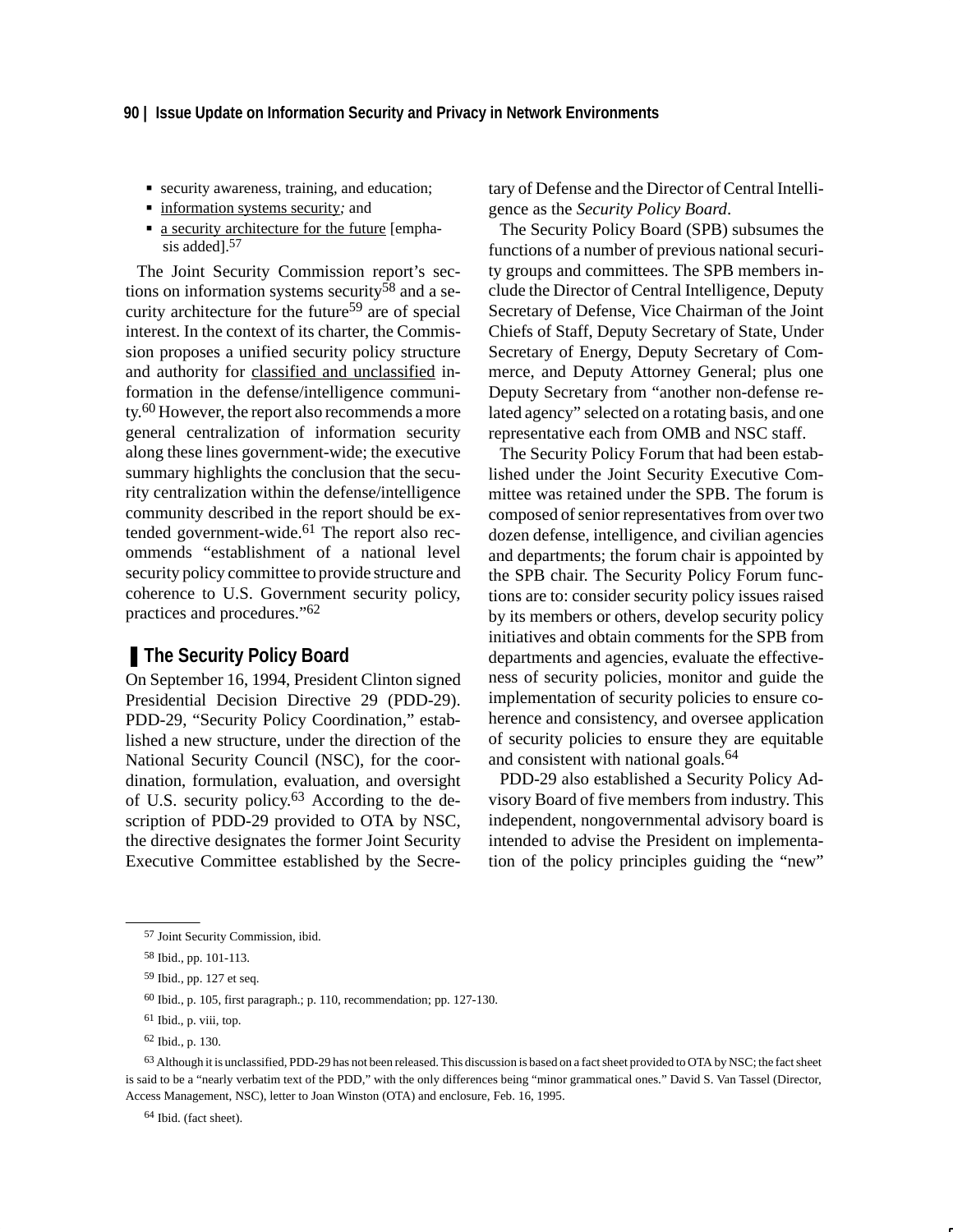- security awareness, training, and education;
- information systems security; and
- a security architecture for the future [emphasis added].[57]

The Joint Security Commission report's sections on information systems security[58] and a security architecture for the future[59] are of special interest. In the context of its charter, the Commission proposes a unified security policy structure and authority for classified and unclassified information in the defense/intelligence community.[60] However, the report also recommends a more general centralization of information security along these lines government-wide; the executive summary highlights the conclusion that the security centralization within the defense/intelligence community described in the report should be extended government-wide.[61] The report also recommends "establishment of a national level security policy committee to provide structure and coherence to U.S. Government security policy, practices and procedures."[62]

## The Security Policy Board

On September 16, 1994, President Clinton signed Presidential Decision Directive 29 (PDD-29). PDD-29, "Security Policy Coordination," established a new structure, under the direction of the National Security Council (NSC), for the coordination, formulation, evaluation, and oversight of U.S. security policy.[63] According to the description of PDD-29 provided to OTA by NSC, the directive designates the former Joint Security Executive Committee established by the Secretary of Defense and the Director of Central Intelligence as the *Security Policy Board*.

The Security Policy Board (SPB) subsumes the functions of a number of previous national security groups and committees. The SPB members include the Director of Central Intelligence, Deputy Secretary of Defense, Vice Chairman of the Joint Chiefs of Staff, Deputy Secretary of State, Under Secretary of Energy, Deputy Secretary of Commerce, and Deputy Attorney General; plus one Deputy Secretary from "another non-defense related agency" selected on a rotating basis, and one representative each from OMB and NSC staff.

The Security Policy Forum that had been established under the Joint Security Executive Committee was retained under the SPB. The forum is composed of senior representatives from over two dozen defense, intelligence, and civilian agencies and departments; the forum chair is appointed by the SPB chair. The Security Policy Forum functions are to: consider security policy issues raised by its members or others, develop security policy initiatives and obtain comments for the SPB from departments and agencies, evaluate the effectiveness of security policies, monitor and guide the implementation of security policies to ensure coherence and consistency, and oversee application of security policies to ensure they are equitable and consistent with national goals.[64]

PDD-29 also established a Security Policy Advisory Board of five members from industry. This independent, nongovernmental advisory board is intended to advise the President on implementation of the policy principles guiding the "new"

---

[57] Joint Security Commission, ibid.

[58] Ibid., pp. 101-113.

[59] Ibid., pp. 127 et seq.

[60] Ibid., p. 105, first paragraph.; p. 110, recommendation; pp. 127-130.

[61] Ibid., p. viii, top.

[62] Ibid., p. 130.

[63] Although it is unclassified, PDD-29 has not been released. This discussion is based on a fact sheet provided to OTA by NSC; the fact sheet is said to be a "nearly verbatim text of the PDD," with the only differences being "minor grammatical ones." David S. Van Tassel (Director, Access Management, NSC), letter to Joan Winston (OTA) and enclosure, Feb. 16, 1995.

[64] Ibid. (fact sheet).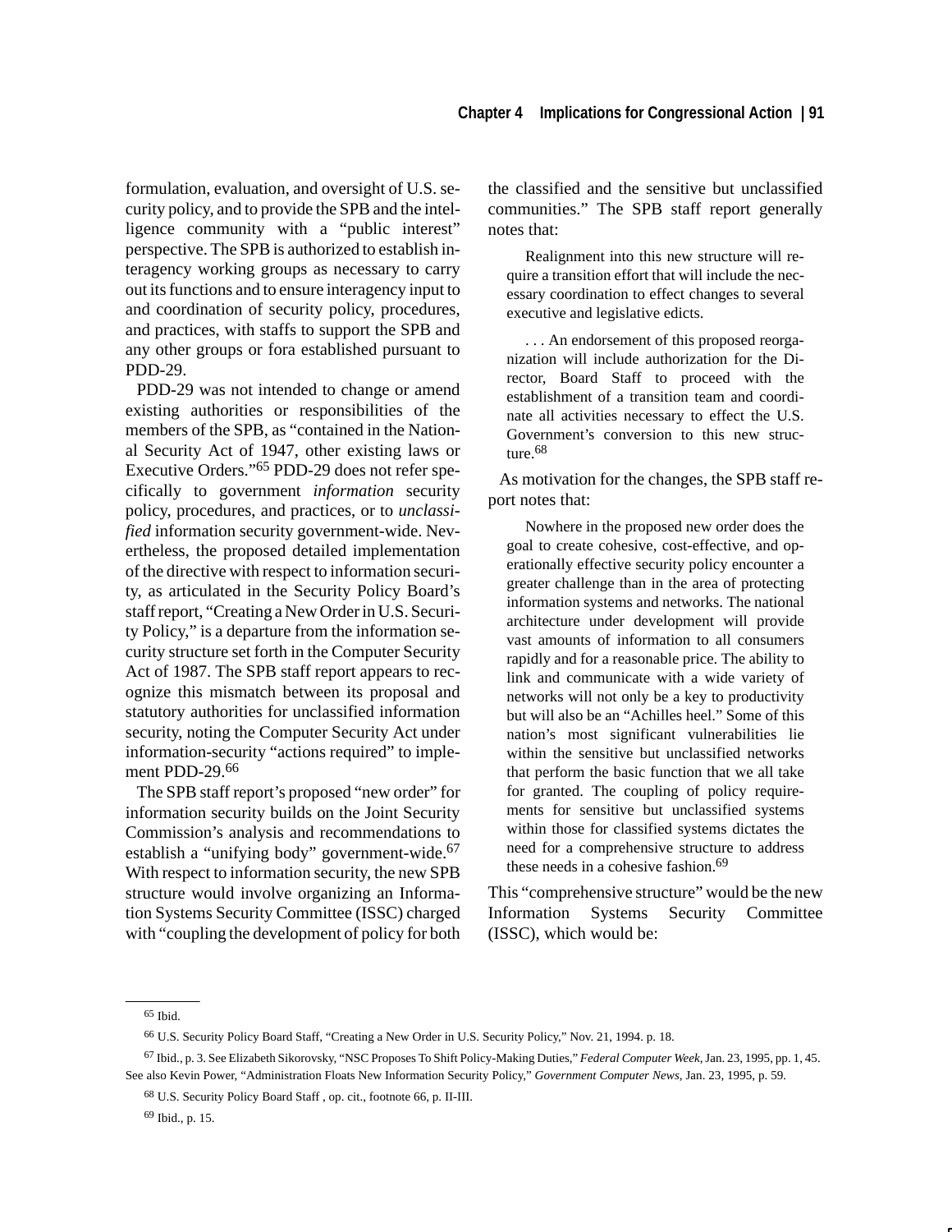formulation, evaluation, and oversight of U.S. security policy, and to provide the SPB and the intelligence community with a "public interest" perspective. The SPB is authorized to establish interagency working groups as necessary to carry out its functions and to ensure interagency input to and coordination of security policy, procedures, and practices, with staffs to support the SPB and any other groups or fora established pursuant to PDD-29.

PDD-29 was not intended to change or amend existing authorities or responsibilities of the members of the SPB, as "contained in the National Security Act of 1947, other existing laws or Executive Orders."[65] PDD-29 does not refer specifically to government *information* security policy, procedures, and practices, or to *unclassified* information security government-wide. Nevertheless, the proposed detailed implementation of the directive with respect to information security, as articulated in the Security Policy Board's staff report, "Creating a New Order in U.S. Security Policy," is a departure from the information security structure set forth in the Computer Security Act of 1987. The SPB staff report appears to recognize this mismatch between its proposal and statutory authorities for unclassified information security, noting the Computer Security Act under information-security "actions required" to implement PDD-29.[66]

The SPB staff report's proposed "new order" for information security builds on the Joint Security Commission's analysis and recommendations to establish a "unifying body" government-wide.[67] With respect to information security, the new SPB structure would involve organizing an Information Systems Security Committee (ISSC) charged with "coupling the development of policy for both the classified and the sensitive but unclassified communities." The SPB staff report generally notes that:

> Realignment into this new structure will require a transition effort that will include the necessary coordination to effect changes to several executive and legislative edicts.
>
> . . . An endorsement of this proposed reorganization will include authorization for the Director, Board Staff to proceed with the establishment of a transition team and coordinate all activities necessary to effect the U.S. Government's conversion to this new structure.[68]

As motivation for the changes, the SPB staff report notes that:

> Nowhere in the proposed new order does the goal to create cohesive, cost-effective, and operationally effective security policy encounter a greater challenge than in the area of protecting information systems and networks. The national architecture under development will provide vast amounts of information to all consumers rapidly and for a reasonable price. The ability to link and communicate with a wide variety of networks will not only be a key to productivity but will also be an "Achilles heel." Some of this nation's most significant vulnerabilities lie within the sensitive but unclassified networks that perform the basic function that we all take for granted. The coupling of policy requirements for sensitive but unclassified systems within those for classified systems dictates the need for a comprehensive structure to address these needs in a cohesive fashion.[69]

This "comprehensive structure" would be the new Information Systems Security Committee (ISSC), which would be:

---

[65] Ibid.

[66] U.S. Security Policy Board Staff, "Creating a New Order in U.S. Security Policy," Nov. 21, 1994. p. 18.

[67] Ibid., p. 3. See Elizabeth Sikorovsky, "NSC Proposes To Shift Policy-Making Duties," *Federal Computer Week*, Jan. 23, 1995, pp. 1, 45. See also Kevin Power, "Administration Floats New Information Security Policy," *Government Computer News*, Jan. 23, 1995, p. 59.

[68] U.S. Security Policy Board Staff , op. cit., footnote 66, p. II-III.

[69] Ibid., p. 15.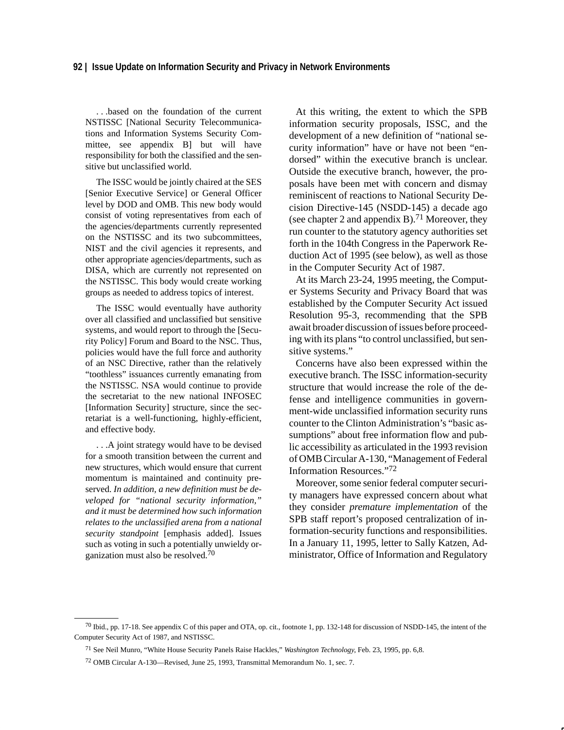. . .based on the foundation of the current NSTISSC [National Security Telecommunications and Information Systems Security Committee, see appendix B] but will have responsibility for both the classified and the sensitive but unclassified world.

The ISSC would be jointly chaired at the SES [Senior Executive Service] or General Officer level by DOD and OMB. This new body would consist of voting representatives from each of the agencies/departments currently represented on the NSTISSC and its two subcommittees, NIST and the civil agencies it represents, and other appropriate agencies/departments, such as DISA, which are currently not represented on the NSTISSC. This body would create working groups as needed to address topics of interest.

The ISSC would eventually have authority over all classified and unclassified but sensitive systems, and would report to through the [Security Policy] Forum and Board to the NSC. Thus, policies would have the full force and authority of an NSC Directive, rather than the relatively "toothless" issuances currently emanating from the NSTISSC. NSA would continue to provide the secretariat to the new national INFOSEC [Information Security] structure, since the secretariat is a well-functioning, highly-efficient, and effective body.

. . .A joint strategy would have to be devised for a smooth transition between the current and new structures, which would ensure that current momentum is maintained and continuity preserved. *In addition, a new definition must be developed for "national security information," and it must be determined how such information relates to the unclassified arena from a national security standpoint* [emphasis added]. Issues such as voting in such a potentially unwieldy organization must also be resolved.[70]

At this writing, the extent to which the SPB information security proposals, ISSC, and the development of a new definition of "national security information" have or have not been "endorsed" within the executive branch is unclear. Outside the executive branch, however, the proposals have been met with concern and dismay reminiscent of reactions to National Security Decision Directive-145 (NSDD-145) a decade ago (see chapter 2 and appendix B).[71] Moreover, they run counter to the statutory agency authorities set forth in the 104th Congress in the Paperwork Reduction Act of 1995 (see below), as well as those in the Computer Security Act of 1987.

At its March 23-24, 1995 meeting, the Computer Systems Security and Privacy Board that was established by the Computer Security Act issued Resolution 95-3, recommending that the SPB await broader discussion of issues before proceeding with its plans "to control unclassified, but sensitive systems."

Concerns have also been expressed within the executive branch. The ISSC information-security structure that would increase the role of the defense and intelligence communities in government-wide unclassified information security runs counter to the Clinton Administration's "basic assumptions" about free information flow and public accessibility as articulated in the 1993 revision of OMB Circular A-130, "Management of Federal Information Resources."[72]

Moreover, some senior federal computer security managers have expressed concern about what they consider *premature implementation* of the SPB staff report's proposed centralization of information-security functions and responsibilities. In a January 11, 1995, letter to Sally Katzen, Administrator, Office of Information and Regulatory

---

[70] Ibid., pp. 17-18. See appendix C of this paper and OTA, op. cit., footnote 1, pp. 132-148 for discussion of NSDD-145, the intent of the Computer Security Act of 1987, and NSTISSC.

[71] See Neil Munro, "White House Security Panels Raise Hackles," *Washington Technology*, Feb. 23, 1995, pp. 6,8.

[72] OMB Circular A-130—Revised, June 25, 1993, Transmittal Memorandum No. 1, sec. 7.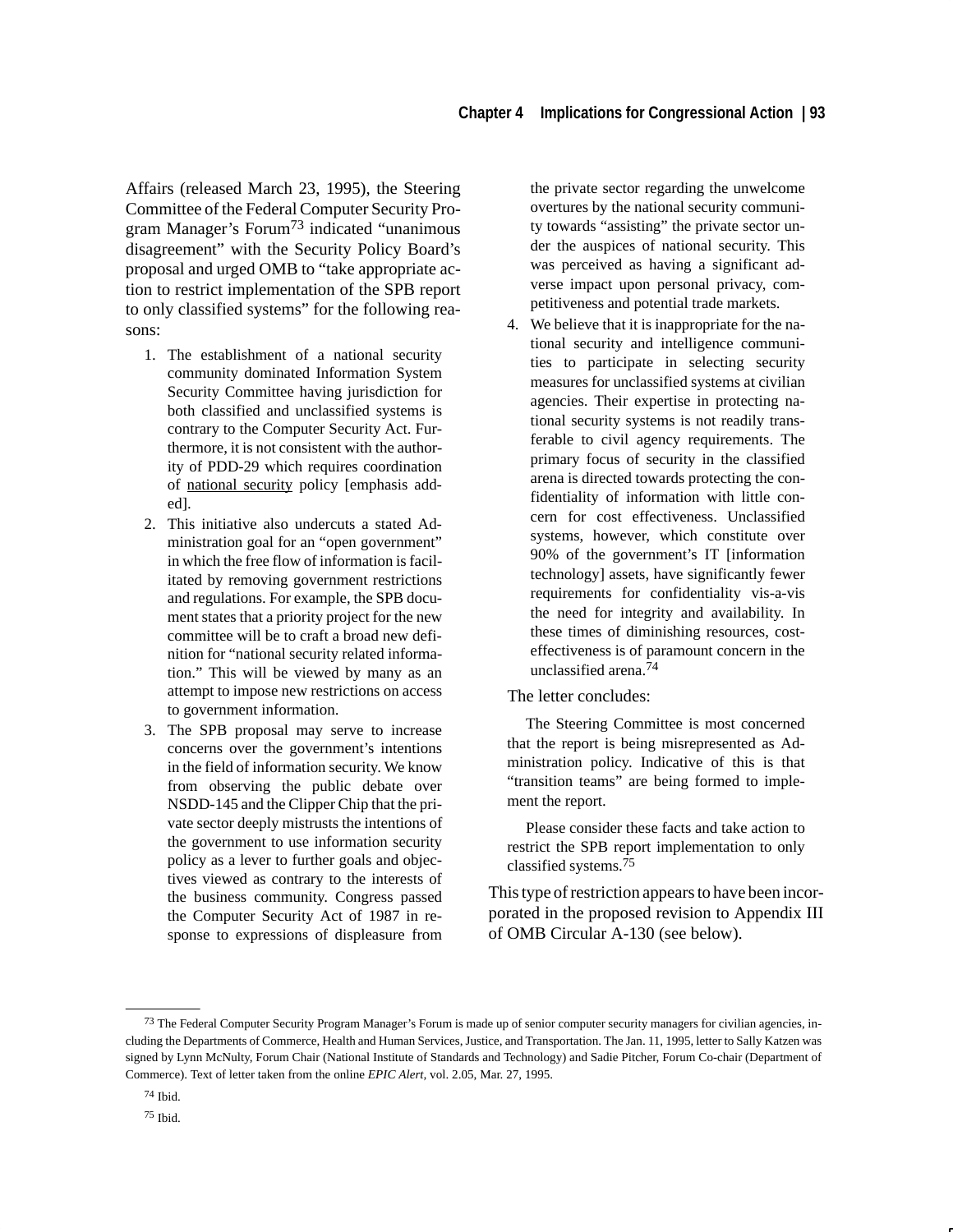Affairs (released March 23, 1995), the Steering Committee of the Federal Computer Security Program Manager's Forum[73] indicated "unanimous disagreement" with the Security Policy Board's proposal and urged OMB to "take appropriate action to restrict implementation of the SPB report to only classified systems" for the following reasons:

> 1. The establishment of a national security community dominated Information System Security Committee having jurisdiction for both classified and unclassified systems is contrary to the Computer Security Act. Furthermore, it is not consistent with the authority of PDD-29 which requires coordination of national security policy [emphasis added].
> 2. This initiative also undercuts a stated Administration goal for an "open government" in which the free flow of information is facilitated by removing government restrictions and regulations. For example, the SPB document states that a priority project for the new committee will be to craft a broad new definition for "national security related information." This will be viewed by many as an attempt to impose new restrictions on access to government information.
> 3. The SPB proposal may serve to increase concerns over the government's intentions in the field of information security. We know from observing the public debate over NSDD-145 and the Clipper Chip that the private sector deeply mistrusts the intentions of the government to use information security policy as a lever to further goals and objectives viewed as contrary to the interests of the business community. Congress passed the Computer Security Act of 1987 in response to expressions of displeasure from the private sector regarding the unwelcome overtures by the national security community towards "assisting" the private sector under the auspices of national security. This was perceived as having a significant adverse impact upon personal privacy, competitiveness and potential trade markets.
> 4. We believe that it is inappropriate for the national security and intelligence communities to participate in selecting security measures for unclassified systems at civilian agencies. Their expertise in protecting national security systems is not readily transferable to civil agency requirements. The primary focus of security in the classified arena is directed towards protecting the confidentiality of information with little concern for cost effectiveness. Unclassified systems, however, which constitute over 90% of the government's IT [information technology] assets, have significantly fewer requirements for confidentiality vis-a-vis the need for integrity and availability. In these times of diminishing resources, cost-effectiveness is of paramount concern in the unclassified arena.[74]

The letter concludes:

> The Steering Committee is most concerned that the report is being misrepresented as Administration policy. Indicative of this is that "transition teams" are being formed to implement the report.
>
> Please consider these facts and take action to restrict the SPB report implementation to only classified systems.[75]

This type of restriction appears to have been incorporated in the proposed revision to Appendix III of OMB Circular A-130 (see below).

---

[73] The Federal Computer Security Program Manager's Forum is made up of senior computer security managers for civilian agencies, including the Departments of Commerce, Health and Human Services, Justice, and Transportation. The Jan. 11, 1995, letter to Sally Katzen was signed by Lynn McNulty, Forum Chair (National Institute of Standards and Technology) and Sadie Pitcher, Forum Co-chair (Department of Commerce). Text of letter taken from the online *EPIC Alert,* vol. 2.05, Mar. 27, 1995.

[74] Ibid.

[75] Ibid.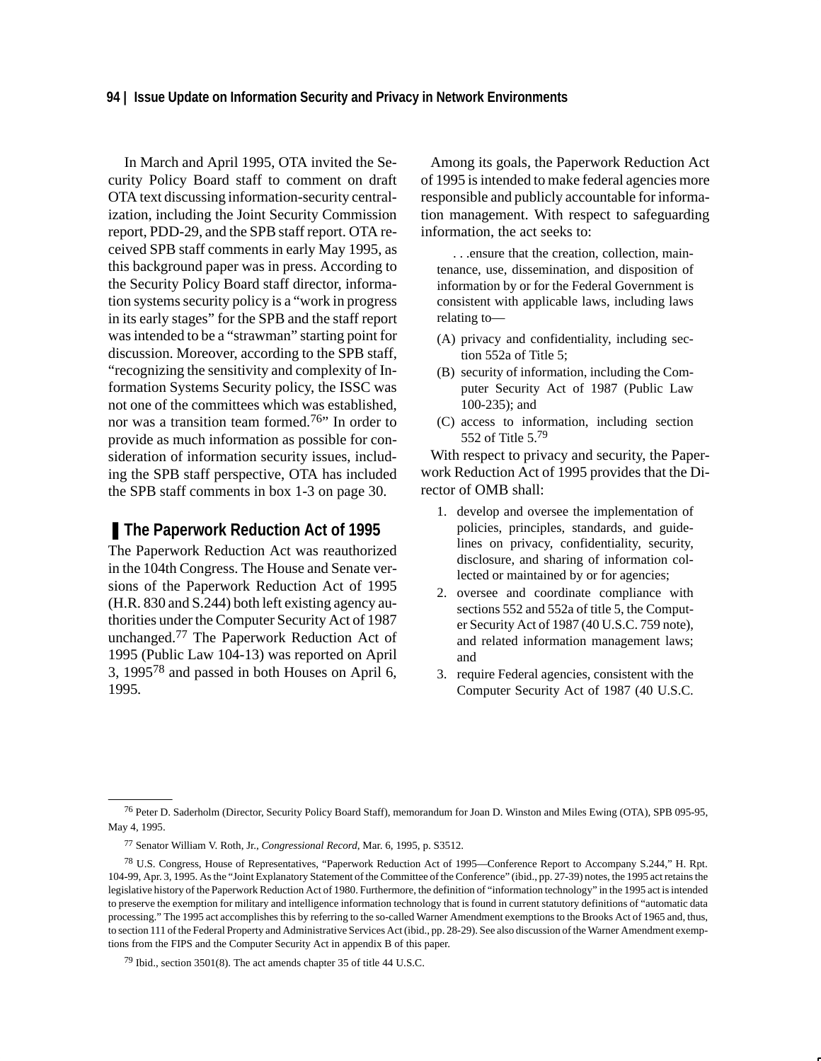In March and April 1995, OTA invited the Security Policy Board staff to comment on draft OTA text discussing information-security centralization, including the Joint Security Commission report, PDD-29, and the SPB staff report. OTA received SPB staff comments in early May 1995, as this background paper was in press. According to the Security Policy Board staff director, information systems security policy is a "work in progress in its early stages" for the SPB and the staff report was intended to be a "strawman" starting point for discussion. Moreover, according to the SPB staff, "recognizing the sensitivity and complexity of Information Systems Security policy, the ISSC was not one of the committees which was established, nor was a transition team formed.[76]" In order to provide as much information as possible for consideration of information security issues, including the SPB staff perspective, OTA has included the SPB staff comments in box 1-3 on page 30.

## The Paperwork Reduction Act of 1995

The Paperwork Reduction Act was reauthorized in the 104th Congress. The House and Senate versions of the Paperwork Reduction Act of 1995 (H.R. 830 and S.244) both left existing agency authorities under the Computer Security Act of 1987 unchanged.[77] The Paperwork Reduction Act of 1995 (Public Law 104-13) was reported on April 3, 1995[78] and passed in both Houses on April 6, 1995.

Among its goals, the Paperwork Reduction Act of 1995 is intended to make federal agencies more responsible and publicly accountable for information management. With respect to safeguarding information, the act seeks to:

> . . .ensure that the creation, collection, maintenance, use, dissemination, and disposition of information by or for the Federal Government is consistent with applicable laws, including laws relating to—
>
> (A) privacy and confidentiality, including section 552a of Title 5;
>
> (B) security of information, including the Computer Security Act of 1987 (Public Law 100-235); and
>
> (C) access to information, including section 552 of Title 5.[79]

With respect to privacy and security, the Paperwork Reduction Act of 1995 provides that the Director of OMB shall:

1. develop and oversee the implementation of policies, principles, standards, and guidelines on privacy, confidentiality, security, disclosure, and sharing of information collected or maintained by or for agencies;
2. oversee and coordinate compliance with sections 552 and 552a of title 5, the Computer Security Act of 1987 (40 U.S.C. 759 note), and related information management laws; and
3. require Federal agencies, consistent with the Computer Security Act of 1987 (40 U.S.C.

---

[76] Peter D. Saderholm (Director, Security Policy Board Staff), memorandum for Joan D. Winston and Miles Ewing (OTA), SPB 095-95, May 4, 1995.

[77] Senator William V. Roth, Jr., *Congressional Record*, Mar. 6, 1995, p. S3512.

[78] U.S. Congress, House of Representatives, "Paperwork Reduction Act of 1995—Conference Report to Accompany S.244," H. Rpt. 104-99, Apr. 3, 1995. As the "Joint Explanatory Statement of the Committee of the Conference" (ibid., pp. 27-39) notes, the 1995 act retains the legislative history of the Paperwork Reduction Act of 1980. Furthermore, the definition of "information technology" in the 1995 act is intended to preserve the exemption for military and intelligence information technology that is found in current statutory definitions of "automatic data processing." The 1995 act accomplishes this by referring to the so-called Warner Amendment exemptions to the Brooks Act of 1965 and, thus, to section 111 of the Federal Property and Administrative Services Act (ibid., pp. 28-29). See also discussion of the Warner Amendment exemptions from the FIPS and the Computer Security Act in appendix B of this paper.

[79] Ibid., section 3501(8). The act amends chapter 35 of title 44 U.S.C.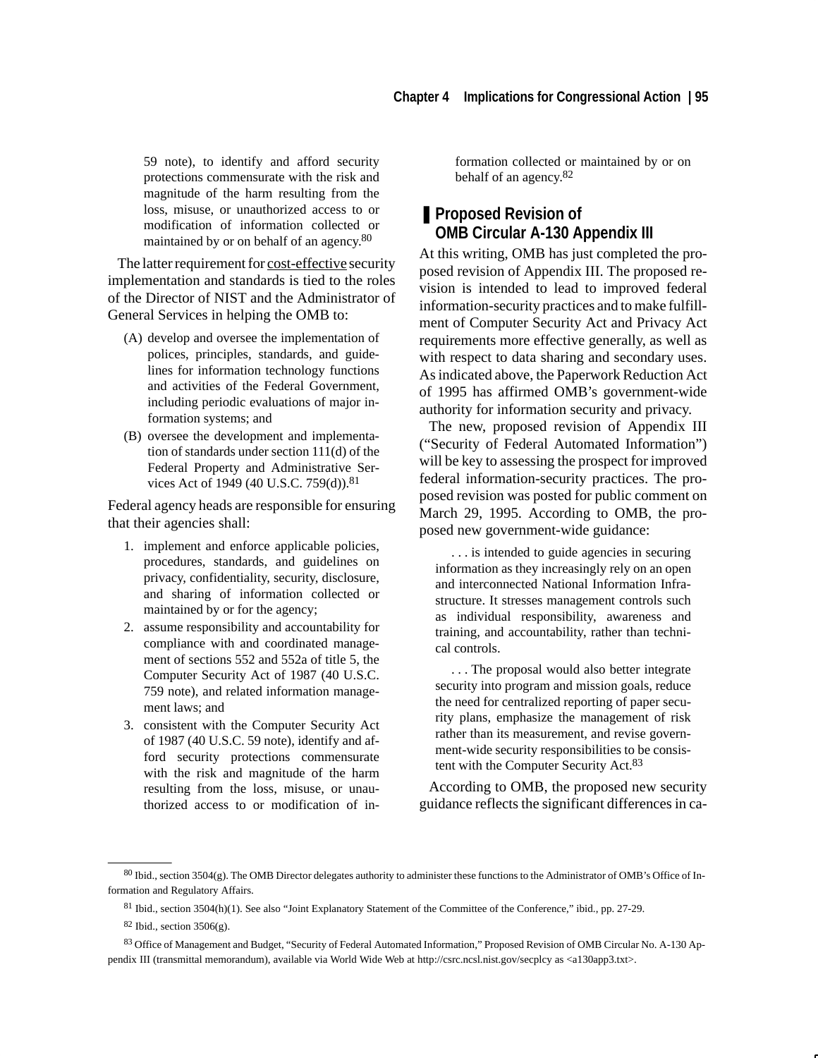59 note), to identify and afford security protections commensurate with the risk and magnitude of the harm resulting from the loss, misuse, or unauthorized access to or modification of information collected or maintained by or on behalf of an agency.[80]

The latter requirement for cost-effective security implementation and standards is tied to the roles of the Director of NIST and the Administrator of General Services in helping the OMB to:

(A) develop and oversee the implementation of polices, principles, standards, and guidelines for information technology functions and activities of the Federal Government, including periodic evaluations of major information systems; and

(B) oversee the development and implementation of standards under section 111(d) of the Federal Property and Administrative Services Act of 1949 (40 U.S.C. 759(d)).[81]

Federal agency heads are responsible for ensuring that their agencies shall:

1. implement and enforce applicable policies, procedures, standards, and guidelines on privacy, confidentiality, security, disclosure, and sharing of information collected or maintained by or for the agency;
2. assume responsibility and accountability for compliance with and coordinated management of sections 552 and 552a of title 5, the Computer Security Act of 1987 (40 U.S.C. 759 note), and related information management laws; and
3. consistent with the Computer Security Act of 1987 (40 U.S.C. 59 note), identify and afford security protections commensurate with the risk and magnitude of the harm resulting from the loss, misuse, or unauthorized access to or modification of information collected or maintained by or on behalf of an agency.[82]

## Proposed Revision of OMB Circular A-130 Appendix III

At this writing, OMB has just completed the proposed revision of Appendix III. The proposed revision is intended to lead to improved federal information-security practices and to make fulfillment of Computer Security Act and Privacy Act requirements more effective generally, as well as with respect to data sharing and secondary uses. As indicated above, the Paperwork Reduction Act of 1995 has affirmed OMB's government-wide authority for information security and privacy.

The new, proposed revision of Appendix III ("Security of Federal Automated Information") will be key to assessing the prospect for improved federal information-security practices. The proposed revision was posted for public comment on March 29, 1995. According to OMB, the proposed new government-wide guidance:

> . . . is intended to guide agencies in securing information as they increasingly rely on an open and interconnected National Information Infrastructure. It stresses management controls such as individual responsibility, awareness and training, and accountability, rather than technical controls.
>
> . . . The proposal would also better integrate security into program and mission goals, reduce the need for centralized reporting of paper security plans, emphasize the management of risk rather than its measurement, and revise government-wide security responsibilities to be consistent with the Computer Security Act.[83]

According to OMB, the proposed new security guidance reflects the significant differences in ca-

---

[80] Ibid., section 3504(g). The OMB Director delegates authority to administer these functions to the Administrator of OMB's Office of Information and Regulatory Affairs.

[81] Ibid., section 3504(h)(1). See also "Joint Explanatory Statement of the Committee of the Conference," ibid., pp. 27-29.

[82] Ibid., section 3506(g).

[83] Office of Management and Budget, "Security of Federal Automated Information," Proposed Revision of OMB Circular No. A-130 Appendix III (transmittal memorandum), available via World Wide Web at http://csrc.ncsl.nist.gov/secplcy as <a130app3.txt>.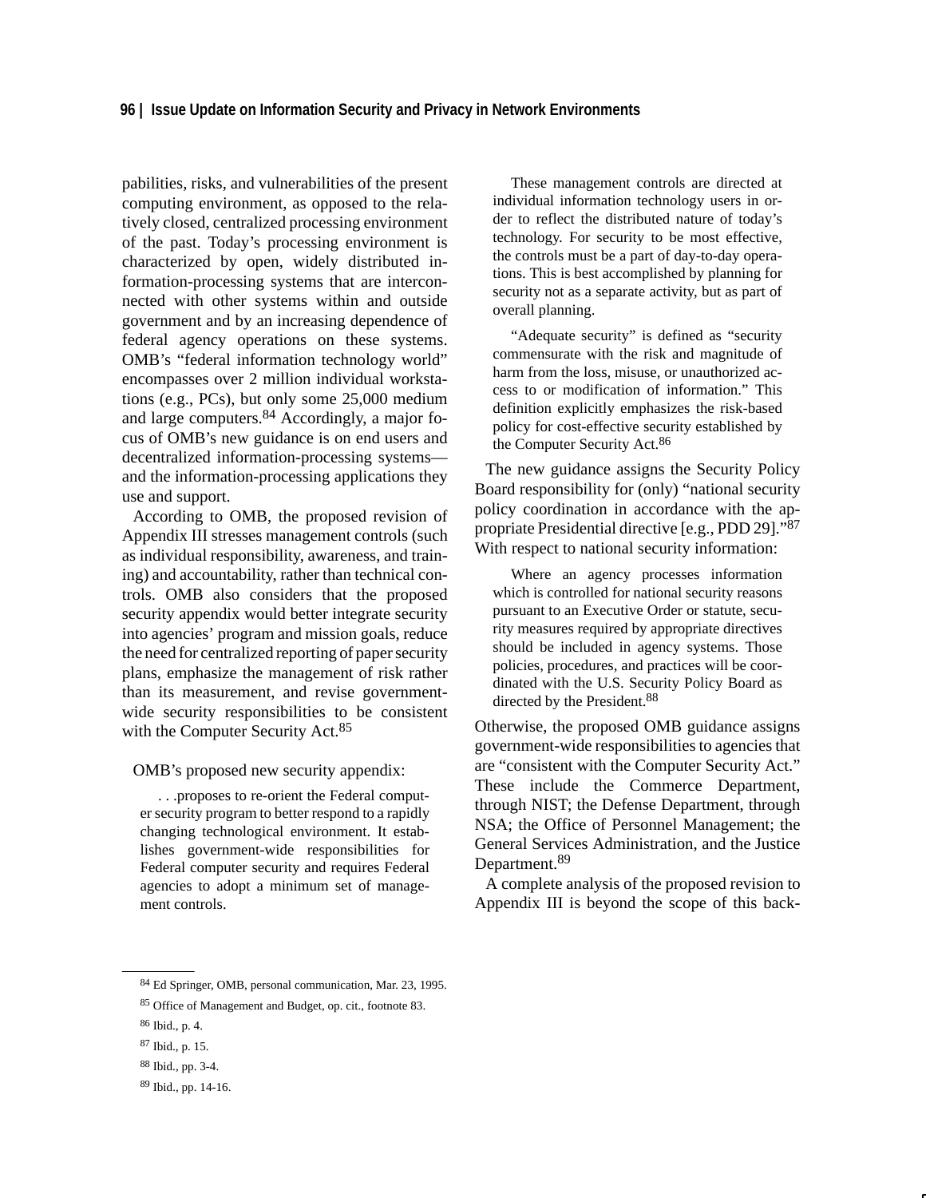pabilities, risks, and vulnerabilities of the present computing environment, as opposed to the relatively closed, centralized processing environment of the past. Today's processing environment is characterized by open, widely distributed information-processing systems that are interconnected with other systems within and outside government and by an increasing dependence of federal agency operations on these systems. OMB's "federal information technology world" encompasses over 2 million individual workstations (e.g., PCs), but only some 25,000 medium and large computers.[84] Accordingly, a major focus of OMB's new guidance is on end users and decentralized information-processing systems—and the information-processing applications they use and support.

According to OMB, the proposed revision of Appendix III stresses management controls (such as individual responsibility, awareness, and training) and accountability, rather than technical controls. OMB also considers that the proposed security appendix would better integrate security into agencies' program and mission goals, reduce the need for centralized reporting of paper security plans, emphasize the management of risk rather than its measurement, and revise government-wide security responsibilities to be consistent with the Computer Security Act.[85]

OMB's proposed new security appendix:

> . . .proposes to re-orient the Federal computer security program to better respond to a rapidly changing technological environment. It establishes government-wide responsibilities for Federal computer security and requires Federal agencies to adopt a minimum set of management controls.
>
> These management controls are directed at individual information technology users in order to reflect the distributed nature of today's technology. For security to be most effective, the controls must be a part of day-to-day operations. This is best accomplished by planning for security not as a separate activity, but as part of overall planning.
>
> "Adequate security" is defined as "security commensurate with the risk and magnitude of harm from the loss, misuse, or unauthorized access to or modification of information." This definition explicitly emphasizes the risk-based policy for cost-effective security established by the Computer Security Act.[86]

The new guidance assigns the Security Policy Board responsibility for (only) "national security policy coordination in accordance with the appropriate Presidential directive [e.g., PDD 29]."[87] With respect to national security information:

> Where an agency processes information which is controlled for national security reasons pursuant to an Executive Order or statute, security measures required by appropriate directives should be included in agency systems. Those policies, procedures, and practices will be coordinated with the U.S. Security Policy Board as directed by the President.[88]

Otherwise, the proposed OMB guidance assigns government-wide responsibilities to agencies that are "consistent with the Computer Security Act." These include the Commerce Department, through NIST; the Defense Department, through NSA; the Office of Personnel Management; the General Services Administration, and the Justice Department.[89]

A complete analysis of the proposed revision to Appendix III is beyond the scope of this back-

---

[84] Ed Springer, OMB, personal communication, Mar. 23, 1995.

[85] Office of Management and Budget, op. cit., footnote 83.

[86] Ibid., p. 4.

[87] Ibid., p. 15.

[88] Ibid., pp. 3-4.

[89] Ibid., pp. 14-16.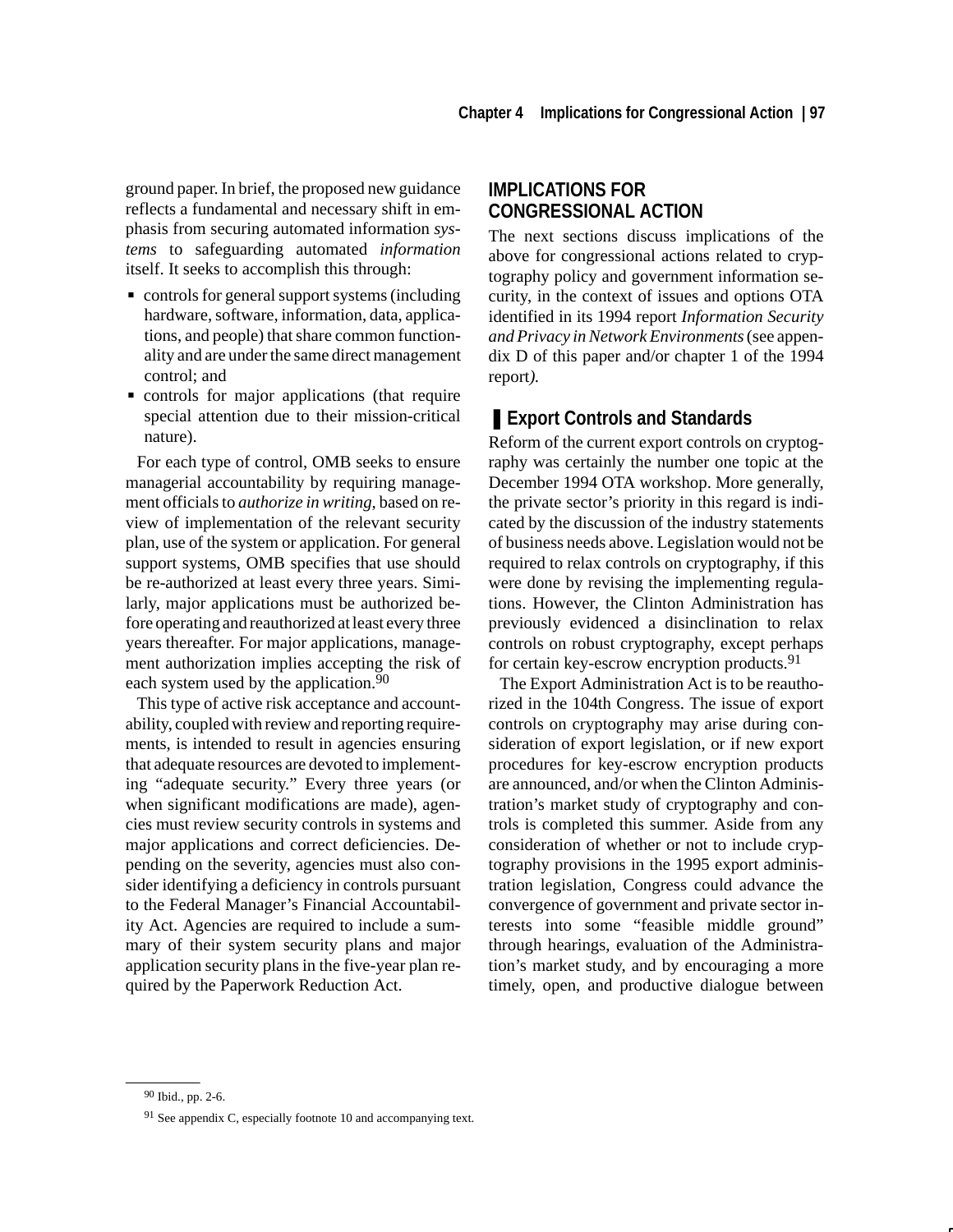ground paper. In brief, the proposed new guidance reflects a fundamental and necessary shift in emphasis from securing automated information *systems* to safeguarding automated *information* itself. It seeks to accomplish this through:

- controls for general support systems (including hardware, software, information, data, applications, and people) that share common functionality and are under the same direct management control; and
- controls for major applications (that require special attention due to their mission-critical nature).

For each type of control, OMB seeks to ensure managerial accountability by requiring management officials to *authorize in writing*, based on review of implementation of the relevant security plan, use of the system or application. For general support systems, OMB specifies that use should be re-authorized at least every three years. Similarly, major applications must be authorized before operating and reauthorized at least every three years thereafter. For major applications, management authorization implies accepting the risk of each system used by the application.[90]

This type of active risk acceptance and accountability, coupled with review and reporting requirements, is intended to result in agencies ensuring that adequate resources are devoted to implementing "adequate security." Every three years (or when significant modifications are made), agencies must review security controls in systems and major applications and correct deficiencies. Depending on the severity, agencies must also consider identifying a deficiency in controls pursuant to the Federal Manager's Financial Accountability Act. Agencies are required to include a summary of their system security plans and major application security plans in the five-year plan required by the Paperwork Reduction Act.

## IMPLICATIONS FOR CONGRESSIONAL ACTION

The next sections discuss implications of the above for congressional actions related to cryptography policy and government information security, in the context of issues and options OTA identified in its 1994 report *Information Security and Privacy in Network Environments* (see appendix D of this paper and/or chapter 1 of the 1994 report).

### Export Controls and Standards

Reform of the current export controls on cryptography was certainly the number one topic at the December 1994 OTA workshop. More generally, the private sector's priority in this regard is indicated by the discussion of the industry statements of business needs above. Legislation would not be required to relax controls on cryptography, if this were done by revising the implementing regulations. However, the Clinton Administration has previously evidenced a disinclination to relax controls on robust cryptography, except perhaps for certain key-escrow encryption products.[91]

The Export Administration Act is to be reauthorized in the 104th Congress. The issue of export controls on cryptography may arise during consideration of export legislation, or if new export procedures for key-escrow encryption products are announced, and/or when the Clinton Administration's market study of cryptography and controls is completed this summer. Aside from any consideration of whether or not to include cryptography provisions in the 1995 export administration legislation, Congress could advance the convergence of government and private sector interests into some "feasible middle ground" through hearings, evaluation of the Administration's market study, and by encouraging a more timely, open, and productive dialogue between

[90] Ibid., pp. 2-6.

[91] See appendix C, especially footnote 10 and accompanying text.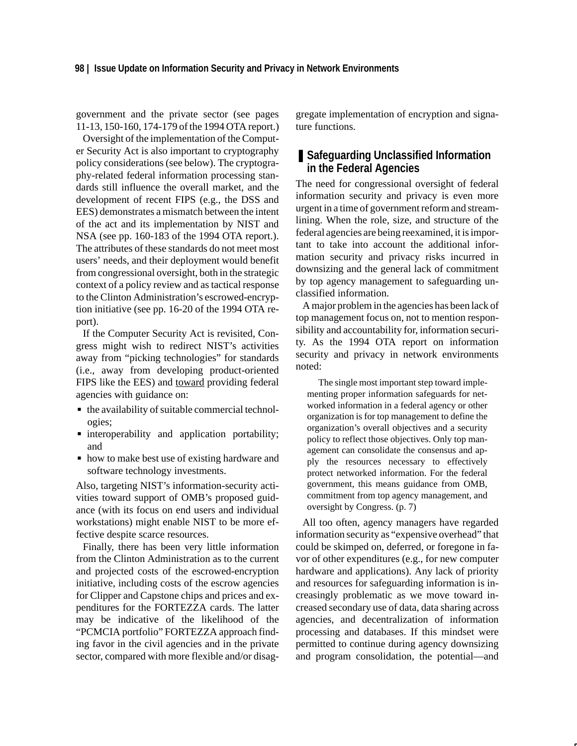government and the private sector (see pages 11-13, 150-160, 174-179 of the 1994 OTA report.)

Oversight of the implementation of the Computer Security Act is also important to cryptography policy considerations (see below). The cryptography-related federal information processing standards still influence the overall market, and the development of recent FIPS (e.g., the DSS and EES) demonstrates a mismatch between the intent of the act and its implementation by NIST and NSA (see pp. 160-183 of the 1994 OTA report.). The attributes of these standards do not meet most users' needs, and their deployment would benefit from congressional oversight, both in the strategic context of a policy review and as tactical response to the Clinton Administration's escrowed-encryption initiative (see pp. 16-20 of the 1994 OTA report).

If the Computer Security Act is revisited, Congress might wish to redirect NIST's activities away from "picking technologies" for standards (i.e., away from developing product-oriented FIPS like the EES) and toward providing federal agencies with guidance on:

- the availability of suitable commercial technologies;
- interoperability and application portability; and
- how to make best use of existing hardware and software technology investments.

Also, targeting NIST's information-security activities toward support of OMB's proposed guidance (with its focus on end users and individual workstations) might enable NIST to be more effective despite scarce resources.

Finally, there has been very little information from the Clinton Administration as to the current and projected costs of the escrowed-encryption initiative, including costs of the escrow agencies for Clipper and Capstone chips and prices and expenditures for the FORTEZZA cards. The latter may be indicative of the likelihood of the "PCMCIA portfolio" FORTEZZA approach finding favor in the civil agencies and in the private sector, compared with more flexible and/or disaggregate implementation of encryption and signature functions.

## Safeguarding Unclassified Information in the Federal Agencies

The need for congressional oversight of federal information security and privacy is even more urgent in a time of government reform and streamlining. When the role, size, and structure of the federal agencies are being reexamined, it is important to take into account the additional information security and privacy risks incurred in downsizing and the general lack of commitment by top agency management to safeguarding unclassified information.

A major problem in the agencies has been lack of top management focus on, not to mention responsibility and accountability for, information security. As the 1994 OTA report on information security and privacy in network environments noted:

> The single most important step toward implementing proper information safeguards for networked information in a federal agency or other organization is for top management to define the organization's overall objectives and a security policy to reflect those objectives. Only top management can consolidate the consensus and apply the resources necessary to effectively protect networked information. For the federal government, this means guidance from OMB, commitment from top agency management, and oversight by Congress. (p. 7)

All too often, agency managers have regarded information security as "expensive overhead" that could be skimped on, deferred, or foregone in favor of other expenditures (e.g., for new computer hardware and applications). Any lack of priority and resources for safeguarding information is increasingly problematic as we move toward increased secondary use of data, data sharing across agencies, and decentralization of information processing and databases. If this mindset were permitted to continue during agency downsizing and program consolidation, the potential—and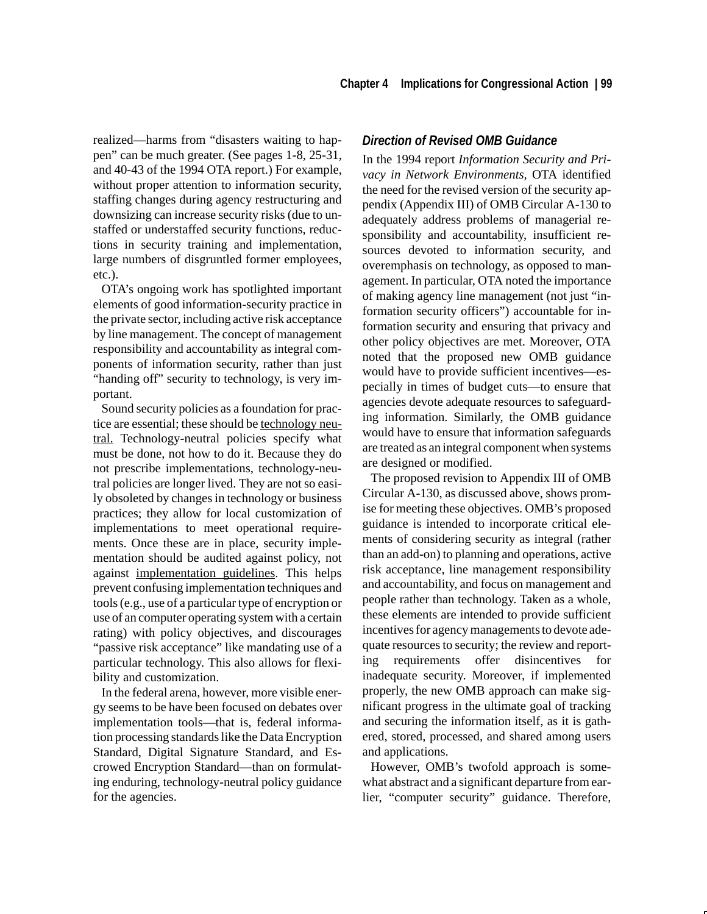realized—harms from "disasters waiting to happen" can be much greater. (See pages 1-8, 25-31, and 40-43 of the 1994 OTA report.) For example, without proper attention to information security, staffing changes during agency restructuring and downsizing can increase security risks (due to unstaffed or understaffed security functions, reductions in security training and implementation, large numbers of disgruntled former employees, etc.).

OTA's ongoing work has spotlighted important elements of good information-security practice in the private sector, including active risk acceptance by line management. The concept of management responsibility and accountability as integral components of information security, rather than just "handing off" security to technology, is very important.

Sound security policies as a foundation for practice are essential; these should be <u>technology neutral.</u> Technology-neutral policies specify what must be done, not how to do it. Because they do not prescribe implementations, technology-neutral policies are longer lived. They are not so easily obsoleted by changes in technology or business practices; they allow for local customization of implementations to meet operational requirements. Once these are in place, security implementation should be audited against policy, not against <u>implementation guidelines</u>. This helps prevent confusing implementation techniques and tools (e.g., use of a particular type of encryption or use of an computer operating system with a certain rating) with policy objectives, and discourages "passive risk acceptance" like mandating use of a particular technology. This also allows for flexibility and customization.

In the federal arena, however, more visible energy seems to be have been focused on debates over implementation tools—that is, federal information processing standards like the Data Encryption Standard, Digital Signature Standard, and Escrowed Encryption Standard—than on formulating enduring, technology-neutral policy guidance for the agencies.

### *Direction of Revised OMB Guidance*

In the 1994 report *Information Security and Privacy in Network Environments*, OTA identified the need for the revised version of the security appendix (Appendix III) of OMB Circular A-130 to adequately address problems of managerial responsibility and accountability, insufficient resources devoted to information security, and overemphasis on technology, as opposed to management. In particular, OTA noted the importance of making agency line management (not just "information security officers") accountable for information security and ensuring that privacy and other policy objectives are met. Moreover, OTA noted that the proposed new OMB guidance would have to provide sufficient incentives—especially in times of budget cuts—to ensure that agencies devote adequate resources to safeguarding information. Similarly, the OMB guidance would have to ensure that information safeguards are treated as an integral component when systems are designed or modified.

The proposed revision to Appendix III of OMB Circular A-130, as discussed above, shows promise for meeting these objectives. OMB's proposed guidance is intended to incorporate critical elements of considering security as integral (rather than an add-on) to planning and operations, active risk acceptance, line management responsibility and accountability, and focus on management and people rather than technology. Taken as a whole, these elements are intended to provide sufficient incentives for agency managements to devote adequate resources to security; the review and reporting requirements offer disincentives for inadequate security. Moreover, if implemented properly, the new OMB approach can make significant progress in the ultimate goal of tracking and securing the information itself, as it is gathered, stored, processed, and shared among users and applications.

However, OMB's twofold approach is somewhat abstract and a significant departure from earlier, "computer security" guidance. Therefore,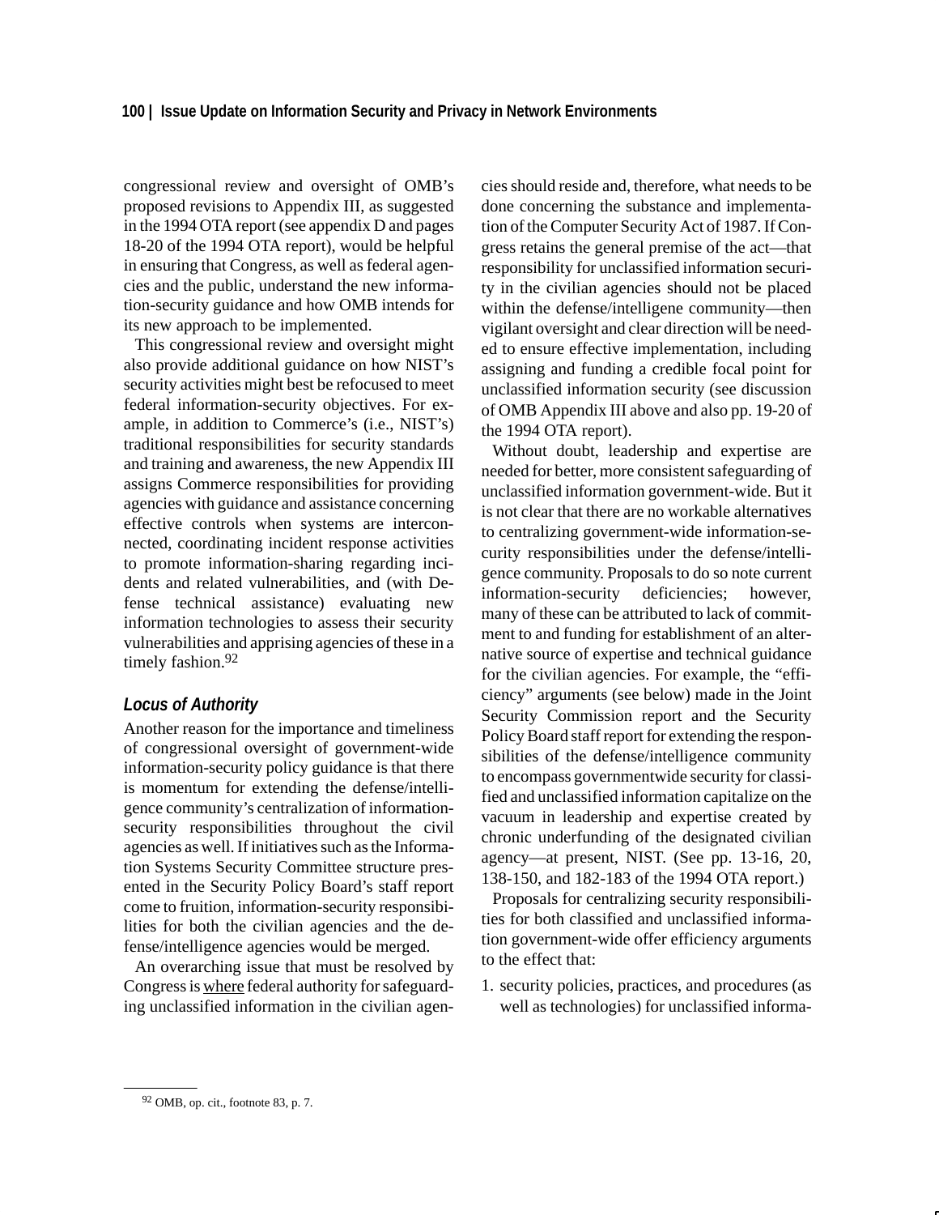congressional review and oversight of OMB's proposed revisions to Appendix III, as suggested in the 1994 OTA report (see appendix D and pages 18-20 of the 1994 OTA report), would be helpful in ensuring that Congress, as well as federal agencies and the public, understand the new information-security guidance and how OMB intends for its new approach to be implemented.

This congressional review and oversight might also provide additional guidance on how NIST's security activities might best be refocused to meet federal information-security objectives. For example, in addition to Commerce's (i.e., NIST's) traditional responsibilities for security standards and training and awareness, the new Appendix III assigns Commerce responsibilities for providing agencies with guidance and assistance concerning effective controls when systems are interconnected, coordinating incident response activities to promote information-sharing regarding incidents and related vulnerabilities, and (with Defense technical assistance) evaluating new information technologies to assess their security vulnerabilities and apprising agencies of these in a timely fashion.[92]

### *Locus of Authority*

Another reason for the importance and timeliness of congressional oversight of government-wide information-security policy guidance is that there is momentum for extending the defense/intelligence community's centralization of information-security responsibilities throughout the civil agencies as well. If initiatives such as the Information Systems Security Committee structure presented in the Security Policy Board's staff report come to fruition, information-security responsibilities for both the civilian agencies and the defense/intelligence agencies would be merged.

An overarching issue that must be resolved by Congress is where federal authority for safeguarding unclassified information in the civilian agencies should reside and, therefore, what needs to be done concerning the substance and implementation of the Computer Security Act of 1987. If Congress retains the general premise of the act—that responsibility for unclassified information security in the civilian agencies should not be placed within the defense/intelligene community—then vigilant oversight and clear direction will be needed to ensure effective implementation, including assigning and funding a credible focal point for unclassified information security (see discussion of OMB Appendix III above and also pp. 19-20 of the 1994 OTA report).

Without doubt, leadership and expertise are needed for better, more consistent safeguarding of unclassified information government-wide. But it is not clear that there are no workable alternatives to centralizing government-wide information-security responsibilities under the defense/intelligence community. Proposals to do so note current information-security deficiencies; however, many of these can be attributed to lack of commitment to and funding for establishment of an alternative source of expertise and technical guidance for the civilian agencies. For example, the "efficiency" arguments (see below) made in the Joint Security Commission report and the Security Policy Board staff report for extending the responsibilities of the defense/intelligence community to encompass governmentwide security for classified and unclassified information capitalize on the vacuum in leadership and expertise created by chronic underfunding of the designated civilian agency—at present, NIST. (See pp. 13-16, 20, 138-150, and 182-183 of the 1994 OTA report.)

Proposals for centralizing security responsibilities for both classified and unclassified information government-wide offer efficiency arguments to the effect that:

1. security policies, practices, and procedures (as well as technologies) for unclassified informa-

[92] OMB, op. cit., footnote 83, p. 7.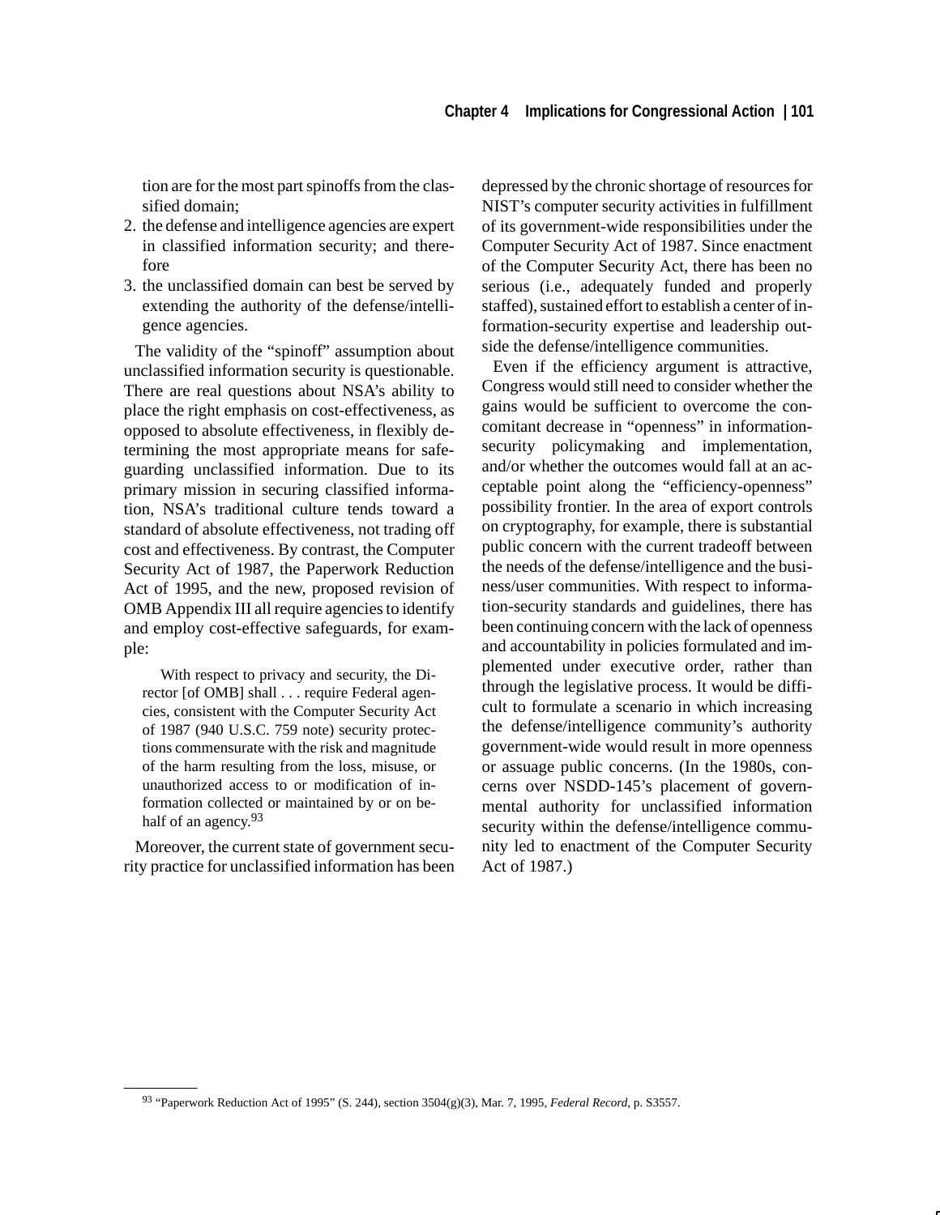tion are for the most part spinoffs from the classified domain;

2. the defense and intelligence agencies are expert in classified information security; and therefore
3. the unclassified domain can best be served by extending the authority of the defense/intelligence agencies.

The validity of the "spinoff" assumption about unclassified information security is questionable. There are real questions about NSA's ability to place the right emphasis on cost-effectiveness, as opposed to absolute effectiveness, in flexibly determining the most appropriate means for safeguarding unclassified information. Due to its primary mission in securing classified information, NSA's traditional culture tends toward a standard of absolute effectiveness, not trading off cost and effectiveness. By contrast, the Computer Security Act of 1987, the Paperwork Reduction Act of 1995, and the new, proposed revision of OMB Appendix III all require agencies to identify and employ cost-effective safeguards, for example:

> With respect to privacy and security, the Director [of OMB] shall . . . require Federal agencies, consistent with the Computer Security Act of 1987 (940 U.S.C. 759 note) security protections commensurate with the risk and magnitude of the harm resulting from the loss, misuse, or unauthorized access to or modification of information collected or maintained by or on behalf of an agency.[93]

Moreover, the current state of government security practice for unclassified information has been depressed by the chronic shortage of resources for NIST's computer security activities in fulfillment of its government-wide responsibilities under the Computer Security Act of 1987. Since enactment of the Computer Security Act, there has been no serious (i.e., adequately funded and properly staffed), sustained effort to establish a center of information-security expertise and leadership outside the defense/intelligence communities.

Even if the efficiency argument is attractive, Congress would still need to consider whether the gains would be sufficient to overcome the concomitant decrease in "openness" in information-security policymaking and implementation, and/or whether the outcomes would fall at an acceptable point along the "efficiency-openness" possibility frontier. In the area of export controls on cryptography, for example, there is substantial public concern with the current tradeoff between the needs of the defense/intelligence and the business/user communities. With respect to information-security standards and guidelines, there has been continuing concern with the lack of openness and accountability in policies formulated and implemented under executive order, rather than through the legislative process. It would be difficult to formulate a scenario in which increasing the defense/intelligence community's authority government-wide would result in more openness or assuage public concerns. (In the 1980s, concerns over NSDD-145's placement of governmental authority for unclassified information security within the defense/intelligence community led to enactment of the Computer Security Act of 1987.)

---

[93] "Paperwork Reduction Act of 1995" (S. 244), section 3504(g)(3), Mar. 7, 1995, *Federal Record*, p. S3557.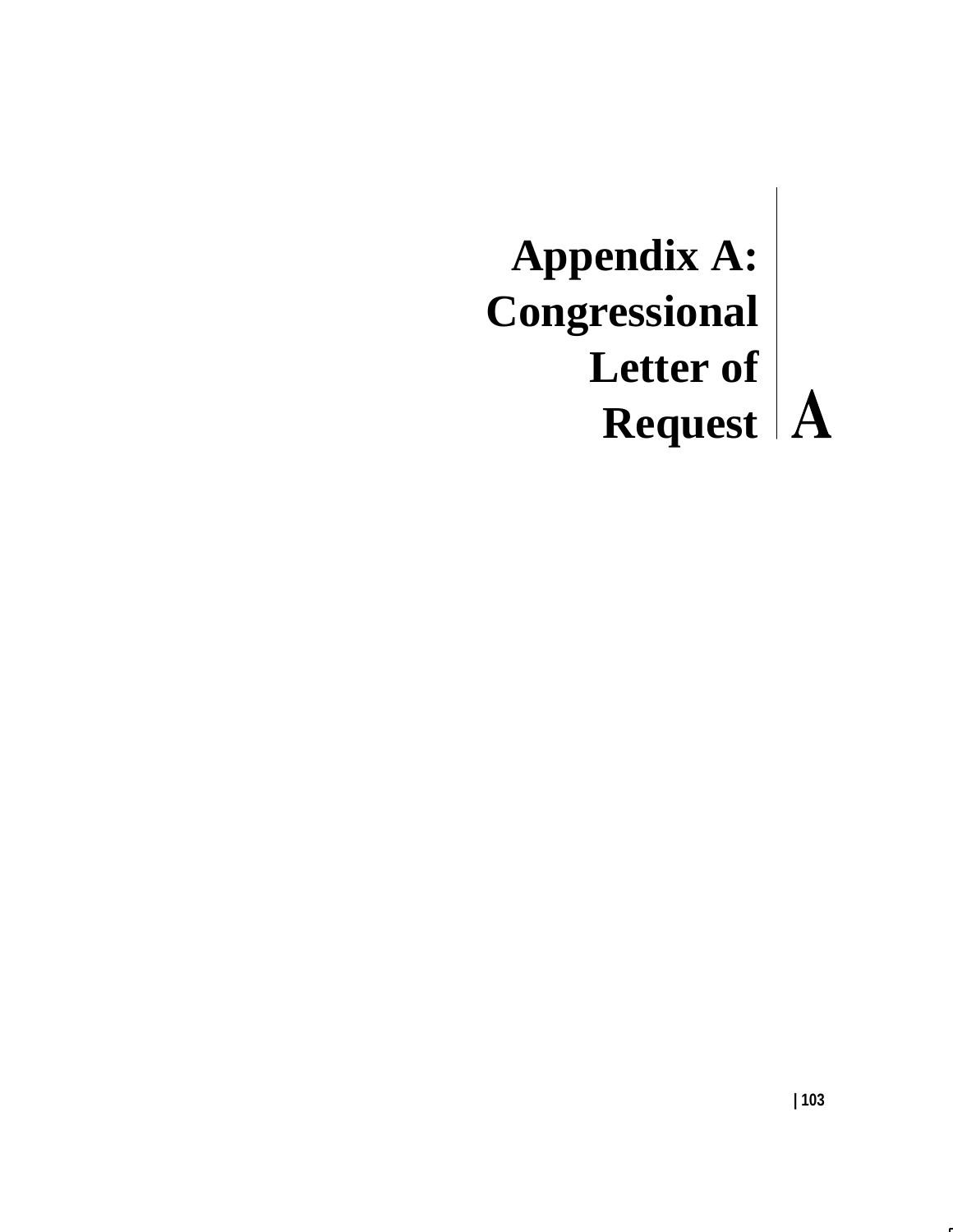# Appendix A: Congressional Letter of Request

A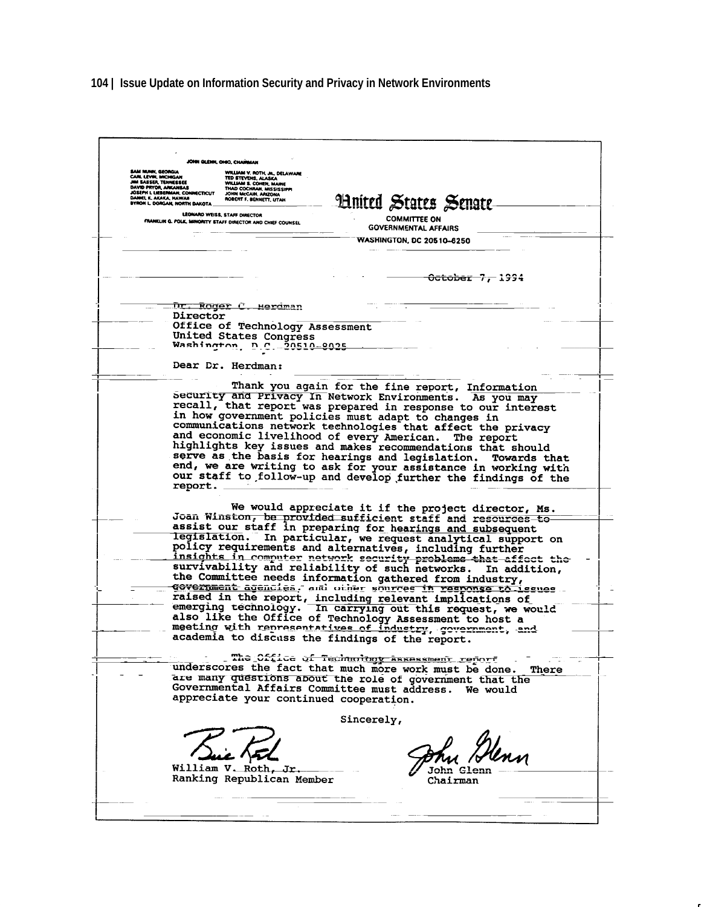JOHN GLENN, OHIO, CHAIRMAN

SAM NUNN, GEORGIA
CARL LEVIN, MICHIGAN
JIM SASSER, TENNESSEE
DAVID PRYOR, ARKANSAS
JOSEPH I. LIEBERMAN, CONNECTICUT
DANIEL K. AKAKA, HAWAII
BYRON L. DORGAN, NORTH DAKOTA

WILLIAM V. ROTH, JR., DELAWARE
TED STEVENS, ALASKA
WILLIAM S. COHEN, MAINE
THAD COCHRAN, MISSISSIPPI
JOHN McCAIN, ARIZONA
ROBERT F. BENNETT, UTAH

LEONARD WEISS, STAFF DIRECTOR
FRANKLIN G. POLK, MINORITY STAFF DIRECTOR AND CHIEF COUNSEL

**United States Senate**

COMMITTEE ON
GOVERNMENTAL AFFAIRS
WASHINGTON, DC 20510–6250

October 7, 1994

Dr. Roger C. Herdman
Director
Office of Technology Assessment
United States Congress
Washington, D.C. 20510-8025

Dear Dr. Herdman:

Thank you again for the fine report, Information Security and Privacy In Network Environments. As you may recall, that report was prepared in response to our interest in how government policies must adapt to changes in communications network technologies that affect the privacy and economic livelihood of every American. The report highlights key issues and makes recommendations that should serve as the basis for hearings and legislation. Towards that end, we are writing to ask for your assistance in working with our staff to follow-up and develop further the findings of the report.

We would appreciate it if the project director, Ms. Joan Winston, be provided sufficient staff and resources to assist our staff in preparing for hearings and subsequent legislation. In particular, we request analytical support on policy requirements and alternatives, including further insights in computer network security problems that affect the survivability and reliability of such networks. In addition, the Committee needs information gathered from industry, government agencies, and other sources in response to issues raised in the report, including relevant implications of emerging technology. In carrying out this request, we would also like the Office of Technology Assessment to host a meeting with representatives of industry, government, and academia to discuss the findings of the report.

The Office of Technology Assessment report underscores the fact that much more work must be done. There are many questions about the role of government that the Governmental Affairs Committee must address. We would appreciate your continued cooperation.

Sincerely,

William V. Roth, Jr.
Ranking Republican Member

John Glenn
Chairman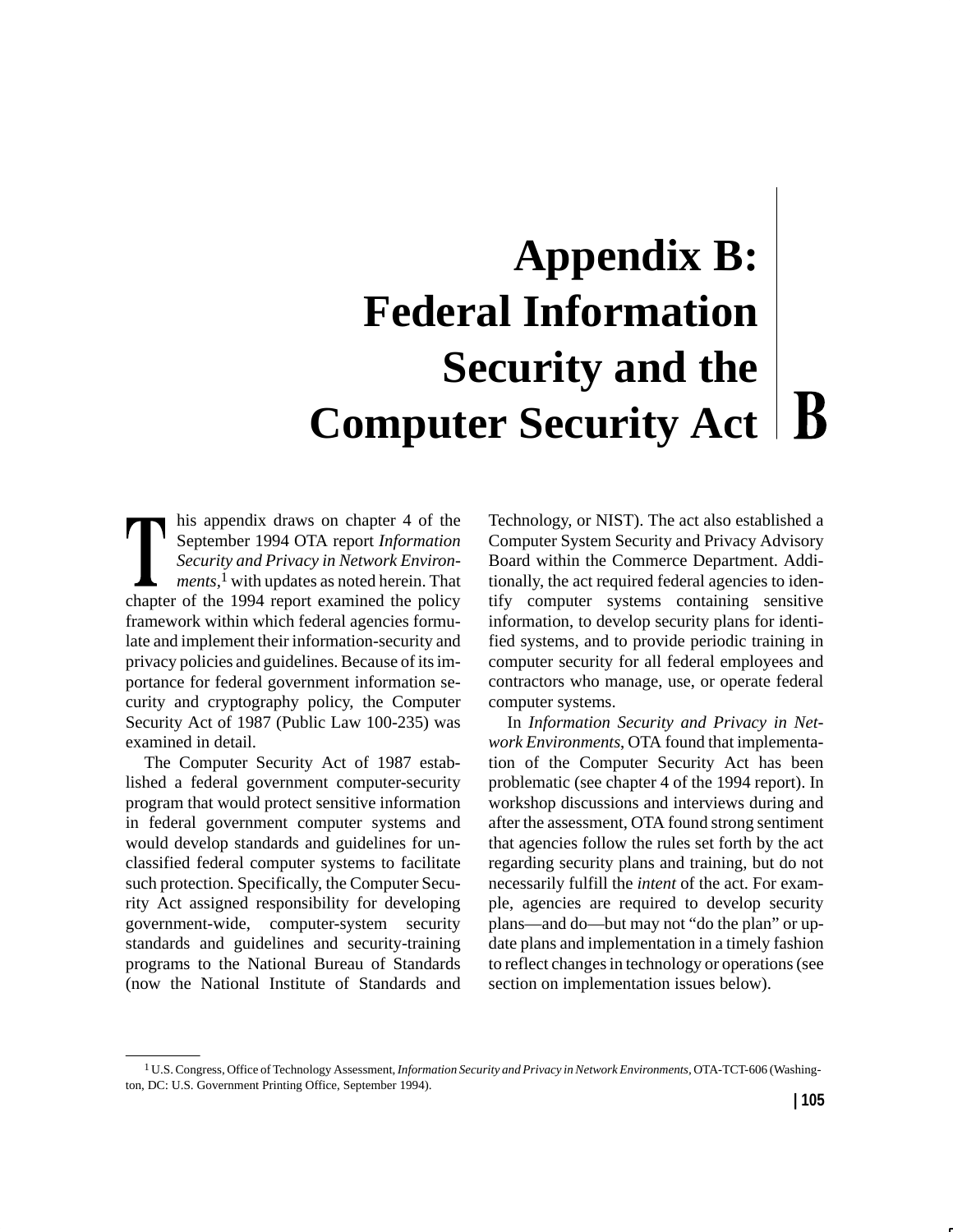# Appendix B: Federal Information Security and the Computer Security Act

This appendix draws on chapter 4 of the September 1994 OTA report *Information Security and Privacy in Network Environments*,[1] with updates as noted herein. That chapter of the 1994 report examined the policy framework within which federal agencies formulate and implement their information-security and privacy policies and guidelines. Because of its importance for federal government information security and cryptography policy, the Computer Security Act of 1987 (Public Law 100-235) was examined in detail.

The Computer Security Act of 1987 established a federal government computer-security program that would protect sensitive information in federal government computer systems and would develop standards and guidelines for unclassified federal computer systems to facilitate such protection. Specifically, the Computer Security Act assigned responsibility for developing government-wide, computer-system security standards and guidelines and security-training programs to the National Bureau of Standards (now the National Institute of Standards and Technology, or NIST). The act also established a Computer System Security and Privacy Advisory Board within the Commerce Department. Additionally, the act required federal agencies to identify computer systems containing sensitive information, to develop security plans for identified systems, and to provide periodic training in computer security for all federal employees and contractors who manage, use, or operate federal computer systems.

In *Information Security and Privacy in Network Environments*, OTA found that implementation of the Computer Security Act has been problematic (see chapter 4 of the 1994 report). In workshop discussions and interviews during and after the assessment, OTA found strong sentiment that agencies follow the rules set forth by the act regarding security plans and training, but do not necessarily fulfill the *intent* of the act. For example, agencies are required to develop security plans—and do—but may not "do the plan" or update plans and implementation in a timely fashion to reflect changes in technology or operations (see section on implementation issues below).

---

[1] U.S. Congress, Office of Technology Assessment, *Information Security and Privacy in Network Environments*, OTA-TCT-606 (Washington, DC: U.S. Government Printing Office, September 1994).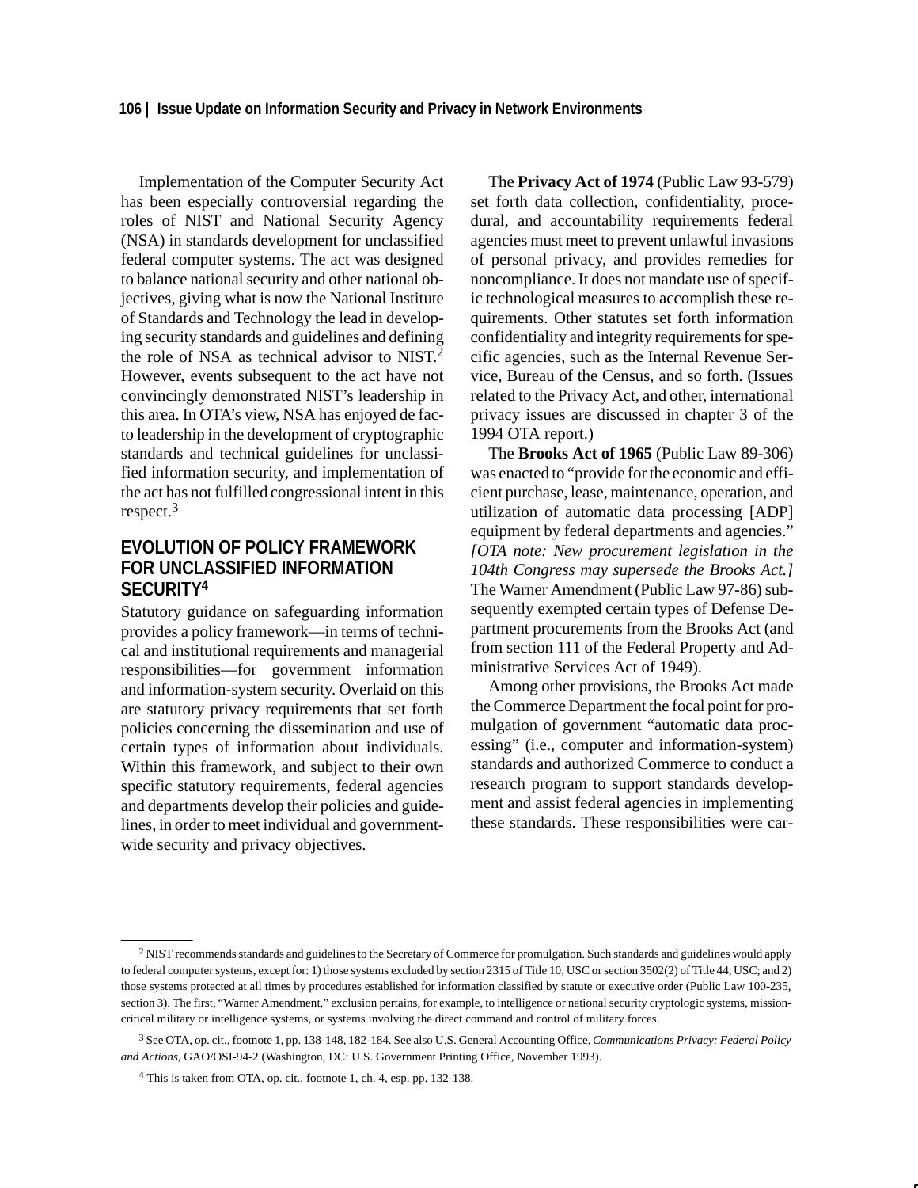Implementation of the Computer Security Act has been especially controversial regarding the roles of NIST and National Security Agency (NSA) in standards development for unclassified federal computer systems. The act was designed to balance national security and other national objectives, giving what is now the National Institute of Standards and Technology the lead in developing security standards and guidelines and defining the role of NSA as technical advisor to NIST.[2] However, events subsequent to the act have not convincingly demonstrated NIST's leadership in this area. In OTA's view, NSA has enjoyed de facto leadership in the development of cryptographic standards and technical guidelines for unclassified information security, and implementation of the act has not fulfilled congressional intent in this respect.[3]

## EVOLUTION OF POLICY FRAMEWORK FOR UNCLASSIFIED INFORMATION SECURITY[4]

Statutory guidance on safeguarding information provides a policy framework—in terms of technical and institutional requirements and managerial responsibilities—for government information and information-system security. Overlaid on this are statutory privacy requirements that set forth policies concerning the dissemination and use of certain types of information about individuals. Within this framework, and subject to their own specific statutory requirements, federal agencies and departments develop their policies and guidelines, in order to meet individual and government-wide security and privacy objectives.

The **Privacy Act of 1974** (Public Law 93-579) set forth data collection, confidentiality, procedural, and accountability requirements federal agencies must meet to prevent unlawful invasions of personal privacy, and provides remedies for noncompliance. It does not mandate use of specific technological measures to accomplish these requirements. Other statutes set forth information confidentiality and integrity requirements for specific agencies, such as the Internal Revenue Service, Bureau of the Census, and so forth. (Issues related to the Privacy Act, and other, international privacy issues are discussed in chapter 3 of the 1994 OTA report.)

The **Brooks Act of 1965** (Public Law 89-306) was enacted to "provide for the economic and efficient purchase, lease, maintenance, operation, and utilization of automatic data processing [ADP] equipment by federal departments and agencies." *[OTA note: New procurement legislation in the 104th Congress may supersede the Brooks Act.]* The Warner Amendment (Public Law 97-86) subsequently exempted certain types of Defense Department procurements from the Brooks Act (and from section 111 of the Federal Property and Administrative Services Act of 1949).

Among other provisions, the Brooks Act made the Commerce Department the focal point for promulgation of government "automatic data processing" (i.e., computer and information-system) standards and authorized Commerce to conduct a research program to support standards development and assist federal agencies in implementing these standards. These responsibilities were car-

---

[2] NIST recommends standards and guidelines to the Secretary of Commerce for promulgation. Such standards and guidelines would apply to federal computer systems, except for: 1) those systems excluded by section 2315 of Title 10, USC or section 3502(2) of Title 44, USC; and 2) those systems protected at all times by procedures established for information classified by statute or executive order (Public Law 100-235, section 3). The first, "Warner Amendment," exclusion pertains, for example, to intelligence or national security cryptologic systems, mission-critical military or intelligence systems, or systems involving the direct command and control of military forces.

[3] See OTA, op. cit., footnote 1, pp. 138-148, 182-184. See also U.S. General Accounting Office, *Communications Privacy: Federal Policy and Actions,* GAO/OSI-94-2 (Washington, DC: U.S. Government Printing Office, November 1993).

[4] This is taken from OTA, op. cit., footnote 1, ch. 4, esp. pp. 132-138.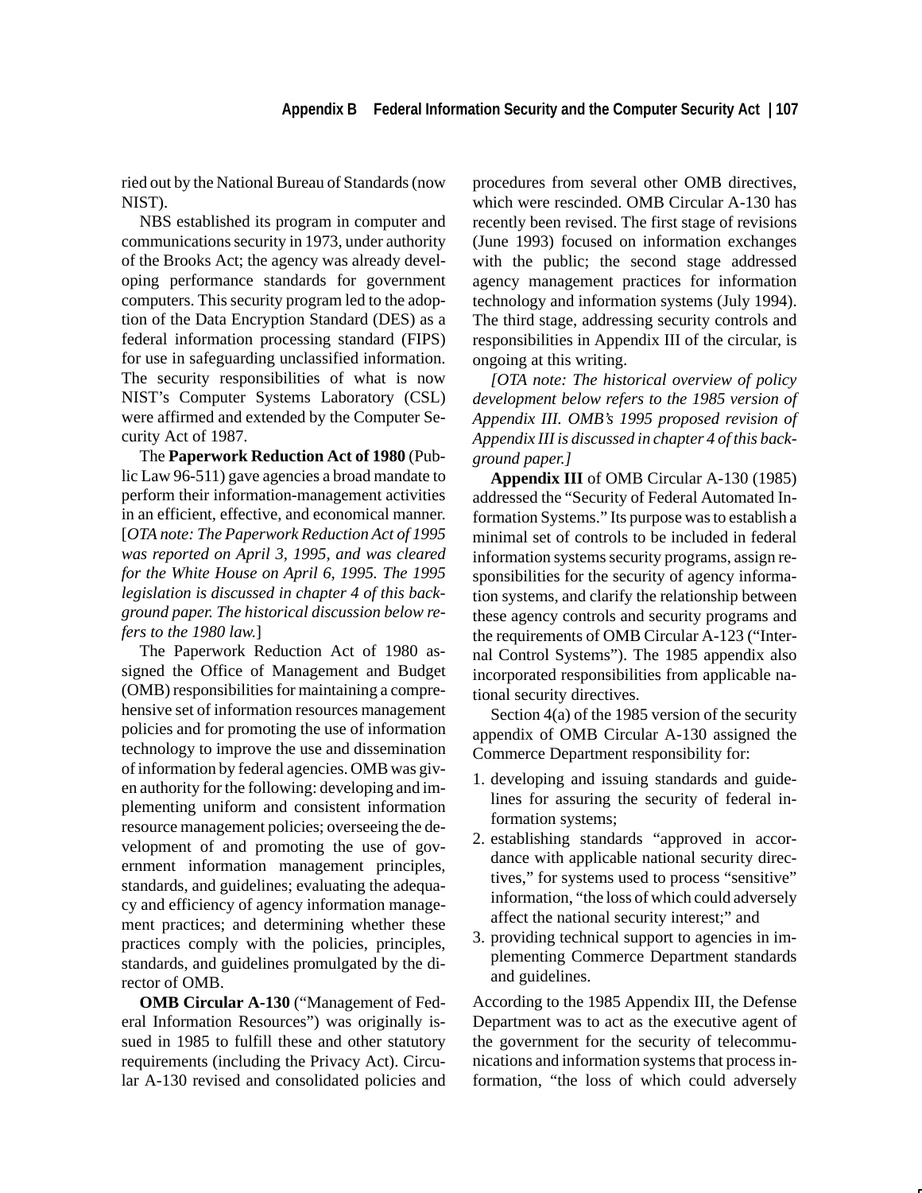ried out by the National Bureau of Standards (now NIST).

NBS established its program in computer and communications security in 1973, under authority of the Brooks Act; the agency was already developing performance standards for government computers. This security program led to the adoption of the Data Encryption Standard (DES) as a federal information processing standard (FIPS) for use in safeguarding unclassified information. The security responsibilities of what is now NIST's Computer Systems Laboratory (CSL) were affirmed and extended by the Computer Security Act of 1987.

The **Paperwork Reduction Act of 1980** (Public Law 96-511) gave agencies a broad mandate to perform their information-management activities in an efficient, effective, and economical manner. [*OTA note: The Paperwork Reduction Act of 1995 was reported on April 3, 1995, and was cleared for the White House on April 6, 1995. The 1995 legislation is discussed in chapter 4 of this background paper. The historical discussion below refers to the 1980 law.*]

The Paperwork Reduction Act of 1980 assigned the Office of Management and Budget (OMB) responsibilities for maintaining a comprehensive set of information resources management policies and for promoting the use of information technology to improve the use and dissemination of information by federal agencies. OMB was given authority for the following: developing and implementing uniform and consistent information resource management policies; overseeing the development of and promoting the use of government information management principles, standards, and guidelines; evaluating the adequacy and efficiency of agency information management practices; and determining whether these practices comply with the policies, principles, standards, and guidelines promulgated by the director of OMB.

**OMB Circular A-130** ("Management of Federal Information Resources") was originally issued in 1985 to fulfill these and other statutory requirements (including the Privacy Act). Circular A-130 revised and consolidated policies and procedures from several other OMB directives, which were rescinded. OMB Circular A-130 has recently been revised. The first stage of revisions (June 1993) focused on information exchanges with the public; the second stage addressed agency management practices for information technology and information systems (July 1994). The third stage, addressing security controls and responsibilities in Appendix III of the circular, is ongoing at this writing.

*[OTA note: The historical overview of policy development below refers to the 1985 version of Appendix III. OMB's 1995 proposed revision of Appendix III is discussed in chapter 4 of this background paper.]*

**Appendix III** of OMB Circular A-130 (1985) addressed the "Security of Federal Automated Information Systems." Its purpose was to establish a minimal set of controls to be included in federal information systems security programs, assign responsibilities for the security of agency information systems, and clarify the relationship between these agency controls and security programs and the requirements of OMB Circular A-123 ("Internal Control Systems"). The 1985 appendix also incorporated responsibilities from applicable national security directives.

Section 4(a) of the 1985 version of the security appendix of OMB Circular A-130 assigned the Commerce Department responsibility for:

1. developing and issuing standards and guidelines for assuring the security of federal information systems;
2. establishing standards "approved in accordance with applicable national security directives," for systems used to process "sensitive" information, "the loss of which could adversely affect the national security interest;" and
3. providing technical support to agencies in implementing Commerce Department standards and guidelines.

According to the 1985 Appendix III, the Defense Department was to act as the executive agent of the government for the security of telecommunications and information systems that process information, "the loss of which could adversely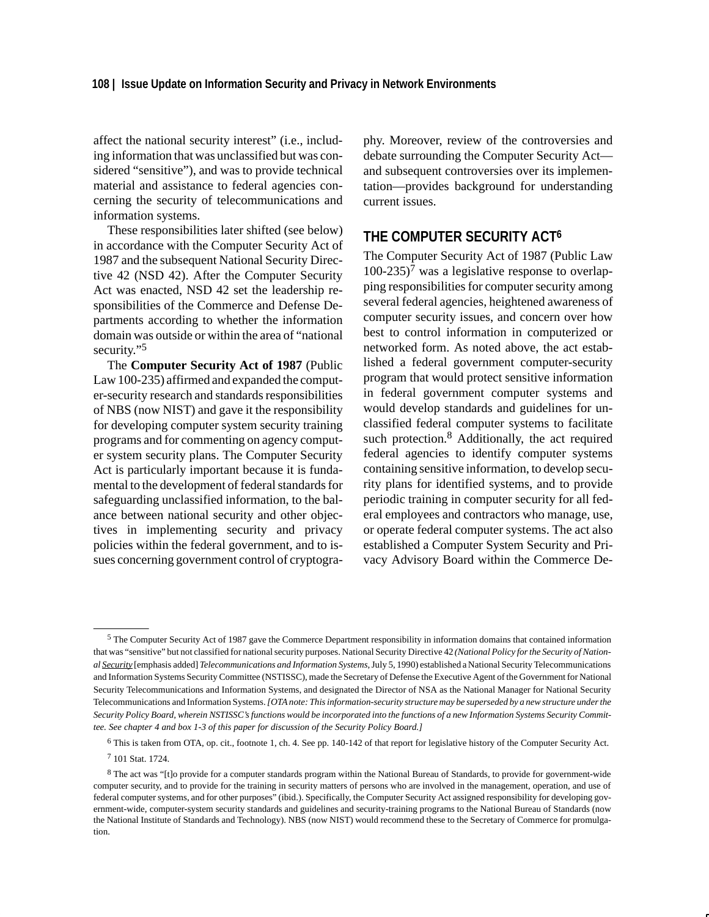affect the national security interest" (i.e., including information that was unclassified but was considered "sensitive"), and was to provide technical material and assistance to federal agencies concerning the security of telecommunications and information systems.

These responsibilities later shifted (see below) in accordance with the Computer Security Act of 1987 and the subsequent National Security Directive 42 (NSD 42). After the Computer Security Act was enacted, NSD 42 set the leadership responsibilities of the Commerce and Defense Departments according to whether the information domain was outside or within the area of "national security."[5]

The **Computer Security Act of 1987** (Public Law 100-235) affirmed and expanded the computer-security research and standards responsibilities of NBS (now NIST) and gave it the responsibility for developing computer system security training programs and for commenting on agency computer system security plans. The Computer Security Act is particularly important because it is fundamental to the development of federal standards for safeguarding unclassified information, to the balance between national security and other objectives in implementing security and privacy policies within the federal government, and to issues concerning government control of cryptography. Moreover, review of the controversies and debate surrounding the Computer Security Act—and subsequent controversies over its implementation—provides background for understanding current issues.

## THE COMPUTER SECURITY ACT[6]

The Computer Security Act of 1987 (Public Law 100-235)[7] was a legislative response to overlapping responsibilities for computer security among several federal agencies, heightened awareness of computer security issues, and concern over how best to control information in computerized or networked form. As noted above, the act established a federal government computer-security program that would protect sensitive information in federal government computer systems and would develop standards and guidelines for unclassified federal computer systems to facilitate such protection.[8] Additionally, the act required federal agencies to identify computer systems containing sensitive information, to develop security plans for identified systems, and to provide periodic training in computer security for all federal employees and contractors who manage, use, or operate federal computer systems. The act also established a Computer System Security and Privacy Advisory Board within the Commerce De-

---

[5] The Computer Security Act of 1987 gave the Commerce Department responsibility in information domains that contained information that was "sensitive" but not classified for national security purposes. National Security Directive 42 *(National Policy for the Security of National Security* [emphasis added] *Telecommunications and Information Systems*, July 5, 1990) established a National Security Telecommunications and Information Systems Security Committee (NSTISSC), made the Secretary of Defense the Executive Agent of the Government for National Security Telecommunications and Information Systems, and designated the Director of NSA as the National Manager for National Security Telecommunications and Information Systems. *[OTA note: This information-security structure may be superseded by a new structure under the Security Policy Board, wherein NSTISSC's functions would be incorporated into the functions of a new Information Systems Security Committee. See chapter 4 and box 1-3 of this paper for discussion of the Security Policy Board.]*

[6] This is taken from OTA, op. cit., footnote 1, ch. 4. See pp. 140-142 of that report for legislative history of the Computer Security Act.

[7] 101 Stat. 1724.

[8] The act was "[t]o provide for a computer standards program within the National Bureau of Standards, to provide for government-wide computer security, and to provide for the training in security matters of persons who are involved in the management, operation, and use of federal computer systems, and for other purposes" (ibid.). Specifically, the Computer Security Act assigned responsibility for developing government-wide, computer-system security standards and guidelines and security-training programs to the National Bureau of Standards (now the National Institute of Standards and Technology). NBS (now NIST) would recommend these to the Secretary of Commerce for promulgation.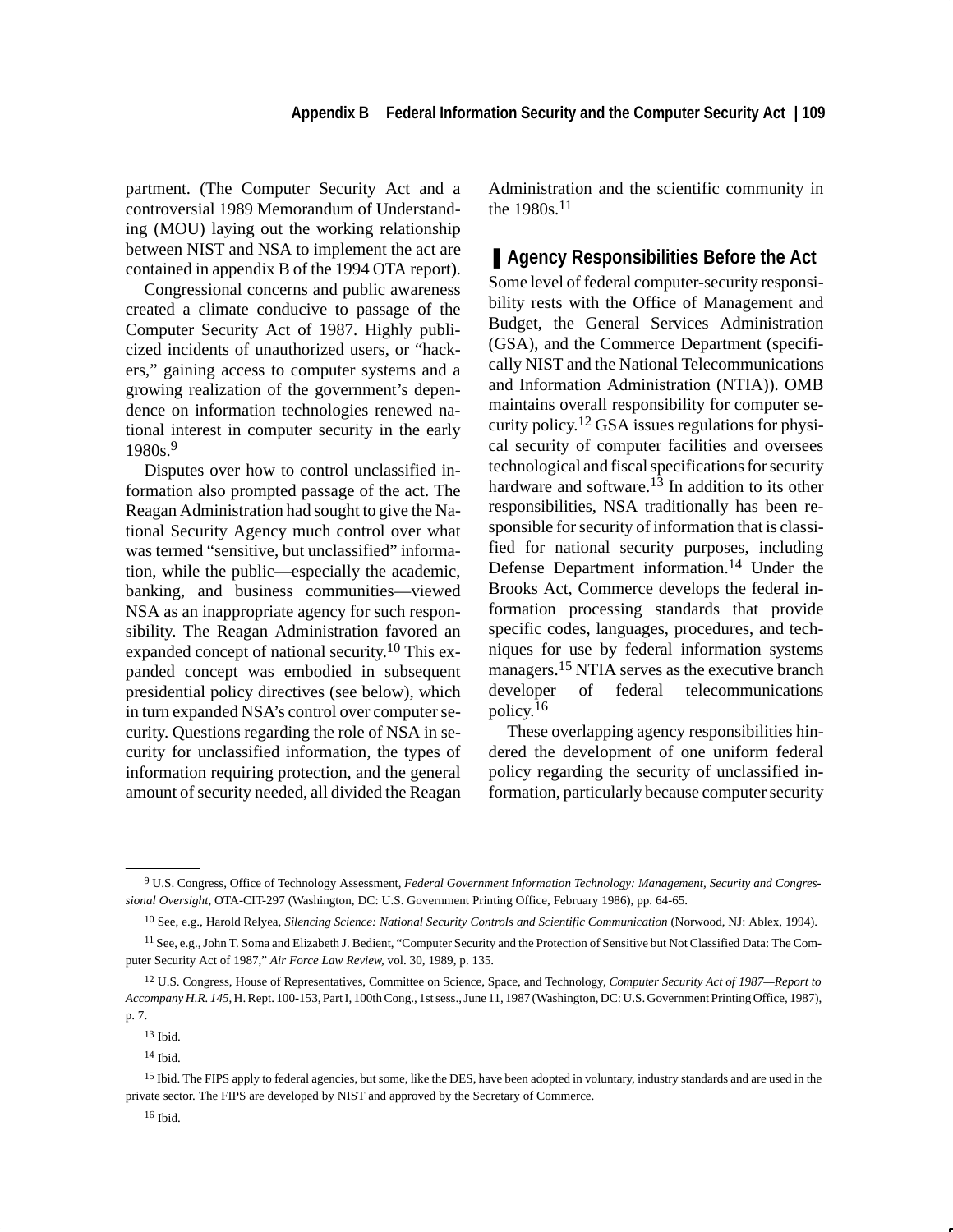partment. (The Computer Security Act and a controversial 1989 Memorandum of Understanding (MOU) laying out the working relationship between NIST and NSA to implement the act are contained in appendix B of the 1994 OTA report).

Congressional concerns and public awareness created a climate conducive to passage of the Computer Security Act of 1987. Highly publicized incidents of unauthorized users, or "hackers," gaining access to computer systems and a growing realization of the government's dependence on information technologies renewed national interest in computer security in the early 1980s.[9]

Disputes over how to control unclassified information also prompted passage of the act. The Reagan Administration had sought to give the National Security Agency much control over what was termed "sensitive, but unclassified" information, while the public—especially the academic, banking, and business communities—viewed NSA as an inappropriate agency for such responsibility. The Reagan Administration favored an expanded concept of national security.[10] This expanded concept was embodied in subsequent presidential policy directives (see below), which in turn expanded NSA's control over computer security. Questions regarding the role of NSA in security for unclassified information, the types of information requiring protection, and the general amount of security needed, all divided the Reagan Administration and the scientific community in the 1980s.[11]

## Agency Responsibilities Before the Act

Some level of federal computer-security responsibility rests with the Office of Management and Budget, the General Services Administration (GSA), and the Commerce Department (specifically NIST and the National Telecommunications and Information Administration (NTIA)). OMB maintains overall responsibility for computer security policy.[12] GSA issues regulations for physical security of computer facilities and oversees technological and fiscal specifications for security hardware and software.[13] In addition to its other responsibilities, NSA traditionally has been responsible for security of information that is classified for national security purposes, including Defense Department information.[14] Under the Brooks Act, Commerce develops the federal information processing standards that provide specific codes, languages, procedures, and techniques for use by federal information systems managers.[15] NTIA serves as the executive branch developer of federal telecommunications policy.[16]

These overlapping agency responsibilities hindered the development of one uniform federal policy regarding the security of unclassified information, particularly because computer security

---

[9] U.S. Congress, Office of Technology Assessment, *Federal Government Information Technology: Management, Security and Congressional Oversight,* OTA-CIT-297 (Washington, DC: U.S. Government Printing Office, February 1986), pp. 64-65.

[10] See, e.g., Harold Relyea, *Silencing Science: National Security Controls and Scientific Communication* (Norwood, NJ: Ablex, 1994).

[11] See, e.g., John T. Soma and Elizabeth J. Bedient, "Computer Security and the Protection of Sensitive but Not Classified Data: The Computer Security Act of 1987," *Air Force Law Review,* vol. 30, 1989, p. 135.

[12] U.S. Congress, House of Representatives, Committee on Science, Space, and Technology, *Computer Security Act of 1987—Report to Accompany H.R. 145,* H. Rept. 100-153, Part I, 100th Cong., 1st sess., June 11, 1987 (Washington, DC: U.S. Government Printing Office, 1987), p. 7.

[13] Ibid.

[14] Ibid.

[15] Ibid. The FIPS apply to federal agencies, but some, like the DES, have been adopted in voluntary, industry standards and are used in the private sector. The FIPS are developed by NIST and approved by the Secretary of Commerce.

[16] Ibid.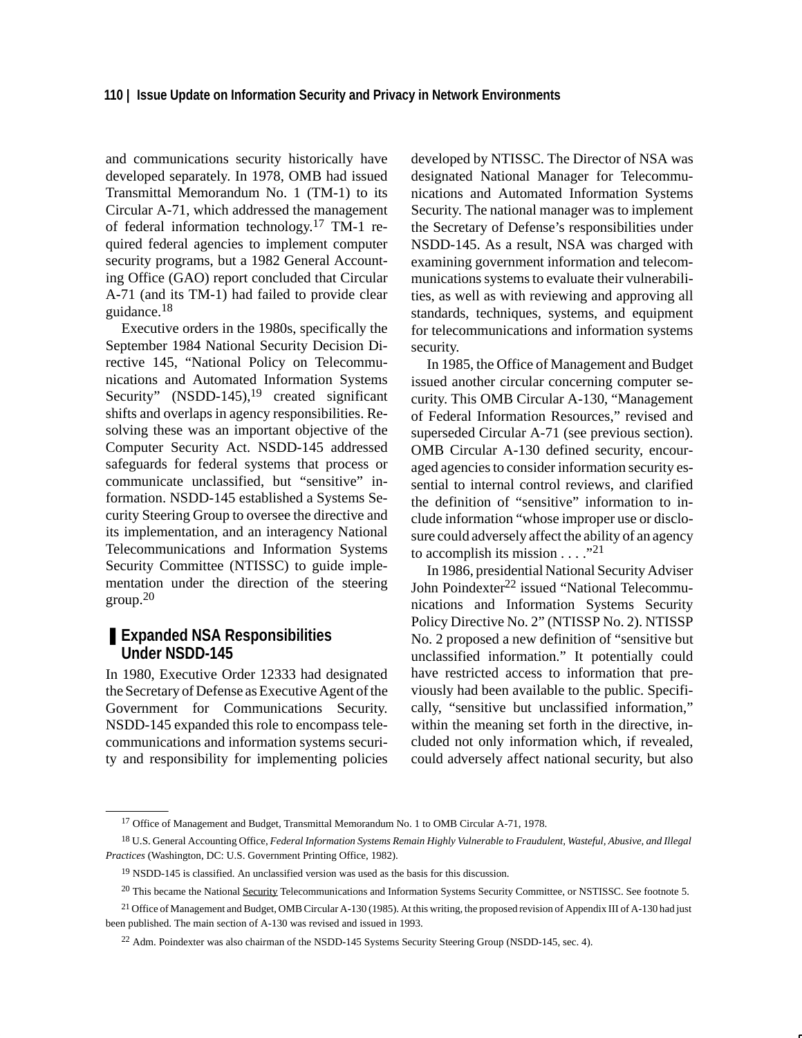and communications security historically have developed separately. In 1978, OMB had issued Transmittal Memorandum No. 1 (TM-1) to its Circular A-71, which addressed the management of federal information technology.[17] TM-1 required federal agencies to implement computer security programs, but a 1982 General Accounting Office (GAO) report concluded that Circular A-71 (and its TM-1) had failed to provide clear guidance.[18]

Executive orders in the 1980s, specifically the September 1984 National Security Decision Directive 145, "National Policy on Telecommunications and Automated Information Systems Security" (NSDD-145),[19] created significant shifts and overlaps in agency responsibilities. Resolving these was an important objective of the Computer Security Act. NSDD-145 addressed safeguards for federal systems that process or communicate unclassified, but "sensitive" information. NSDD-145 established a Systems Security Steering Group to oversee the directive and its implementation, and an interagency National Telecommunications and Information Systems Security Committee (NTISSC) to guide implementation under the direction of the steering group.[20]

## Expanded NSA Responsibilities Under NSDD-145

In 1980, Executive Order 12333 had designated the Secretary of Defense as Executive Agent of the Government for Communications Security. NSDD-145 expanded this role to encompass telecommunications and information systems security and responsibility for implementing policies developed by NTISSC. The Director of NSA was designated National Manager for Telecommunications and Automated Information Systems Security. The national manager was to implement the Secretary of Defense's responsibilities under NSDD-145. As a result, NSA was charged with examining government information and telecommunications systems to evaluate their vulnerabilities, as well as with reviewing and approving all standards, techniques, systems, and equipment for telecommunications and information systems security.

In 1985, the Office of Management and Budget issued another circular concerning computer security. This OMB Circular A-130, "Management of Federal Information Resources," revised and superseded Circular A-71 (see previous section). OMB Circular A-130 defined security, encouraged agencies to consider information security essential to internal control reviews, and clarified the definition of "sensitive" information to include information "whose improper use or disclosure could adversely affect the ability of an agency to accomplish its mission . . . ."[21]

In 1986, presidential National Security Adviser John Poindexter[22] issued "National Telecommunications and Information Systems Security Policy Directive No. 2" (NTISSP No. 2). NTISSP No. 2 proposed a new definition of "sensitive but unclassified information." It potentially could have restricted access to information that previously had been available to the public. Specifically, "sensitive but unclassified information," within the meaning set forth in the directive, included not only information which, if revealed, could adversely affect national security, but also

---

[17] Office of Management and Budget, Transmittal Memorandum No. 1 to OMB Circular A-71, 1978.

[18] U.S. General Accounting Office, *Federal Information Systems Remain Highly Vulnerable to Fraudulent, Wasteful, Abusive, and Illegal Practices* (Washington, DC: U.S. Government Printing Office, 1982).

[19] NSDD-145 is classified. An unclassified version was used as the basis for this discussion.

[20] This became the National Security Telecommunications and Information Systems Security Committee, or NSTISSC. See footnote 5.

[21] Office of Management and Budget, OMB Circular A-130 (1985). At this writing, the proposed revision of Appendix III of A-130 had just been published. The main section of A-130 was revised and issued in 1993.

[22] Adm. Poindexter was also chairman of the NSDD-145 Systems Security Steering Group (NSDD-145, sec. 4).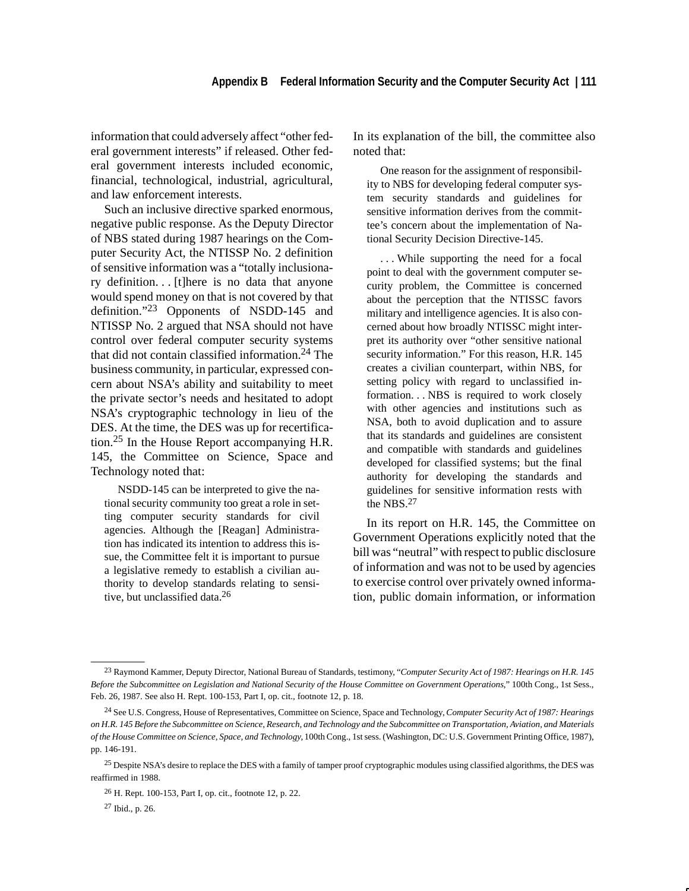information that could adversely affect "other federal government interests" if released. Other federal government interests included economic, financial, technological, industrial, agricultural, and law enforcement interests.

Such an inclusive directive sparked enormous, negative public response. As the Deputy Director of NBS stated during 1987 hearings on the Computer Security Act, the NTISSP No. 2 definition of sensitive information was a "totally inclusionary definition. . . [t]here is no data that anyone would spend money on that is not covered by that definition."[23] Opponents of NSDD-145 and NTISSP No. 2 argued that NSA should not have control over federal computer security systems that did not contain classified information.[24] The business community, in particular, expressed concern about NSA's ability and suitability to meet the private sector's needs and hesitated to adopt NSA's cryptographic technology in lieu of the DES. At the time, the DES was up for recertification.[25] In the House Report accompanying H.R. 145, the Committee on Science, Space and Technology noted that:

> NSDD-145 can be interpreted to give the national security community too great a role in setting computer security standards for civil agencies. Although the [Reagan] Administration has indicated its intention to address this issue, the Committee felt it is important to pursue a legislative remedy to establish a civilian authority to develop standards relating to sensitive, but unclassified data.[26]

In its explanation of the bill, the committee also noted that:

> One reason for the assignment of responsibility to NBS for developing federal computer system security standards and guidelines for sensitive information derives from the committee's concern about the implementation of National Security Decision Directive-145.
>
> . . . While supporting the need for a focal point to deal with the government computer security problem, the Committee is concerned about the perception that the NTISSC favors military and intelligence agencies. It is also concerned about how broadly NTISSC might interpret its authority over "other sensitive national security information." For this reason, H.R. 145 creates a civilian counterpart, within NBS, for setting policy with regard to unclassified information. . . NBS is required to work closely with other agencies and institutions such as NSA, both to avoid duplication and to assure that its standards and guidelines are consistent and compatible with standards and guidelines developed for classified systems; but the final authority for developing the standards and guidelines for sensitive information rests with the NBS.[27]

In its report on H.R. 145, the Committee on Government Operations explicitly noted that the bill was "neutral" with respect to public disclosure of information and was not to be used by agencies to exercise control over privately owned information, public domain information, or information

---

[23] Raymond Kammer, Deputy Director, National Bureau of Standards, testimony, "*Computer Security Act of 1987: Hearings on H.R. 145 Before the Subcommittee on Legislation and National Security of the House Committee on Government Operations*," 100th Cong., 1st Sess., Feb. 26, 1987. See also H. Rept. 100-153, Part I, op. cit., footnote 12, p. 18.

[24] See U.S. Congress, House of Representatives, Committee on Science, Space and Technology, *Computer Security Act of 1987: Hearings on H.R. 145 Before the Subcommittee on Science, Research, and Technology and the Subcommittee on Transportation, Aviation, and Materials of the House Committee on Science, Space, and Technology,* 100th Cong., 1st sess. (Washington, DC: U.S. Government Printing Office, 1987), pp. 146-191.

[25] Despite NSA's desire to replace the DES with a family of tamper proof cryptographic modules using classified algorithms, the DES was reaffirmed in 1988.

[26] H. Rept. 100-153, Part I, op. cit., footnote 12, p. 22.

[27] Ibid., p. 26.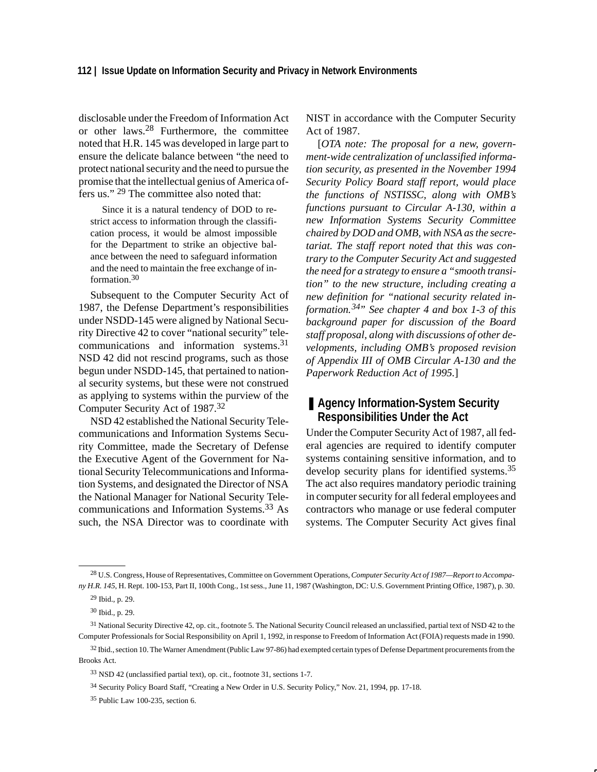disclosable under the Freedom of Information Act or other laws.[28] Furthermore, the committee noted that H.R. 145 was developed in large part to ensure the delicate balance between "the need to protect national security and the need to pursue the promise that the intellectual genius of America offers us." [29] The committee also noted that:

> Since it is a natural tendency of DOD to restrict access to information through the classification process, it would be almost impossible for the Department to strike an objective balance between the need to safeguard information and the need to maintain the free exchange of information.[30]

Subsequent to the Computer Security Act of 1987, the Defense Department's responsibilities under NSDD-145 were aligned by National Security Directive 42 to cover "national security" telecommunications and information systems.[31] NSD 42 did not rescind programs, such as those begun under NSDD-145, that pertained to national security systems, but these were not construed as applying to systems within the purview of the Computer Security Act of 1987.[32]

NSD 42 established the National Security Telecommunications and Information Systems Security Committee, made the Secretary of Defense the Executive Agent of the Government for National Security Telecommunications and Information Systems, and designated the Director of NSA the National Manager for National Security Telecommunications and Information Systems.[33] As such, the NSA Director was to coordinate with NIST in accordance with the Computer Security Act of 1987.

[*OTA note: The proposal for a new, government-wide centralization of unclassified information security, as presented in the November 1994 Security Policy Board staff report, would place the functions of NSTISSC, along with OMB's functions pursuant to Circular A-130, within a new Information Systems Security Committee chaired by DOD and OMB, with NSA as the secretariat. The staff report noted that this was contrary to the Computer Security Act and suggested the need for a strategy to ensure a "smooth transition" to the new structure, including creating a new definition for "national security related information.[34]" See chapter 4 and box 1-3 of this background paper for discussion of the Board staff proposal, along with discussions of other developments, including OMB's proposed revision of Appendix III of OMB Circular A-130 and the Paperwork Reduction Act of 1995.*]

## Agency Information-System Security Responsibilities Under the Act

Under the Computer Security Act of 1987, all federal agencies are required to identify computer systems containing sensitive information, and to develop security plans for identified systems.[35] The act also requires mandatory periodic training in computer security for all federal employees and contractors who manage or use federal computer systems. The Computer Security Act gives final

---

[28] U.S. Congress, House of Representatives, Committee on Government Operations, *Computer Security Act of 1987—Report to Accompany H.R. 145*, H. Rept. 100-153, Part II, 100th Cong., 1st sess., June 11, 1987 (Washington, DC: U.S. Government Printing Office, 1987), p. 30.

[29] Ibid., p. 29.

[30] Ibid., p. 29.

[31] National Security Directive 42, op. cit., footnote 5. The National Security Council released an unclassified, partial text of NSD 42 to the Computer Professionals for Social Responsibility on April 1, 1992, in response to Freedom of Information Act (FOIA) requests made in 1990.

[32] Ibid., section 10. The Warner Amendment (Public Law 97-86) had exempted certain types of Defense Department procurements from the Brooks Act.

[33] NSD 42 (unclassified partial text), op. cit., footnote 31, sections 1-7.

[34] Security Policy Board Staff, "Creating a New Order in U.S. Security Policy," Nov. 21, 1994, pp. 17-18.

[35] Public Law 100-235, section 6.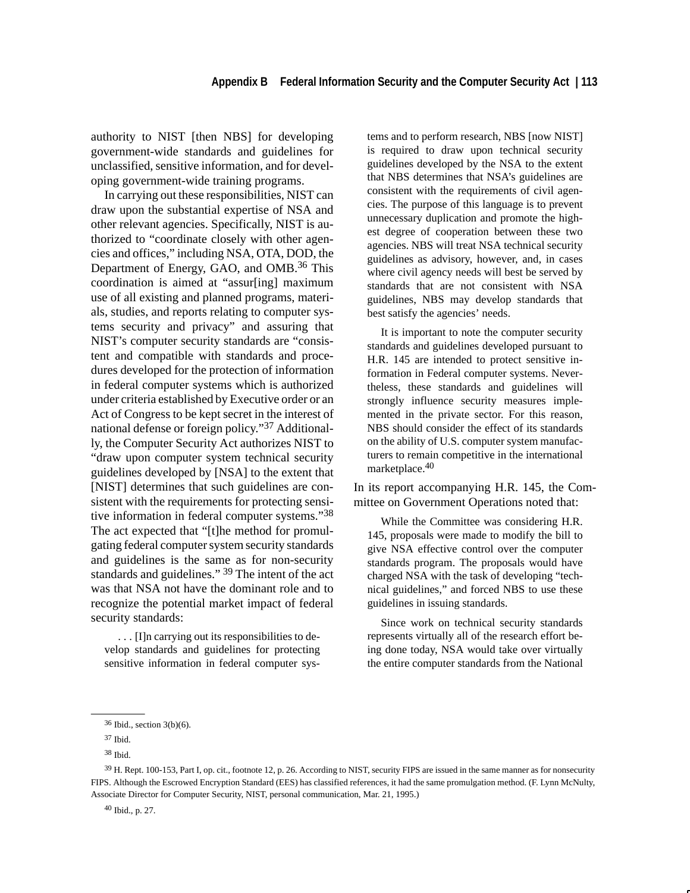authority to NIST [then NBS] for developing government-wide standards and guidelines for unclassified, sensitive information, and for developing government-wide training programs.

In carrying out these responsibilities, NIST can draw upon the substantial expertise of NSA and other relevant agencies. Specifically, NIST is authorized to "coordinate closely with other agencies and offices," including NSA, OTA, DOD, the Department of Energy, GAO, and OMB.[36] This coordination is aimed at "assur[ing] maximum use of all existing and planned programs, materials, studies, and reports relating to computer systems security and privacy" and assuring that NIST's computer security standards are "consistent and compatible with standards and procedures developed for the protection of information in federal computer systems which is authorized under criteria established by Executive order or an Act of Congress to be kept secret in the interest of national defense or foreign policy."[37] Additionally, the Computer Security Act authorizes NIST to "draw upon computer system technical security guidelines developed by [NSA] to the extent that [NIST] determines that such guidelines are consistent with the requirements for protecting sensitive information in federal computer systems."[38] The act expected that "[t]he method for promulgating federal computer system security standards and guidelines is the same as for non-security standards and guidelines." [39] The intent of the act was that NSA not have the dominant role and to recognize the potential market impact of federal security standards:

> . . . [I]n carrying out its responsibilities to develop standards and guidelines for protecting sensitive information in federal computer systems and to perform research, NBS [now NIST] is required to draw upon technical security guidelines developed by the NSA to the extent that NBS determines that NSA's guidelines are consistent with the requirements of civil agencies. The purpose of this language is to prevent unnecessary duplication and promote the highest degree of cooperation between these two agencies. NBS will treat NSA technical security guidelines as advisory, however, and, in cases where civil agency needs will best be served by standards that are not consistent with NSA guidelines, NBS may develop standards that best satisfy the agencies' needs.
>
> It is important to note the computer security standards and guidelines developed pursuant to H.R. 145 are intended to protect sensitive information in Federal computer systems. Nevertheless, these standards and guidelines will strongly influence security measures implemented in the private sector. For this reason, NBS should consider the effect of its standards on the ability of U.S. computer system manufacturers to remain competitive in the international marketplace.[40]

In its report accompanying H.R. 145, the Committee on Government Operations noted that:

> While the Committee was considering H.R. 145, proposals were made to modify the bill to give NSA effective control over the computer standards program. The proposals would have charged NSA with the task of developing "technical guidelines," and forced NBS to use these guidelines in issuing standards.
>
> Since work on technical security standards represents virtually all of the research effort being done today, NSA would take over virtually the entire computer standards from the National

---

[36] Ibid., section 3(b)(6).

[37] Ibid.

[38] Ibid.

[39] H. Rept. 100-153, Part I, op. cit., footnote 12, p. 26. According to NIST, security FIPS are issued in the same manner as for nonsecurity FIPS. Although the Escrowed Encryption Standard (EES) has classified references, it had the same promulgation method. (F. Lynn McNulty, Associate Director for Computer Security, NIST, personal communication, Mar. 21, 1995.)

[40] Ibid., p. 27.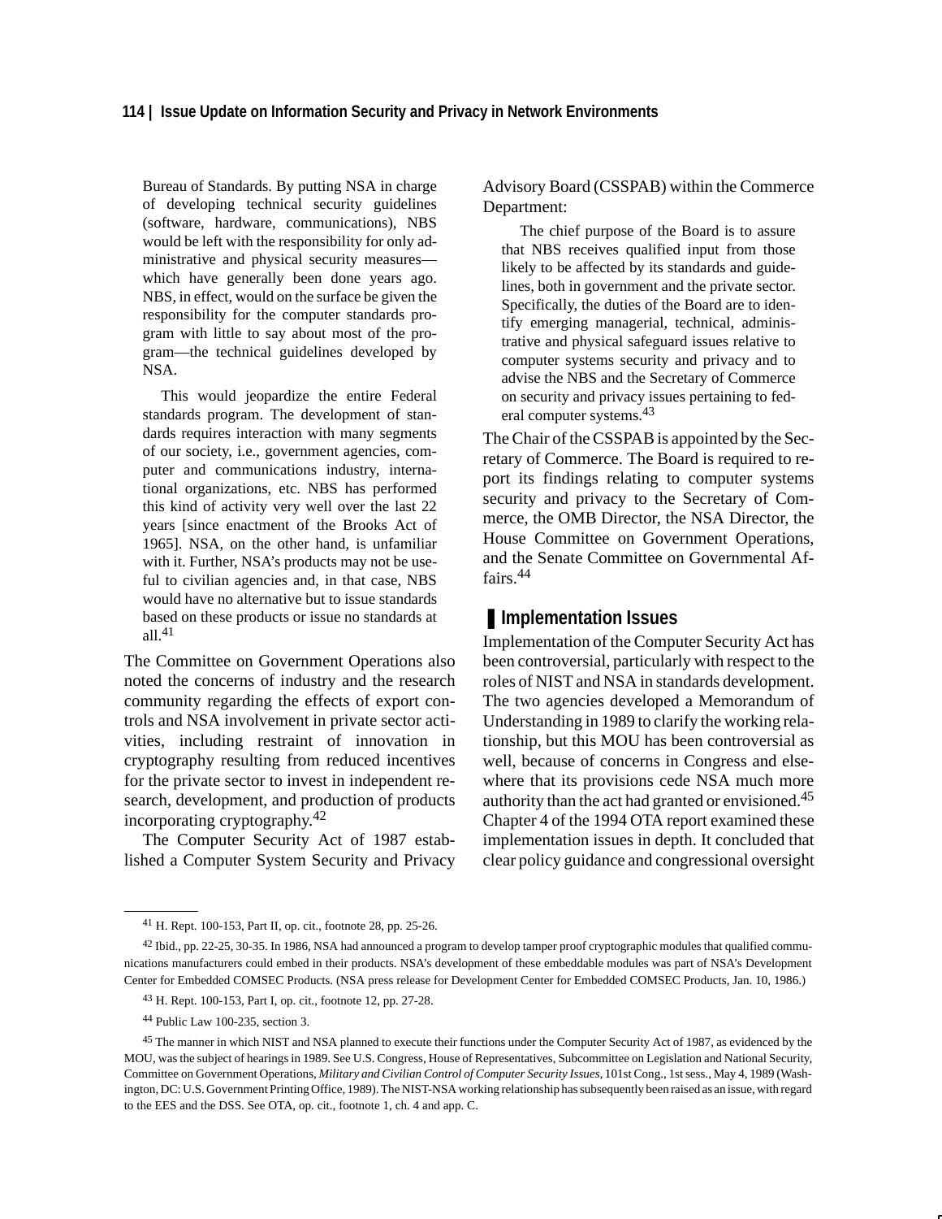> Bureau of Standards. By putting NSA in charge of developing technical security guidelines (software, hardware, communications), NBS would be left with the responsibility for only administrative and physical security measures—which have generally been done years ago. NBS, in effect, would on the surface be given the responsibility for the computer standards program with little to say about most of the program—the technical guidelines developed by NSA.
>
> This would jeopardize the entire Federal standards program. The development of standards requires interaction with many segments of our society, i.e., government agencies, computer and communications industry, international organizations, etc. NBS has performed this kind of activity very well over the last 22 years [since enactment of the Brooks Act of 1965]. NSA, on the other hand, is unfamiliar with it. Further, NSA's products may not be useful to civilian agencies and, in that case, NBS would have no alternative but to issue standards based on these products or issue no standards at all.[41]

The Committee on Government Operations also noted the concerns of industry and the research community regarding the effects of export controls and NSA involvement in private sector activities, including restraint of innovation in cryptography resulting from reduced incentives for the private sector to invest in independent research, development, and production of products incorporating cryptography.[42]

The Computer Security Act of 1987 established a Computer System Security and Privacy Advisory Board (CSSPAB) within the Commerce Department:

> The chief purpose of the Board is to assure that NBS receives qualified input from those likely to be affected by its standards and guidelines, both in government and the private sector. Specifically, the duties of the Board are to identify emerging managerial, technical, administrative and physical safeguard issues relative to computer systems security and privacy and to advise the NBS and the Secretary of Commerce on security and privacy issues pertaining to federal computer systems.[43]

The Chair of the CSSPAB is appointed by the Secretary of Commerce. The Board is required to report its findings relating to computer systems security and privacy to the Secretary of Commerce, the OMB Director, the NSA Director, the House Committee on Government Operations, and the Senate Committee on Governmental Affairs.[44]

## Implementation Issues

Implementation of the Computer Security Act has been controversial, particularly with respect to the roles of NIST and NSA in standards development. The two agencies developed a Memorandum of Understanding in 1989 to clarify the working relationship, but this MOU has been controversial as well, because of concerns in Congress and elsewhere that its provisions cede NSA much more authority than the act had granted or envisioned.[45] Chapter 4 of the 1994 OTA report examined these implementation issues in depth. It concluded that clear policy guidance and congressional oversight

---

[41] H. Rept. 100-153, Part II, op. cit., footnote 28, pp. 25-26.

[42] Ibid., pp. 22-25, 30-35. In 1986, NSA had announced a program to develop tamper proof cryptographic modules that qualified communications manufacturers could embed in their products. NSA's development of these embeddable modules was part of NSA's Development Center for Embedded COMSEC Products. (NSA press release for Development Center for Embedded COMSEC Products, Jan. 10, 1986.)

[43] H. Rept. 100-153, Part I, op. cit., footnote 12, pp. 27-28.

[44] Public Law 100-235, section 3.

[45] The manner in which NIST and NSA planned to execute their functions under the Computer Security Act of 1987, as evidenced by the MOU, was the subject of hearings in 1989. See U.S. Congress, House of Representatives, Subcommittee on Legislation and National Security, Committee on Government Operations, *Military and Civilian Control of Computer Security Issues*, 101st Cong., 1st sess., May 4, 1989 (Washington, DC: U.S. Government Printing Office, 1989). The NIST-NSA working relationship has subsequently been raised as an issue, with regard to the EES and the DSS. See OTA, op. cit., footnote 1, ch. 4 and app. C.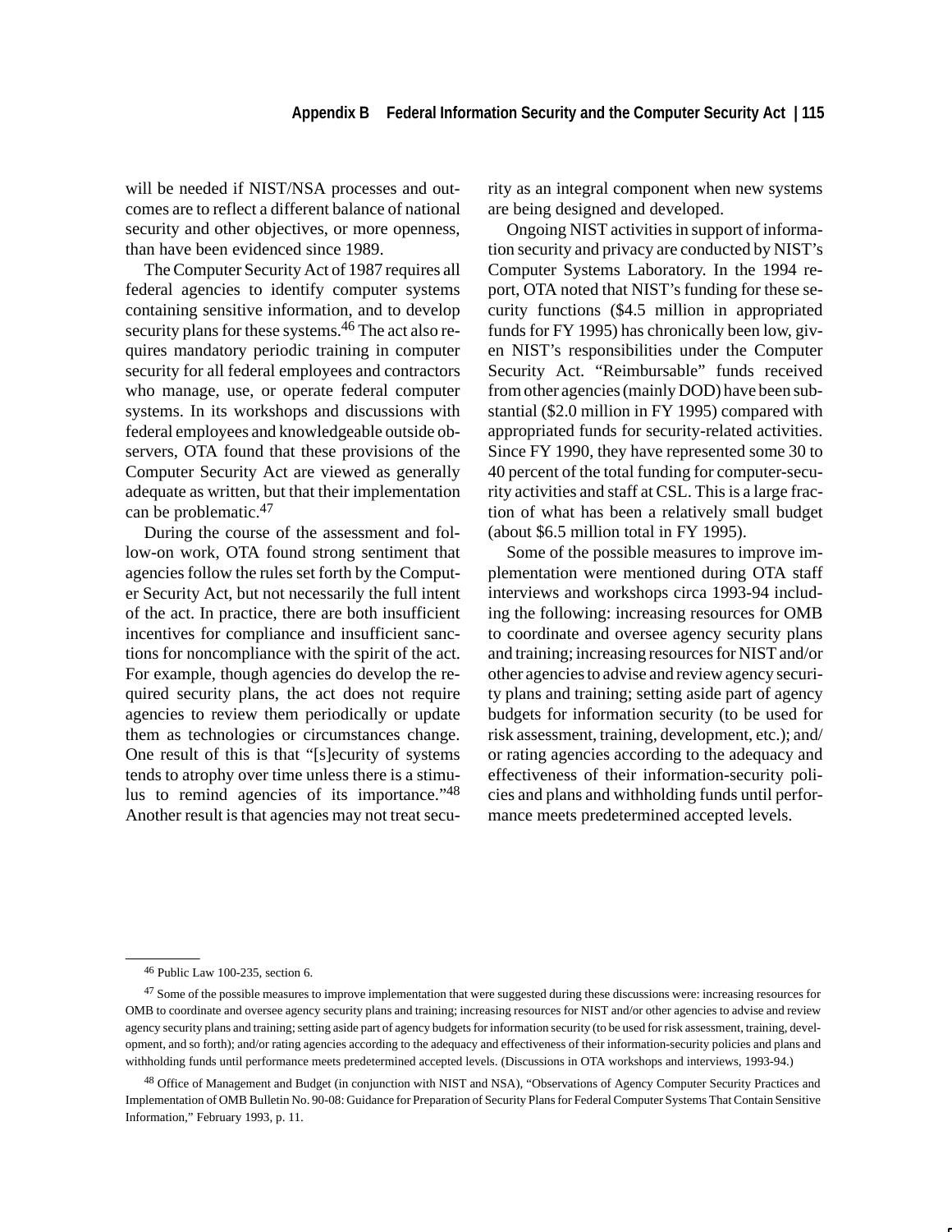will be needed if NIST/NSA processes and outcomes are to reflect a different balance of national security and other objectives, or more openness, than have been evidenced since 1989.

The Computer Security Act of 1987 requires all federal agencies to identify computer systems containing sensitive information, and to develop security plans for these systems.[46] The act also requires mandatory periodic training in computer security for all federal employees and contractors who manage, use, or operate federal computer systems. In its workshops and discussions with federal employees and knowledgeable outside observers, OTA found that these provisions of the Computer Security Act are viewed as generally adequate as written, but that their implementation can be problematic.[47]

During the course of the assessment and follow-on work, OTA found strong sentiment that agencies follow the rules set forth by the Computer Security Act, but not necessarily the full intent of the act. In practice, there are both insufficient incentives for compliance and insufficient sanctions for noncompliance with the spirit of the act. For example, though agencies do develop the required security plans, the act does not require agencies to review them periodically or update them as technologies or circumstances change. One result of this is that "[s]ecurity of systems tends to atrophy over time unless there is a stimulus to remind agencies of its importance."[48] Another result is that agencies may not treat security as an integral component when new systems are being designed and developed.

Ongoing NIST activities in support of information security and privacy are conducted by NIST's Computer Systems Laboratory. In the 1994 report, OTA noted that NIST's funding for these security functions ($4.5 million in appropriated funds for FY 1995) has chronically been low, given NIST's responsibilities under the Computer Security Act. "Reimbursable" funds received from other agencies (mainly DOD) have been substantial ($2.0 million in FY 1995) compared with appropriated funds for security-related activities. Since FY 1990, they have represented some 30 to 40 percent of the total funding for computer-security activities and staff at CSL. This is a large fraction of what has been a relatively small budget (about $6.5 million total in FY 1995).

Some of the possible measures to improve implementation were mentioned during OTA staff interviews and workshops circa 1993-94 including the following: increasing resources for OMB to coordinate and oversee agency security plans and training; increasing resources for NIST and/or other agencies to advise and review agency security plans and training; setting aside part of agency budgets for information security (to be used for risk assessment, training, development, etc.); and/or rating agencies according to the adequacy and effectiveness of their information-security policies and plans and withholding funds until performance meets predetermined accepted levels.

---

[46] Public Law 100-235, section 6.

[47] Some of the possible measures to improve implementation that were suggested during these discussions were: increasing resources for OMB to coordinate and oversee agency security plans and training; increasing resources for NIST and/or other agencies to advise and review agency security plans and training; setting aside part of agency budgets for information security (to be used for risk assessment, training, development, and so forth); and/or rating agencies according to the adequacy and effectiveness of their information-security policies and plans and withholding funds until performance meets predetermined accepted levels. (Discussions in OTA workshops and interviews, 1993-94.)

[48] Office of Management and Budget (in conjunction with NIST and NSA), "Observations of Agency Computer Security Practices and Implementation of OMB Bulletin No. 90-08: Guidance for Preparation of Security Plans for Federal Computer Systems That Contain Sensitive Information," February 1993, p. 11.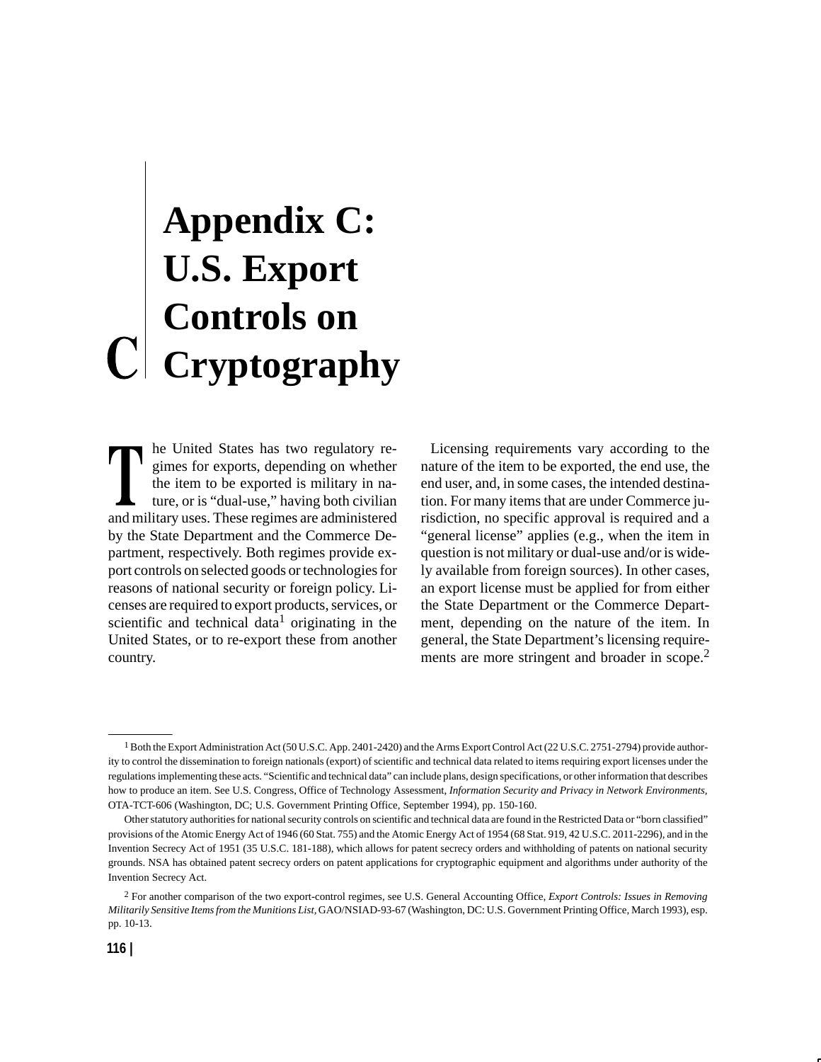# Appendix C: U.S. Export Controls on Cryptography

The United States has two regulatory regimes for exports, depending on whether the item to be exported is military in nature, or is "dual-use," having both civilian and military uses. These regimes are administered by the State Department and the Commerce Department, respectively. Both regimes provide export controls on selected goods or technologies for reasons of national security or foreign policy. Licenses are required to export products, services, or scientific and technical data[1] originating in the United States, or to re-export these from another country.

Licensing requirements vary according to the nature of the item to be exported, the end use, the end user, and, in some cases, the intended destination. For many items that are under Commerce jurisdiction, no specific approval is required and a "general license" applies (e.g., when the item in question is not military or dual-use and/or is widely available from foreign sources). In other cases, an export license must be applied for from either the State Department or the Commerce Department, depending on the nature of the item. In general, the State Department's licensing requirements are more stringent and broader in scope.[2]

---

[1] Both the Export Administration Act (50 U.S.C. App. 2401-2420) and the Arms Export Control Act (22 U.S.C. 2751-2794) provide authority to control the dissemination to foreign nationals (export) of scientific and technical data related to items requiring export licenses under the regulations implementing these acts. "Scientific and technical data" can include plans, design specifications, or other information that describes how to produce an item. See U.S. Congress, Office of Technology Assessment, *Information Security and Privacy in Network Environments,* OTA-TCT-606 (Washington, DC; U.S. Government Printing Office, September 1994), pp. 150-160.

Other statutory authorities for national security controls on scientific and technical data are found in the Restricted Data or "born classified" provisions of the Atomic Energy Act of 1946 (60 Stat. 755) and the Atomic Energy Act of 1954 (68 Stat. 919, 42 U.S.C. 2011-2296), and in the Invention Secrecy Act of 1951 (35 U.S.C. 181-188), which allows for patent secrecy orders and withholding of patents on national security grounds. NSA has obtained patent secrecy orders on patent applications for cryptographic equipment and algorithms under authority of the Invention Secrecy Act.

[2] For another comparison of the two export-control regimes, see U.S. General Accounting Office, *Export Controls: Issues in Removing Militarily Sensitive Items from the Munitions List,* GAO/NSIAD-93-67 (Washington, DC: U.S. Government Printing Office, March 1993), esp. pp. 10-13.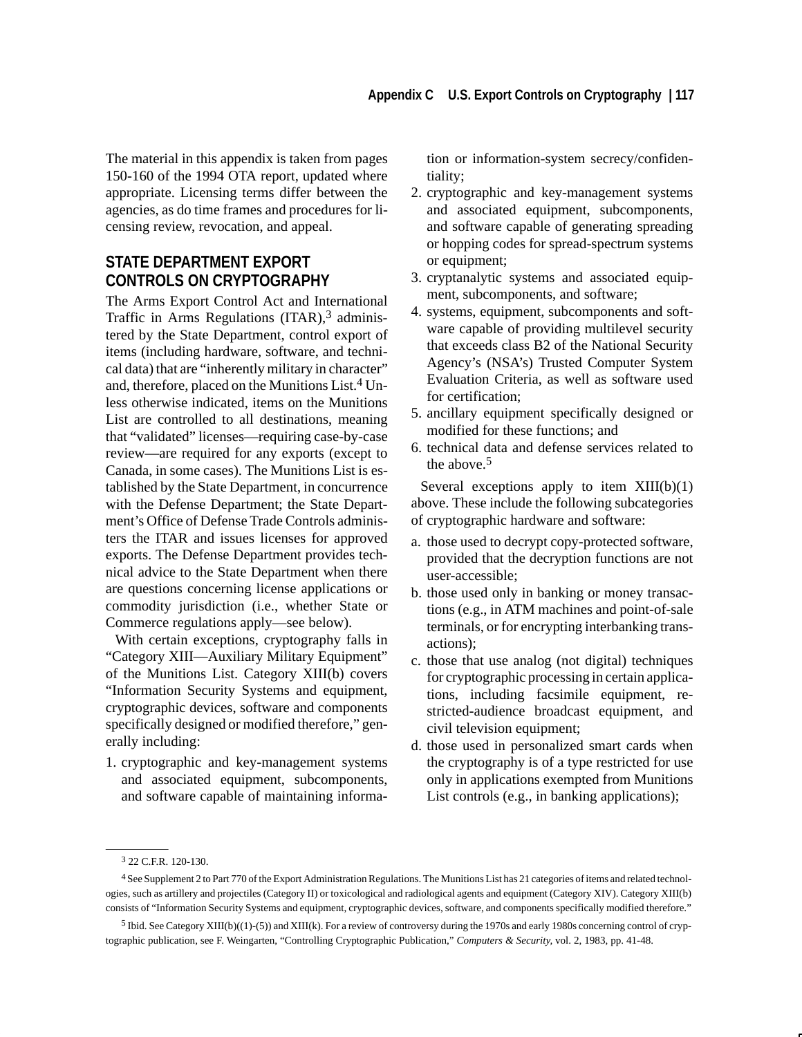The material in this appendix is taken from pages 150-160 of the 1994 OTA report, updated where appropriate. Licensing terms differ between the agencies, as do time frames and procedures for licensing review, revocation, and appeal.

## STATE DEPARTMENT EXPORT CONTROLS ON CRYPTOGRAPHY

The Arms Export Control Act and International Traffic in Arms Regulations (ITAR),[3] administered by the State Department, control export of items (including hardware, software, and technical data) that are "inherently military in character" and, therefore, placed on the Munitions List.[4] Unless otherwise indicated, items on the Munitions List are controlled to all destinations, meaning that "validated" licenses—requiring case-by-case review—are required for any exports (except to Canada, in some cases). The Munitions List is established by the State Department, in concurrence with the Defense Department; the State Department's Office of Defense Trade Controls administers the ITAR and issues licenses for approved exports. The Defense Department provides technical advice to the State Department when there are questions concerning license applications or commodity jurisdiction (i.e., whether State or Commerce regulations apply—see below).

With certain exceptions, cryptography falls in "Category XIII—Auxiliary Military Equipment" of the Munitions List. Category XIII(b) covers "Information Security Systems and equipment, cryptographic devices, software and components specifically designed or modified therefore," generally including:

1. cryptographic and key-management systems and associated equipment, subcomponents, and software capable of maintaining information or information-system secrecy/confidentiality;
2. cryptographic and key-management systems and associated equipment, subcomponents, and software capable of generating spreading or hopping codes for spread-spectrum systems or equipment;
3. cryptanalytic systems and associated equipment, subcomponents, and software;
4. systems, equipment, subcomponents and software capable of providing multilevel security that exceeds class B2 of the National Security Agency's (NSA's) Trusted Computer System Evaluation Criteria, as well as software used for certification;
5. ancillary equipment specifically designed or modified for these functions; and
6. technical data and defense services related to the above.[5]

Several exceptions apply to item XIII(b)(1) above. These include the following subcategories of cryptographic hardware and software:

a. those used to decrypt copy-protected software, provided that the decryption functions are not user-accessible;
b. those used only in banking or money transactions (e.g., in ATM machines and point-of-sale terminals, or for encrypting interbanking transactions);
c. those that use analog (not digital) techniques for cryptographic processing in certain applications, including facsimile equipment, restricted-audience broadcast equipment, and civil television equipment;
d. those used in personalized smart cards when the cryptography is of a type restricted for use only in applications exempted from Munitions List controls (e.g., in banking applications);

---

[3] 22 C.F.R. 120-130.

[4] See Supplement 2 to Part 770 of the Export Administration Regulations. The Munitions List has 21 categories of items and related technologies, such as artillery and projectiles (Category II) or toxicological and radiological agents and equipment (Category XIV). Category XIII(b) consists of "Information Security Systems and equipment, cryptographic devices, software, and components specifically modified therefore."

[5] Ibid. See Category XIII(b)((1)-(5)) and XIII(k). For a review of controversy during the 1970s and early 1980s concerning control of cryptographic publication, see F. Weingarten, "Controlling Cryptographic Publication," *Computers & Security*, vol. 2, 1983, pp. 41-48.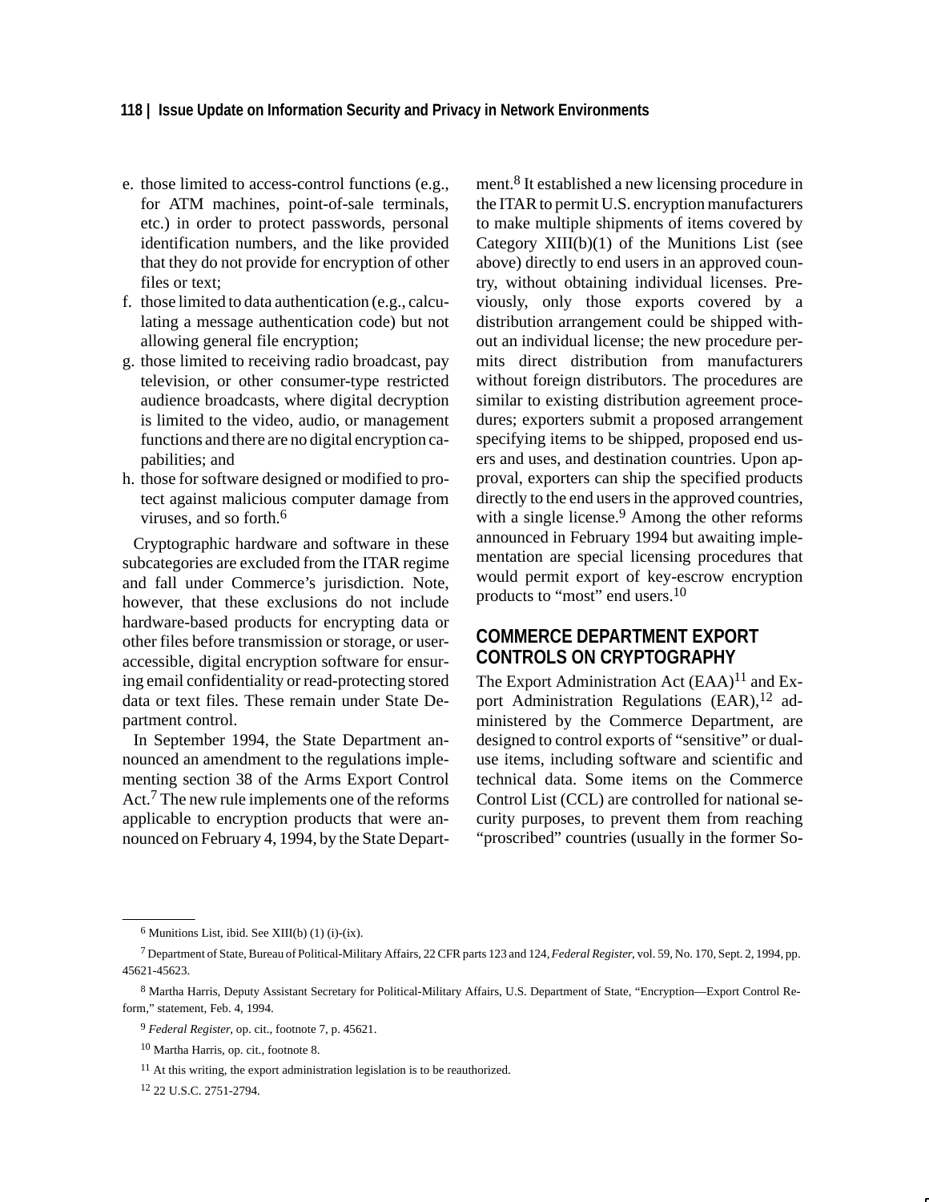e. those limited to access-control functions (e.g., for ATM machines, point-of-sale terminals, etc.) in order to protect passwords, personal identification numbers, and the like provided that they do not provide for encryption of other files or text;
f. those limited to data authentication (e.g., calculating a message authentication code) but not allowing general file encryption;
g. those limited to receiving radio broadcast, pay television, or other consumer-type restricted audience broadcasts, where digital decryption is limited to the video, audio, or management functions and there are no digital encryption capabilities; and
h. those for software designed or modified to protect against malicious computer damage from viruses, and so forth.[6]

Cryptographic hardware and software in these subcategories are excluded from the ITAR regime and fall under Commerce's jurisdiction. Note, however, that these exclusions do not include hardware-based products for encrypting data or other files before transmission or storage, or user-accessible, digital encryption software for ensuring email confidentiality or read-protecting stored data or text files. These remain under State Department control.

In September 1994, the State Department announced an amendment to the regulations implementing section 38 of the Arms Export Control Act.[7] The new rule implements one of the reforms applicable to encryption products that were announced on February 4, 1994, by the State Department.[8] It established a new licensing procedure in the ITAR to permit U.S. encryption manufacturers to make multiple shipments of items covered by Category XIII(b)(1) of the Munitions List (see above) directly to end users in an approved country, without obtaining individual licenses. Previously, only those exports covered by a distribution arrangement could be shipped without an individual license; the new procedure permits direct distribution from manufacturers without foreign distributors. The procedures are similar to existing distribution agreement procedures; exporters submit a proposed arrangement specifying items to be shipped, proposed end users and uses, and destination countries. Upon approval, exporters can ship the specified products directly to the end users in the approved countries, with a single license.[9] Among the other reforms announced in February 1994 but awaiting implementation are special licensing procedures that would permit export of key-escrow encryption products to "most" end users.[10]

## COMMERCE DEPARTMENT EXPORT CONTROLS ON CRYPTOGRAPHY

The Export Administration Act (EAA)[11] and Export Administration Regulations (EAR),[12] administered by the Commerce Department, are designed to control exports of "sensitive" or dual-use items, including software and scientific and technical data. Some items on the Commerce Control List (CCL) are controlled for national security purposes, to prevent them from reaching "proscribed" countries (usually in the former So-

---

[6] Munitions List, ibid. See XIII(b) (1) (i)-(ix).

[7] Department of State, Bureau of Political-Military Affairs, 22 CFR parts 123 and 124, *Federal Register*, vol. 59, No. 170, Sept. 2, 1994, pp. 45621-45623.

[8] Martha Harris, Deputy Assistant Secretary for Political-Military Affairs, U.S. Department of State, "Encryption—Export Control Reform," statement, Feb. 4, 1994.

[9] *Federal Register*, op. cit., footnote 7, p. 45621.

[10] Martha Harris, op. cit., footnote 8.

[11] At this writing, the export administration legislation is to be reauthorized.

[12] 22 U.S.C. 2751-2794.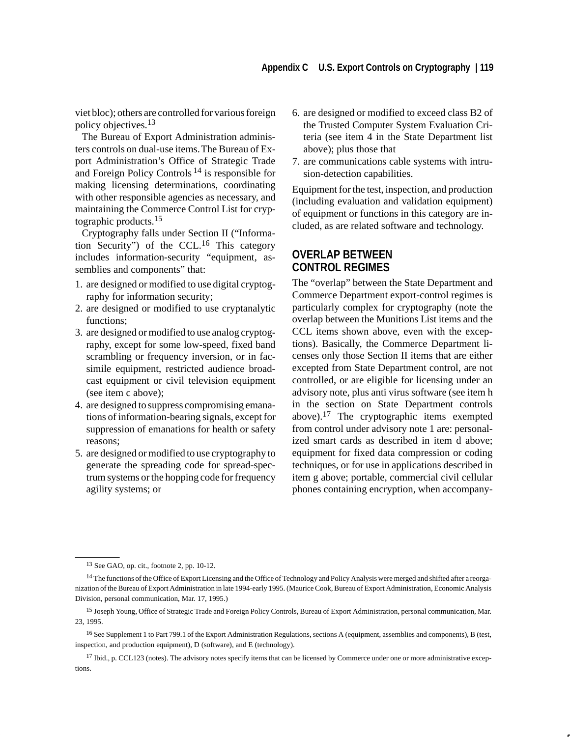viet bloc); others are controlled for various foreign policy objectives.[13]

The Bureau of Export Administration administers controls on dual-use items. The Bureau of Export Administration's Office of Strategic Trade and Foreign Policy Controls [14] is responsible for making licensing determinations, coordinating with other responsible agencies as necessary, and maintaining the Commerce Control List for cryptographic products.[15]

Cryptography falls under Section II ("Information Security") of the CCL.[16] This category includes information-security "equipment, assemblies and components" that:

1. are designed or modified to use digital cryptography for information security;
2. are designed or modified to use cryptanalytic functions;
3. are designed or modified to use analog cryptography, except for some low-speed, fixed band scrambling or frequency inversion, or in facsimile equipment, restricted audience broadcast equipment or civil television equipment (see item c above);
4. are designed to suppress compromising emanations of information-bearing signals, except for suppression of emanations for health or safety reasons;
5. are designed or modified to use cryptography to generate the spreading code for spread-spectrum systems or the hopping code for frequency agility systems; or
6. are designed or modified to exceed class B2 of the Trusted Computer System Evaluation Criteria (see item 4 in the State Department list above); plus those that
7. are communications cable systems with intrusion-detection capabilities.

Equipment for the test, inspection, and production (including evaluation and validation equipment) of equipment or functions in this category are included, as are related software and technology.

## OVERLAP BETWEEN CONTROL REGIMES

The "overlap" between the State Department and Commerce Department export-control regimes is particularly complex for cryptography (note the overlap between the Munitions List items and the CCL items shown above, even with the exceptions). Basically, the Commerce Department licenses only those Section II items that are either excepted from State Department control, are not controlled, or are eligible for licensing under an advisory note, plus anti virus software (see item h in the section on State Department controls above).[17] The cryptographic items exempted from control under advisory note 1 are: personalized smart cards as described in item d above; equipment for fixed data compression or coding techniques, or for use in applications described in item g above; portable, commercial civil cellular phones containing encryption, when accompany-

---

[13] See GAO, op. cit., footnote 2, pp. 10-12.

[14] The functions of the Office of Export Licensing and the Office of Technology and Policy Analysis were merged and shifted after a reorganization of the Bureau of Export Administration in late 1994-early 1995. (Maurice Cook, Bureau of Export Administration, Economic Analysis Division, personal communication, Mar. 17, 1995.)

[15] Joseph Young, Office of Strategic Trade and Foreign Policy Controls, Bureau of Export Administration, personal communication, Mar. 23, 1995.

[16] See Supplement 1 to Part 799.1 of the Export Administration Regulations, sections A (equipment, assemblies and components), B (test, inspection, and production equipment), D (software), and E (technology).

[17] Ibid., p. CCL123 (notes). The advisory notes specify items that can be licensed by Commerce under one or more administrative exceptions.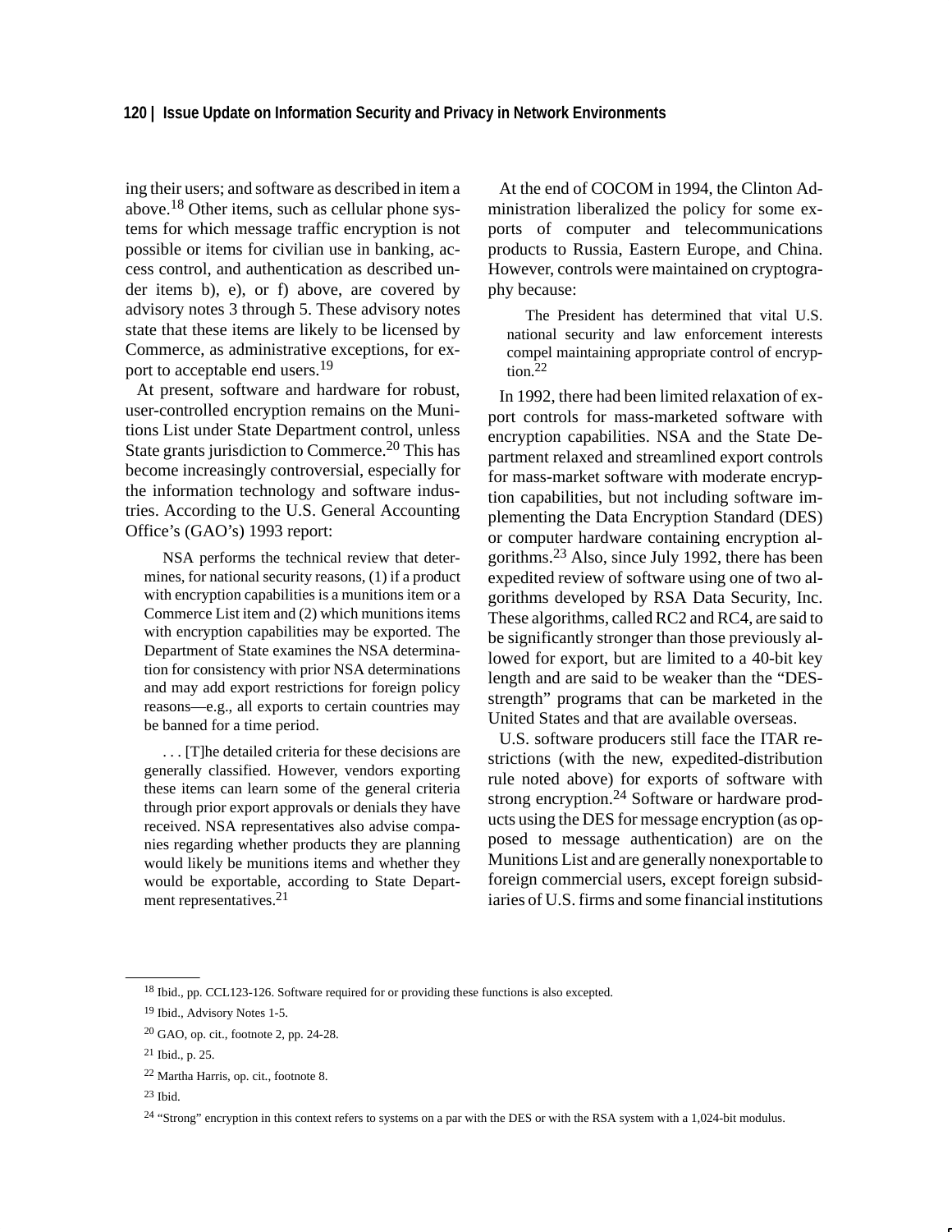ing their users; and software as described in item a above.[18] Other items, such as cellular phone systems for which message traffic encryption is not possible or items for civilian use in banking, access control, and authentication as described under items b), e), or f) above, are covered by advisory notes 3 through 5. These advisory notes state that these items are likely to be licensed by Commerce, as administrative exceptions, for export to acceptable end users.[19]

At present, software and hardware for robust, user-controlled encryption remains on the Munitions List under State Department control, unless State grants jurisdiction to Commerce.[20] This has become increasingly controversial, especially for the information technology and software industries. According to the U.S. General Accounting Office's (GAO's) 1993 report:

> NSA performs the technical review that determines, for national security reasons, (1) if a product with encryption capabilities is a munitions item or a Commerce List item and (2) which munitions items with encryption capabilities may be exported. The Department of State examines the NSA determination for consistency with prior NSA determinations and may add export restrictions for foreign policy reasons—e.g., all exports to certain countries may be banned for a time period.
>
> . . . [T]he detailed criteria for these decisions are generally classified. However, vendors exporting these items can learn some of the general criteria through prior export approvals or denials they have received. NSA representatives also advise companies regarding whether products they are planning would likely be munitions items and whether they would be exportable, according to State Department representatives.[21]

At the end of COCOM in 1994, the Clinton Administration liberalized the policy for some exports of computer and telecommunications products to Russia, Eastern Europe, and China. However, controls were maintained on cryptography because:

> The President has determined that vital U.S. national security and law enforcement interests compel maintaining appropriate control of encryption.[22]

In 1992, there had been limited relaxation of export controls for mass-marketed software with encryption capabilities. NSA and the State Department relaxed and streamlined export controls for mass-market software with moderate encryption capabilities, but not including software implementing the Data Encryption Standard (DES) or computer hardware containing encryption algorithms.[23] Also, since July 1992, there has been expedited review of software using one of two algorithms developed by RSA Data Security, Inc. These algorithms, called RC2 and RC4, are said to be significantly stronger than those previously allowed for export, but are limited to a 40-bit key length and are said to be weaker than the "DES-strength" programs that can be marketed in the United States and that are available overseas.

U.S. software producers still face the ITAR restrictions (with the new, expedited-distribution rule noted above) for exports of software with strong encryption.[24] Software or hardware products using the DES for message encryption (as opposed to message authentication) are on the Munitions List and are generally nonexportable to foreign commercial users, except foreign subsidiaries of U.S. firms and some financial institutions

---

[18] Ibid., pp. CCL123-126. Software required for or providing these functions is also excepted.

[19] Ibid., Advisory Notes 1-5.

[20] GAO, op. cit., footnote 2, pp. 24-28.

[21] Ibid., p. 25.

[22] Martha Harris, op. cit., footnote 8.

[23] Ibid.

[24] "Strong" encryption in this context refers to systems on a par with the DES or with the RSA system with a 1,024-bit modulus.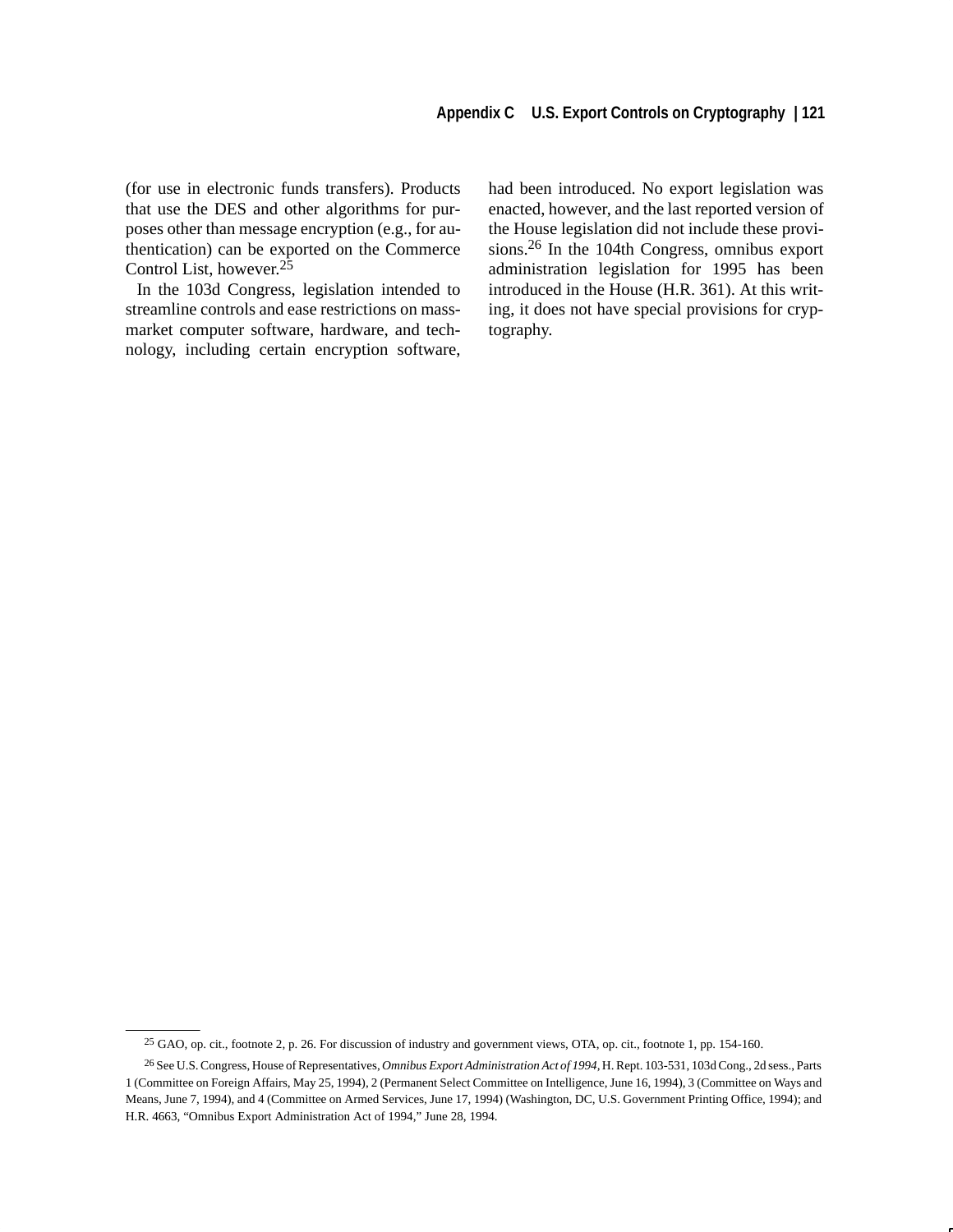(for use in electronic funds transfers). Products that use the DES and other algorithms for purposes other than message encryption (e.g., for authentication) can be exported on the Commerce Control List, however.[25]

In the 103d Congress, legislation intended to streamline controls and ease restrictions on mass-market computer software, hardware, and technology, including certain encryption software, had been introduced. No export legislation was enacted, however, and the last reported version of the House legislation did not include these provisions.[26] In the 104th Congress, omnibus export administration legislation for 1995 has been introduced in the House (H.R. 361). At this writing, it does not have special provisions for cryptography.

---

[25] GAO, op. cit., footnote 2, p. 26. For discussion of industry and government views, OTA, op. cit., footnote 1, pp. 154-160.

[26] See U.S. Congress, House of Representatives, *Omnibus Export Administration Act of 1994*, H. Rept. 103-531, 103d Cong., 2d sess., Parts 1 (Committee on Foreign Affairs, May 25, 1994), 2 (Permanent Select Committee on Intelligence, June 16, 1994), 3 (Committee on Ways and Means, June 7, 1994), and 4 (Committee on Armed Services, June 17, 1994) (Washington, DC, U.S. Government Printing Office, 1994); and H.R. 4663, "Omnibus Export Administration Act of 1994," June 28, 1994.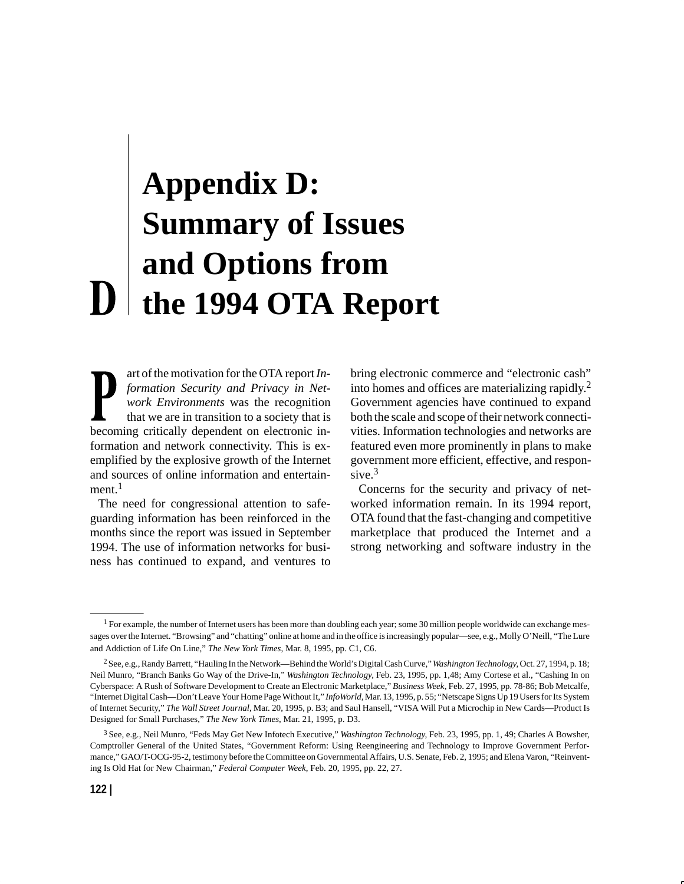# Appendix D: Summary of Issues and Options from the 1994 OTA Report

Part of the motivation for the OTA report *Information Security and Privacy in Network Environments* was the recognition that we are in transition to a society that is becoming critically dependent on electronic information and network connectivity. This is exemplified by the explosive growth of the Internet and sources of online information and entertainment.[1]

The need for congressional attention to safeguarding information has been reinforced in the months since the report was issued in September 1994. The use of information networks for business has continued to expand, and ventures to bring electronic commerce and "electronic cash" into homes and offices are materializing rapidly.[2] Government agencies have continued to expand both the scale and scope of their network connectivities. Information technologies and networks are featured even more prominently in plans to make government more efficient, effective, and responsive.[3]

Concerns for the security and privacy of networked information remain. In its 1994 report, OTA found that the fast-changing and competitive marketplace that produced the Internet and a strong networking and software industry in the

---

[1] For example, the number of Internet users has been more than doubling each year; some 30 million people worldwide can exchange messages over the Internet. "Browsing" and "chatting" online at home and in the office is increasingly popular—see, e.g., Molly O'Neill, "The Lure and Addiction of Life On Line," *The New York Times*, Mar. 8, 1995, pp. C1, C6.

[2] See, e.g., Randy Barrett, "Hauling In the Network—Behind the World's Digital Cash Curve," *Washington Technology*, Oct. 27, 1994, p. 18; Neil Munro, "Branch Banks Go Way of the Drive-In," *Washington Technology*, Feb. 23, 1995, pp. 1,48; Amy Cortese et al., "Cashing In on Cyberspace: A Rush of Software Development to Create an Electronic Marketplace," *Business Week*, Feb. 27, 1995, pp. 78-86; Bob Metcalfe, "Internet Digital Cash—Don't Leave Your Home Page Without It," *InfoWorld*, Mar. 13, 1995, p. 55; "Netscape Signs Up 19 Users for Its System of Internet Security," *The Wall Street Journal*, Mar. 20, 1995, p. B3; and Saul Hansell, "VISA Will Put a Microchip in New Cards—Product Is Designed for Small Purchases," *The New York Times*, Mar. 21, 1995, p. D3.

[3] See, e.g., Neil Munro, "Feds May Get New Infotech Executive," *Washington Technology*, Feb. 23, 1995, pp. 1, 49; Charles A Bowsher, Comptroller General of the United States, "Government Reform: Using Reengineering and Technology to Improve Government Performance," GAO/T-OCG-95-2, testimony before the Committee on Governmental Affairs, U.S. Senate, Feb. 2, 1995; and Elena Varon, "Reinventing Is Old Hat for New Chairman," *Federal Computer Week*, Feb. 20, 1995, pp. 22, 27.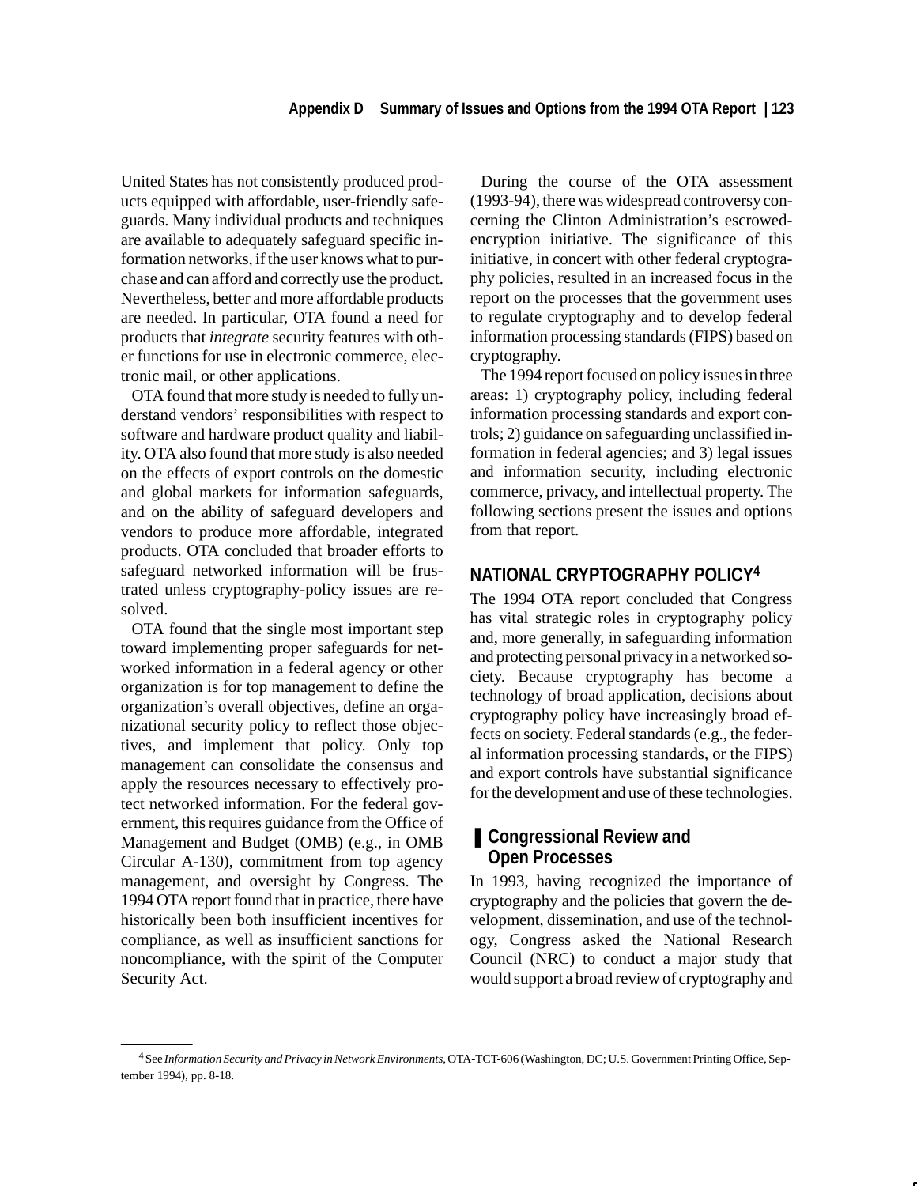United States has not consistently produced products equipped with affordable, user-friendly safeguards. Many individual products and techniques are available to adequately safeguard specific information networks, if the user knows what to purchase and can afford and correctly use the product. Nevertheless, better and more affordable products are needed. In particular, OTA found a need for products that *integrate* security features with other functions for use in electronic commerce, electronic mail, or other applications.

OTA found that more study is needed to fully understand vendors' responsibilities with respect to software and hardware product quality and liability. OTA also found that more study is also needed on the effects of export controls on the domestic and global markets for information safeguards, and on the ability of safeguard developers and vendors to produce more affordable, integrated products. OTA concluded that broader efforts to safeguard networked information will be frustrated unless cryptography-policy issues are resolved.

OTA found that the single most important step toward implementing proper safeguards for networked information in a federal agency or other organization is for top management to define the organization's overall objectives, define an organizational security policy to reflect those objectives, and implement that policy. Only top management can consolidate the consensus and apply the resources necessary to effectively protect networked information. For the federal government, this requires guidance from the Office of Management and Budget (OMB) (e.g., in OMB Circular A-130), commitment from top agency management, and oversight by Congress. The 1994 OTA report found that in practice, there have historically been both insufficient incentives for compliance, as well as insufficient sanctions for noncompliance, with the spirit of the Computer Security Act.

During the course of the OTA assessment (1993-94), there was widespread controversy concerning the Clinton Administration's escrowed-encryption initiative. The significance of this initiative, in concert with other federal cryptography policies, resulted in an increased focus in the report on the processes that the government uses to regulate cryptography and to develop federal information processing standards (FIPS) based on cryptography.

The 1994 report focused on policy issues in three areas: 1) cryptography policy, including federal information processing standards and export controls; 2) guidance on safeguarding unclassified information in federal agencies; and 3) legal issues and information security, including electronic commerce, privacy, and intellectual property. The following sections present the issues and options from that report.

## NATIONAL CRYPTOGRAPHY POLICY[4]

The 1994 OTA report concluded that Congress has vital strategic roles in cryptography policy and, more generally, in safeguarding information and protecting personal privacy in a networked society. Because cryptography has become a technology of broad application, decisions about cryptography policy have increasingly broad effects on society. Federal standards (e.g., the federal information processing standards, or the FIPS) and export controls have substantial significance for the development and use of these technologies.

### Congressional Review and Open Processes

In 1993, having recognized the importance of cryptography and the policies that govern the development, dissemination, and use of the technology, Congress asked the National Research Council (NRC) to conduct a major study that would support a broad review of cryptography and

[4] See *Information Security and Privacy in Network Environments*, OTA-TCT-606 (Washington, DC; U.S. Government Printing Office, September 1994), pp. 8-18.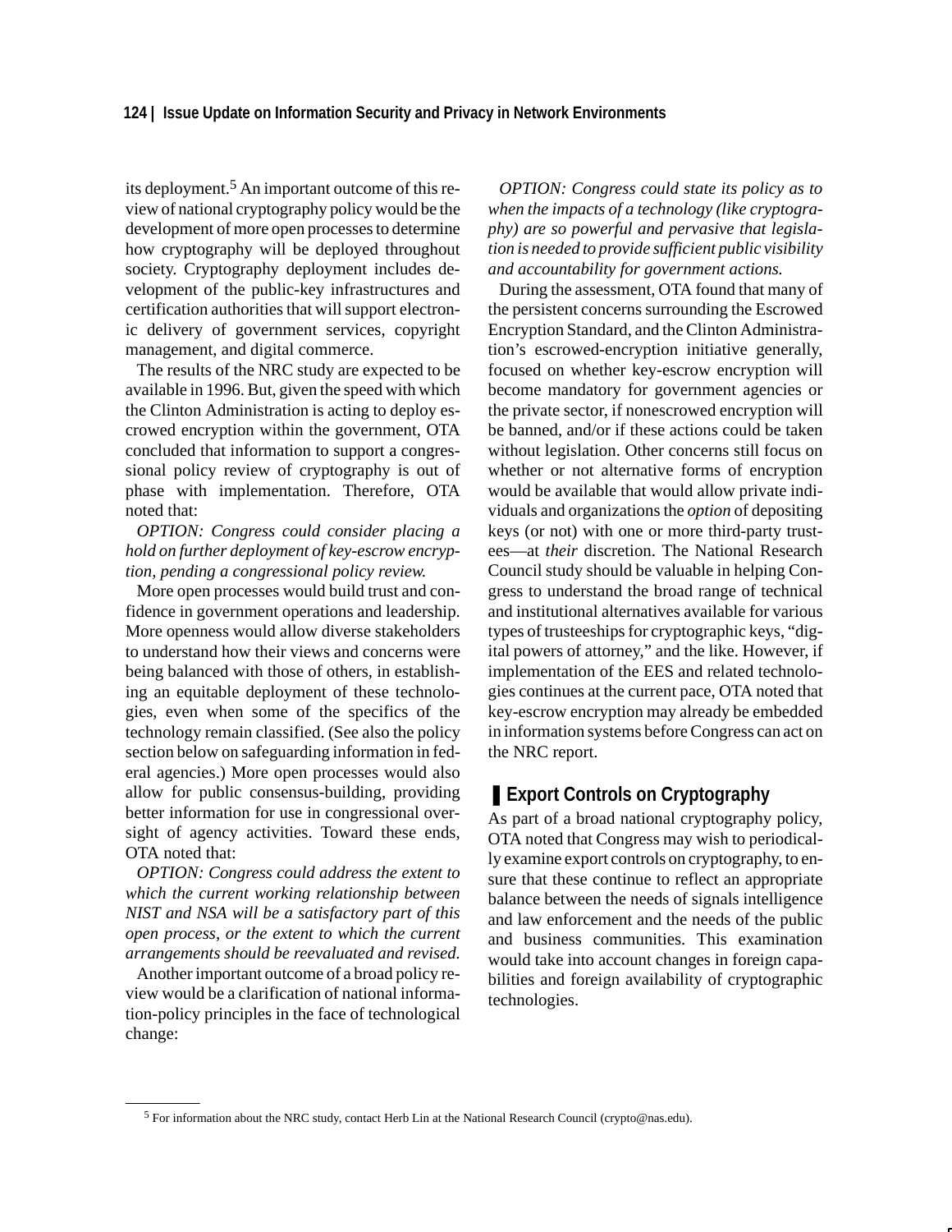its deployment.[5] An important outcome of this review of national cryptography policy would be the development of more open processes to determine how cryptography will be deployed throughout society. Cryptography deployment includes development of the public-key infrastructures and certification authorities that will support electronic delivery of government services, copyright management, and digital commerce.

The results of the NRC study are expected to be available in 1996. But, given the speed with which the Clinton Administration is acting to deploy escrowed encryption within the government, OTA concluded that information to support a congressional policy review of cryptography is out of phase with implementation. Therefore, OTA noted that:

*OPTION: Congress could consider placing a hold on further deployment of key-escrow encryption, pending a congressional policy review.*

More open processes would build trust and confidence in government operations and leadership. More openness would allow diverse stakeholders to understand how their views and concerns were being balanced with those of others, in establishing an equitable deployment of these technologies, even when some of the specifics of the technology remain classified. (See also the policy section below on safeguarding information in federal agencies.) More open processes would also allow for public consensus-building, providing better information for use in congressional oversight of agency activities. Toward these ends, OTA noted that:

*OPTION: Congress could address the extent to which the current working relationship between NIST and NSA will be a satisfactory part of this open process, or the extent to which the current arrangements should be reevaluated and revised.*

Another important outcome of a broad policy review would be a clarification of national information-policy principles in the face of technological change:

*OPTION: Congress could state its policy as to when the impacts of a technology (like cryptography) are so powerful and pervasive that legislation is needed to provide sufficient public visibility and accountability for government actions.*

During the assessment, OTA found that many of the persistent concerns surrounding the Escrowed Encryption Standard, and the Clinton Administration's escrowed-encryption initiative generally, focused on whether key-escrow encryption will become mandatory for government agencies or the private sector, if nonescrowed encryption will be banned, and/or if these actions could be taken without legislation. Other concerns still focus on whether or not alternative forms of encryption would be available that would allow private individuals and organizations the *option* of depositing keys (or not) with one or more third-party trustees—at *their* discretion. The National Research Council study should be valuable in helping Congress to understand the broad range of technical and institutional alternatives available for various types of trusteeships for cryptographic keys, "digital powers of attorney," and the like. However, if implementation of the EES and related technologies continues at the current pace, OTA noted that key-escrow encryption may already be embedded in information systems before Congress can act on the NRC report.

## Export Controls on Cryptography

As part of a broad national cryptography policy, OTA noted that Congress may wish to periodically examine export controls on cryptography, to ensure that these continue to reflect an appropriate balance between the needs of signals intelligence and law enforcement and the needs of the public and business communities. This examination would take into account changes in foreign capabilities and foreign availability of cryptographic technologies.

---

[5] For information about the NRC study, contact Herb Lin at the National Research Council (crypto@nas.edu).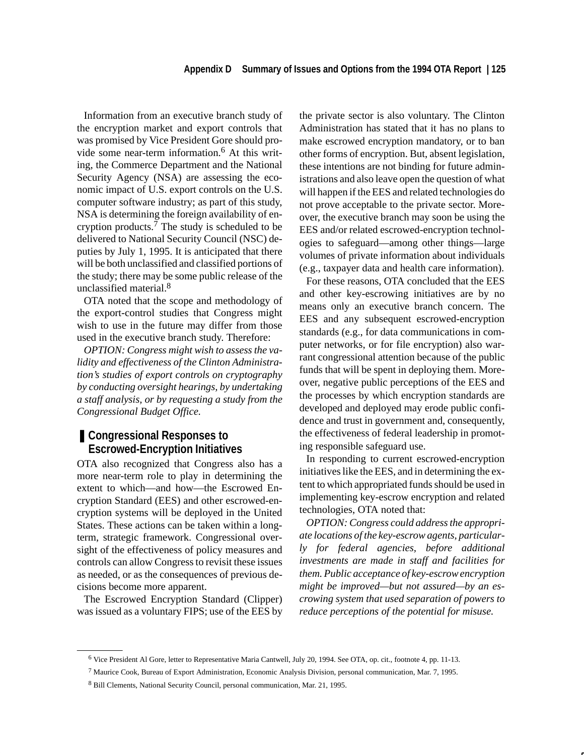Information from an executive branch study of the encryption market and export controls that was promised by Vice President Gore should provide some near-term information.[6] At this writing, the Commerce Department and the National Security Agency (NSA) are assessing the economic impact of U.S. export controls on the U.S. computer software industry; as part of this study, NSA is determining the foreign availability of encryption products.[7] The study is scheduled to be delivered to National Security Council (NSC) deputies by July 1, 1995. It is anticipated that there will be both unclassified and classified portions of the study; there may be some public release of the unclassified material.[8]

OTA noted that the scope and methodology of the export-control studies that Congress might wish to use in the future may differ from those used in the executive branch study. Therefore:

*OPTION: Congress might wish to assess the validity and effectiveness of the Clinton Administration's studies of export controls on cryptography by conducting oversight hearings, by undertaking a staff analysis, or by requesting a study from the Congressional Budget Office.*

## Congressional Responses to Escrowed-Encryption Initiatives

OTA also recognized that Congress also has a more near-term role to play in determining the extent to which—and how—the Escrowed Encryption Standard (EES) and other escrowed-encryption systems will be deployed in the United States. These actions can be taken within a long-term, strategic framework. Congressional oversight of the effectiveness of policy measures and controls can allow Congress to revisit these issues as needed, or as the consequences of previous decisions become more apparent.

The Escrowed Encryption Standard (Clipper) was issued as a voluntary FIPS; use of the EES by the private sector is also voluntary. The Clinton Administration has stated that it has no plans to make escrowed encryption mandatory, or to ban other forms of encryption. But, absent legislation, these intentions are not binding for future administrations and also leave open the question of what will happen if the EES and related technologies do not prove acceptable to the private sector. Moreover, the executive branch may soon be using the EES and/or related escrowed-encryption technologies to safeguard—among other things—large volumes of private information about individuals (e.g., taxpayer data and health care information).

For these reasons, OTA concluded that the EES and other key-escrowing initiatives are by no means only an executive branch concern. The EES and any subsequent escrowed-encryption standards (e.g., for data communications in computer networks, or for file encryption) also warrant congressional attention because of the public funds that will be spent in deploying them. Moreover, negative public perceptions of the EES and the processes by which encryption standards are developed and deployed may erode public confidence and trust in government and, consequently, the effectiveness of federal leadership in promoting responsible safeguard use.

In responding to current escrowed-encryption initiatives like the EES, and in determining the extent to which appropriated funds should be used in implementing key-escrow encryption and related technologies, OTA noted that:

*OPTION: Congress could address the appropriate locations of the key-escrow agents, particularly for federal agencies, before additional investments are made in staff and facilities for them. Public acceptance of key-escrow encryption might be improved—but not assured—by an escrowing system that used separation of powers to reduce perceptions of the potential for misuse.*

---

[6] Vice President Al Gore, letter to Representative Maria Cantwell, July 20, 1994. See OTA, op. cit., footnote 4, pp. 11-13.

[7] Maurice Cook, Bureau of Export Administration, Economic Analysis Division, personal communication, Mar. 7, 1995.

[8] Bill Clements, National Security Council, personal communication, Mar. 21, 1995.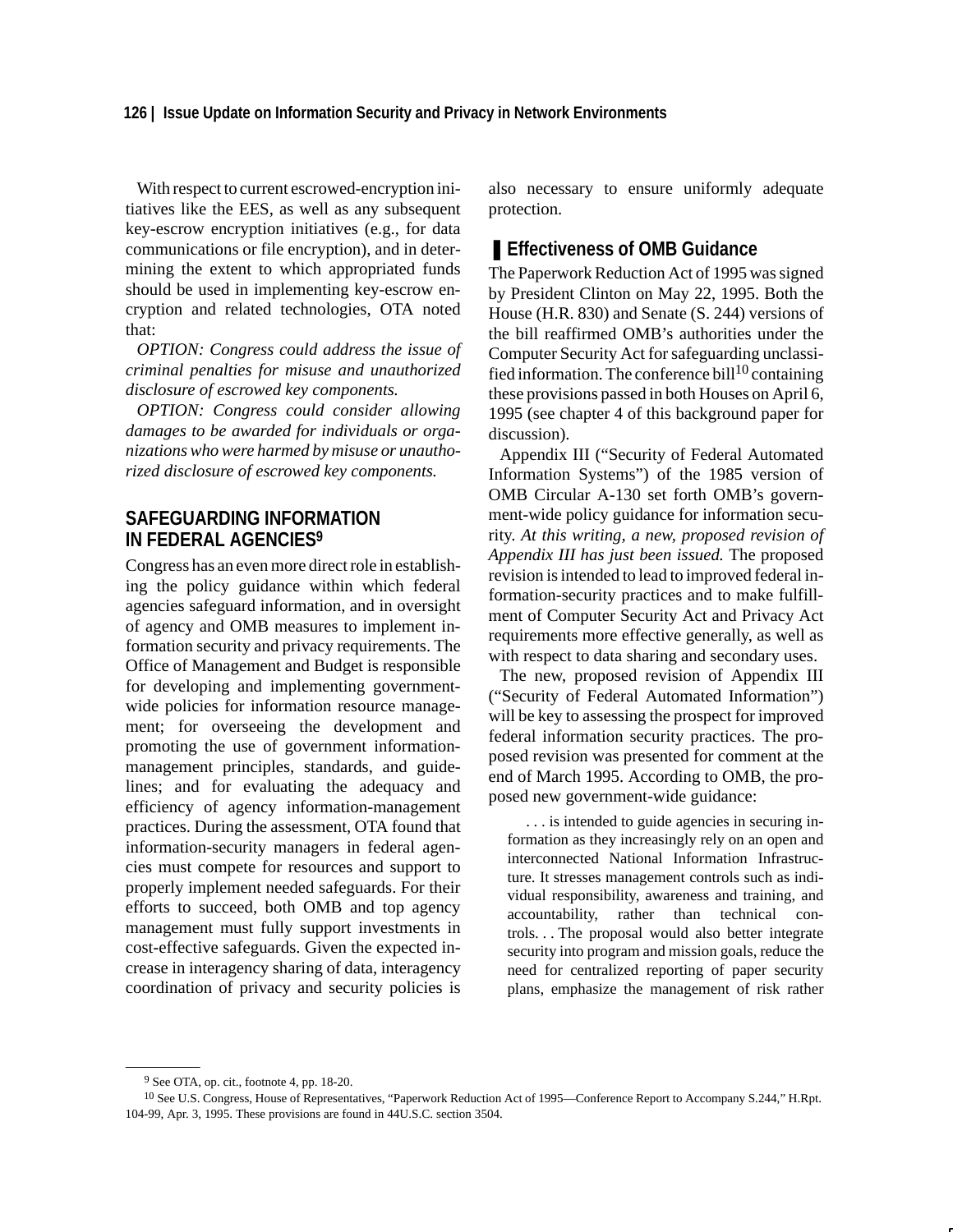With respect to current escrowed-encryption initiatives like the EES, as well as any subsequent key-escrow encryption initiatives (e.g., for data communications or file encryption), and in determining the extent to which appropriated funds should be used in implementing key-escrow encryption and related technologies, OTA noted that:

*OPTION: Congress could address the issue of criminal penalties for misuse and unauthorized disclosure of escrowed key components.*

*OPTION: Congress could consider allowing damages to be awarded for individuals or organizations who were harmed by misuse or unauthorized disclosure of escrowed key components.*

## SAFEGUARDING INFORMATION IN FEDERAL AGENCIES[9]

Congress has an even more direct role in establishing the policy guidance within which federal agencies safeguard information, and in oversight of agency and OMB measures to implement information security and privacy requirements. The Office of Management and Budget is responsible for developing and implementing government-wide policies for information resource management; for overseeing the development and promoting the use of government information-management principles, standards, and guidelines; and for evaluating the adequacy and efficiency of agency information-management practices. During the assessment, OTA found that information-security managers in federal agencies must compete for resources and support to properly implement needed safeguards. For their efforts to succeed, both OMB and top agency management must fully support investments in cost-effective safeguards. Given the expected increase in interagency sharing of data, interagency coordination of privacy and security policies is also necessary to ensure uniformly adequate protection.

### Effectiveness of OMB Guidance

The Paperwork Reduction Act of 1995 was signed by President Clinton on May 22, 1995. Both the House (H.R. 830) and Senate (S. 244) versions of the bill reaffirmed OMB's authorities under the Computer Security Act for safeguarding unclassified information. The conference bill[10] containing these provisions passed in both Houses on April 6, 1995 (see chapter 4 of this background paper for discussion).

Appendix III ("Security of Federal Automated Information Systems") of the 1985 version of OMB Circular A-130 set forth OMB's government-wide policy guidance for information security. *At this writing, a new, proposed revision of Appendix III has just been issued.* The proposed revision is intended to lead to improved federal information-security practices and to make fulfillment of Computer Security Act and Privacy Act requirements more effective generally, as well as with respect to data sharing and secondary uses.

The new, proposed revision of Appendix III ("Security of Federal Automated Information") will be key to assessing the prospect for improved federal information security practices. The proposed revision was presented for comment at the end of March 1995. According to OMB, the proposed new government-wide guidance:

> . . . is intended to guide agencies in securing information as they increasingly rely on an open and interconnected National Information Infrastructure. It stresses management controls such as individual responsibility, awareness and training, and accountability, rather than technical controls. . . The proposal would also better integrate security into program and mission goals, reduce the need for centralized reporting of paper security plans, emphasize the management of risk rather

---

[9] See OTA, op. cit., footnote 4, pp. 18-20.

[10] See U.S. Congress, House of Representatives, "Paperwork Reduction Act of 1995—Conference Report to Accompany S.244," H.Rpt. 104-99, Apr. 3, 1995. These provisions are found in 44U.S.C. section 3504.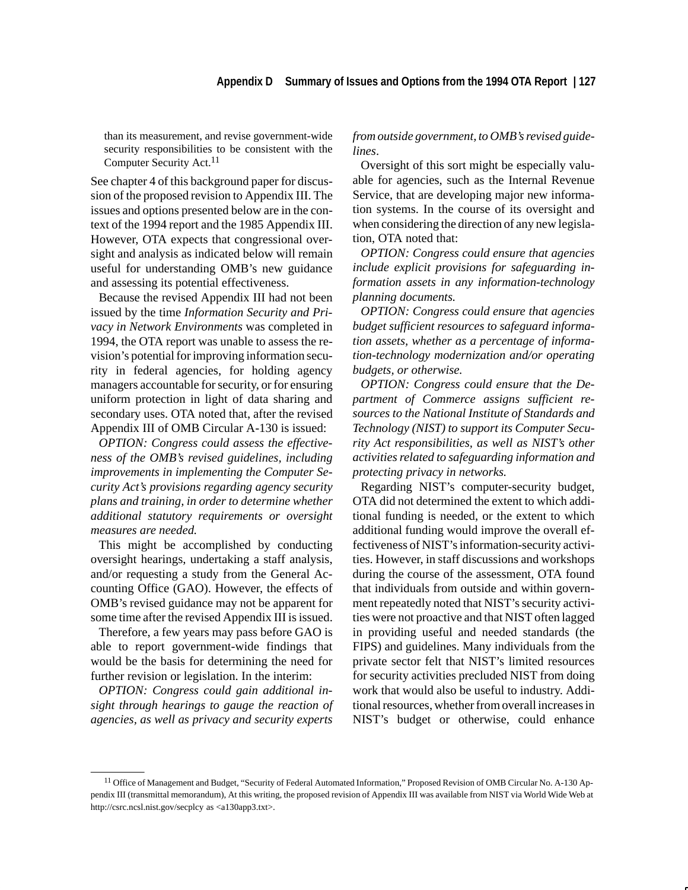than its measurement, and revise government-wide security responsibilities to be consistent with the Computer Security Act.[11]

See chapter 4 of this background paper for discussion of the proposed revision to Appendix III. The issues and options presented below are in the context of the 1994 report and the 1985 Appendix III. However, OTA expects that congressional oversight and analysis as indicated below will remain useful for understanding OMB's new guidance and assessing its potential effectiveness.

Because the revised Appendix III had not been issued by the time *Information Security and Privacy in Network Environments* was completed in 1994, the OTA report was unable to assess the revision's potential for improving information security in federal agencies, for holding agency managers accountable for security, or for ensuring uniform protection in light of data sharing and secondary uses. OTA noted that, after the revised Appendix III of OMB Circular A-130 is issued:

*OPTION: Congress could assess the effectiveness of the OMB's revised guidelines, including improvements in implementing the Computer Security Act's provisions regarding agency security plans and training, in order to determine whether additional statutory requirements or oversight measures are needed.*

This might be accomplished by conducting oversight hearings, undertaking a staff analysis, and/or requesting a study from the General Accounting Office (GAO). However, the effects of OMB's revised guidance may not be apparent for some time after the revised Appendix III is issued.

Therefore, a few years may pass before GAO is able to report government-wide findings that would be the basis for determining the need for further revision or legislation. In the interim:

*OPTION: Congress could gain additional insight through hearings to gauge the reaction of agencies, as well as privacy and security experts from outside government, to OMB's revised guidelines.*

Oversight of this sort might be especially valuable for agencies, such as the Internal Revenue Service, that are developing major new information systems. In the course of its oversight and when considering the direction of any new legislation, OTA noted that:

*OPTION: Congress could ensure that agencies include explicit provisions for safeguarding information assets in any information-technology planning documents.*

*OPTION: Congress could ensure that agencies budget sufficient resources to safeguard information assets, whether as a percentage of information-technology modernization and/or operating budgets, or otherwise.*

*OPTION: Congress could ensure that the Department of Commerce assigns sufficient resources to the National Institute of Standards and Technology (NIST) to support its Computer Security Act responsibilities, as well as NIST's other activities related to safeguarding information and protecting privacy in networks.*

Regarding NIST's computer-security budget, OTA did not determined the extent to which additional funding is needed, or the extent to which additional funding would improve the overall effectiveness of NIST's information-security activities. However, in staff discussions and workshops during the course of the assessment, OTA found that individuals from outside and within government repeatedly noted that NIST's security activities were not proactive and that NIST often lagged in providing useful and needed standards (the FIPS) and guidelines. Many individuals from the private sector felt that NIST's limited resources for security activities precluded NIST from doing work that would also be useful to industry. Additional resources, whether from overall increases in NIST's budget or otherwise, could enhance

[11] Office of Management and Budget, "Security of Federal Automated Information," Proposed Revision of OMB Circular No. A-130 Appendix III (transmittal memorandum), At this writing, the proposed revision of Appendix III was available from NIST via World Wide Web at http://csrc.ncsl.nist.gov/secplcy as <a130app3.txt>.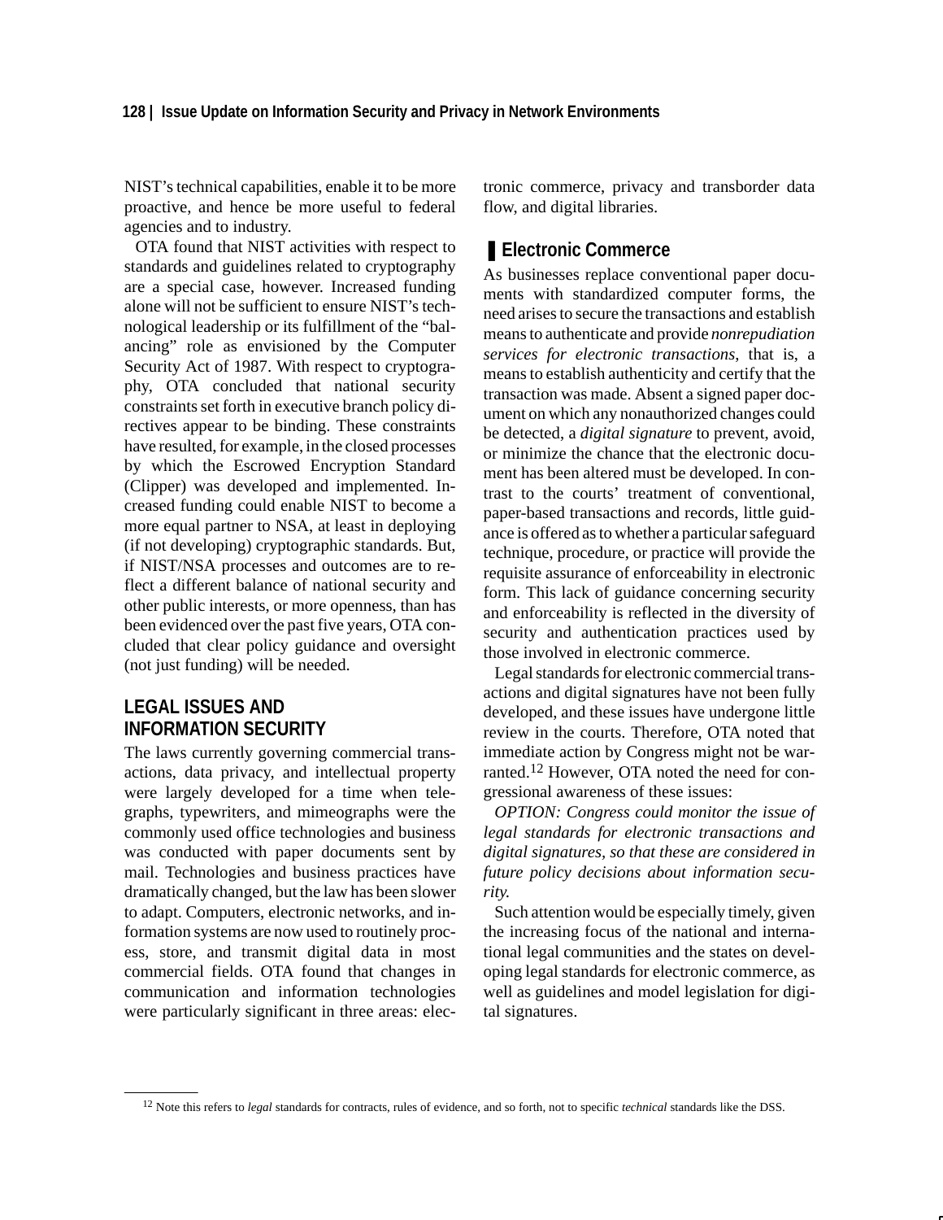NIST's technical capabilities, enable it to be more proactive, and hence be more useful to federal agencies and to industry.

OTA found that NIST activities with respect to standards and guidelines related to cryptography are a special case, however. Increased funding alone will not be sufficient to ensure NIST's technological leadership or its fulfillment of the "balancing" role as envisioned by the Computer Security Act of 1987. With respect to cryptography, OTA concluded that national security constraints set forth in executive branch policy directives appear to be binding. These constraints have resulted, for example, in the closed processes by which the Escrowed Encryption Standard (Clipper) was developed and implemented. Increased funding could enable NIST to become a more equal partner to NSA, at least in deploying (if not developing) cryptographic standards. But, if NIST/NSA processes and outcomes are to reflect a different balance of national security and other public interests, or more openness, than has been evidenced over the past five years, OTA concluded that clear policy guidance and oversight (not just funding) will be needed.

## LEGAL ISSUES AND INFORMATION SECURITY

The laws currently governing commercial transactions, data privacy, and intellectual property were largely developed for a time when telegraphs, typewriters, and mimeographs were the commonly used office technologies and business was conducted with paper documents sent by mail. Technologies and business practices have dramatically changed, but the law has been slower to adapt. Computers, electronic networks, and information systems are now used to routinely process, store, and transmit digital data in most commercial fields. OTA found that changes in communication and information technologies were particularly significant in three areas: electronic commerce, privacy and transborder data flow, and digital libraries.

### Electronic Commerce

As businesses replace conventional paper documents with standardized computer forms, the need arises to secure the transactions and establish means to authenticate and provide *nonrepudiation services for electronic transactions*, that is, a means to establish authenticity and certify that the transaction was made. Absent a signed paper document on which any nonauthorized changes could be detected, a *digital signature* to prevent, avoid, or minimize the chance that the electronic document has been altered must be developed. In contrast to the courts' treatment of conventional, paper-based transactions and records, little guidance is offered as to whether a particular safeguard technique, procedure, or practice will provide the requisite assurance of enforceability in electronic form. This lack of guidance concerning security and enforceability is reflected in the diversity of security and authentication practices used by those involved in electronic commerce.

Legal standards for electronic commercial transactions and digital signatures have not been fully developed, and these issues have undergone little review in the courts. Therefore, OTA noted that immediate action by Congress might not be warranted.[12] However, OTA noted the need for congressional awareness of these issues:

*OPTION: Congress could monitor the issue of legal standards for electronic transactions and digital signatures, so that these are considered in future policy decisions about information security.*

Such attention would be especially timely, given the increasing focus of the national and international legal communities and the states on developing legal standards for electronic commerce, as well as guidelines and model legislation for digital signatures.

---

[12] Note this refers to *legal* standards for contracts, rules of evidence, and so forth, not to specific *technical* standards like the DSS.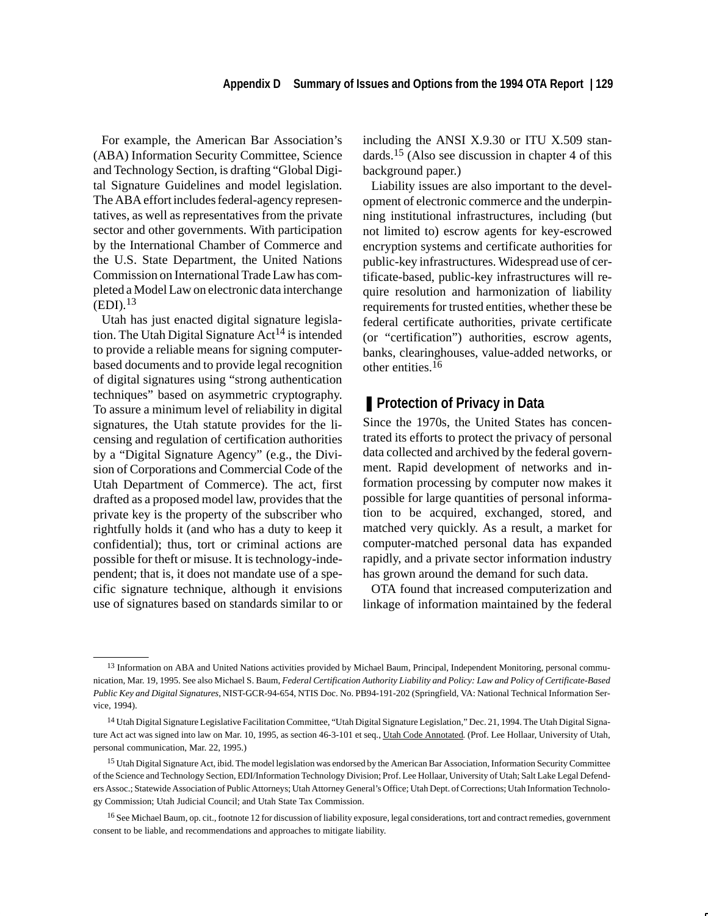For example, the American Bar Association's (ABA) Information Security Committee, Science and Technology Section, is drafting "Global Digital Signature Guidelines and model legislation. The ABA effort includes federal-agency representatives, as well as representatives from the private sector and other governments. With participation by the International Chamber of Commerce and the U.S. State Department, the United Nations Commission on International Trade Law has completed a Model Law on electronic data interchange (EDI).[13]

Utah has just enacted digital signature legislation. The Utah Digital Signature Act[14] is intended to provide a reliable means for signing computer-based documents and to provide legal recognition of digital signatures using "strong authentication techniques" based on asymmetric cryptography. To assure a minimum level of reliability in digital signatures, the Utah statute provides for the licensing and regulation of certification authorities by a "Digital Signature Agency" (e.g., the Division of Corporations and Commercial Code of the Utah Department of Commerce). The act, first drafted as a proposed model law, provides that the private key is the property of the subscriber who rightfully holds it (and who has a duty to keep it confidential); thus, tort or criminal actions are possible for theft or misuse. It is technology-independent; that is, it does not mandate use of a specific signature technique, although it envisions use of signatures based on standards similar to or including the ANSI X.9.30 or ITU X.509 standards.[15] (Also see discussion in chapter 4 of this background paper.)

Liability issues are also important to the development of electronic commerce and the underpinning institutional infrastructures, including (but not limited to) escrow agents for key-escrowed encryption systems and certificate authorities for public-key infrastructures. Widespread use of certificate-based, public-key infrastructures will require resolution and harmonization of liability requirements for trusted entities, whether these be federal certificate authorities, private certificate (or "certification") authorities, escrow agents, banks, clearinghouses, value-added networks, or other entities.[16]

## Protection of Privacy in Data

Since the 1970s, the United States has concentrated its efforts to protect the privacy of personal data collected and archived by the federal government. Rapid development of networks and information processing by computer now makes it possible for large quantities of personal information to be acquired, exchanged, stored, and matched very quickly. As a result, a market for computer-matched personal data has expanded rapidly, and a private sector information industry has grown around the demand for such data.

OTA found that increased computerization and linkage of information maintained by the federal

---

[13] Information on ABA and United Nations activities provided by Michael Baum, Principal, Independent Monitoring, personal communication, Mar. 19, 1995. See also Michael S. Baum, *Federal Certification Authority Liability and Policy: Law and Policy of Certificate-Based Public Key and Digital Signatures*, NIST-GCR-94-654, NTIS Doc. No. PB94-191-202 (Springfield, VA: National Technical Information Service, 1994).

[14] Utah Digital Signature Legislative Facilitation Committee, "Utah Digital Signature Legislation," Dec. 21, 1994. The Utah Digital Signature Act act was signed into law on Mar. 10, 1995, as section 46-3-101 et seq., Utah Code Annotated. (Prof. Lee Hollaar, University of Utah, personal communication, Mar. 22, 1995.)

[15] Utah Digital Signature Act, ibid. The model legislation was endorsed by the American Bar Association, Information Security Committee of the Science and Technology Section, EDI/Information Technology Division; Prof. Lee Hollaar, University of Utah; Salt Lake Legal Defenders Assoc.; Statewide Association of Public Attorneys; Utah Attorney General's Office; Utah Dept. of Corrections; Utah Information Technology Commission; Utah Judicial Council; and Utah State Tax Commission.

[16] See Michael Baum, op. cit., footnote 12 for discussion of liability exposure, legal considerations, tort and contract remedies, government consent to be liable, and recommendations and approaches to mitigate liability.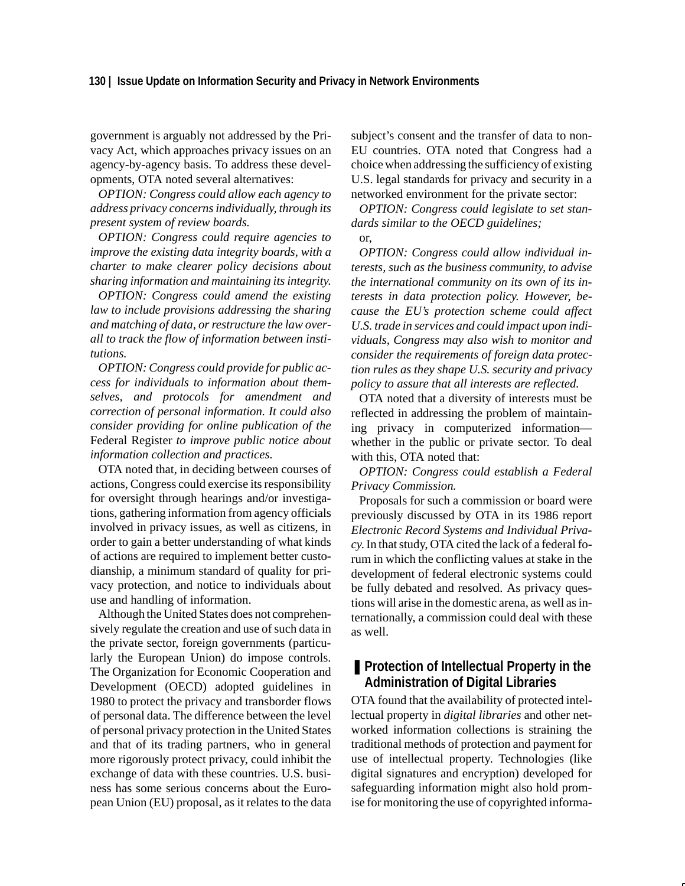government is arguably not addressed by the Privacy Act, which approaches privacy issues on an agency-by-agency basis. To address these developments, OTA noted several alternatives:

*OPTION: Congress could allow each agency to address privacy concerns individually, through its present system of review boards.*

*OPTION: Congress could require agencies to improve the existing data integrity boards, with a charter to make clearer policy decisions about sharing information and maintaining its integrity.*

*OPTION: Congress could amend the existing law to include provisions addressing the sharing and matching of data, or restructure the law overall to track the flow of information between institutions.*

*OPTION: Congress could provide for public access for individuals to information about themselves, and protocols for amendment and correction of personal information. It could also consider providing for online publication of the* Federal Register *to improve public notice about information collection and practices.*

OTA noted that, in deciding between courses of actions, Congress could exercise its responsibility for oversight through hearings and/or investigations, gathering information from agency officials involved in privacy issues, as well as citizens, in order to gain a better understanding of what kinds of actions are required to implement better custodianship, a minimum standard of quality for privacy protection, and notice to individuals about use and handling of information.

Although the United States does not comprehensively regulate the creation and use of such data in the private sector, foreign governments (particularly the European Union) do impose controls. The Organization for Economic Cooperation and Development (OECD) adopted guidelines in 1980 to protect the privacy and transborder flows of personal data. The difference between the level of personal privacy protection in the United States and that of its trading partners, who in general more rigorously protect privacy, could inhibit the exchange of data with these countries. U.S. business has some serious concerns about the European Union (EU) proposal, as it relates to the data subject's consent and the transfer of data to non-EU countries. OTA noted that Congress had a choice when addressing the sufficiency of existing U.S. legal standards for privacy and security in a networked environment for the private sector:

*OPTION: Congress could legislate to set standards similar to the OECD guidelines;*

or,

*OPTION: Congress could allow individual interests, such as the business community, to advise the international community on its own of its interests in data protection policy. However, because the EU's protection scheme could affect U.S. trade in services and could impact upon individuals, Congress may also wish to monitor and consider the requirements of foreign data protection rules as they shape U.S. security and privacy policy to assure that all interests are reflected.*

OTA noted that a diversity of interests must be reflected in addressing the problem of maintaining privacy in computerized information—whether in the public or private sector. To deal with this, OTA noted that:

*OPTION: Congress could establish a Federal Privacy Commission.*

Proposals for such a commission or board were previously discussed by OTA in its 1986 report *Electronic Record Systems and Individual Privacy.* In that study, OTA cited the lack of a federal forum in which the conflicting values at stake in the development of federal electronic systems could be fully debated and resolved. As privacy questions will arise in the domestic arena, as well as internationally, a commission could deal with these as well.

## Protection of Intellectual Property in the Administration of Digital Libraries

OTA found that the availability of protected intellectual property in *digital libraries* and other networked information collections is straining the traditional methods of protection and payment for use of intellectual property. Technologies (like digital signatures and encryption) developed for safeguarding information might also hold promise for monitoring the use of copyrighted informa-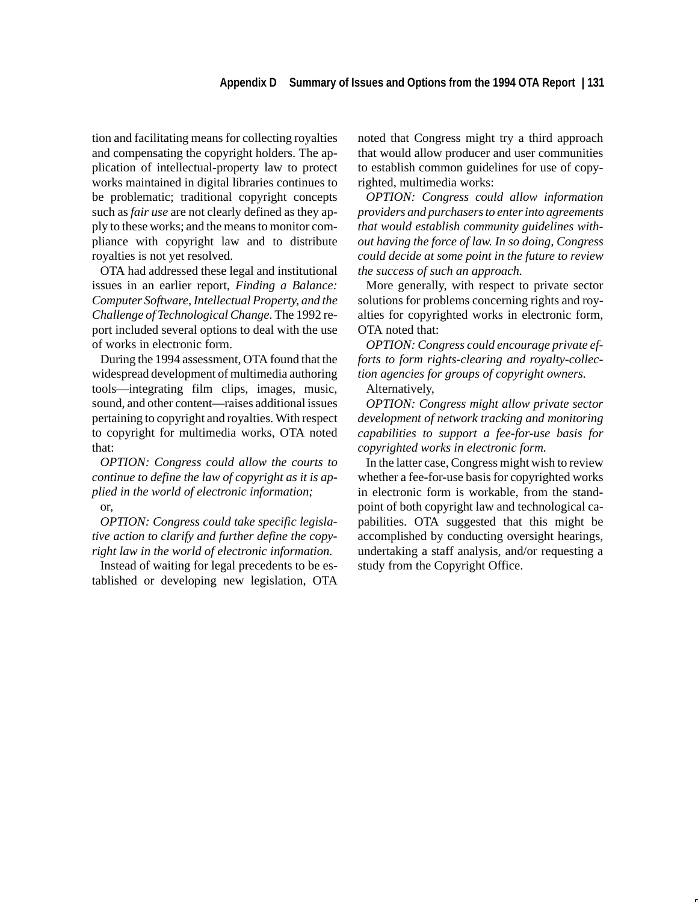tion and facilitating means for collecting royalties and compensating the copyright holders. The application of intellectual-property law to protect works maintained in digital libraries continues to be problematic; traditional copyright concepts such as *fair use* are not clearly defined as they apply to these works; and the means to monitor compliance with copyright law and to distribute royalties is not yet resolved.

OTA had addressed these legal and institutional issues in an earlier report, *Finding a Balance: Computer Software, Intellectual Property, and the Challenge of Technological Change*. The 1992 report included several options to deal with the use of works in electronic form.

During the 1994 assessment, OTA found that the widespread development of multimedia authoring tools—integrating film clips, images, music, sound, and other content—raises additional issues pertaining to copyright and royalties. With respect to copyright for multimedia works, OTA noted that:

*OPTION: Congress could allow the courts to continue to define the law of copyright as it is applied in the world of electronic information;*

or,

*OPTION: Congress could take specific legislative action to clarify and further define the copyright law in the world of electronic information.*

Instead of waiting for legal precedents to be established or developing new legislation, OTA noted that Congress might try a third approach that would allow producer and user communities to establish common guidelines for use of copyrighted, multimedia works:

*OPTION: Congress could allow information providers and purchasers to enter into agreements that would establish community guidelines without having the force of law. In so doing, Congress could decide at some point in the future to review the success of such an approach.*

More generally, with respect to private sector solutions for problems concerning rights and royalties for copyrighted works in electronic form, OTA noted that:

*OPTION: Congress could encourage private efforts to form rights-clearing and royalty-collection agencies for groups of copyright owners.*

Alternatively,

*OPTION: Congress might allow private sector development of network tracking and monitoring capabilities to support a fee-for-use basis for copyrighted works in electronic form.*

In the latter case, Congress might wish to review whether a fee-for-use basis for copyrighted works in electronic form is workable, from the standpoint of both copyright law and technological capabilities. OTA suggested that this might be accomplished by conducting oversight hearings, undertaking a staff analysis, and/or requesting a study from the Copyright Office.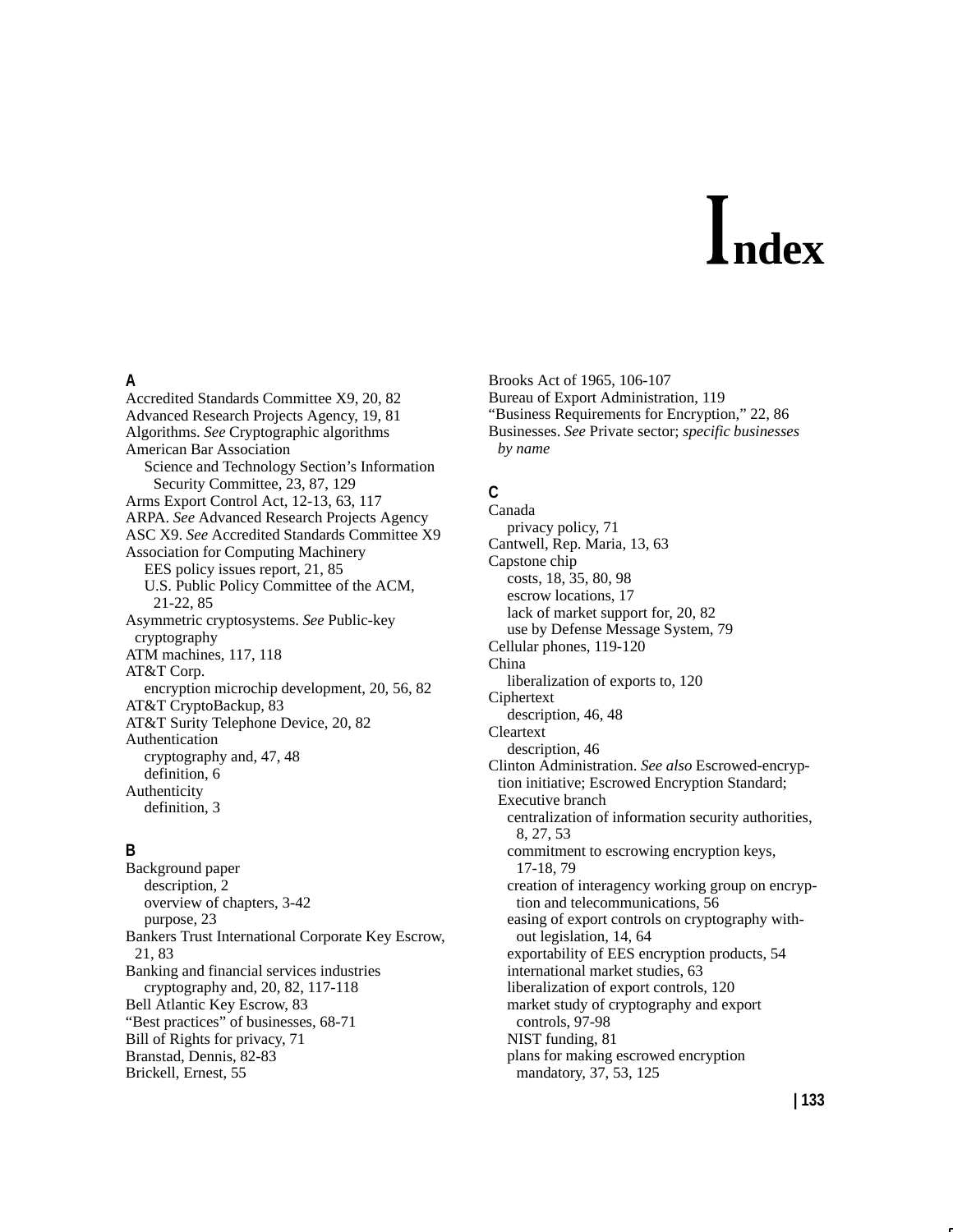# Index

## A

Accredited Standards Committee X9, 20, 82
Advanced Research Projects Agency, 19, 81
Algorithms. *See* Cryptographic algorithms
American Bar Association
  Science and Technology Section's Information Security Committee, 23, 87, 129
Arms Export Control Act, 12-13, 63, 117
ARPA. *See* Advanced Research Projects Agency
ASC X9. *See* Accredited Standards Committee X9
Association for Computing Machinery
  EES policy issues report, 21, 85
  U.S. Public Policy Committee of the ACM, 21-22, 85
Asymmetric cryptosystems. *See* Public-key cryptography
ATM machines, 117, 118
AT&T Corp.
  encryption microchip development, 20, 56, 82
AT&T CryptoBackup, 83
AT&T Surity Telephone Device, 20, 82
Authentication
  cryptography and, 47, 48
  definition, 6
Authenticity
  definition, 3

## B

Background paper
  description, 2
  overview of chapters, 3-42
  purpose, 23
Bankers Trust International Corporate Key Escrow, 21, 83
Banking and financial services industries
  cryptography and, 20, 82, 117-118
Bell Atlantic Key Escrow, 83
"Best practices" of businesses, 68-71
Bill of Rights for privacy, 71
Branstad, Dennis, 82-83
Brickell, Ernest, 55
Brooks Act of 1965, 106-107
Bureau of Export Administration, 119
"Business Requirements for Encryption," 22, 86
Businesses. *See* Private sector; *specific businesses by name*

## C

Canada
  privacy policy, 71
Cantwell, Rep. Maria, 13, 63
Capstone chip
  costs, 18, 35, 80, 98
  escrow locations, 17
  lack of market support for, 20, 82
  use by Defense Message System, 79
Cellular phones, 119-120
China
  liberalization of exports to, 120
Ciphertext
  description, 46, 48
Cleartext
  description, 46
Clinton Administration. *See also* Escrowed-encryption initiative; Escrowed Encryption Standard; Executive branch
  centralization of information security authorities, 8, 27, 53
  commitment to escrowing encryption keys, 17-18, 79
  creation of interagency working group on encryption and telecommunications, 56
  easing of export controls on cryptography without legislation, 14, 64
  exportability of EES encryption products, 54
  international market studies, 63
  liberalization of export controls, 120
  market study of cryptography and export controls, 97-98
  NIST funding, 81
  plans for making escrowed encryption mandatory, 37, 53, 125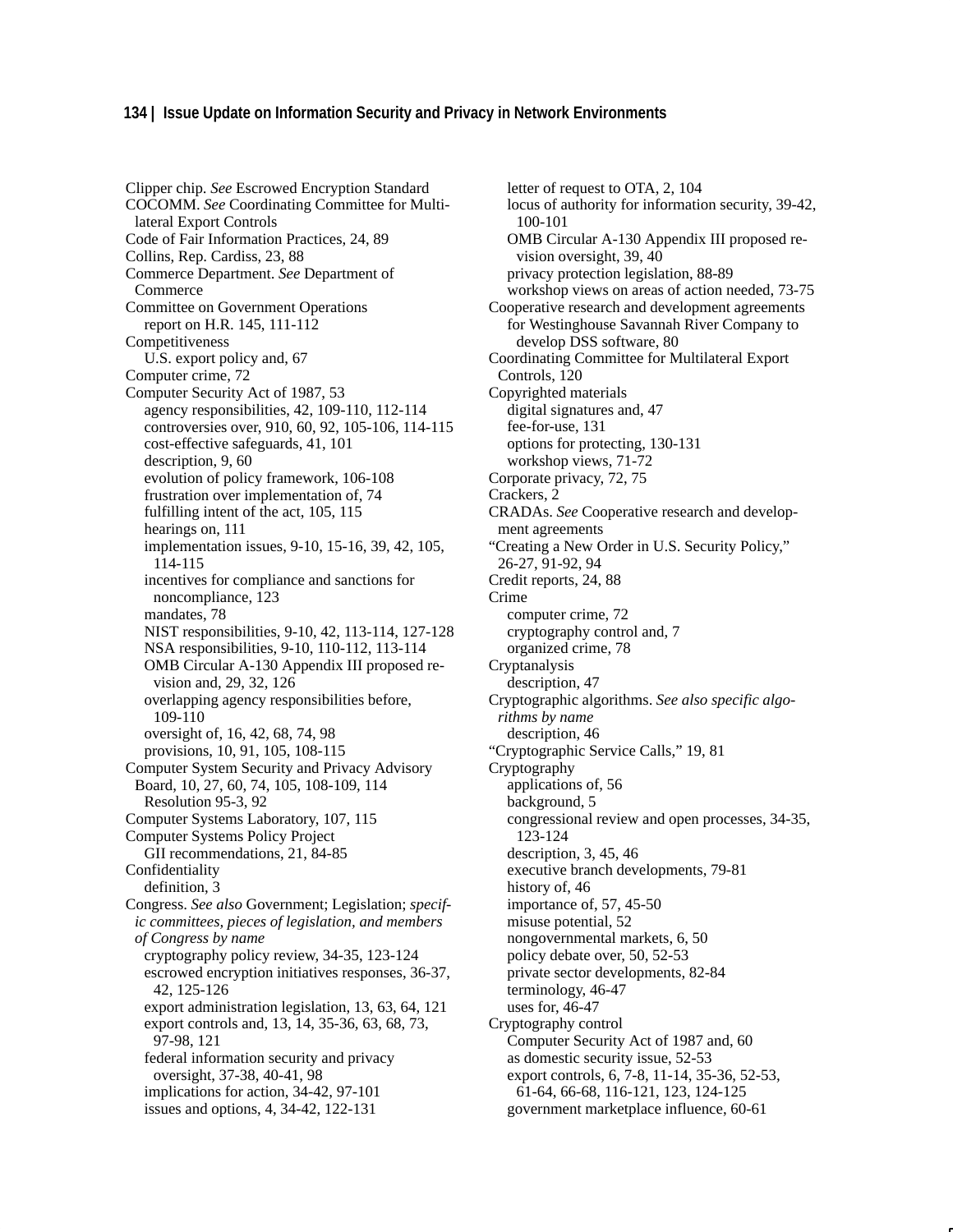Clipper chip. *See* Escrowed Encryption Standard
COCOMM. *See* Coordinating Committee for Multilateral Export Controls
Code of Fair Information Practices, 24, 89
Collins, Rep. Cardiss, 23, 88
Commerce Department. *See* Department of Commerce
Committee on Government Operations
  report on H.R. 145, 111-112
Competitiveness
  U.S. export policy and, 67
Computer crime, 72
Computer Security Act of 1987, 53
  agency responsibilities, 42, 109-110, 112-114
  controversies over, 910, 60, 92, 105-106, 114-115
  cost-effective safeguards, 41, 101
  description, 9, 60
  evolution of policy framework, 106-108
  frustration over implementation of, 74
  fulfilling intent of the act, 105, 115
  hearings on, 111
  implementation issues, 9-10, 15-16, 39, 42, 105, 114-115
  incentives for compliance and sanctions for noncompliance, 123
  mandates, 78
  NIST responsibilities, 9-10, 42, 113-114, 127-128
  NSA responsibilities, 9-10, 110-112, 113-114
  OMB Circular A-130 Appendix III proposed revision and, 29, 32, 126
  overlapping agency responsibilities before, 109-110
  oversight of, 16, 42, 68, 74, 98
  provisions, 10, 91, 105, 108-115
Computer System Security and Privacy Advisory Board, 10, 27, 60, 74, 105, 108-109, 114
  Resolution 95-3, 92
Computer Systems Laboratory, 107, 115
Computer Systems Policy Project
  GII recommendations, 21, 84-85
Confidentiality
  definition, 3
Congress. *See also* Government; Legislation; *specific committees, pieces of legislation, and members of Congress by name*
  cryptography policy review, 34-35, 123-124
  escrowed encryption initiatives responses, 36-37, 42, 125-126
  export administration legislation, 13, 63, 64, 121
  export controls and, 13, 14, 35-36, 63, 68, 73, 97-98, 121
  federal information security and privacy oversight, 37-38, 40-41, 98
  implications for action, 34-42, 97-101
  issues and options, 4, 34-42, 122-131
  letter of request to OTA, 2, 104
  locus of authority for information security, 39-42, 100-101
  OMB Circular A-130 Appendix III proposed revision oversight, 39, 40
  privacy protection legislation, 88-89
  workshop views on areas of action needed, 73-75
Cooperative research and development agreements
  for Westinghouse Savannah River Company to develop DSS software, 80
Coordinating Committee for Multilateral Export Controls, 120
Copyrighted materials
  digital signatures and, 47
  fee-for-use, 131
  options for protecting, 130-131
  workshop views, 71-72
Corporate privacy, 72, 75
Crackers, 2
CRADAs. *See* Cooperative research and development agreements
"Creating a New Order in U.S. Security Policy," 26-27, 91-92, 94
Credit reports, 24, 88
Crime
  computer crime, 72
  cryptography control and, 7
  organized crime, 78
Cryptanalysis
  description, 47
Cryptographic algorithms. *See also specific algorithms by name*
  description, 46
"Cryptographic Service Calls," 19, 81
Cryptography
  applications of, 56
  background, 5
  congressional review and open processes, 34-35, 123-124
  description, 3, 45, 46
  executive branch developments, 79-81
  history of, 46
  importance of, 57, 45-50
  misuse potential, 52
  nongovernmental markets, 6, 50
  policy debate over, 50, 52-53
  private sector developments, 82-84
  terminology, 46-47
  uses for, 46-47
Cryptography control
  Computer Security Act of 1987 and, 60
  as domestic security issue, 52-53
  export controls, 6, 7-8, 11-14, 35-36, 52-53, 61-64, 66-68, 116-121, 123, 124-125
  government marketplace influence, 60-61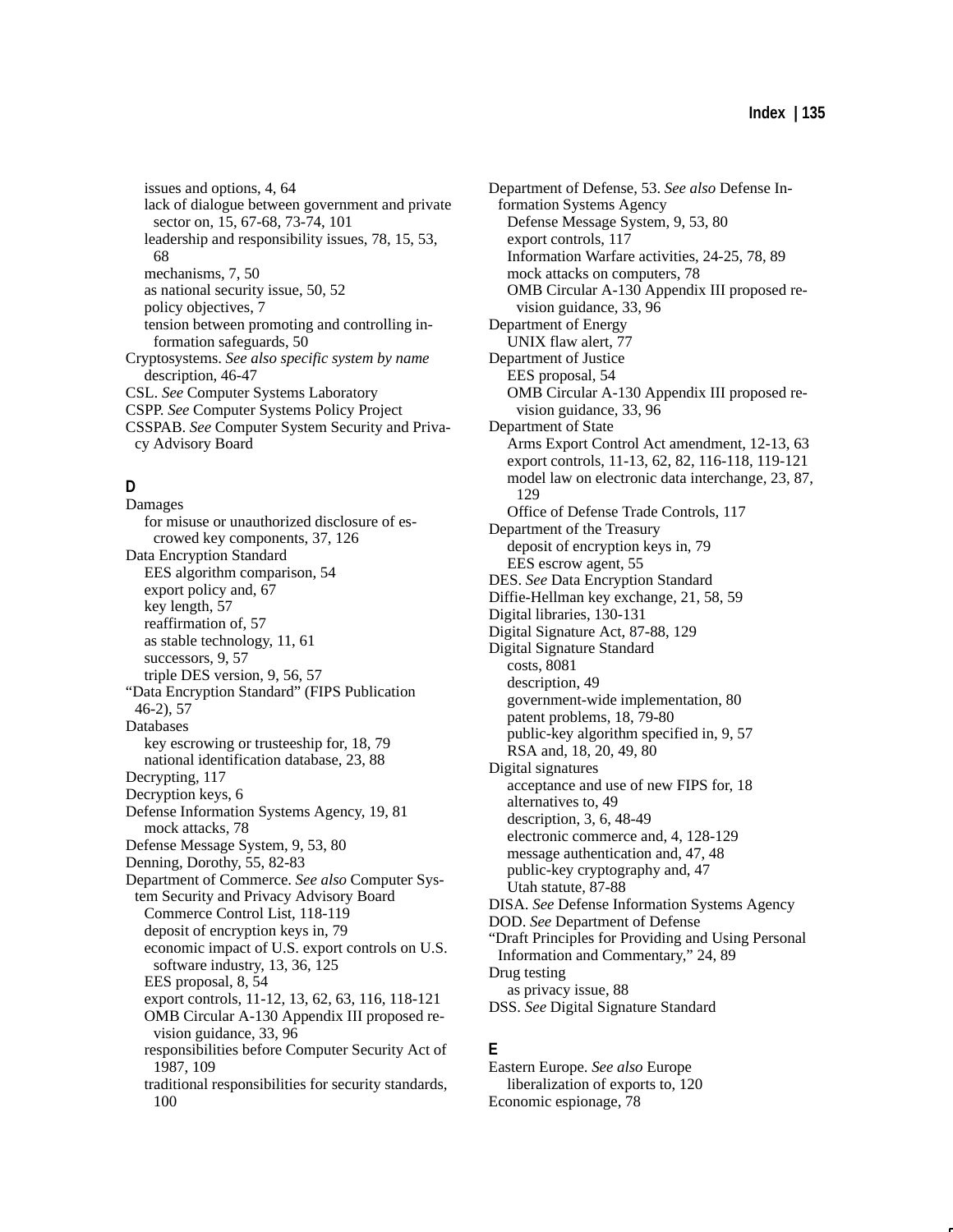issues and options, 4, 64
lack of dialogue between government and private sector on, 15, 67-68, 73-74, 101
leadership and responsibility issues, 78, 15, 53, 68
mechanisms, 7, 50
as national security issue, 50, 52
policy objectives, 7
tension between promoting and controlling information safeguards, 50

Cryptosystems. *See also specific system by name*
description, 46-47

CSL. *See* Computer Systems Laboratory

CSPP. *See* Computer Systems Policy Project

CSSPAB. *See* Computer System Security and Privacy Advisory Board

### D

Damages
for misuse or unauthorized disclosure of escrowed key components, 37, 126

Data Encryption Standard
EES algorithm comparison, 54
export policy and, 67
key length, 57
reaffirmation of, 57
as stable technology, 11, 61
successors, 9, 57
triple DES version, 9, 56, 57

"Data Encryption Standard" (FIPS Publication 46-2), 57

Databases
key escrowing or trusteeship for, 18, 79
national identification database, 23, 88

Decrypting, 117

Decryption keys, 6

Defense Information Systems Agency, 19, 81
mock attacks, 78

Defense Message System, 9, 53, 80

Denning, Dorothy, 55, 82-83

Department of Commerce. *See also* Computer System Security and Privacy Advisory Board
Commerce Control List, 118-119
deposit of encryption keys in, 79
economic impact of U.S. export controls on U.S. software industry, 13, 36, 125
EES proposal, 8, 54
export controls, 11-12, 13, 62, 63, 116, 118-121
OMB Circular A-130 Appendix III proposed revision guidance, 33, 96
responsibilities before Computer Security Act of 1987, 109
traditional responsibilities for security standards, 100

Department of Defense, 53. *See also* Defense Information Systems Agency
Defense Message System, 9, 53, 80
export controls, 117
Information Warfare activities, 24-25, 78, 89
mock attacks on computers, 78
OMB Circular A-130 Appendix III proposed revision guidance, 33, 96

Department of Energy
UNIX flaw alert, 77

Department of Justice
EES proposal, 54
OMB Circular A-130 Appendix III proposed revision guidance, 33, 96

Department of State
Arms Export Control Act amendment, 12-13, 63
export controls, 11-13, 62, 82, 116-118, 119-121
model law on electronic data interchange, 23, 87, 129
Office of Defense Trade Controls, 117

Department of the Treasury
deposit of encryption keys in, 79
EES escrow agent, 55

DES. *See* Data Encryption Standard

Diffie-Hellman key exchange, 21, 58, 59

Digital libraries, 130-131

Digital Signature Act, 87-88, 129

Digital Signature Standard
costs, 8081
description, 49
government-wide implementation, 80
patent problems, 18, 79-80
public-key algorithm specified in, 9, 57
RSA and, 18, 20, 49, 80

Digital signatures
acceptance and use of new FIPS for, 18
alternatives to, 49
description, 3, 6, 48-49
electronic commerce and, 4, 128-129
message authentication and, 47, 48
public-key cryptography and, 47
Utah statute, 87-88

DISA. *See* Defense Information Systems Agency

DOD. *See* Department of Defense

"Draft Principles for Providing and Using Personal Information and Commentary," 24, 89

Drug testing
as privacy issue, 88

DSS. *See* Digital Signature Standard

### E

Eastern Europe. *See also* Europe
liberalization of exports to, 120

Economic espionage, 78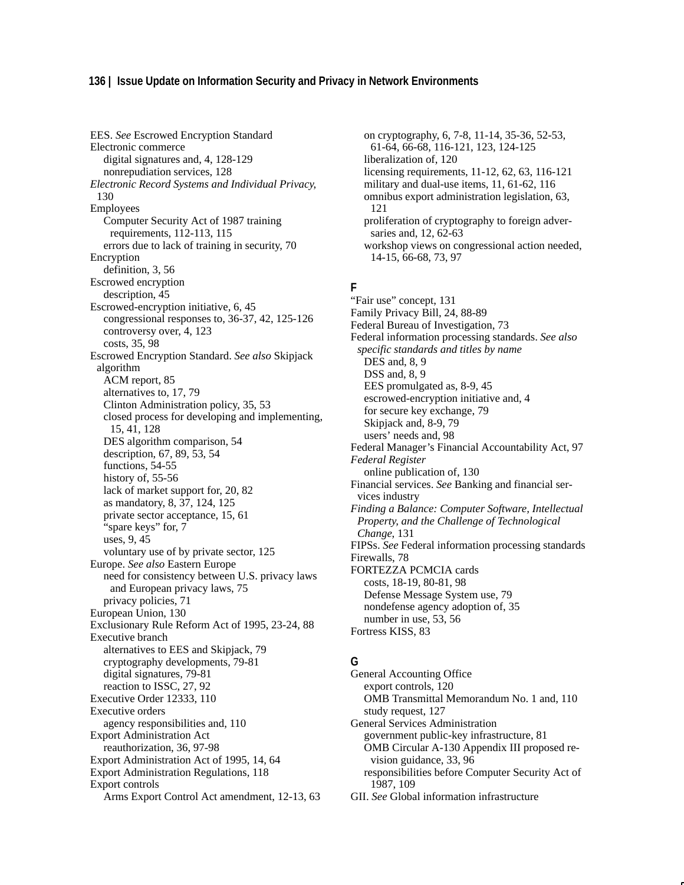EES. *See* Escrowed Encryption Standard
Electronic commerce
  digital signatures and, 4, 128-129
  nonrepudiation services, 128
*Electronic Record Systems and Individual Privacy,* 130
Employees
  Computer Security Act of 1987 training requirements, 112-113, 115
  errors due to lack of training in security, 70
Encryption
  definition, 3, 56
Escrowed encryption
  description, 45
Escrowed-encryption initiative, 6, 45
  congressional responses to, 36-37, 42, 125-126
  controversy over, 4, 123
  costs, 35, 98
Escrowed Encryption Standard. *See also* Skipjack algorithm
  ACM report, 85
  alternatives to, 17, 79
  Clinton Administration policy, 35, 53
  closed process for developing and implementing, 15, 41, 128
  DES algorithm comparison, 54
  description, 67, 89, 53, 54
  functions, 54-55
  history of, 55-56
  lack of market support for, 20, 82
  as mandatory, 8, 37, 124, 125
  private sector acceptance, 15, 61
  "spare keys" for, 7
  uses, 9, 45
  voluntary use of by private sector, 125
Europe. *See also* Eastern Europe
  need for consistency between U.S. privacy laws and European privacy laws, 75
  privacy policies, 71
European Union, 130
Exclusionary Rule Reform Act of 1995, 23-24, 88
Executive branch
  alternatives to EES and Skipjack, 79
  cryptography developments, 79-81
  digital signatures, 79-81
  reaction to ISSC, 27, 92
Executive Order 12333, 110
Executive orders
  agency responsibilities and, 110
Export Administration Act
  reauthorization, 36, 97-98
Export Administration Act of 1995, 14, 64
Export Administration Regulations, 118
Export controls
  Arms Export Control Act amendment, 12-13, 63
  on cryptography, 6, 7-8, 11-14, 35-36, 52-53, 61-64, 66-68, 116-121, 123, 124-125
  liberalization of, 120
  licensing requirements, 11-12, 62, 63, 116-121
  military and dual-use items, 11, 61-62, 116
  omnibus export administration legislation, 63, 121
  proliferation of cryptography to foreign adversaries and, 12, 62-63
  workshop views on congressional action needed, 14-15, 66-68, 73, 97

**F**

"Fair use" concept, 131
Family Privacy Bill, 24, 88-89
Federal Bureau of Investigation, 73
Federal information processing standards. *See also specific standards and titles by name*
  DES and, 8, 9
  DSS and, 8, 9
  EES promulgated as, 8-9, 45
  escrowed-encryption initiative and, 4
  for secure key exchange, 79
  Skipjack and, 8-9, 79
  users' needs and, 98
Federal Manager's Financial Accountability Act, 97
*Federal Register*
  online publication of, 130
Financial services. *See* Banking and financial services industry
*Finding a Balance: Computer Software, Intellectual Property, and the Challenge of Technological Change*, 131
FIPSs. *See* Federal information processing standards
Firewalls, 78
FORTEZZA PCMCIA cards
  costs, 18-19, 80-81, 98
  Defense Message System use, 79
  nondefense agency adoption of, 35
  number in use, 53, 56
Fortress KISS, 83

**G**

General Accounting Office
  export controls, 120
  OMB Transmittal Memorandum No. 1 and, 110
  study request, 127
General Services Administration
  government public-key infrastructure, 81
  OMB Circular A-130 Appendix III proposed revision guidance, 33, 96
  responsibilities before Computer Security Act of 1987, 109
GII. *See* Global information infrastructure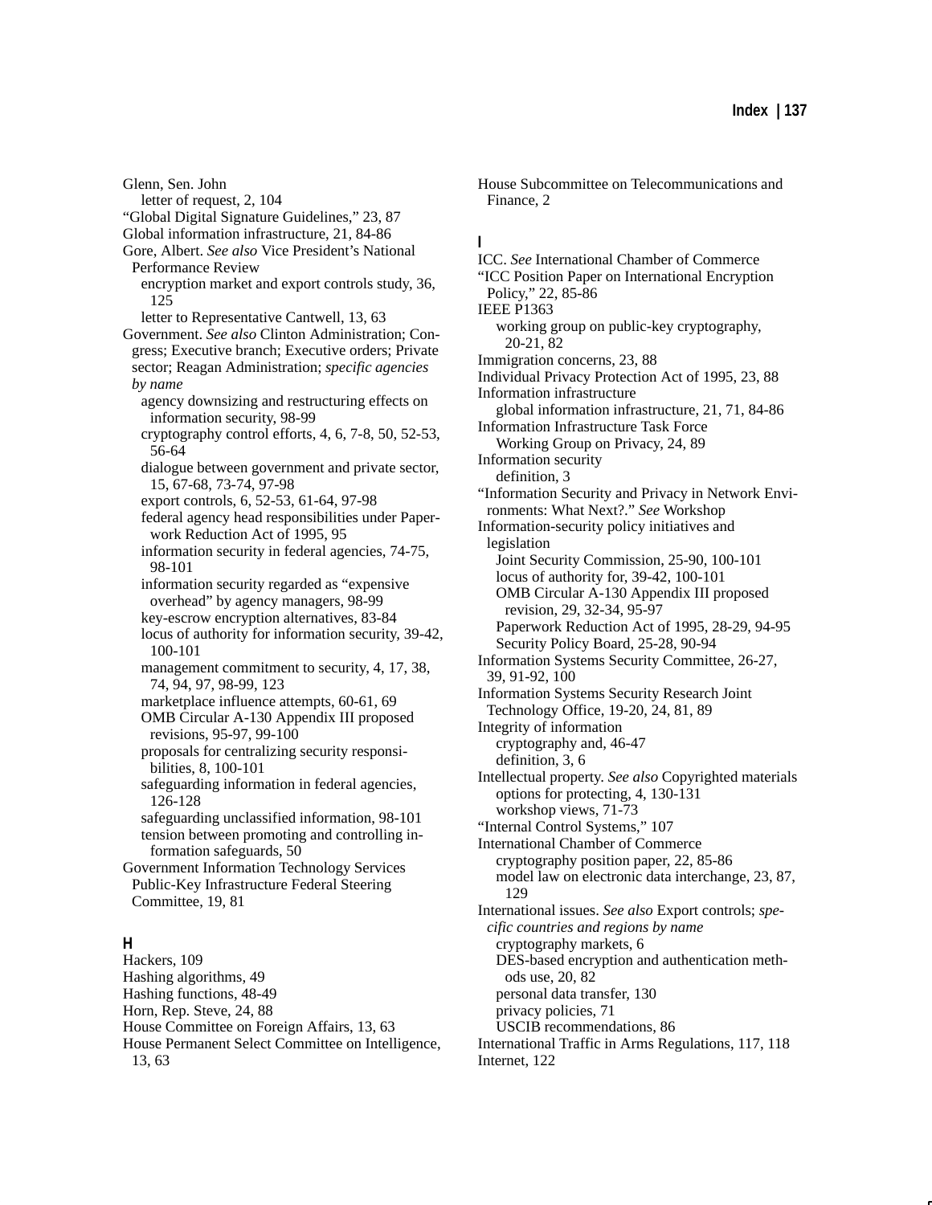Glenn, Sen. John
  letter of request, 2, 104
"Global Digital Signature Guidelines," 23, 87
Global information infrastructure, 21, 84-86
Gore, Albert. *See also* Vice President's National Performance Review
  encryption market and export controls study, 36, 125
  letter to Representative Cantwell, 13, 63
Government. *See also* Clinton Administration; Congress; Executive branch; Executive orders; Private sector; Reagan Administration; *specific agencies by name*
  agency downsizing and restructuring effects on information security, 98-99
  cryptography control efforts, 4, 6, 7-8, 50, 52-53, 56-64
  dialogue between government and private sector, 15, 67-68, 73-74, 97-98
  export controls, 6, 52-53, 61-64, 97-98
  federal agency head responsibilities under Paperwork Reduction Act of 1995, 95
  information security in federal agencies, 74-75, 98-101
  information security regarded as "expensive overhead" by agency managers, 98-99
  key-escrow encryption alternatives, 83-84
  locus of authority for information security, 39-42, 100-101
  management commitment to security, 4, 17, 38, 74, 94, 97, 98-99, 123
  marketplace influence attempts, 60-61, 69
  OMB Circular A-130 Appendix III proposed revisions, 95-97, 99-100
  proposals for centralizing security responsibilities, 8, 100-101
  safeguarding information in federal agencies, 126-128
  safeguarding unclassified information, 98-101
  tension between promoting and controlling information safeguards, 50
Government Information Technology Services Public-Key Infrastructure Federal Steering Committee, 19, 81

## H

Hackers, 109
Hashing algorithms, 49
Hashing functions, 48-49
Horn, Rep. Steve, 24, 88
House Committee on Foreign Affairs, 13, 63
House Permanent Select Committee on Intelligence, 13, 63
House Subcommittee on Telecommunications and Finance, 2

## I

ICC. *See* International Chamber of Commerce
"ICC Position Paper on International Encryption Policy," 22, 85-86
IEEE P1363
  working group on public-key cryptography, 20-21, 82
Immigration concerns, 23, 88
Individual Privacy Protection Act of 1995, 23, 88
Information infrastructure
  global information infrastructure, 21, 71, 84-86
Information Infrastructure Task Force
  Working Group on Privacy, 24, 89
Information security
  definition, 3
"Information Security and Privacy in Network Environments: What Next?." *See* Workshop
Information-security policy initiatives and legislation
  Joint Security Commission, 25-90, 100-101
  locus of authority for, 39-42, 100-101
  OMB Circular A-130 Appendix III proposed revision, 29, 32-34, 95-97
  Paperwork Reduction Act of 1995, 28-29, 94-95
  Security Policy Board, 25-28, 90-94
Information Systems Security Committee, 26-27, 39, 91-92, 100
Information Systems Security Research Joint Technology Office, 19-20, 24, 81, 89
Integrity of information
  cryptography and, 46-47
  definition, 3, 6
Intellectual property. *See also* Copyrighted materials
  options for protecting, 4, 130-131
  workshop views, 71-73
"Internal Control Systems," 107
International Chamber of Commerce
  cryptography position paper, 22, 85-86
  model law on electronic data interchange, 23, 87, 129
International issues. *See also* Export controls; *specific countries and regions by name*
  cryptography markets, 6
  DES-based encryption and authentication methods use, 20, 82
  personal data transfer, 130
  privacy policies, 71
  USCIB recommendations, 86
International Traffic in Arms Regulations, 117, 118
Internet, 122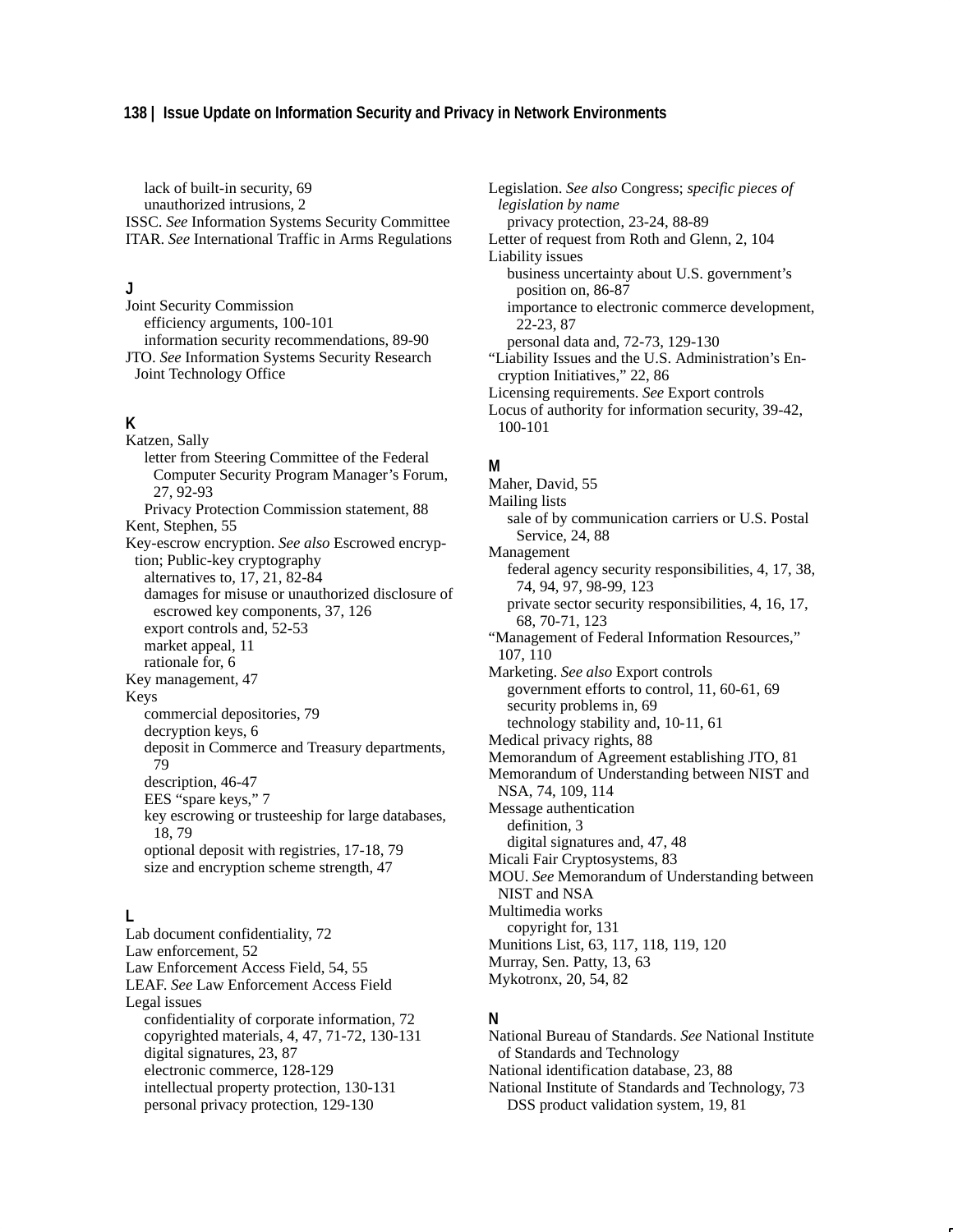lack of built-in security, 69
unauthorized intrusions, 2

ISSC. *See* Information Systems Security Committee

ITAR. *See* International Traffic in Arms Regulations

## J

Joint Security Commission
- efficiency arguments, 100-101
- information security recommendations, 89-90

JTO. *See* Information Systems Security Research Joint Technology Office

## K

Katzen, Sally
- letter from Steering Committee of the Federal Computer Security Program Manager's Forum, 27, 92-93
- Privacy Protection Commission statement, 88

Kent, Stephen, 55

Key-escrow encryption. *See also* Escrowed encryption; Public-key cryptography
- alternatives to, 17, 21, 82-84
- damages for misuse or unauthorized disclosure of escrowed key components, 37, 126
- export controls and, 52-53
- market appeal, 11
- rationale for, 6

Key management, 47

Keys
- commercial depositories, 79
- decryption keys, 6
- deposit in Commerce and Treasury departments, 79
- description, 46-47
- EES "spare keys," 7
- key escrowing or trusteeship for large databases, 18, 79
- optional deposit with registries, 17-18, 79
- size and encryption scheme strength, 47

## L

Lab document confidentiality, 72

Law enforcement, 52

Law Enforcement Access Field, 54, 55

LEAF. *See* Law Enforcement Access Field

Legal issues
- confidentiality of corporate information, 72
- copyrighted materials, 4, 47, 71-72, 130-131
- digital signatures, 23, 87
- electronic commerce, 128-129
- intellectual property protection, 130-131
- personal privacy protection, 129-130

Legislation. *See also* Congress; *specific pieces of legislation by name*
- privacy protection, 23-24, 88-89

Letter of request from Roth and Glenn, 2, 104

Liability issues
- business uncertainty about U.S. government's position on, 86-87
- importance to electronic commerce development, 22-23, 87
- personal data and, 72-73, 129-130

"Liability Issues and the U.S. Administration's Encryption Initiatives," 22, 86

Licensing requirements. *See* Export controls

Locus of authority for information security, 39-42, 100-101

## M

Maher, David, 55

Mailing lists
- sale of by communication carriers or U.S. Postal Service, 24, 88

Management
- federal agency security responsibilities, 4, 17, 38, 74, 94, 97, 98-99, 123
- private sector security responsibilities, 4, 16, 17, 68, 70-71, 123

"Management of Federal Information Resources," 107, 110

Marketing. *See also* Export controls
- government efforts to control, 11, 60-61, 69
- security problems in, 69
- technology stability and, 10-11, 61

Medical privacy rights, 88

Memorandum of Agreement establishing JTO, 81

Memorandum of Understanding between NIST and NSA, 74, 109, 114

Message authentication
- definition, 3
- digital signatures and, 47, 48

Micali Fair Cryptosystems, 83

MOU. *See* Memorandum of Understanding between NIST and NSA

Multimedia works
- copyright for, 131

Munitions List, 63, 117, 118, 119, 120

Murray, Sen. Patty, 13, 63

Mykotronx, 20, 54, 82

## N

National Bureau of Standards. *See* National Institute of Standards and Technology

National identification database, 23, 88

National Institute of Standards and Technology, 73
- DSS product validation system, 19, 81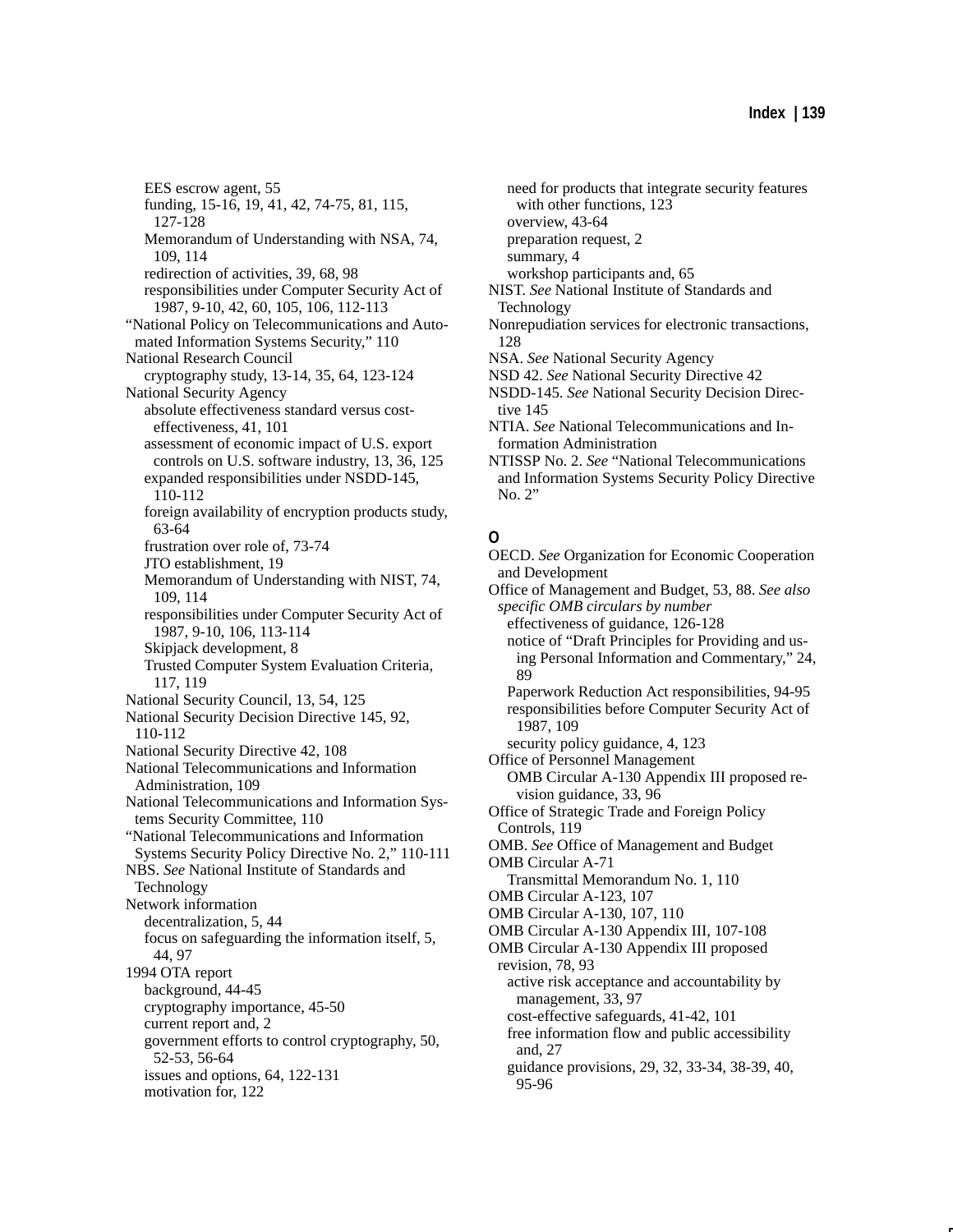EES escrow agent, 55
funding, 15-16, 19, 41, 42, 74-75, 81, 115, 127-128
Memorandum of Understanding with NSA, 74, 109, 114
redirection of activities, 39, 68, 98
responsibilities under Computer Security Act of 1987, 9-10, 42, 60, 105, 106, 112-113

"National Policy on Telecommunications and Automated Information Systems Security," 110

National Research Council
cryptography study, 13-14, 35, 64, 123-124

National Security Agency
absolute effectiveness standard versus cost-effectiveness, 41, 101
assessment of economic impact of U.S. export controls on U.S. software industry, 13, 36, 125
expanded responsibilities under NSDD-145, 110-112
foreign availability of encryption products study, 63-64
frustration over role of, 73-74
JTO establishment, 19
Memorandum of Understanding with NIST, 74, 109, 114
responsibilities under Computer Security Act of 1987, 9-10, 106, 113-114
Skipjack development, 8
Trusted Computer System Evaluation Criteria, 117, 119

National Security Council, 13, 54, 125

National Security Decision Directive 145, 92, 110-112

National Security Directive 42, 108

National Telecommunications and Information Administration, 109

National Telecommunications and Information Systems Security Committee, 110

"National Telecommunications and Information Systems Security Policy Directive No. 2," 110-111

NBS. *See* National Institute of Standards and Technology

Network information
decentralization, 5, 44
focus on safeguarding the information itself, 5, 44, 97

1994 OTA report
background, 44-45
cryptography importance, 45-50
current report and, 2
government efforts to control cryptography, 50, 52-53, 56-64
issues and options, 64, 122-131
motivation for, 122
need for products that integrate security features with other functions, 123
overview, 43-64
preparation request, 2
summary, 4
workshop participants and, 65

NIST. *See* National Institute of Standards and Technology

Nonrepudiation services for electronic transactions, 128

NSA. *See* National Security Agency

NSD 42. *See* National Security Directive 42

NSDD-145. *See* National Security Decision Directive 145

NTIA. *See* National Telecommunications and Information Administration

NTISSP No. 2. *See* "National Telecommunications and Information Systems Security Policy Directive No. 2"

## O

OECD. *See* Organization for Economic Cooperation and Development

Office of Management and Budget, 53, 88. *See also specific OMB circulars by number*
effectiveness of guidance, 126-128
notice of "Draft Principles for Providing and using Personal Information and Commentary," 24, 89
Paperwork Reduction Act responsibilities, 94-95
responsibilities before Computer Security Act of 1987, 109
security policy guidance, 4, 123

Office of Personnel Management
OMB Circular A-130 Appendix III proposed revision guidance, 33, 96

Office of Strategic Trade and Foreign Policy Controls, 119

OMB. *See* Office of Management and Budget

OMB Circular A-71
Transmittal Memorandum No. 1, 110

OMB Circular A-123, 107

OMB Circular A-130, 107, 110

OMB Circular A-130 Appendix III, 107-108

OMB Circular A-130 Appendix III proposed revision, 78, 93
active risk acceptance and accountability by management, 33, 97
cost-effective safeguards, 41-42, 101
free information flow and public accessibility and, 27
guidance provisions, 29, 32, 33-34, 38-39, 40, 95-96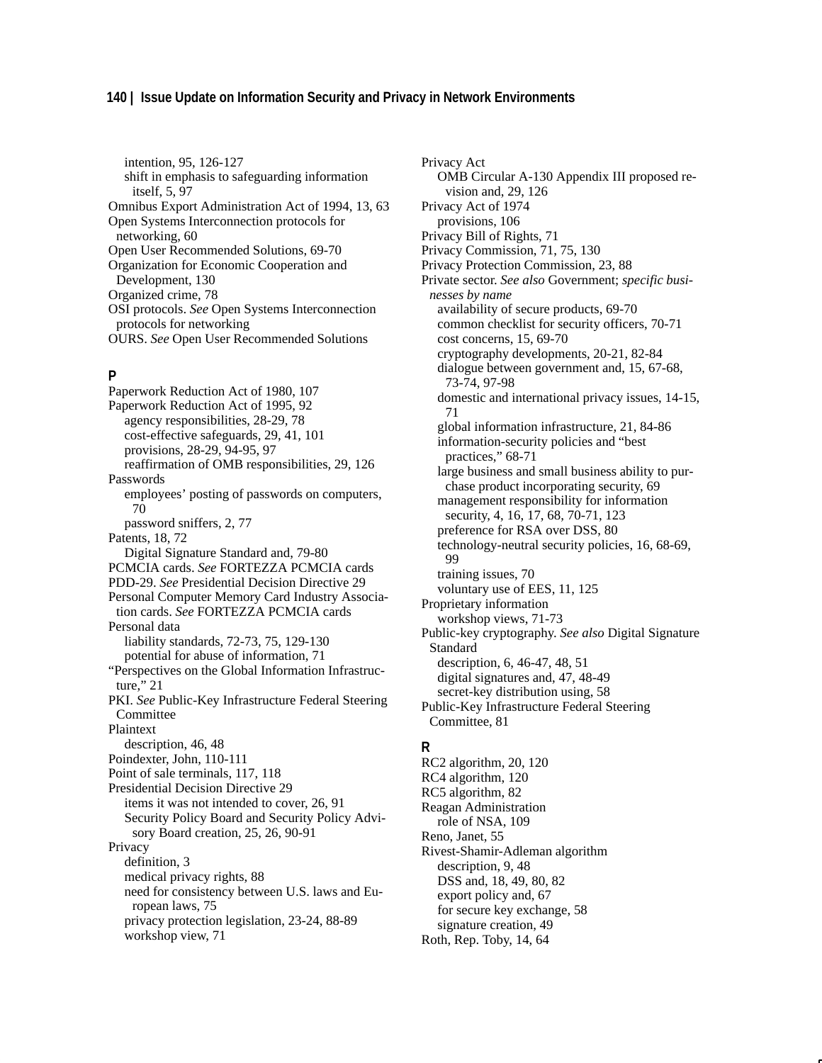intention, 95, 126-127
shift in emphasis to safeguarding information itself, 5, 97

Omnibus Export Administration Act of 1994, 13, 63
Open Systems Interconnection protocols for networking, 60
Open User Recommended Solutions, 69-70
Organization for Economic Cooperation and Development, 130
Organized crime, 78
OSI protocols. *See* Open Systems Interconnection protocols for networking
OURS. *See* Open User Recommended Solutions

## P

Paperwork Reduction Act of 1980, 107
Paperwork Reduction Act of 1995, 92
- agency responsibilities, 28-29, 78
- cost-effective safeguards, 29, 41, 101
- provisions, 28-29, 94-95, 97
- reaffirmation of OMB responsibilities, 29, 126

Passwords
- employees' posting of passwords on computers, 70
- password sniffers, 2, 77

Patents, 18, 72
- Digital Signature Standard and, 79-80

PCMCIA cards. *See* FORTEZZA PCMCIA cards
PDD-29. *See* Presidential Decision Directive 29
Personal Computer Memory Card Industry Association cards. *See* FORTEZZA PCMCIA cards
Personal data
- liability standards, 72-73, 75, 129-130
- potential for abuse of information, 71

"Perspectives on the Global Information Infrastructure," 21
PKI. *See* Public-Key Infrastructure Federal Steering Committee
Plaintext
- description, 46, 48

Poindexter, John, 110-111
Point of sale terminals, 117, 118
Presidential Decision Directive 29
- items it was not intended to cover, 26, 91
- Security Policy Board and Security Policy Advisory Board creation, 25, 26, 90-91

Privacy
- definition, 3
- medical privacy rights, 88
- need for consistency between U.S. laws and European laws, 75
- privacy protection legislation, 23-24, 88-89
- workshop view, 71

Privacy Act
- OMB Circular A-130 Appendix III proposed revision and, 29, 126

Privacy Act of 1974
- provisions, 106

Privacy Bill of Rights, 71
Privacy Commission, 71, 75, 130
Privacy Protection Commission, 23, 88
Private sector. *See also* Government; *specific businesses by name*
- availability of secure products, 69-70
- common checklist for security officers, 70-71
- cost concerns, 15, 69-70
- cryptography developments, 20-21, 82-84
- dialogue between government and, 15, 67-68, 73-74, 97-98
- domestic and international privacy issues, 14-15, 71
- global information infrastructure, 21, 84-86
- information-security policies and "best practices," 68-71
- large business and small business ability to purchase product incorporating security, 69
- management responsibility for information security, 4, 16, 17, 68, 70-71, 123
- preference for RSA over DSS, 80
- technology-neutral security policies, 16, 68-69, 99
- training issues, 70
- voluntary use of EES, 11, 125

Proprietary information
- workshop views, 71-73

Public-key cryptography. *See also* Digital Signature Standard
- description, 6, 46-47, 48, 51
- digital signatures and, 47, 48-49
- secret-key distribution using, 58

Public-Key Infrastructure Federal Steering Committee, 81

## R

RC2 algorithm, 20, 120
RC4 algorithm, 120
RC5 algorithm, 82
Reagan Administration
- role of NSA, 109

Reno, Janet, 55
Rivest-Shamir-Adleman algorithm
- description, 9, 48
- DSS and, 18, 49, 80, 82
- export policy and, 67
- for secure key exchange, 58
- signature creation, 49

Roth, Rep. Toby, 14, 64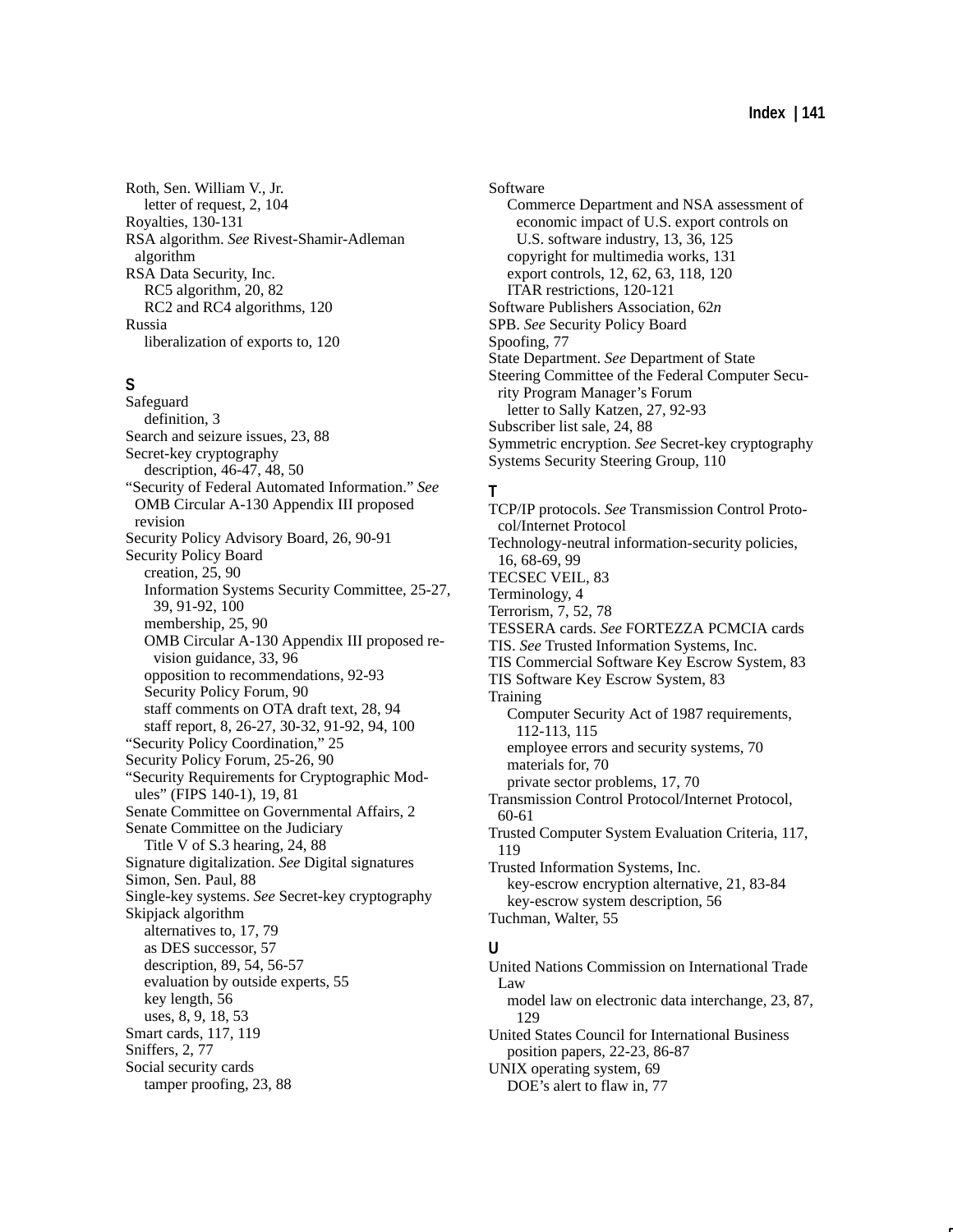Roth, Sen. William V., Jr.
  letter of request, 2, 104
Royalties, 130-131
RSA algorithm. *See* Rivest-Shamir-Adleman algorithm
RSA Data Security, Inc.
  RC5 algorithm, 20, 82
  RC2 and RC4 algorithms, 120
Russia
  liberalization of exports to, 120

## S

Safeguard
  definition, 3
Search and seizure issues, 23, 88
Secret-key cryptography
  description, 46-47, 48, 50
"Security of Federal Automated Information." *See* OMB Circular A-130 Appendix III proposed revision
Security Policy Advisory Board, 26, 90-91
Security Policy Board
  creation, 25, 90
  Information Systems Security Committee, 25-27, 39, 91-92, 100
  membership, 25, 90
  OMB Circular A-130 Appendix III proposed revision guidance, 33, 96
  opposition to recommendations, 92-93
  Security Policy Forum, 90
  staff comments on OTA draft text, 28, 94
  staff report, 8, 26-27, 30-32, 91-92, 94, 100
"Security Policy Coordination," 25
Security Policy Forum, 25-26, 90
"Security Requirements for Cryptographic Modules" (FIPS 140-1), 19, 81
Senate Committee on Governmental Affairs, 2
Senate Committee on the Judiciary
  Title V of S.3 hearing, 24, 88
Signature digitalization. *See* Digital signatures
Simon, Sen. Paul, 88
Single-key systems. *See* Secret-key cryptography
Skipjack algorithm
  alternatives to, 17, 79
  as DES successor, 57
  description, 89, 54, 56-57
  evaluation by outside experts, 55
  key length, 56
  uses, 8, 9, 18, 53
Smart cards, 117, 119
Sniffers, 2, 77
Social security cards
  tamper proofing, 23, 88
Software
  Commerce Department and NSA assessment of economic impact of U.S. export controls on U.S. software industry, 13, 36, 125
  copyright for multimedia works, 131
  export controls, 12, 62, 63, 118, 120
  ITAR restrictions, 120-121
Software Publishers Association, 62*n*
SPB. *See* Security Policy Board
Spoofing, 77
State Department. *See* Department of State
Steering Committee of the Federal Computer Security Program Manager's Forum
  letter to Sally Katzen, 27, 92-93
Subscriber list sale, 24, 88
Symmetric encryption. *See* Secret-key cryptography
Systems Security Steering Group, 110

## T

TCP/IP protocols. *See* Transmission Control Protocol/Internet Protocol
Technology-neutral information-security policies, 16, 68-69, 99
TECSEC VEIL, 83
Terminology, 4
Terrorism, 7, 52, 78
TESSERA cards. *See* FORTEZZA PCMCIA cards
TIS. *See* Trusted Information Systems, Inc.
TIS Commercial Software Key Escrow System, 83
TIS Software Key Escrow System, 83
Training
  Computer Security Act of 1987 requirements, 112-113, 115
  employee errors and security systems, 70
  materials for, 70
  private sector problems, 17, 70
Transmission Control Protocol/Internet Protocol, 60-61
Trusted Computer System Evaluation Criteria, 117, 119
Trusted Information Systems, Inc.
  key-escrow encryption alternative, 21, 83-84
  key-escrow system description, 56
Tuchman, Walter, 55

## U

United Nations Commission on International Trade Law
  model law on electronic data interchange, 23, 87, 129
United States Council for International Business
  position papers, 22-23, 86-87
UNIX operating system, 69
  DOE's alert to flaw in, 77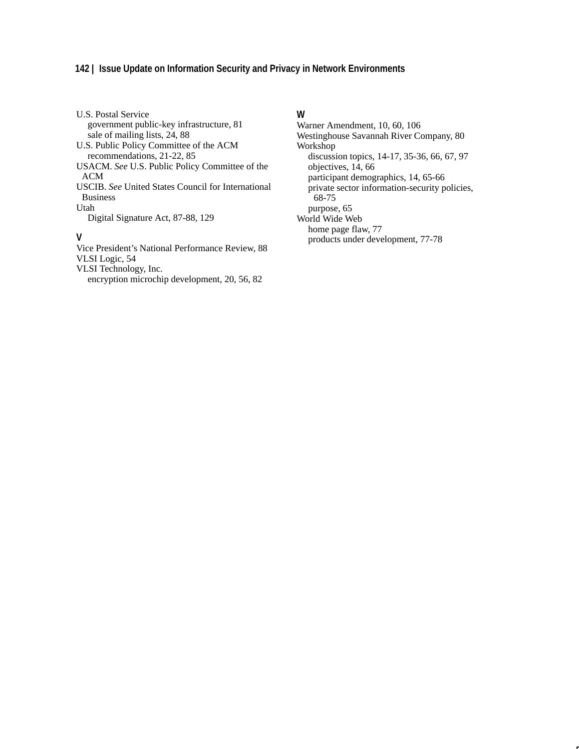U.S. Postal Service
  government public-key infrastructure, 81
  sale of mailing lists, 24, 88
U.S. Public Policy Committee of the ACM
  recommendations, 21-22, 85
USACM. *See* U.S. Public Policy Committee of the ACM
USCIB. *See* United States Council for International Business
Utah
  Digital Signature Act, 87-88, 129

### V

Vice President's National Performance Review, 88
VLSI Logic, 54
VLSI Technology, Inc.
  encryption microchip development, 20, 56, 82

### W

Warner Amendment, 10, 60, 106
Westinghouse Savannah River Company, 80
Workshop
  discussion topics, 14-17, 35-36, 66, 67, 97
  objectives, 14, 66
  participant demographics, 14, 65-66
  private sector information-security policies, 68-75
  purpose, 65
World Wide Web
  home page flaw, 77
  products under development, 77-78